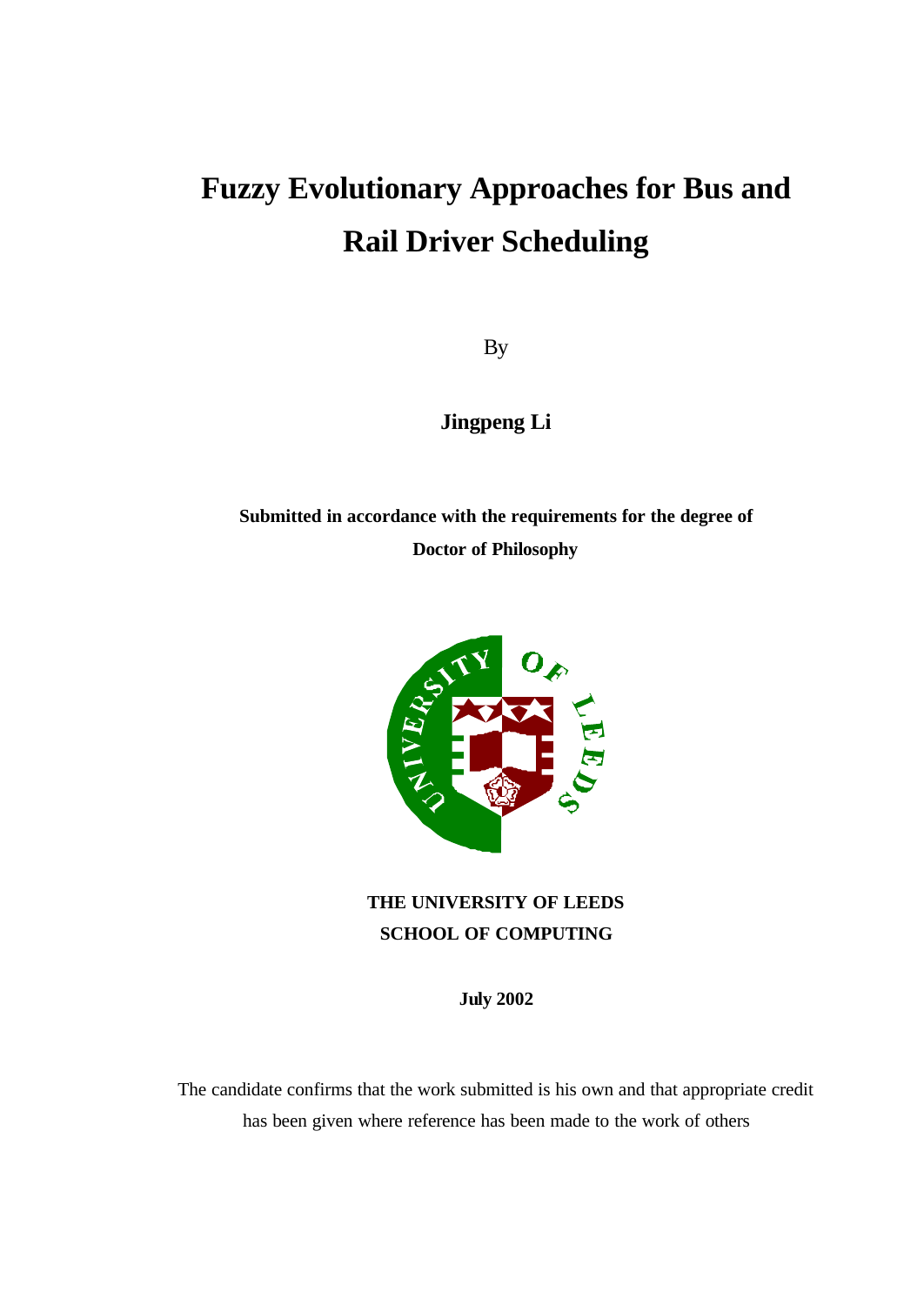# Fuzzy Evolutionary Approaches for Bus and Rail Driver Scheduling

By

**Jingpeng Li**

**Submitted in accordance with the requirements for the degree of Doctor of Philosophy**

**THE UNIVERSITY OF LEEDS**
**SCHOOL OF COMPUTING**

**July 2002**

The candidate confirms that the work submitted is his own and that appropriate credit has been given where reference has been made to the work of others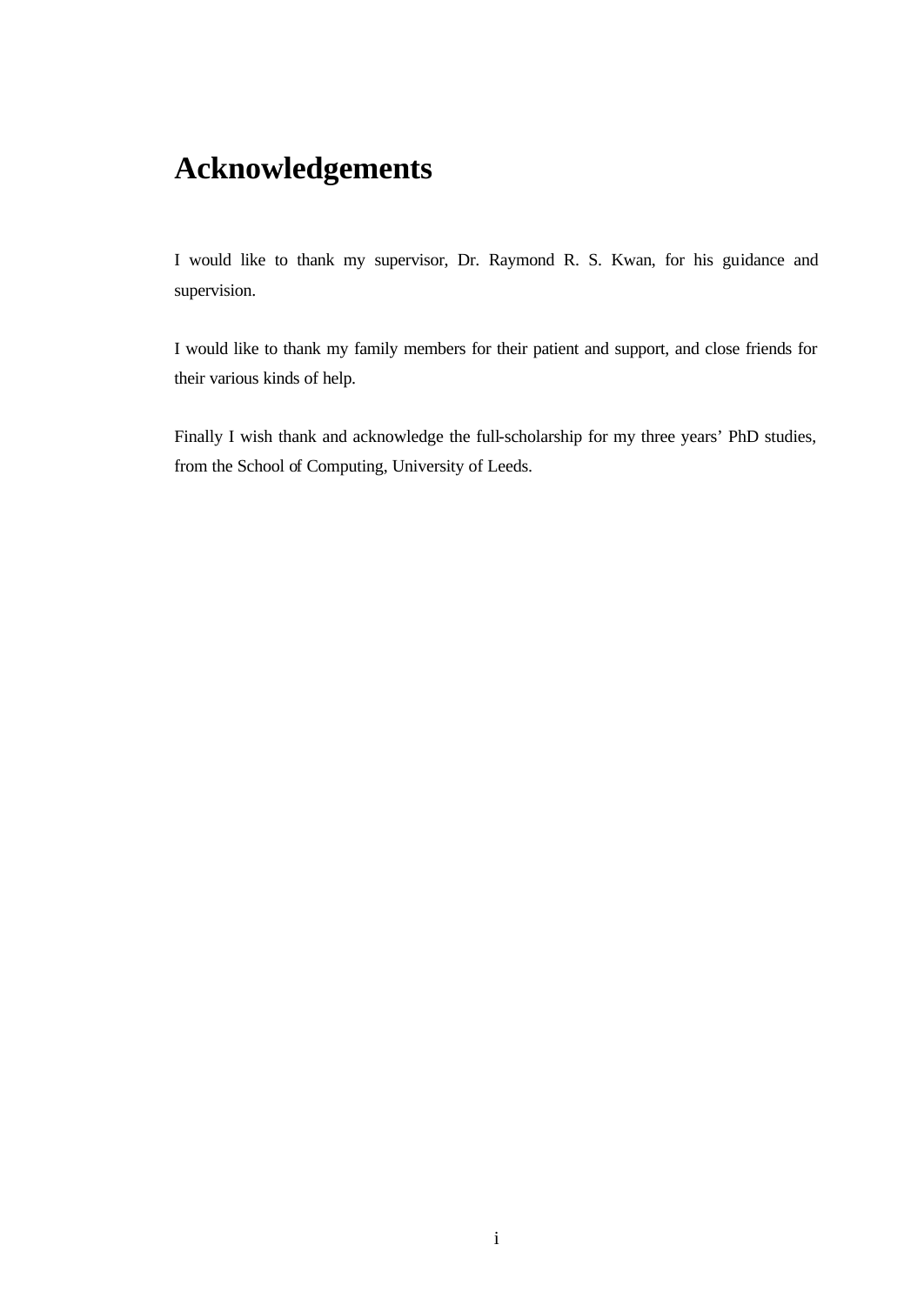# Acknowledgements

I would like to thank my supervisor, Dr. Raymond R. S. Kwan, for his guidance and supervision.

I would like to thank my family members for their patient and support, and close friends for their various kinds of help.

Finally I wish thank and acknowledge the full-scholarship for my three years' PhD studies, from the School of Computing, University of Leeds.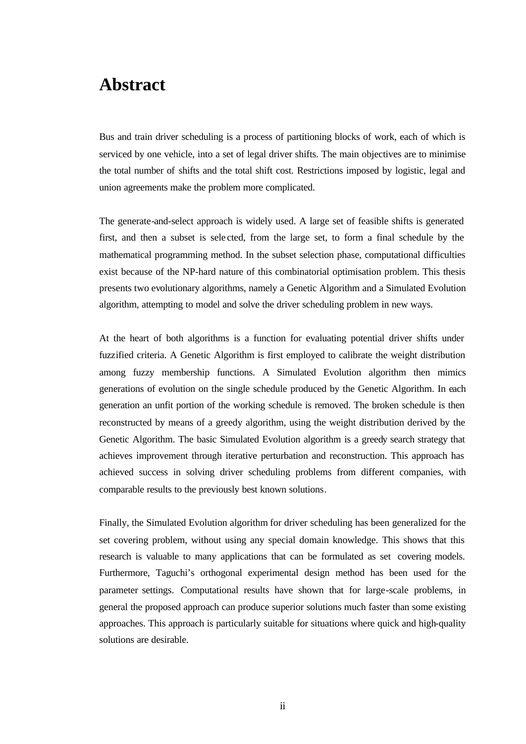# Abstract

Bus and train driver scheduling is a process of partitioning blocks of work, each of which is serviced by one vehicle, into a set of legal driver shifts. The main objectives are to minimise the total number of shifts and the total shift cost. Restrictions imposed by logistic, legal and union agreements make the problem more complicated.

The generate-and-select approach is widely used. A large set of feasible shifts is generated first, and then a subset is selected, from the large set, to form a final schedule by the mathematical programming method. In the subset selection phase, computational difficulties exist because of the NP-hard nature of this combinatorial optimisation problem. This thesis presents two evolutionary algorithms, namely a Genetic Algorithm and a Simulated Evolution algorithm, attempting to model and solve the driver scheduling problem in new ways.

At the heart of both algorithms is a function for evaluating potential driver shifts under fuzzified criteria. A Genetic Algorithm is first employed to calibrate the weight distribution among fuzzy membership functions. A Simulated Evolution algorithm then mimics generations of evolution on the single schedule produced by the Genetic Algorithm. In each generation an unfit portion of the working schedule is removed. The broken schedule is then reconstructed by means of a greedy algorithm, using the weight distribution derived by the Genetic Algorithm. The basic Simulated Evolution algorithm is a greedy search strategy that achieves improvement through iterative perturbation and reconstruction. This approach has achieved success in solving driver scheduling problems from different companies, with comparable results to the previously best known solutions.

Finally, the Simulated Evolution algorithm for driver scheduling has been generalized for the set covering problem, without using any special domain knowledge. This shows that this research is valuable to many applications that can be formulated as set covering models. Furthermore, Taguchi's orthogonal experimental design method has been used for the parameter settings. Computational results have shown that for large-scale problems, in general the proposed approach can produce superior solutions much faster than some existing approaches. This approach is particularly suitable for situations where quick and high-quality solutions are desirable.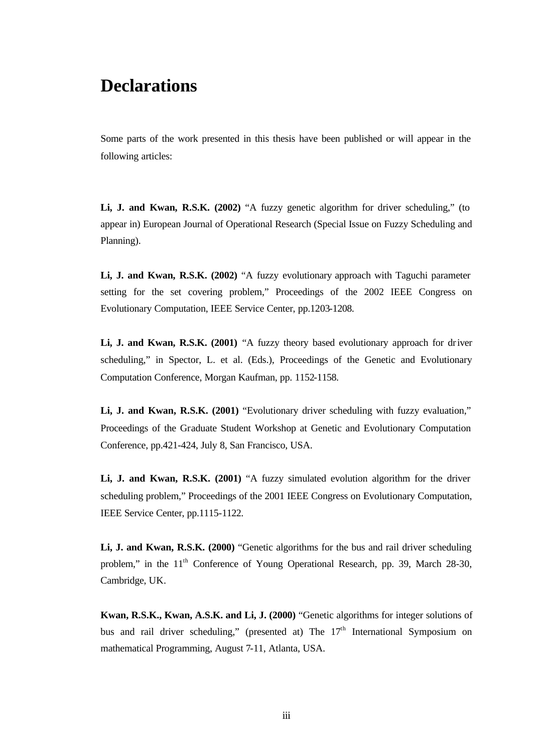# Declarations

Some parts of the work presented in this thesis have been published or will appear in the following articles:

**Li, J. and Kwan, R.S.K. (2002)** "A fuzzy genetic algorithm for driver scheduling," (to appear in) European Journal of Operational Research (Special Issue on Fuzzy Scheduling and Planning).

**Li, J. and Kwan, R.S.K. (2002)** "A fuzzy evolutionary approach with Taguchi parameter setting for the set covering problem," Proceedings of the 2002 IEEE Congress on Evolutionary Computation, IEEE Service Center, pp.1203-1208.

**Li, J. and Kwan, R.S.K. (2001)** "A fuzzy theory based evolutionary approach for driver scheduling," in Spector, L. et al. (Eds.), Proceedings of the Genetic and Evolutionary Computation Conference, Morgan Kaufman, pp. 1152-1158.

**Li, J. and Kwan, R.S.K. (2001)** "Evolutionary driver scheduling with fuzzy evaluation," Proceedings of the Graduate Student Workshop at Genetic and Evolutionary Computation Conference, pp.421-424, July 8, San Francisco, USA.

**Li, J. and Kwan, R.S.K. (2001)** "A fuzzy simulated evolution algorithm for the driver scheduling problem," Proceedings of the 2001 IEEE Congress on Evolutionary Computation, IEEE Service Center, pp.1115-1122.

**Li, J. and Kwan, R.S.K. (2000)** "Genetic algorithms for the bus and rail driver scheduling problem," in the 11th Conference of Young Operational Research, pp. 39, March 28-30, Cambridge, UK.

**Kwan, R.S.K., Kwan, A.S.K. and Li, J. (2000)** "Genetic algorithms for integer solutions of bus and rail driver scheduling," (presented at) The 17th International Symposium on mathematical Programming, August 7-11, Atlanta, USA.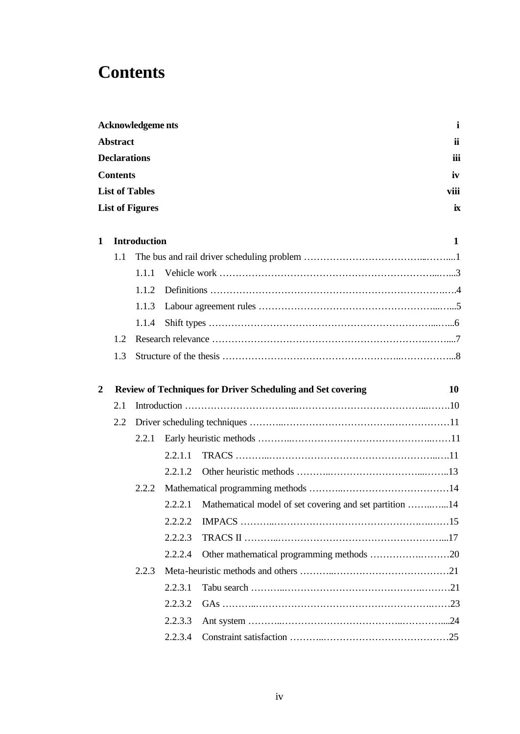# Contents

**Acknowledgeme nts** **i**

**Abstract** **ii**

**Declarations** **iii**

**Contents** **iv**

**List of Tables** **viii**

**List of Figures** **ix**

**1 Introduction** **1**

- 1.1 The bus and rail driver scheduling problem ……………………………..……....1
  - 1.1.1 Vehicle work …………………………………………………………...…...3
  - 1.1.2 Definitions …………………………………………………………….….4
  - 1.1.3 Labour agreement rules ……………………………………………....…..5
  - 1.1.4 Shift types …………………………………………………………...…...6
- 1.2 Research relevance ……………………………………………………….……....7
- 1.3 Structure of the thesis ……………………………………………...……………...8

**2 Review of Techniques for Driver Scheduling and Set covering** **10**

- 2.1 Introduction ……………………………...…………………………………...…….10
- 2.2 Driver scheduling techniques ………..…………………………….………………11
  - 2.2.1 Early heuristic methods ………..…………………………………………..……11
    - 2.2.1.1 TRACS ………..…………………………………………………...….11
    - 2.2.1.2 Other heuristic methods ………..……………………………....……..13
  - 2.2.2 Mathematical programming methods ………..……………………….………14
    - 2.2.2.1 Mathematical model of set covering and set partition ……..…...14
    - 2.2.2.2 IMPACS ………..…………………………………………….….……15
    - 2.2.2.3 TRACS II ………..……………………………………………...17
    - 2.2.2.4 Other mathematical programming methods ………….……….20
  - 2.2.3 Meta-heuristic methods and others ………..………………………………21
    - 2.2.3.1 Tabu search ………..…………………………………….………21
    - 2.2.3.2 GAs ………..…………………………………………………….……23
    - 2.2.3.3 Ant system ………..………………………………..…………....24
    - 2.2.3.4 Constraint satisfaction ………..…………………………………25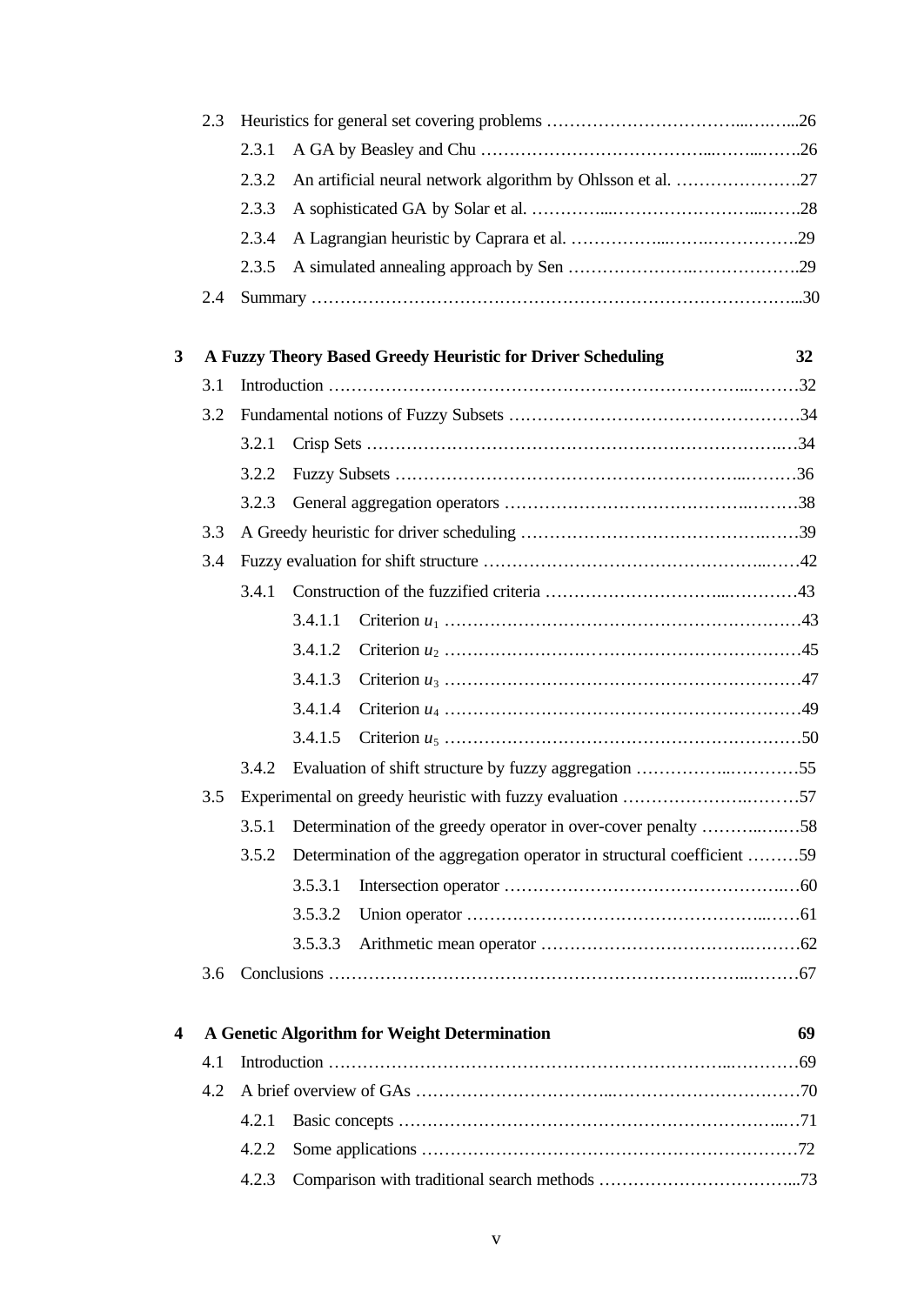| | | | |
|---|---|---|---|
| 2.3 | Heuristics for general set covering problems | | 26 |
| | 2.3.1 | A GA by Beasley and Chu | 26 |
| | 2.3.2 | An artificial neural network algorithm by Ohlsson et al. | 27 |
| | 2.3.3 | A sophisticated GA by Solar et al. | 28 |
| | 2.3.4 | A Lagrangian heuristic by Caprara et al. | 29 |
| | 2.3.5 | A simulated annealing approach by Sen | 29 |
| 2.4 | Summary | | 30 |

**3 A Fuzzy Theory Based Greedy Heuristic for Driver Scheduling** **32**

| | | | | |
|---|---|---|---|---|
| 3.1 | Introduction | | | 32 |
| 3.2 | Fundamental notions of Fuzzy Subsets | | | 34 |
| | 3.2.1 | Crisp Sets | | 34 |
| | 3.2.2 | Fuzzy Subsets | | 36 |
| | 3.2.3 | General aggregation operators | | 38 |
| 3.3 | A Greedy heuristic for driver scheduling | | | 39 |
| 3.4 | Fuzzy evaluation for shift structure | | | 42 |
| | 3.4.1 | Construction of the fuzzified criteria | | 43 |
| | | 3.4.1.1 | Criterion $u_1$ | 43 |
| | | 3.4.1.2 | Criterion $u_2$ | 45 |
| | | 3.4.1.3 | Criterion $u_3$ | 47 |
| | | 3.4.1.4 | Criterion $u_4$ | 49 |
| | | 3.4.1.5 | Criterion $u_5$ | 50 |
| | 3.4.2 | Evaluation of shift structure by fuzzy aggregation | | 55 |
| 3.5 | Experimental on greedy heuristic with fuzzy evaluation | | | 57 |
| | 3.5.1 | Determination of the greedy operator in over-cover penalty | | 58 |
| | 3.5.2 | Determination of the aggregation operator in structural coefficient | | 59 |
| | | 3.5.3.1 | Intersection operator | 60 |
| | | 3.5.3.2 | Union operator | 61 |
| | | 3.5.3.3 | Arithmetic mean operator | 62 |
| 3.6 | Conclusions | | | 67 |

**4 A Genetic Algorithm for Weight Determination** **69**

| | | | |
|---|---|---|---|
| 4.1 | Introduction | | 69 |
| 4.2 | A brief overview of GAs | | 70 |
| | 4.2.1 | Basic concepts | 71 |
| | 4.2.2 | Some applications | 72 |
| | 4.2.3 | Comparison with traditional search methods | 73 |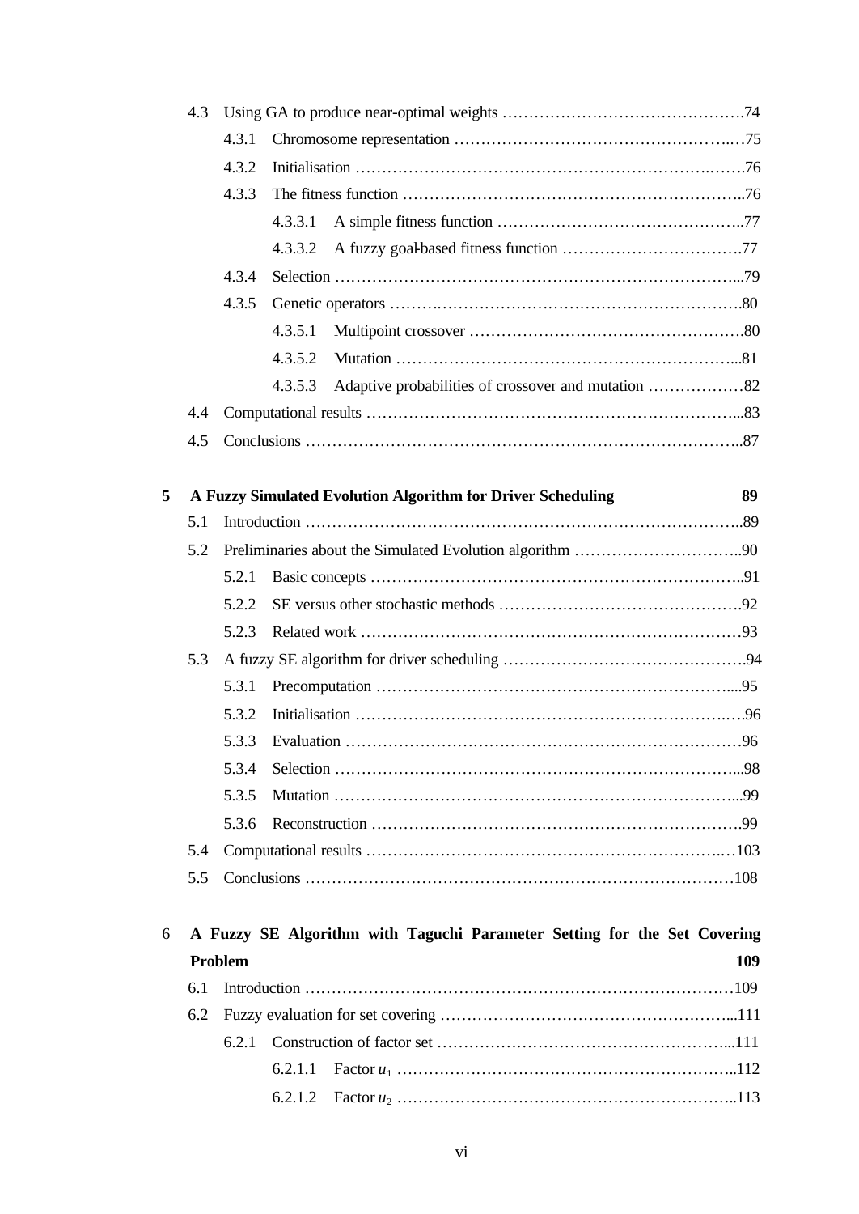4.3 Using GA to produce near-optimal weights ……………………………………….74

4.3.1 Chromosome representation ………………………………………………75

4.3.2 Initialisation ……………………………………………………………….76

4.3.3 The fitness function ………………………………………………………..76

4.3.3.1 A simple fitness function ………………………………………..77

4.3.3.2 A fuzzy goal-based fitness function …………………………….77

4.3.4 Selection …………………………………………………………………...79

4.3.5 Genetic operators ………………………………………………………….80

4.3.5.1 Multipoint crossover …………………………………………….80

4.3.5.2 Mutation …………………………………………………………..81

4.3.5.3 Adaptive probabilities of crossover and mutation ………………82

4.4 Computational results ……………………………………………………………...83

4.5 Conclusions ………………………………………………………………………...87

**5 A Fuzzy Simulated Evolution Algorithm for Driver Scheduling 89**

5.1 Introduction …………………………………………………………………………..89

5.2 Preliminaries about the Simulated Evolution algorithm …………………………..90

5.2.1 Basic concepts ……………………………………………………………...91

5.2.2 SE versus other stochastic methods ……………………………………….92

5.2.3 Related work ………………………………………………………………93

5.3 A fuzzy SE algorithm for driver scheduling ……………………………………….94

5.3.1 Precomputation ……………………………………………………………....95

5.3.2 Initialisation ………………………………………………………………….96

5.3.3 Evaluation …………………………………………………………………96

5.3.4 Selection ……………………………………………………………………...98

5.3.5 Mutation ……………………………………………………………………...99

5.3.6 Reconstruction ……………………………………………………………99

5.4 Computational results ………………………………………………………………103

5.5 Conclusions …………………………………………………………………………108

**6 A Fuzzy SE Algorithm with Taguchi Parameter Setting for the Set Covering Problem 109**

6.1 Introduction …………………………………………………………………………109

6.2 Fuzzy evaluation for set covering ……………………………………………….....111

6.2.1 Construction of factor set ………………………………………………....111

6.2.1.1 Factor $u_1$ ………………………………………………………..112

6.2.1.2 Factor $u_2$ ………………………………………………………..113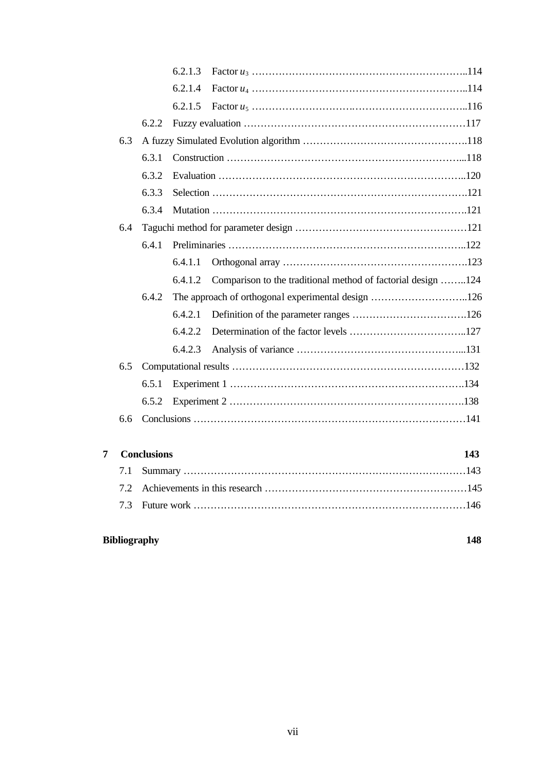6.2.1.3 Factor $u_3$ ……………………………………………………………..114

6.2.1.4 Factor $u_4$ ……………………………………………………………..114

6.2.1.5 Factor $u_5$ ……………………………………………………………..116

6.2.2 Fuzzy evaluation ……………………………………………………………117

6.3 A fuzzy Simulated Evolution algorithm ………………………………………….118

6.3.1 Construction …………………………………………………………….....118

6.3.2 Evaluation ……………………………………………………………………..120

6.3.3 Selection ……………………………………………………………………….121

6.3.4 Mutation ……………………………………………………………………….121

6.4 Taguchi method for parameter design ……………………………………………121

6.4.1 Preliminaries ……………………………………………………………..122

6.4.1.1 Orthogonal array ……………………………………………….123

6.4.1.2 Comparison to the traditional method of factorial design ……..124

6.4.2 The approach of orthogonal experimental design ………………………..126

6.4.2.1 Definition of the parameter ranges …………………………….126

6.4.2.2 Determination of the factor levels ……………………………..127

6.4.2.3 Analysis of variance ………………………………………….....131

6.5 Computational results ……………………………………………………………132

6.5.1 Experiment 1 ……………………………………………………………..134

6.5.2 Experiment 2 …………………………………………………………….138

6.6 Conclusions ………………………………………………………………………141

**7 Conclusions** **143**

7.1 Summary …………………………………………………………………………143

7.2 Achievements in this research ……………………………………………………145

7.3 Future work ………………………………………………………………………146

**Bibliography** **148**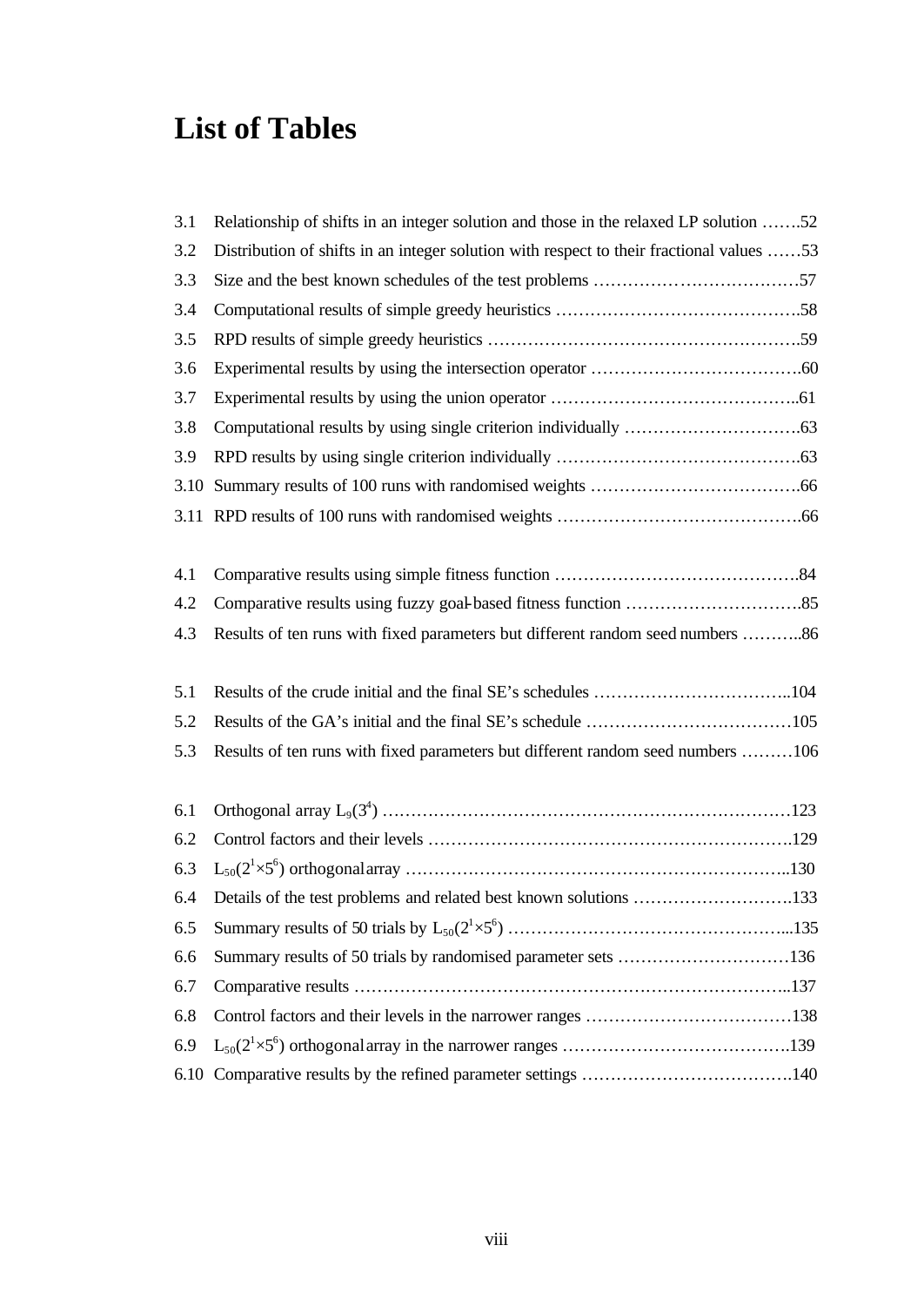# List of Tables

3.1 Relationship of shifts in an integer solution and those in the relaxed LP solution …….52
3.2 Distribution of shifts in an integer solution with respect to their fractional values ……53
3.3 Size and the best known schedules of the test problems ………………………………57
3.4 Computational results of simple greedy heuristics …………………………………….58
3.5 RPD results of simple greedy heuristics ……………………………………………….59
3.6 Experimental results by using the intersection operator ……………………………….60
3.7 Experimental results by using the union operator ……………………………………..61
3.8 Computational results by using single criterion individually ………………………….63
3.9 RPD results by using single criterion individually …………………………………….63
3.10 Summary results of 100 runs with randomised weights ……………………………….66
3.11 RPD results of 100 runs with randomised weights …………………………………….66

4.1 Comparative results using simple fitness function …………………………………….84
4.2 Comparative results using fuzzy goal-based fitness function ………………………….85
4.3 Results of ten runs with fixed parameters but different random seed numbers ………..86

5.1 Results of the crude initial and the final SE's schedules ……………………………..104
5.2 Results of the GA's initial and the final SE's schedule ………………………………105
5.3 Results of ten runs with fixed parameters but different random seed numbers ………106

6.1 Orthogonal array $L_9(3^4)$ ………………………………………………………………123
6.2 Control factors and their levels ……………………………………………………….129
6.3 $L_{50}(2^1 \times 5^6)$ orthogonal array ……………………………………………………...130
6.4 Details of the test problems and related best known solutions ……………………….133
6.5 Summary results of 50 trials by $L_{50}(2^1 \times 5^6)$ ………………………………………...135
6.6 Summary results of 50 trials by randomised parameter sets …………………………136
6.7 Comparative results …………………………………………………………………...137
6.8 Control factors and their levels in the narrower ranges ………………………………138
6.9 $L_{50}(2^1 \times 5^6)$ orthogonal array in the narrower ranges ………………………………….139
6.10 Comparative results by the refined parameter settings ……………………………….140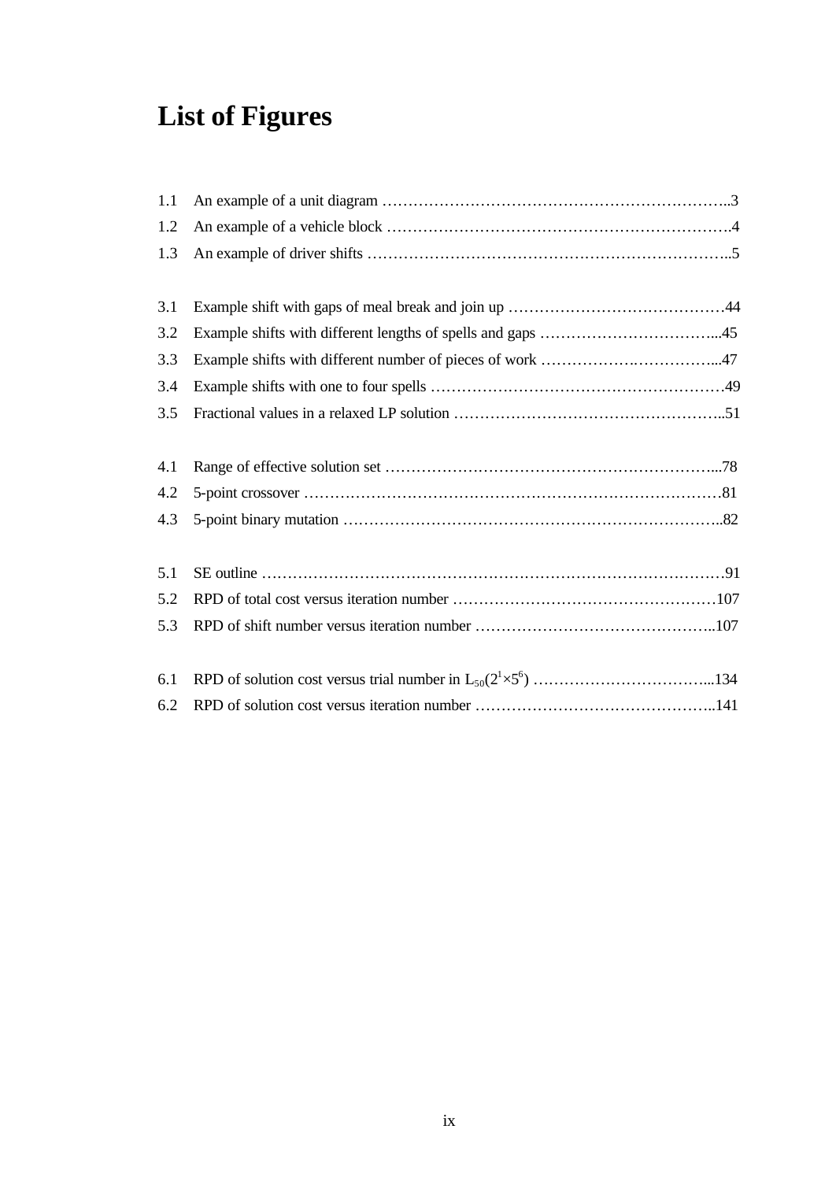# List of Figures

1.1 An example of a unit diagram ..................................................3
1.2 An example of a vehicle block ..................................................4
1.3 An example of driver shifts ..................................................5

3.1 Example shift with gaps of meal break and join up ..................................................44
3.2 Example shifts with different lengths of spells and gaps ..................................................45
3.3 Example shifts with different number of pieces of work ..................................................47
3.4 Example shifts with one to four spells ..................................................49
3.5 Fractional values in a relaxed LP solution ..................................................51

4.1 Range of effective solution set ..................................................78
4.2 5-point crossover ..................................................81
4.3 5-point binary mutation ..................................................82

5.1 SE outline ..................................................91
5.2 RPD of total cost versus iteration number ..................................................107
5.3 RPD of shift number versus iteration number ..................................................107

6.1 RPD of solution cost versus trial number in $L_{50}(2^1 \times 5^6)$ ..................................................134
6.2 RPD of solution cost versus iteration number ..................................................141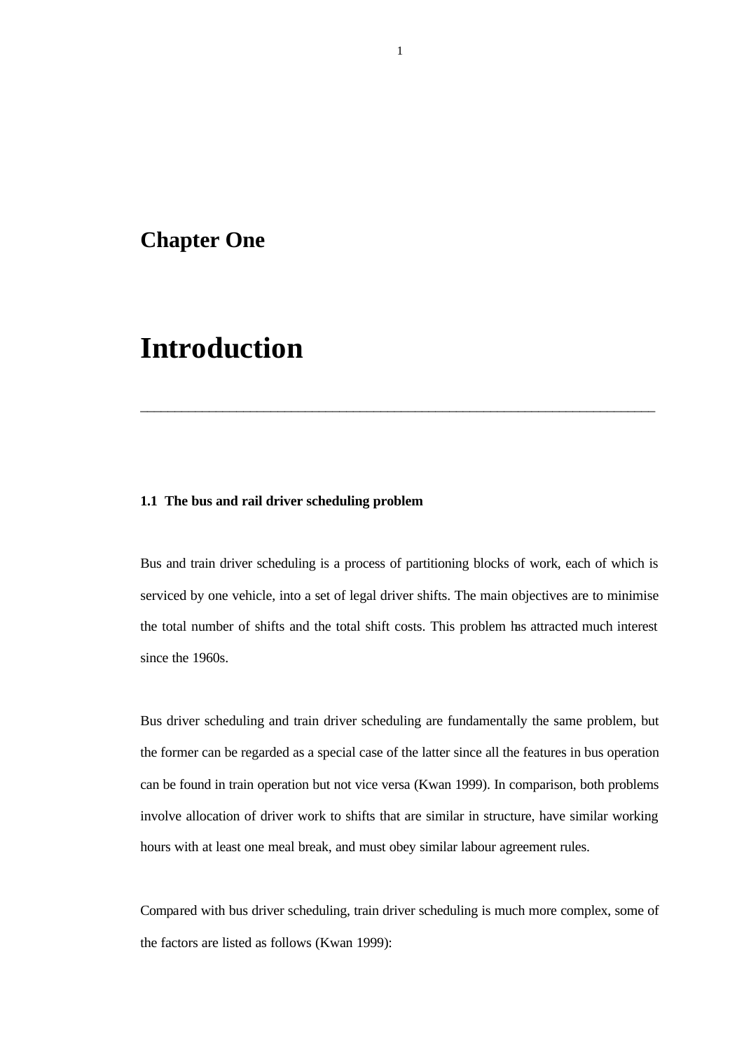# Chapter One

# Introduction

---

### 1.1 The bus and rail driver scheduling problem

Bus and train driver scheduling is a process of partitioning blocks of work, each of which is serviced by one vehicle, into a set of legal driver shifts. The main objectives are to minimise the total number of shifts and the total shift costs. This problem has attracted much interest since the 1960s.

Bus driver scheduling and train driver scheduling are fundamentally the same problem, but the former can be regarded as a special case of the latter since all the features in bus operation can be found in train operation but not vice versa (Kwan 1999). In comparison, both problems involve allocation of driver work to shifts that are similar in structure, have similar working hours with at least one meal break, and must obey similar labour agreement rules.

Compared with bus driver scheduling, train driver scheduling is much more complex, some of the factors are listed as follows (Kwan 1999):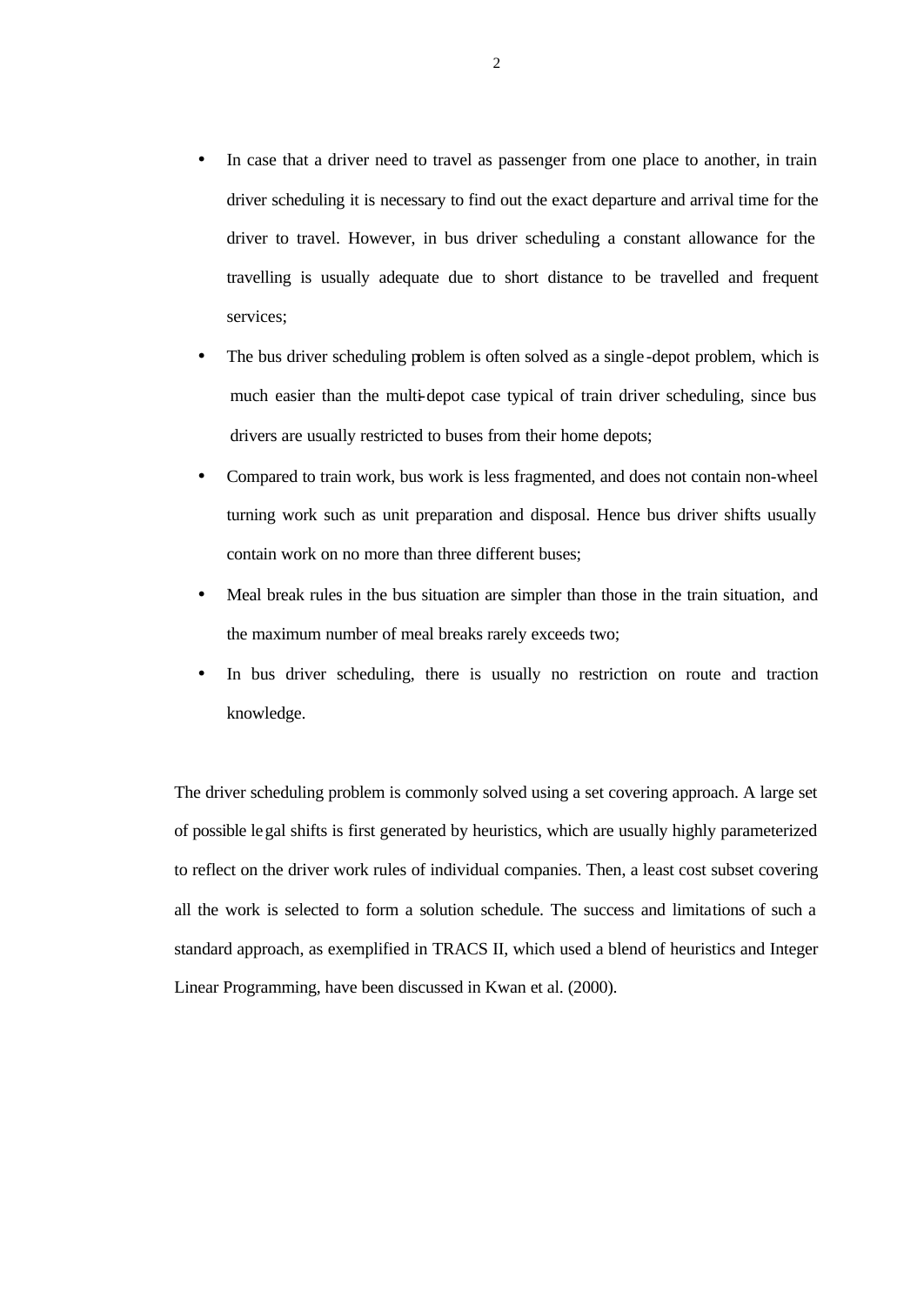- In case that a driver need to travel as passenger from one place to another, in train driver scheduling it is necessary to find out the exact departure and arrival time for the driver to travel. However, in bus driver scheduling a constant allowance for the travelling is usually adequate due to short distance to be travelled and frequent services;
- The bus driver scheduling problem is often solved as a single-depot problem, which is much easier than the multi-depot case typical of train driver scheduling, since bus drivers are usually restricted to buses from their home depots;
- Compared to train work, bus work is less fragmented, and does not contain non-wheel turning work such as unit preparation and disposal. Hence bus driver shifts usually contain work on no more than three different buses;
- Meal break rules in the bus situation are simpler than those in the train situation, and the maximum number of meal breaks rarely exceeds two;
- In bus driver scheduling, there is usually no restriction on route and traction knowledge.

The driver scheduling problem is commonly solved using a set covering approach. A large set of possible legal shifts is first generated by heuristics, which are usually highly parameterized to reflect on the driver work rules of individual companies. Then, a least cost subset covering all the work is selected to form a solution schedule. The success and limitations of such a standard approach, as exemplified in TRACS II, which used a blend of heuristics and Integer Linear Programming, have been discussed in Kwan et al. (2000).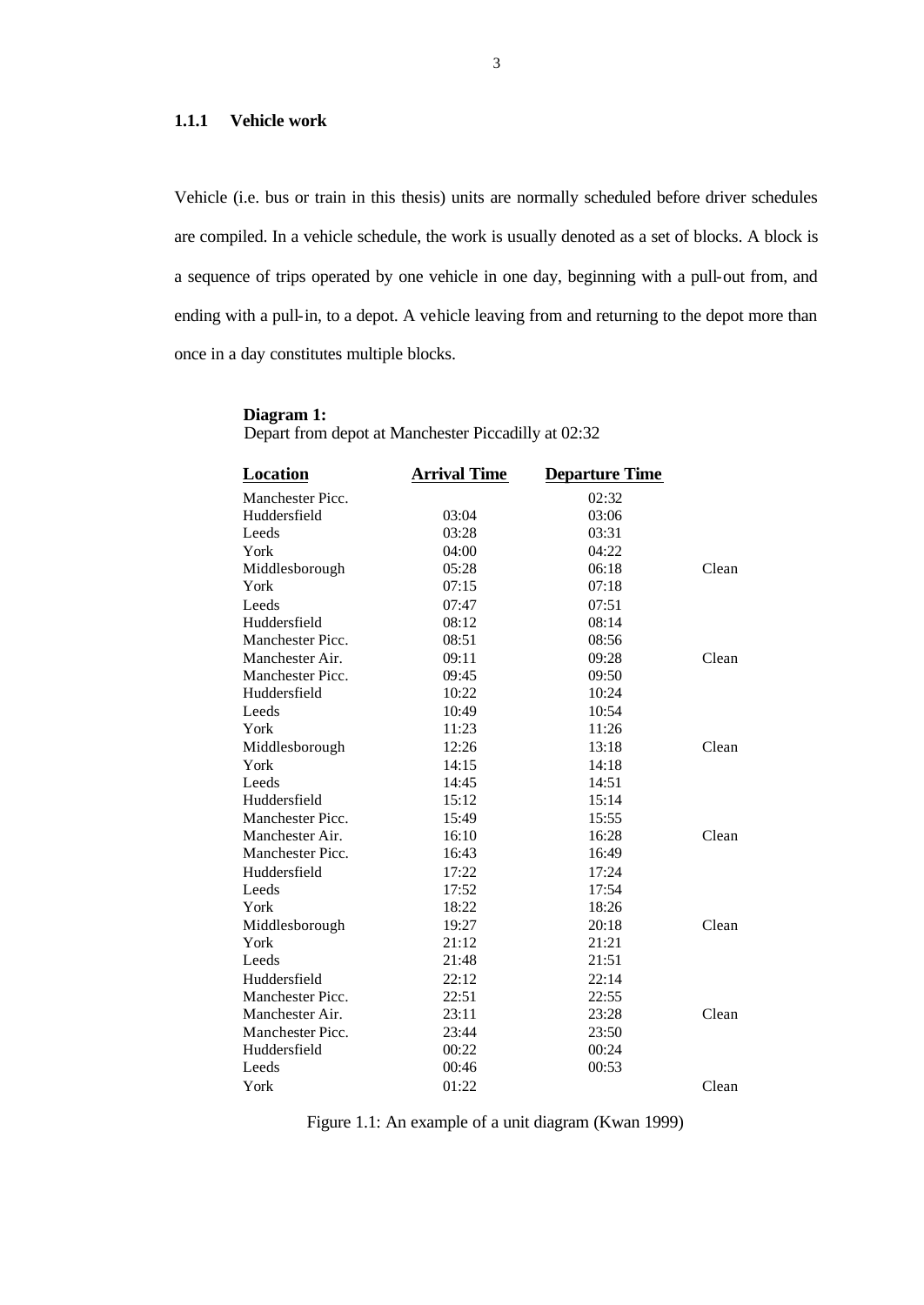### 1.1.1 Vehicle work

Vehicle (i.e. bus or train in this thesis) units are normally scheduled before driver schedules are compiled. In a vehicle schedule, the work is usually denoted as a set of blocks. A block is a sequence of trips operated by one vehicle in one day, beginning with a pull-out from, and ending with a pull-in, to a depot. A vehicle leaving from and returning to the depot more than once in a day constitutes multiple blocks.

**Diagram 1:**
Depart from depot at Manchester Piccadilly at 02:32

| Location | Arrival Time | Departure Time | |
|---|---|---|---|
| Manchester Picc. | | 02:32 | |
| Huddersfield | 03:04 | 03:06 | |
| Leeds | 03:28 | 03:31 | |
| York | 04:00 | 04:22 | |
| Middlesborough | 05:28 | 06:18 | Clean |
| York | 07:15 | 07:18 | |
| Leeds | 07:47 | 07:51 | |
| Huddersfield | 08:12 | 08:14 | |
| Manchester Picc. | 08:51 | 08:56 | |
| Manchester Air. | 09:11 | 09:28 | Clean |
| Manchester Picc. | 09:45 | 09:50 | |
| Huddersfield | 10:22 | 10:24 | |
| Leeds | 10:49 | 10:54 | |
| York | 11:23 | 11:26 | |
| Middlesborough | 12:26 | 13:18 | Clean |
| York | 14:15 | 14:18 | |
| Leeds | 14:45 | 14:51 | |
| Huddersfield | 15:12 | 15:14 | |
| Manchester Picc. | 15:49 | 15:55 | |
| Manchester Air. | 16:10 | 16:28 | Clean |
| Manchester Picc. | 16:43 | 16:49 | |
| Huddersfield | 17:22 | 17:24 | |
| Leeds | 17:52 | 17:54 | |
| York | 18:22 | 18:26 | |
| Middlesborough | 19:27 | 20:18 | Clean |
| York | 21:12 | 21:21 | |
| Leeds | 21:48 | 21:51 | |
| Huddersfield | 22:12 | 22:14 | |
| Manchester Picc. | 22:51 | 22:55 | |
| Manchester Air. | 23:11 | 23:28 | Clean |
| Manchester Picc. | 23:44 | 23:50 | |
| Huddersfield | 00:22 | 00:24 | |
| Leeds | 00:46 | 00:53 | |
| York | 01:22 | | Clean |

Figure 1.1: An example of a unit diagram (Kwan 1999)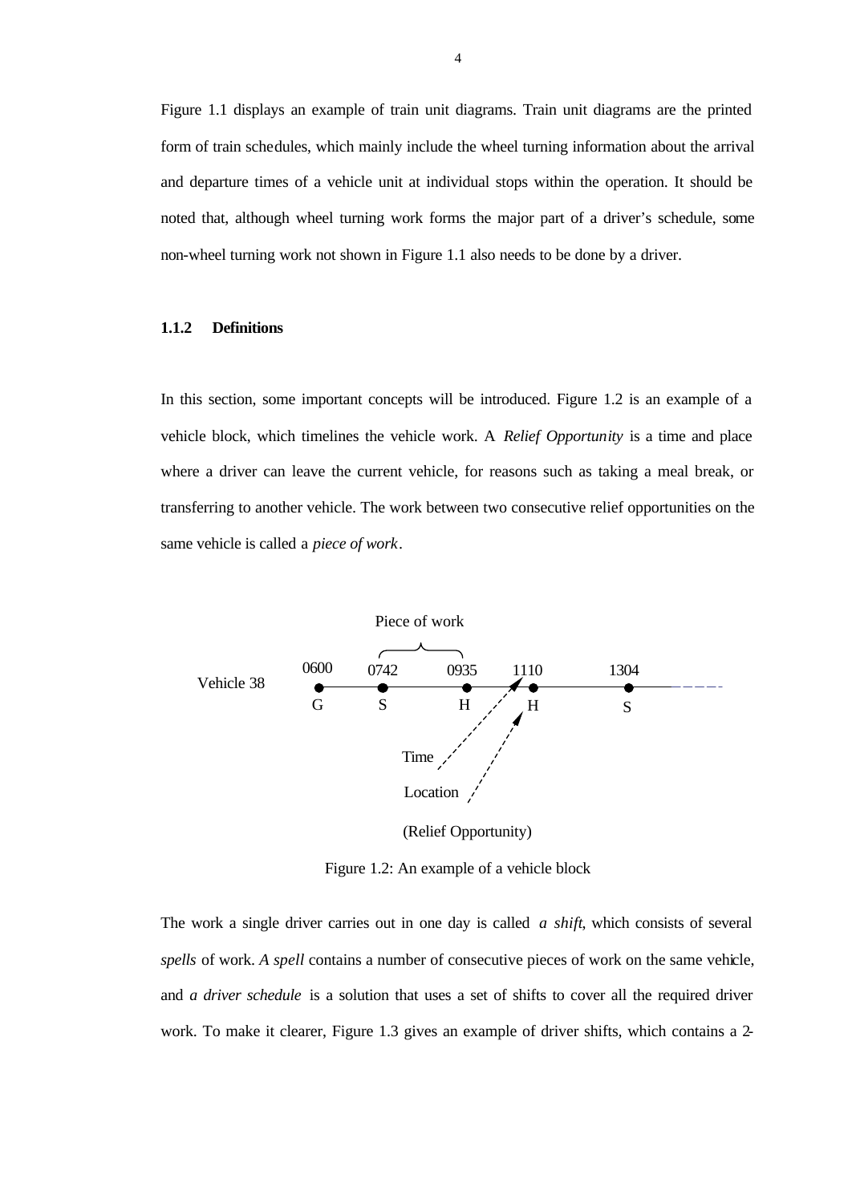Figure 1.1 displays an example of train unit diagrams. Train unit diagrams are the printed form of train schedules, which mainly include the wheel turning information about the arrival and departure times of a vehicle unit at individual stops within the operation. It should be noted that, although wheel turning work forms the major part of a driver's schedule, some non-wheel turning work not shown in Figure 1.1 also needs to be done by a driver.

### 1.1.2 Definitions

In this section, some important concepts will be introduced. Figure 1.2 is an example of a vehicle block, which timelines the vehicle work. A *Relief Opportunity* is a time and place where a driver can leave the current vehicle, for reasons such as taking a meal break, or transferring to another vehicle. The work between two consecutive relief opportunities on the same vehicle is called a *piece of work*.

Piece of work

Vehicle 38 — 0600 G, 0742 S, 0935 H, 1110 H, 1304 S

Time / Location (Relief Opportunity)

Figure 1.2: An example of a vehicle block

The work a single driver carries out in one day is called *a shift*, which consists of several *spells* of work. *A spell* contains a number of consecutive pieces of work on the same vehicle, and *a driver schedule* is a solution that uses a set of shifts to cover all the required driver work. To make it clearer, Figure 1.3 gives an example of driver shifts, which contains a 2-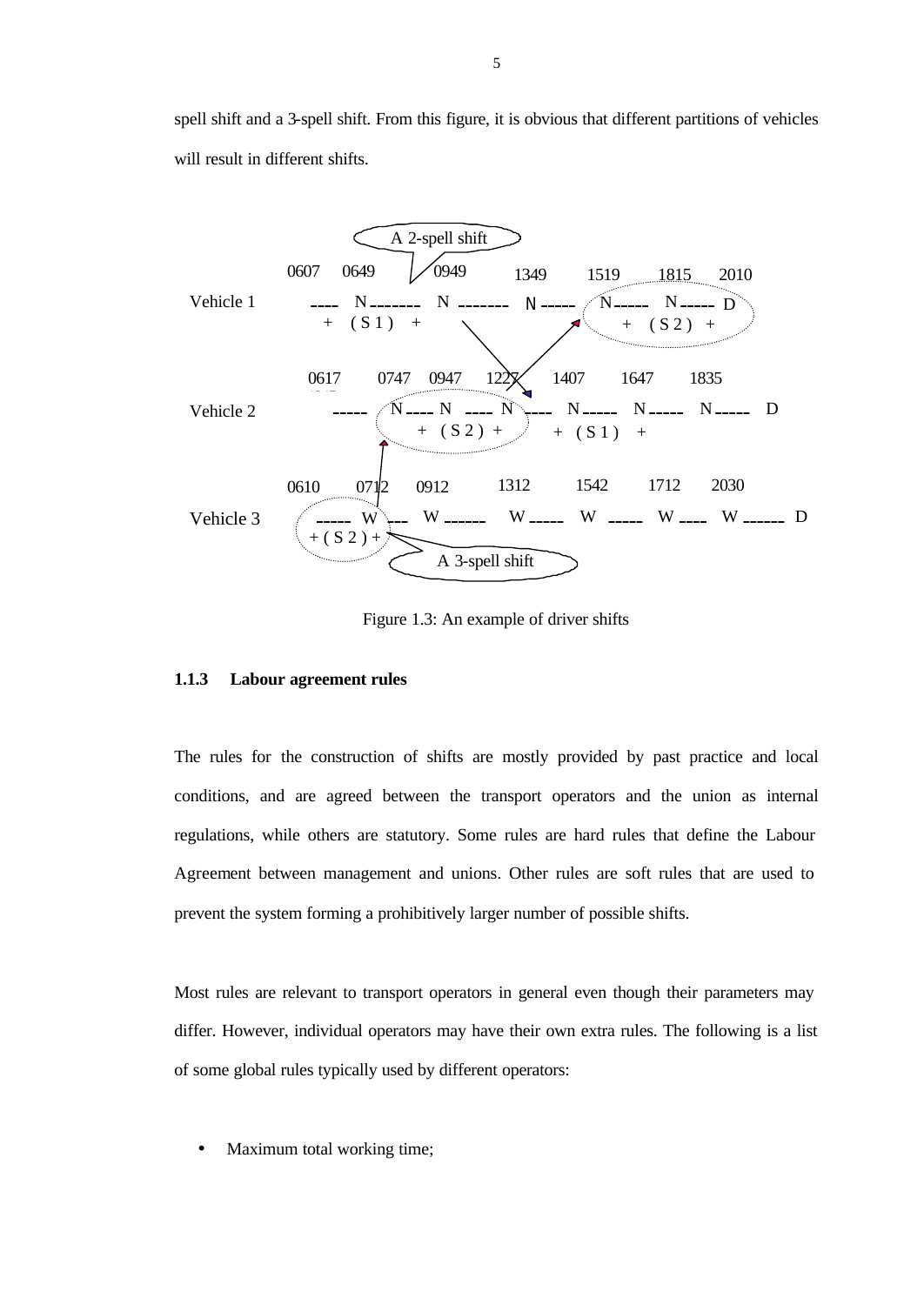spell shift and a 3-spell shift. From this figure, it is obvious that different partitions of vehicles will result in different shifts.

```
                              A 2-spell shift
            0607   0649        0949     1349    1519    1815   2010
Vehicle 1    ---- N ------- N ------- N ----- N ----- N ----- D
               +  ( S 1 )  +                     +  ( S 2 )  +

             0617    0747  0947   1227   1407   1647   1835
Vehicle 2      ----- N ---- N ---- N ---- N ----- N ----- N ----- D
                       + ( S 2 ) +      + ( S 1 )  +

            0610    0712   0912    1312    1542    1712    2030
Vehicle 3    ----- W --- W ------ W ----- W ----- W ---- W ------ D
             + ( S 2 ) +
                              A 3-spell shift
```

Figure 1.3: An example of driver shifts

### 1.1.3 Labour agreement rules

The rules for the construction of shifts are mostly provided by past practice and local conditions, and are agreed between the transport operators and the union as internal regulations, while others are statutory. Some rules are hard rules that define the Labour Agreement between management and unions. Other rules are soft rules that are used to prevent the system forming a prohibitively larger number of possible shifts.

Most rules are relevant to transport operators in general even though their parameters may differ. However, individual operators may have their own extra rules. The following is a list of some global rules typically used by different operators:

- Maximum total working time;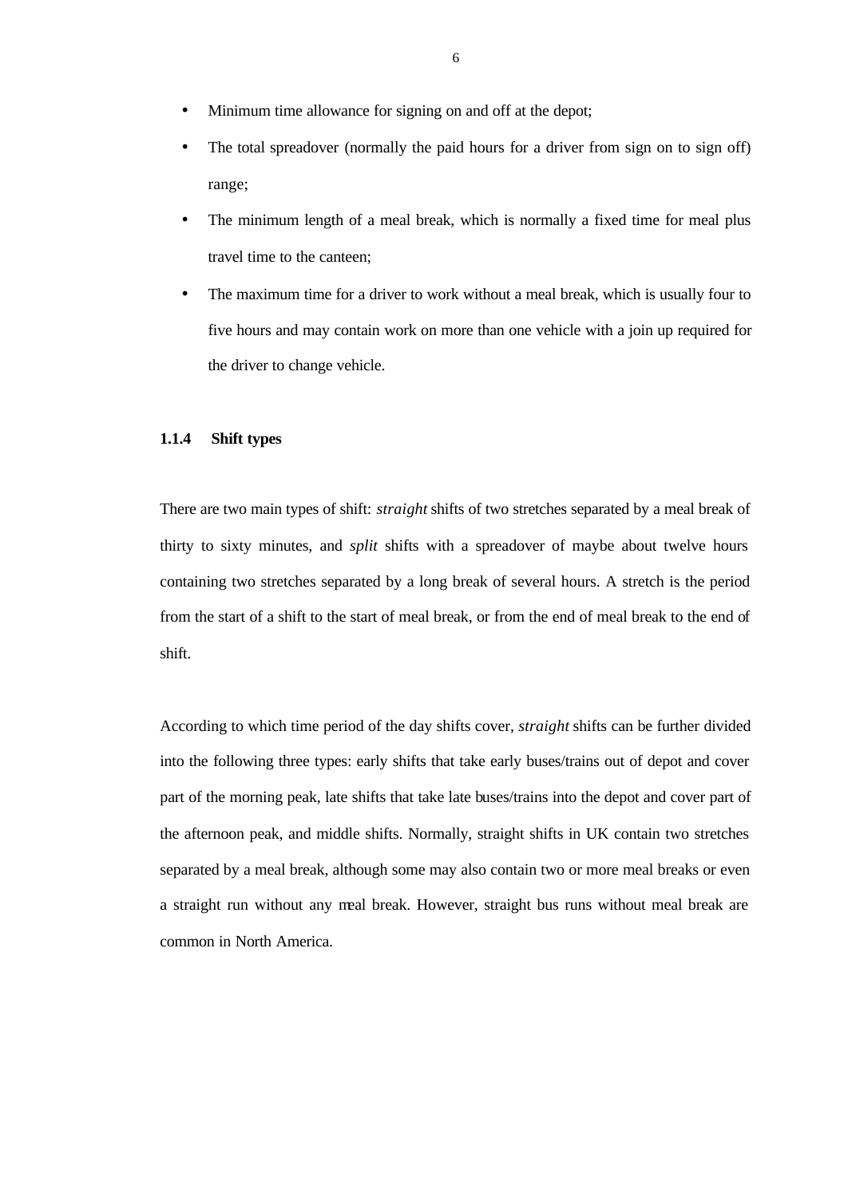- Minimum time allowance for signing on and off at the depot;
- The total spreadover (normally the paid hours for a driver from sign on to sign off) range;
- The minimum length of a meal break, which is normally a fixed time for meal plus travel time to the canteen;
- The maximum time for a driver to work without a meal break, which is usually four to five hours and may contain work on more than one vehicle with a join up required for the driver to change vehicle.

### 1.1.4 Shift types

There are two main types of shift: *straight* shifts of two stretches separated by a meal break of thirty to sixty minutes, and *split* shifts with a spreadover of maybe about twelve hours containing two stretches separated by a long break of several hours. A stretch is the period from the start of a shift to the start of meal break, or from the end of meal break to the end of shift.

According to which time period of the day shifts cover, *straight* shifts can be further divided into the following three types: early shifts that take early buses/trains out of depot and cover part of the morning peak, late shifts that take late buses/trains into the depot and cover part of the afternoon peak, and middle shifts. Normally, straight shifts in UK contain two stretches separated by a meal break, although some may also contain two or more meal breaks or even a straight run without any meal break. However, straight bus runs without meal break are common in North America.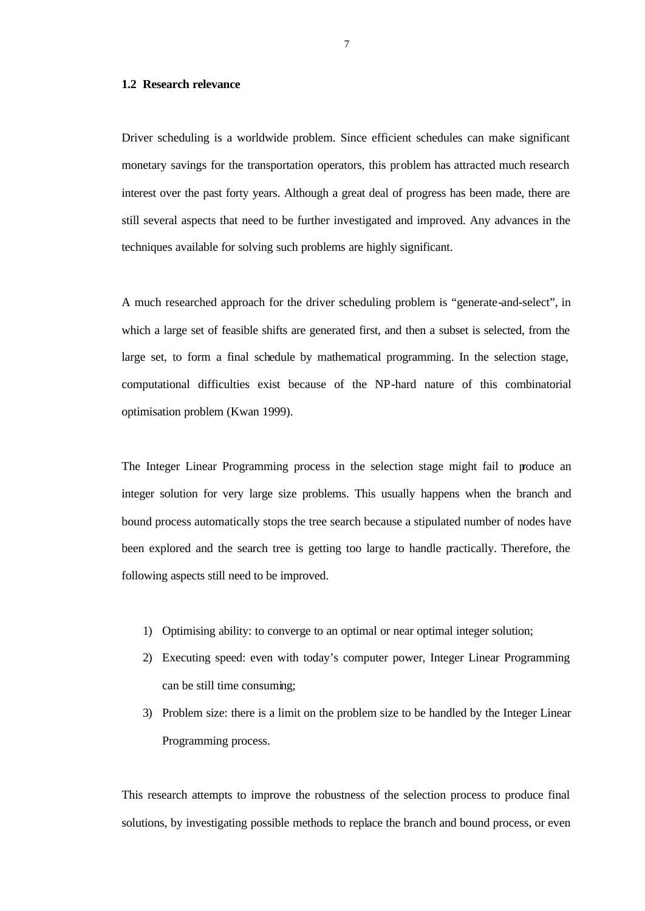## 1.2 Research relevance

Driver scheduling is a worldwide problem. Since efficient schedules can make significant monetary savings for the transportation operators, this problem has attracted much research interest over the past forty years. Although a great deal of progress has been made, there are still several aspects that need to be further investigated and improved. Any advances in the techniques available for solving such problems are highly significant.

A much researched approach for the driver scheduling problem is "generate-and-select", in which a large set of feasible shifts are generated first, and then a subset is selected, from the large set, to form a final schedule by mathematical programming. In the selection stage, computational difficulties exist because of the NP-hard nature of this combinatorial optimisation problem (Kwan 1999).

The Integer Linear Programming process in the selection stage might fail to produce an integer solution for very large size problems. This usually happens when the branch and bound process automatically stops the tree search because a stipulated number of nodes have been explored and the search tree is getting too large to handle practically. Therefore, the following aspects still need to be improved.

1) Optimising ability: to converge to an optimal or near optimal integer solution;
2) Executing speed: even with today's computer power, Integer Linear Programming can be still time consuming;
3) Problem size: there is a limit on the problem size to be handled by the Integer Linear Programming process.

This research attempts to improve the robustness of the selection process to produce final solutions, by investigating possible methods to replace the branch and bound process, or even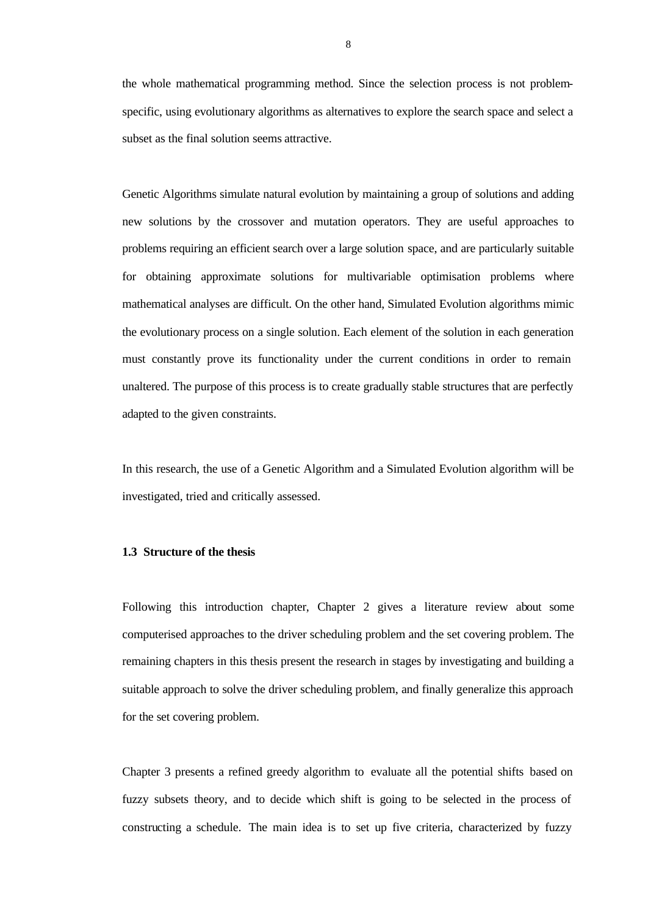the whole mathematical programming method. Since the selection process is not problem-specific, using evolutionary algorithms as alternatives to explore the search space and select a subset as the final solution seems attractive.

Genetic Algorithms simulate natural evolution by maintaining a group of solutions and adding new solutions by the crossover and mutation operators. They are useful approaches to problems requiring an efficient search over a large solution space, and are particularly suitable for obtaining approximate solutions for multivariable optimisation problems where mathematical analyses are difficult. On the other hand, Simulated Evolution algorithms mimic the evolutionary process on a single solution. Each element of the solution in each generation must constantly prove its functionality under the current conditions in order to remain unaltered. The purpose of this process is to create gradually stable structures that are perfectly adapted to the given constraints.

In this research, the use of a Genetic Algorithm and a Simulated Evolution algorithm will be investigated, tried and critically assessed.

### 1.3 Structure of the thesis

Following this introduction chapter, Chapter 2 gives a literature review about some computerised approaches to the driver scheduling problem and the set covering problem. The remaining chapters in this thesis present the research in stages by investigating and building a suitable approach to solve the driver scheduling problem, and finally generalize this approach for the set covering problem.

Chapter 3 presents a refined greedy algorithm to evaluate all the potential shifts based on fuzzy subsets theory, and to decide which shift is going to be selected in the process of constructing a schedule. The main idea is to set up five criteria, characterized by fuzzy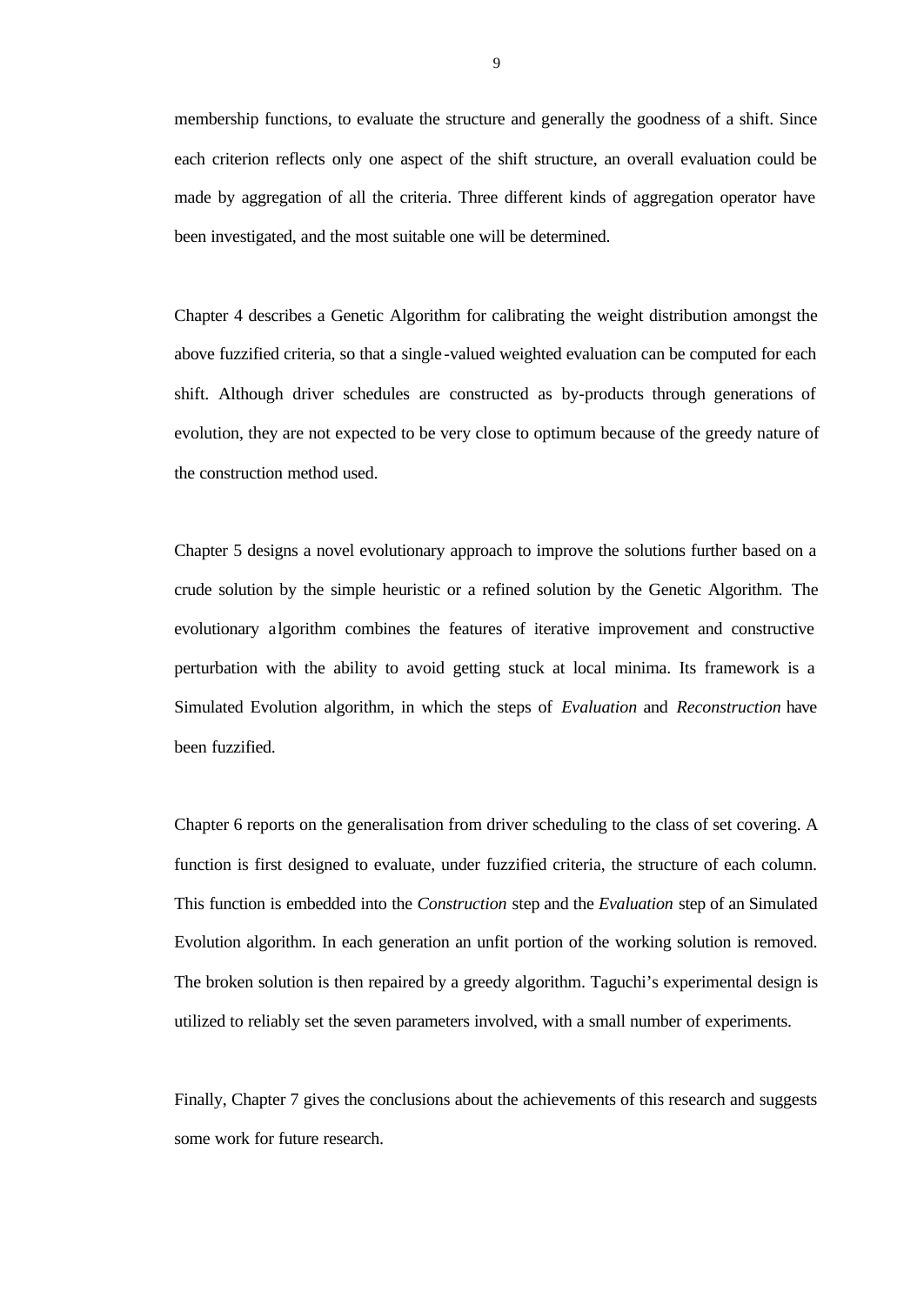membership functions, to evaluate the structure and generally the goodness of a shift. Since each criterion reflects only one aspect of the shift structure, an overall evaluation could be made by aggregation of all the criteria. Three different kinds of aggregation operator have been investigated, and the most suitable one will be determined.

Chapter 4 describes a Genetic Algorithm for calibrating the weight distribution amongst the above fuzzified criteria, so that a single-valued weighted evaluation can be computed for each shift. Although driver schedules are constructed as by-products through generations of evolution, they are not expected to be very close to optimum because of the greedy nature of the construction method used.

Chapter 5 designs a novel evolutionary approach to improve the solutions further based on a crude solution by the simple heuristic or a refined solution by the Genetic Algorithm. The evolutionary algorithm combines the features of iterative improvement and constructive perturbation with the ability to avoid getting stuck at local minima. Its framework is a Simulated Evolution algorithm, in which the steps of *Evaluation* and *Reconstruction* have been fuzzified.

Chapter 6 reports on the generalisation from driver scheduling to the class of set covering. A function is first designed to evaluate, under fuzzified criteria, the structure of each column. This function is embedded into the *Construction* step and the *Evaluation* step of an Simulated Evolution algorithm. In each generation an unfit portion of the working solution is removed. The broken solution is then repaired by a greedy algorithm. Taguchi's experimental design is utilized to reliably set the seven parameters involved, with a small number of experiments.

Finally, Chapter 7 gives the conclusions about the achievements of this research and suggests some work for future research.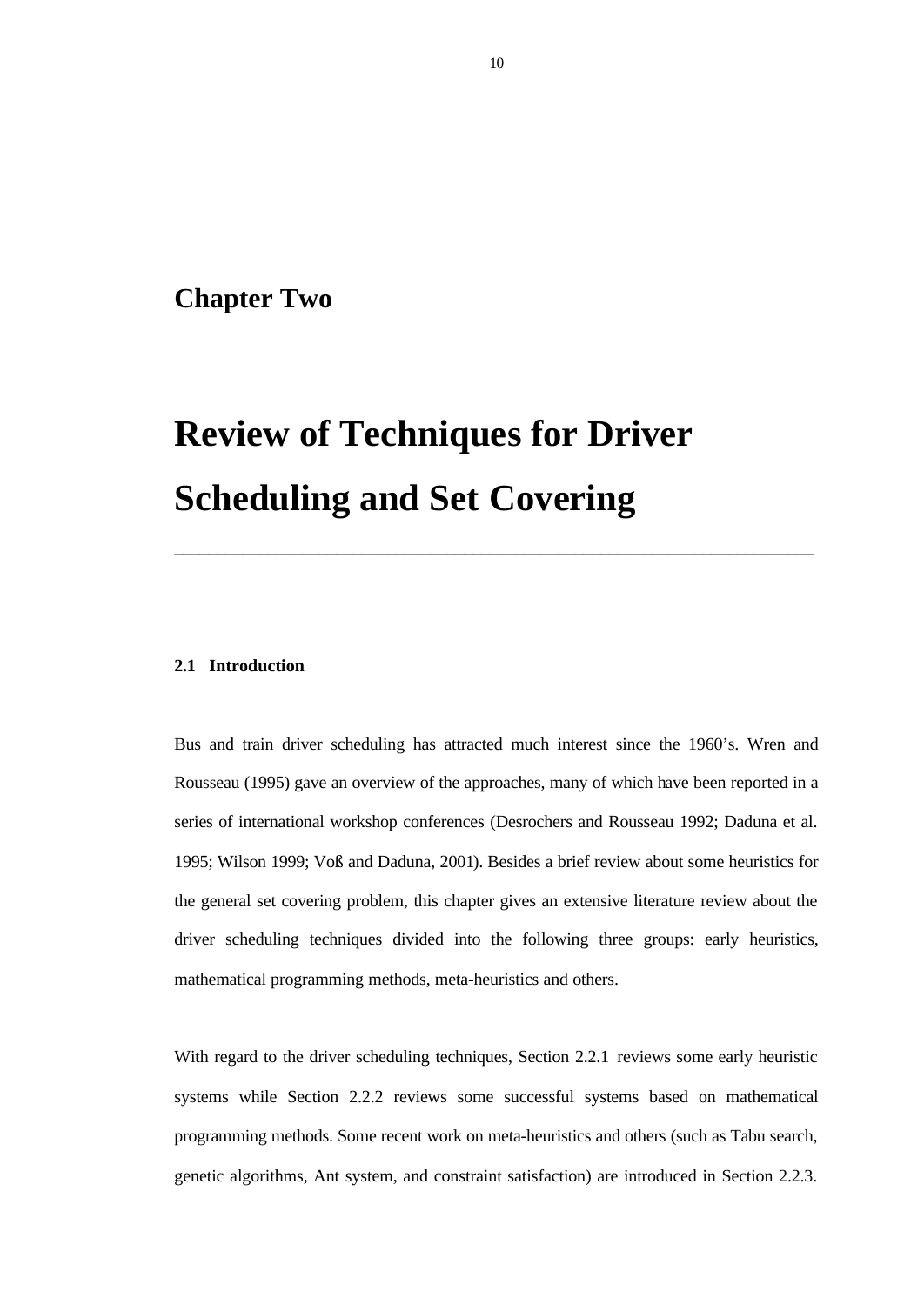# Chapter Two

# Review of Techniques for Driver Scheduling and Set Covering

---

### 2.1 Introduction

Bus and train driver scheduling has attracted much interest since the 1960's. Wren and Rousseau (1995) gave an overview of the approaches, many of which have been reported in a series of international workshop conferences (Desrochers and Rousseau 1992; Daduna et al. 1995; Wilson 1999; Voß and Daduna, 2001). Besides a brief review about some heuristics for the general set covering problem, this chapter gives an extensive literature review about the driver scheduling techniques divided into the following three groups: early heuristics, mathematical programming methods, meta-heuristics and others.

With regard to the driver scheduling techniques, Section 2.2.1 reviews some early heuristic systems while Section 2.2.2 reviews some successful systems based on mathematical programming methods. Some recent work on meta-heuristics and others (such as Tabu search, genetic algorithms, Ant system, and constraint satisfaction) are introduced in Section 2.2.3.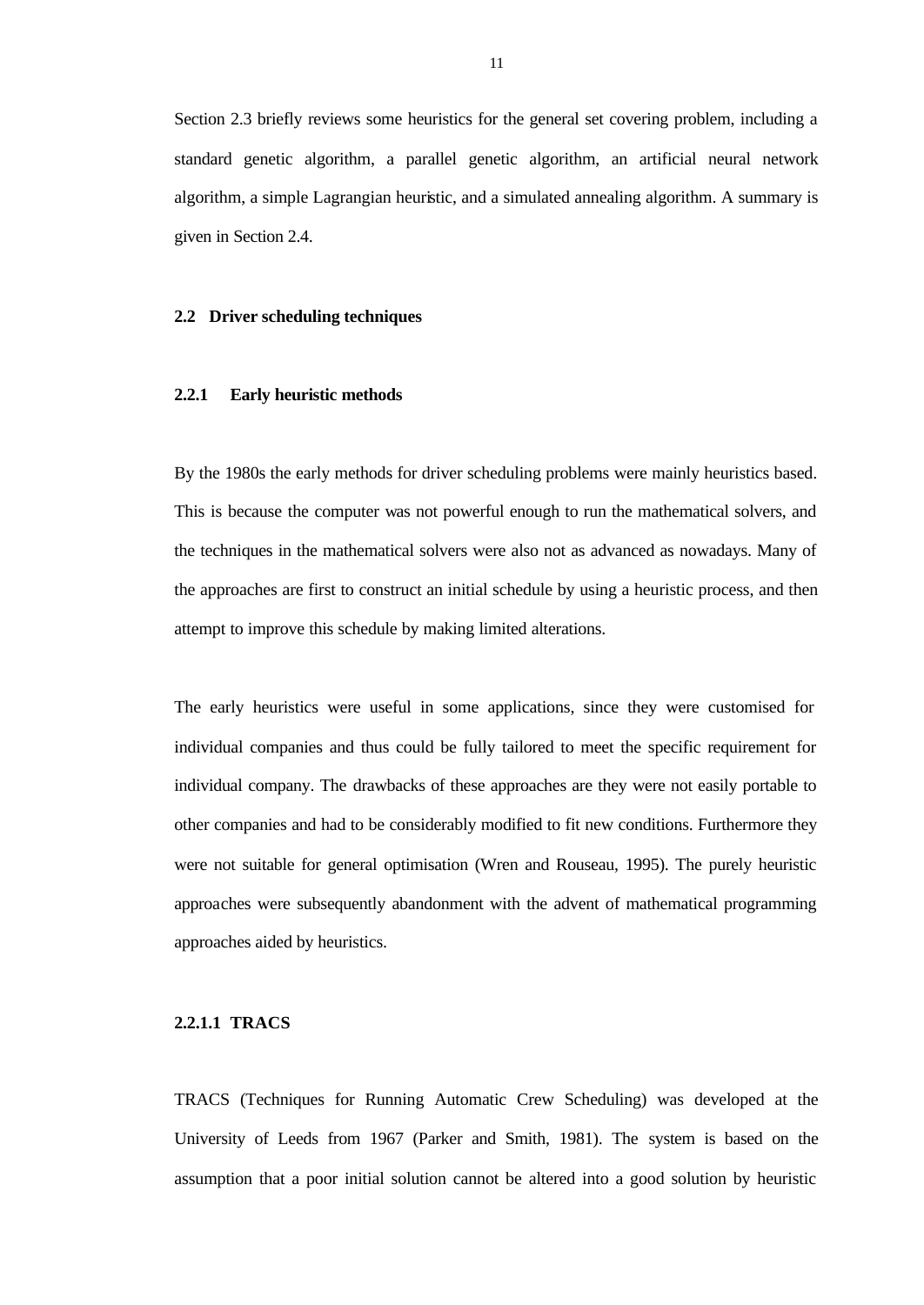Section 2.3 briefly reviews some heuristics for the general set covering problem, including a standard genetic algorithm, a parallel genetic algorithm, an artificial neural network algorithm, a simple Lagrangian heuristic, and a simulated annealing algorithm. A summary is given in Section 2.4.

## 2.2 Driver scheduling techniques

### 2.2.1 Early heuristic methods

By the 1980s the early methods for driver scheduling problems were mainly heuristics based. This is because the computer was not powerful enough to run the mathematical solvers, and the techniques in the mathematical solvers were also not as advanced as nowadays. Many of the approaches are first to construct an initial schedule by using a heuristic process, and then attempt to improve this schedule by making limited alterations.

The early heuristics were useful in some applications, since they were customised for individual companies and thus could be fully tailored to meet the specific requirement for individual company. The drawbacks of these approaches are they were not easily portable to other companies and had to be considerably modified to fit new conditions. Furthermore they were not suitable for general optimisation (Wren and Rouseau, 1995). The purely heuristic approaches were subsequently abandonment with the advent of mathematical programming approaches aided by heuristics.

#### 2.2.1.1 TRACS

TRACS (Techniques for Running Automatic Crew Scheduling) was developed at the University of Leeds from 1967 (Parker and Smith, 1981). The system is based on the assumption that a poor initial solution cannot be altered into a good solution by heuristic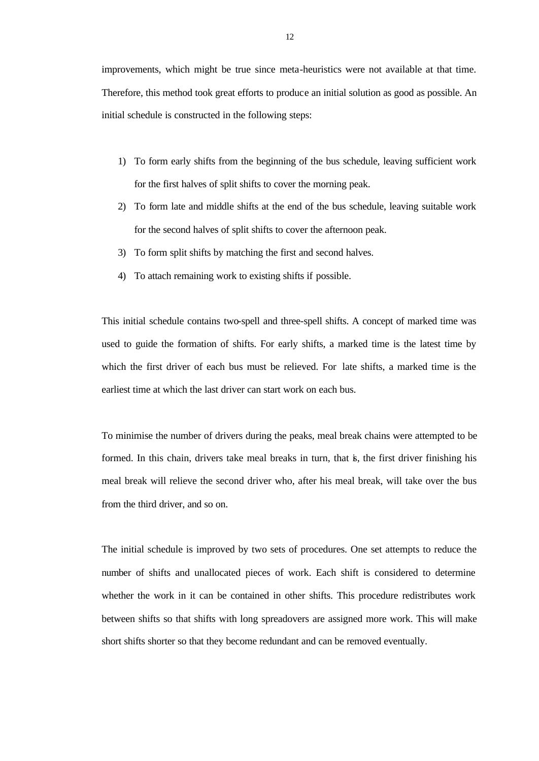improvements, which might be true since meta-heuristics were not available at that time. Therefore, this method took great efforts to produce an initial solution as good as possible. An initial schedule is constructed in the following steps:

1) To form early shifts from the beginning of the bus schedule, leaving sufficient work for the first halves of split shifts to cover the morning peak.
2) To form late and middle shifts at the end of the bus schedule, leaving suitable work for the second halves of split shifts to cover the afternoon peak.
3) To form split shifts by matching the first and second halves.
4) To attach remaining work to existing shifts if possible.

This initial schedule contains two-spell and three-spell shifts. A concept of marked time was used to guide the formation of shifts. For early shifts, a marked time is the latest time by which the first driver of each bus must be relieved. For late shifts, a marked time is the earliest time at which the last driver can start work on each bus.

To minimise the number of drivers during the peaks, meal break chains were attempted to be formed. In this chain, drivers take meal breaks in turn, that is, the first driver finishing his meal break will relieve the second driver who, after his meal break, will take over the bus from the third driver, and so on.

The initial schedule is improved by two sets of procedures. One set attempts to reduce the number of shifts and unallocated pieces of work. Each shift is considered to determine whether the work in it can be contained in other shifts. This procedure redistributes work between shifts so that shifts with long spreadovers are assigned more work. This will make short shifts shorter so that they become redundant and can be removed eventually.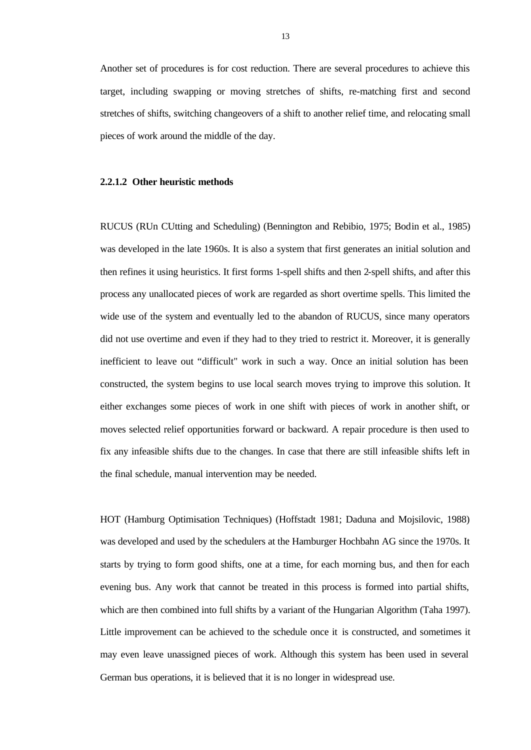Another set of procedures is for cost reduction. There are several procedures to achieve this target, including swapping or moving stretches of shifts, re-matching first and second stretches of shifts, switching changeovers of a shift to another relief time, and relocating small pieces of work around the middle of the day.

#### 2.2.1.2 Other heuristic methods

RUCUS (RUn CUtting and Scheduling) (Bennington and Rebibio, 1975; Bodin et al., 1985) was developed in the late 1960s. It is also a system that first generates an initial solution and then refines it using heuristics. It first forms 1-spell shifts and then 2-spell shifts, and after this process any unallocated pieces of work are regarded as short overtime spells. This limited the wide use of the system and eventually led to the abandon of RUCUS, since many operators did not use overtime and even if they had to they tried to restrict it. Moreover, it is generally inefficient to leave out "difficult" work in such a way. Once an initial solution has been constructed, the system begins to use local search moves trying to improve this solution. It either exchanges some pieces of work in one shift with pieces of work in another shift, or moves selected relief opportunities forward or backward. A repair procedure is then used to fix any infeasible shifts due to the changes. In case that there are still infeasible shifts left in the final schedule, manual intervention may be needed.

HOT (Hamburg Optimisation Techniques) (Hoffstadt 1981; Daduna and Mojsilovic, 1988) was developed and used by the schedulers at the Hamburger Hochbahn AG since the 1970s. It starts by trying to form good shifts, one at a time, for each morning bus, and then for each evening bus. Any work that cannot be treated in this process is formed into partial shifts, which are then combined into full shifts by a variant of the Hungarian Algorithm (Taha 1997). Little improvement can be achieved to the schedule once it is constructed, and sometimes it may even leave unassigned pieces of work. Although this system has been used in several German bus operations, it is believed that it is no longer in widespread use.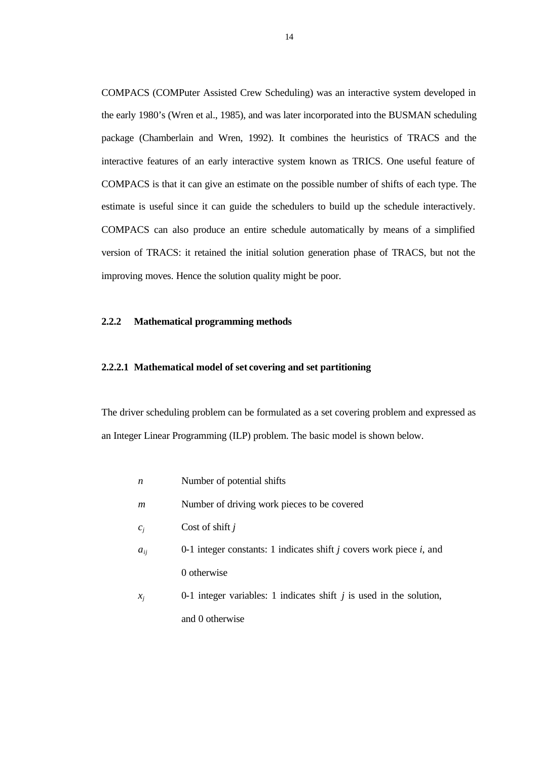COMPACS (COMPuter Assisted Crew Scheduling) was an interactive system developed in the early 1980's (Wren et al., 1985), and was later incorporated into the BUSMAN scheduling package (Chamberlain and Wren, 1992). It combines the heuristics of TRACS and the interactive features of an early interactive system known as TRICS. One useful feature of COMPACS is that it can give an estimate on the possible number of shifts of each type. The estimate is useful since it can guide the schedulers to build up the schedule interactively. COMPACS can also produce an entire schedule automatically by means of a simplified version of TRACS: it retained the initial solution generation phase of TRACS, but not the improving moves. Hence the solution quality might be poor.

### 2.2.2 Mathematical programming methods

#### 2.2.2.1 Mathematical model of set covering and set partitioning

The driver scheduling problem can be formulated as a set covering problem and expressed as an Integer Linear Programming (ILP) problem. The basic model is shown below.

| | |
|---|---|
| $n$ | Number of potential shifts |
| $m$ | Number of driving work pieces to be covered |
| $c_j$ | Cost of shift $j$ |
| $a_{ij}$ | 0-1 integer constants: 1 indicates shift $j$ covers work piece $i$, and 0 otherwise |
| $x_j$ | 0-1 integer variables: 1 indicates shift $j$ is used in the solution, and 0 otherwise |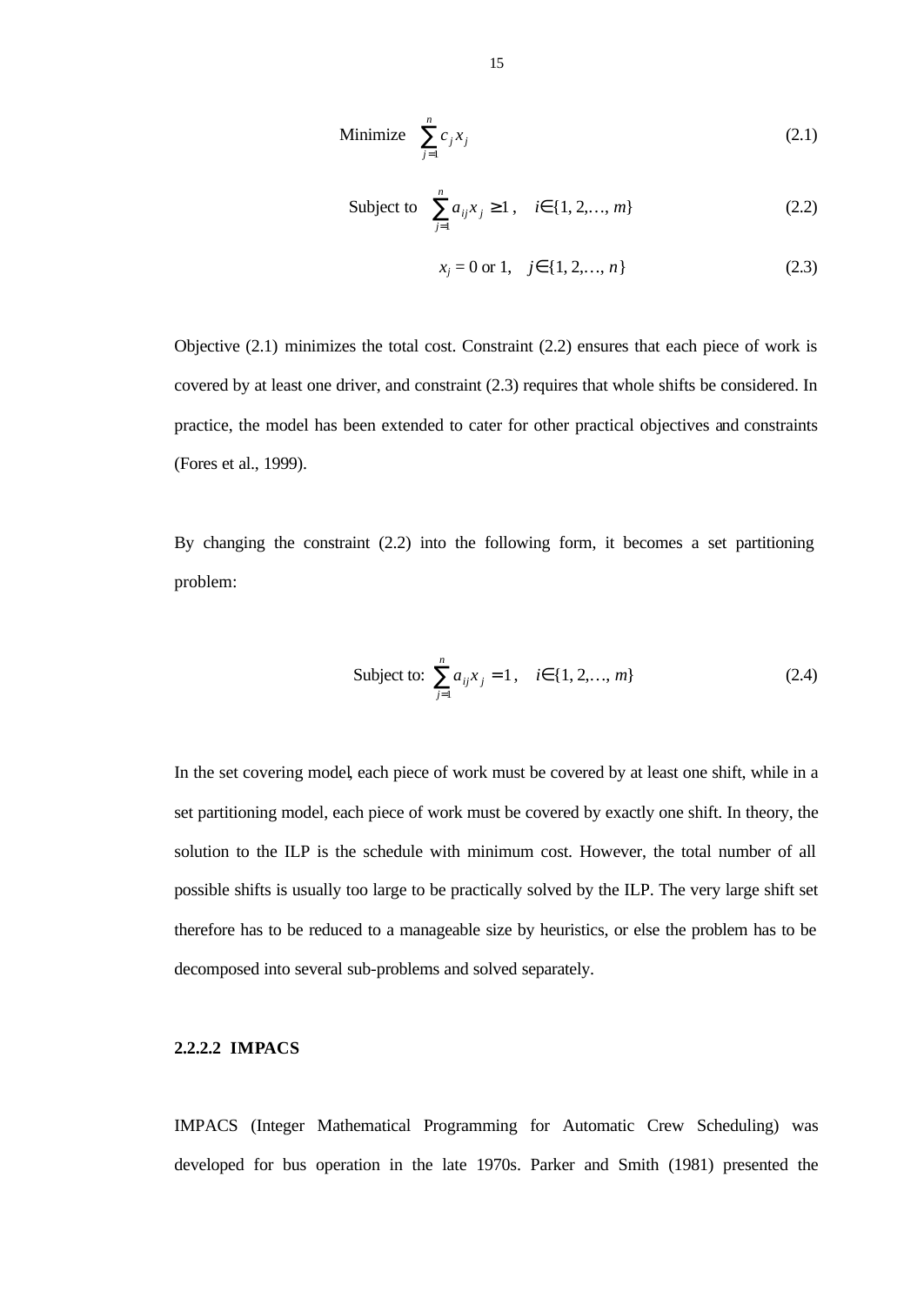$$\text{Minimize} \quad \sum_{j=1}^{n} c_j x_j \tag{2.1}$$

$$\text{Subject to} \quad \sum_{j=1}^{n} a_{ij} x_j \geq 1, \quad i \in \{1, 2, \ldots, m\} \tag{2.2}$$

$$x_j = 0 \text{ or } 1, \quad j \in \{1, 2, \ldots, n\} \tag{2.3}$$

Objective (2.1) minimizes the total cost. Constraint (2.2) ensures that each piece of work is covered by at least one driver, and constraint (2.3) requires that whole shifts be considered. In practice, the model has been extended to cater for other practical objectives and constraints (Fores et al., 1999).

By changing the constraint (2.2) into the following form, it becomes a set partitioning problem:

$$\text{Subject to:} \quad \sum_{j=1}^{n} a_{ij} x_j = 1, \quad i \in \{1, 2, \ldots, m\} \tag{2.4}$$

In the set covering model, each piece of work must be covered by at least one shift, while in a set partitioning model, each piece of work must be covered by exactly one shift. In theory, the solution to the ILP is the schedule with minimum cost. However, the total number of all possible shifts is usually too large to be practically solved by the ILP. The very large shift set therefore has to be reduced to a manageable size by heuristics, or else the problem has to be decomposed into several sub-problems and solved separately.

#### 2.2.2.2 IMPACS

IMPACS (Integer Mathematical Programming for Automatic Crew Scheduling) was developed for bus operation in the late 1970s. Parker and Smith (1981) presented the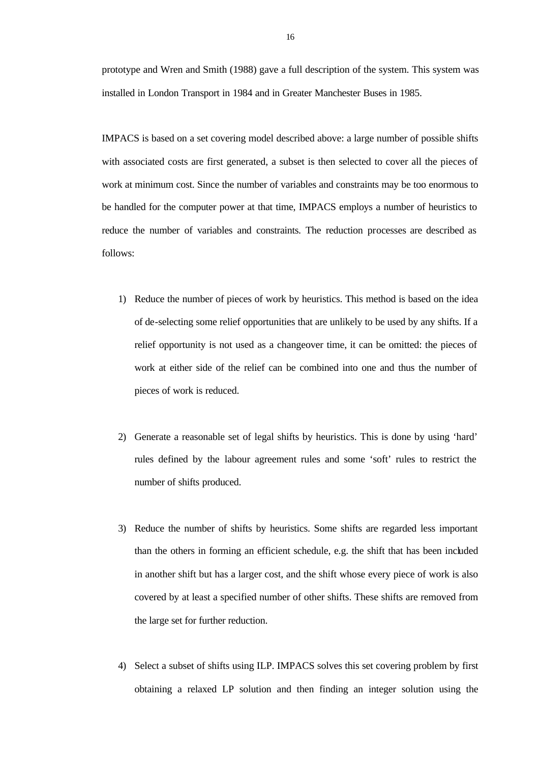prototype and Wren and Smith (1988) gave a full description of the system. This system was installed in London Transport in 1984 and in Greater Manchester Buses in 1985.

IMPACS is based on a set covering model described above: a large number of possible shifts with associated costs are first generated, a subset is then selected to cover all the pieces of work at minimum cost. Since the number of variables and constraints may be too enormous to be handled for the computer power at that time, IMPACS employs a number of heuristics to reduce the number of variables and constraints. The reduction processes are described as follows:

1) Reduce the number of pieces of work by heuristics. This method is based on the idea of de-selecting some relief opportunities that are unlikely to be used by any shifts. If a relief opportunity is not used as a changeover time, it can be omitted: the pieces of work at either side of the relief can be combined into one and thus the number of pieces of work is reduced.

2) Generate a reasonable set of legal shifts by heuristics. This is done by using 'hard' rules defined by the labour agreement rules and some 'soft' rules to restrict the number of shifts produced.

3) Reduce the number of shifts by heuristics. Some shifts are regarded less important than the others in forming an efficient schedule, e.g. the shift that has been included in another shift but has a larger cost, and the shift whose every piece of work is also covered by at least a specified number of other shifts. These shifts are removed from the large set for further reduction.

4) Select a subset of shifts using ILP. IMPACS solves this set covering problem by first obtaining a relaxed LP solution and then finding an integer solution using the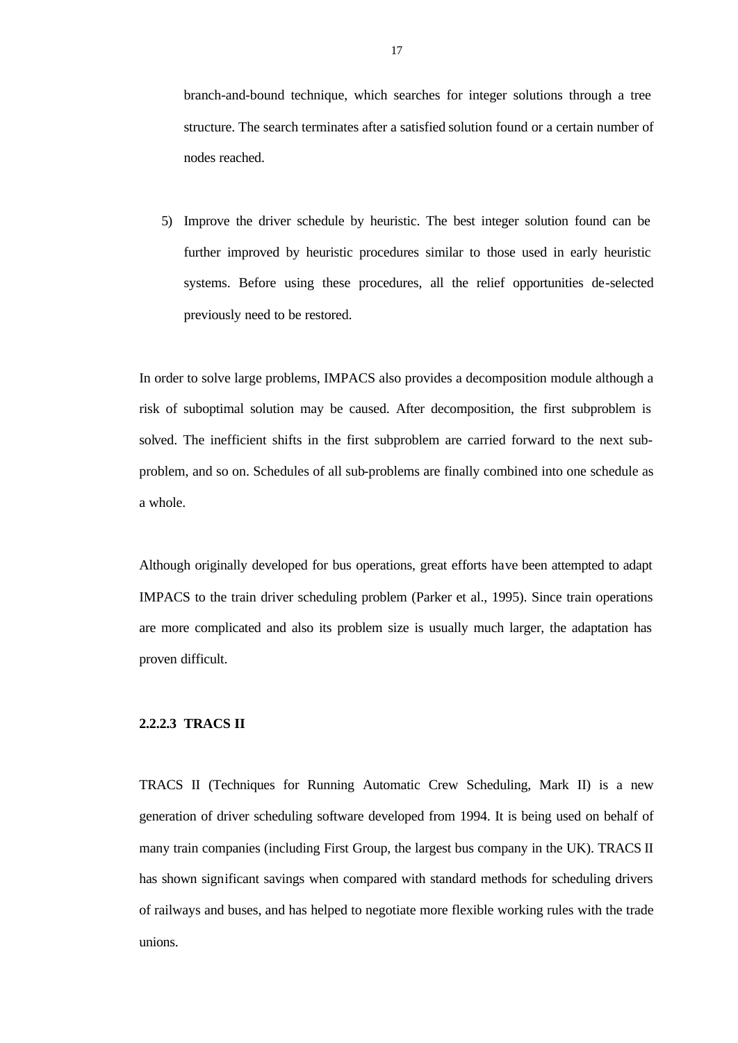branch-and-bound technique, which searches for integer solutions through a tree structure. The search terminates after a satisfied solution found or a certain number of nodes reached.

5) Improve the driver schedule by heuristic. The best integer solution found can be further improved by heuristic procedures similar to those used in early heuristic systems. Before using these procedures, all the relief opportunities de-selected previously need to be restored.

In order to solve large problems, IMPACS also provides a decomposition module although a risk of suboptimal solution may be caused. After decomposition, the first subproblem is solved. The inefficient shifts in the first subproblem are carried forward to the next sub-problem, and so on. Schedules of all sub-problems are finally combined into one schedule as a whole.

Although originally developed for bus operations, great efforts have been attempted to adapt IMPACS to the train driver scheduling problem (Parker et al., 1995). Since train operations are more complicated and also its problem size is usually much larger, the adaptation has proven difficult.

#### 2.2.2.3 TRACS II

TRACS II (Techniques for Running Automatic Crew Scheduling, Mark II) is a new generation of driver scheduling software developed from 1994. It is being used on behalf of many train companies (including First Group, the largest bus company in the UK). TRACS II has shown significant savings when compared with standard methods for scheduling drivers of railways and buses, and has helped to negotiate more flexible working rules with the trade unions.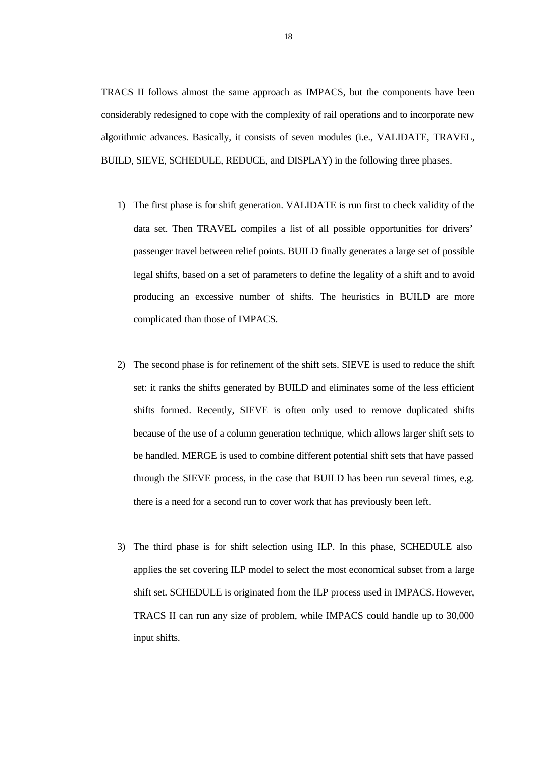TRACS II follows almost the same approach as IMPACS, but the components have been considerably redesigned to cope with the complexity of rail operations and to incorporate new algorithmic advances. Basically, it consists of seven modules (i.e., VALIDATE, TRAVEL, BUILD, SIEVE, SCHEDULE, REDUCE, and DISPLAY) in the following three phases.

1) The first phase is for shift generation. VALIDATE is run first to check validity of the data set. Then TRAVEL compiles a list of all possible opportunities for drivers' passenger travel between relief points. BUILD finally generates a large set of possible legal shifts, based on a set of parameters to define the legality of a shift and to avoid producing an excessive number of shifts. The heuristics in BUILD are more complicated than those of IMPACS.

2) The second phase is for refinement of the shift sets. SIEVE is used to reduce the shift set: it ranks the shifts generated by BUILD and eliminates some of the less efficient shifts formed. Recently, SIEVE is often only used to remove duplicated shifts because of the use of a column generation technique, which allows larger shift sets to be handled. MERGE is used to combine different potential shift sets that have passed through the SIEVE process, in the case that BUILD has been run several times, e.g. there is a need for a second run to cover work that has previously been left.

3) The third phase is for shift selection using ILP. In this phase, SCHEDULE also applies the set covering ILP model to select the most economical subset from a large shift set. SCHEDULE is originated from the ILP process used in IMPACS. However, TRACS II can run any size of problem, while IMPACS could handle up to 30,000 input shifts.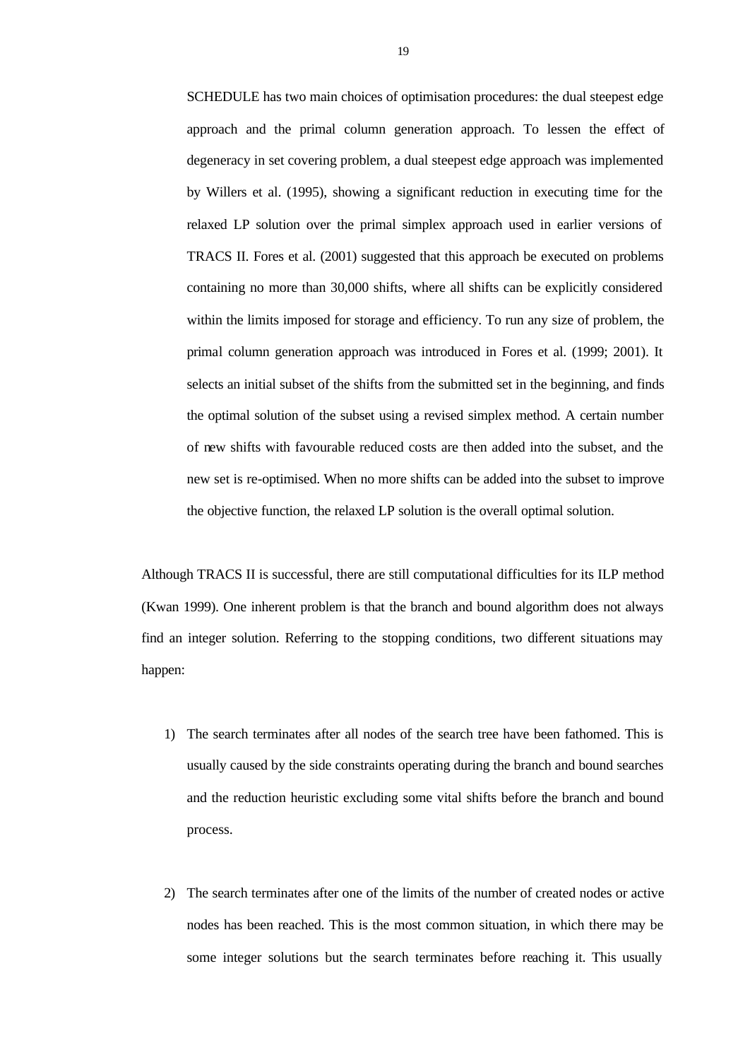SCHEDULE has two main choices of optimisation procedures: the dual steepest edge approach and the primal column generation approach. To lessen the effect of degeneracy in set covering problem, a dual steepest edge approach was implemented by Willers et al. (1995), showing a significant reduction in executing time for the relaxed LP solution over the primal simplex approach used in earlier versions of TRACS II. Fores et al. (2001) suggested that this approach be executed on problems containing no more than 30,000 shifts, where all shifts can be explicitly considered within the limits imposed for storage and efficiency. To run any size of problem, the primal column generation approach was introduced in Fores et al. (1999; 2001). It selects an initial subset of the shifts from the submitted set in the beginning, and finds the optimal solution of the subset using a revised simplex method. A certain number of new shifts with favourable reduced costs are then added into the subset, and the new set is re-optimised. When no more shifts can be added into the subset to improve the objective function, the relaxed LP solution is the overall optimal solution.

Although TRACS II is successful, there are still computational difficulties for its ILP method (Kwan 1999). One inherent problem is that the branch and bound algorithm does not always find an integer solution. Referring to the stopping conditions, two different situations may happen:

1) The search terminates after all nodes of the search tree have been fathomed. This is usually caused by the side constraints operating during the branch and bound searches and the reduction heuristic excluding some vital shifts before the branch and bound process.

2) The search terminates after one of the limits of the number of created nodes or active nodes has been reached. This is the most common situation, in which there may be some integer solutions but the search terminates before reaching it. This usually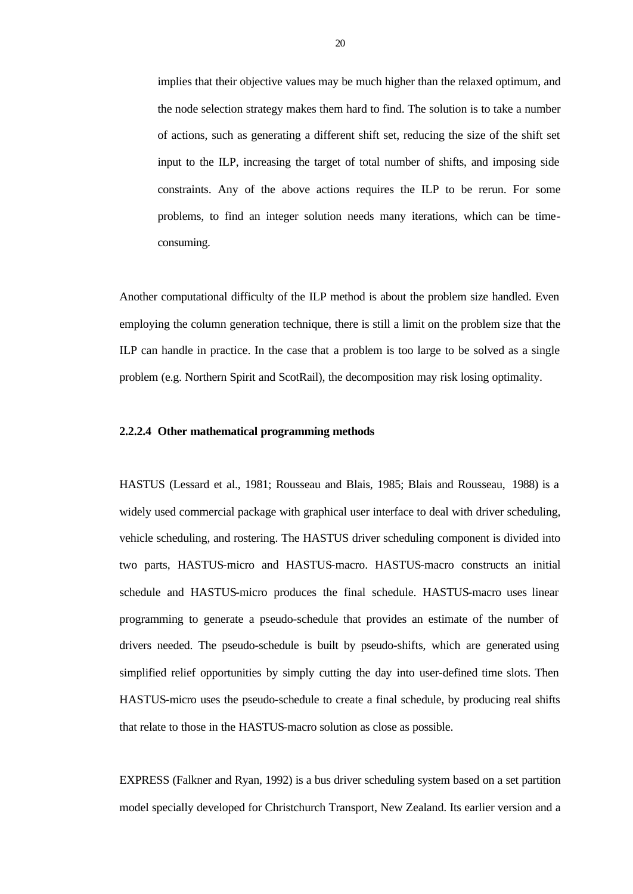implies that their objective values may be much higher than the relaxed optimum, and the node selection strategy makes them hard to find. The solution is to take a number of actions, such as generating a different shift set, reducing the size of the shift set input to the ILP, increasing the target of total number of shifts, and imposing side constraints. Any of the above actions requires the ILP to be rerun. For some problems, to find an integer solution needs many iterations, which can be time-consuming.

Another computational difficulty of the ILP method is about the problem size handled. Even employing the column generation technique, there is still a limit on the problem size that the ILP can handle in practice. In the case that a problem is too large to be solved as a single problem (e.g. Northern Spirit and ScotRail), the decomposition may risk losing optimality.

#### 2.2.2.4 Other mathematical programming methods

HASTUS (Lessard et al., 1981; Rousseau and Blais, 1985; Blais and Rousseau, 1988) is a widely used commercial package with graphical user interface to deal with driver scheduling, vehicle scheduling, and rostering. The HASTUS driver scheduling component is divided into two parts, HASTUS-micro and HASTUS-macro. HASTUS-macro constructs an initial schedule and HASTUS-micro produces the final schedule. HASTUS-macro uses linear programming to generate a pseudo-schedule that provides an estimate of the number of drivers needed. The pseudo-schedule is built by pseudo-shifts, which are generated using simplified relief opportunities by simply cutting the day into user-defined time slots. Then HASTUS-micro uses the pseudo-schedule to create a final schedule, by producing real shifts that relate to those in the HASTUS-macro solution as close as possible.

EXPRESS (Falkner and Ryan, 1992) is a bus driver scheduling system based on a set partition model specially developed for Christchurch Transport, New Zealand. Its earlier version and a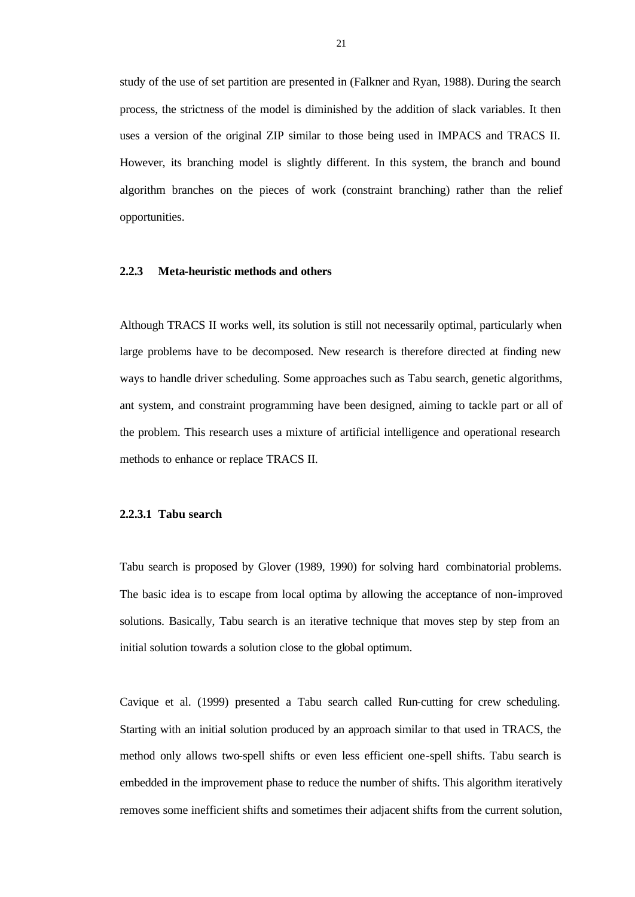study of the use of set partition are presented in (Falkner and Ryan, 1988). During the search process, the strictness of the model is diminished by the addition of slack variables. It then uses a version of the original ZIP similar to those being used in IMPACS and TRACS II. However, its branching model is slightly different. In this system, the branch and bound algorithm branches on the pieces of work (constraint branching) rather than the relief opportunities.

### 2.2.3 Meta-heuristic methods and others

Although TRACS II works well, its solution is still not necessarily optimal, particularly when large problems have to be decomposed. New research is therefore directed at finding new ways to handle driver scheduling. Some approaches such as Tabu search, genetic algorithms, ant system, and constraint programming have been designed, aiming to tackle part or all of the problem. This research uses a mixture of artificial intelligence and operational research methods to enhance or replace TRACS II.

#### 2.2.3.1 Tabu search

Tabu search is proposed by Glover (1989, 1990) for solving hard combinatorial problems. The basic idea is to escape from local optima by allowing the acceptance of non-improved solutions. Basically, Tabu search is an iterative technique that moves step by step from an initial solution towards a solution close to the global optimum.

Cavique et al. (1999) presented a Tabu search called Run-cutting for crew scheduling. Starting with an initial solution produced by an approach similar to that used in TRACS, the method only allows two-spell shifts or even less efficient one-spell shifts. Tabu search is embedded in the improvement phase to reduce the number of shifts. This algorithm iteratively removes some inefficient shifts and sometimes their adjacent shifts from the current solution,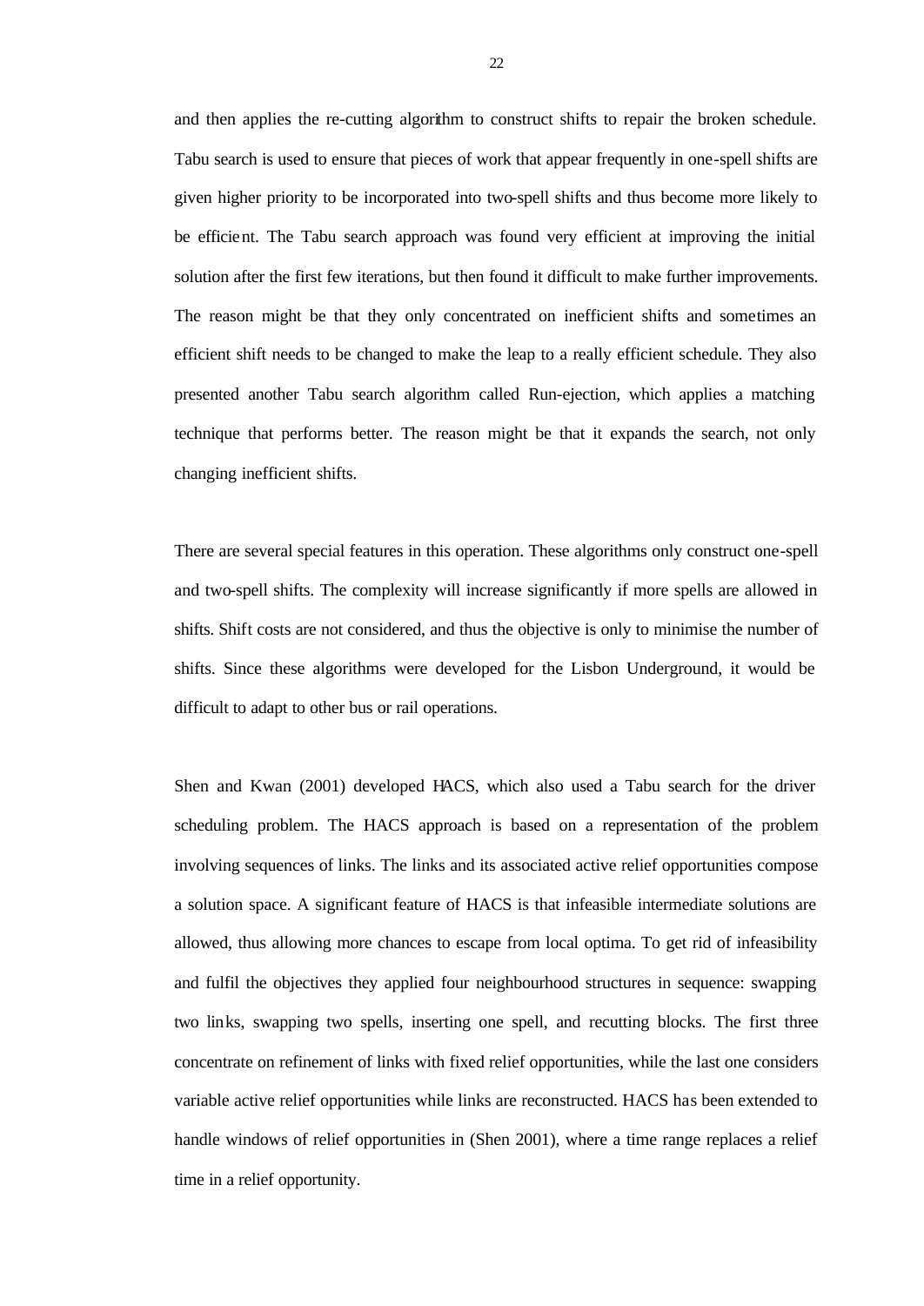and then applies the re-cutting algorithm to construct shifts to repair the broken schedule. Tabu search is used to ensure that pieces of work that appear frequently in one-spell shifts are given higher priority to be incorporated into two-spell shifts and thus become more likely to be efficient. The Tabu search approach was found very efficient at improving the initial solution after the first few iterations, but then found it difficult to make further improvements. The reason might be that they only concentrated on inefficient shifts and sometimes an efficient shift needs to be changed to make the leap to a really efficient schedule. They also presented another Tabu search algorithm called Run-ejection, which applies a matching technique that performs better. The reason might be that it expands the search, not only changing inefficient shifts.

There are several special features in this operation. These algorithms only construct one-spell and two-spell shifts. The complexity will increase significantly if more spells are allowed in shifts. Shift costs are not considered, and thus the objective is only to minimise the number of shifts. Since these algorithms were developed for the Lisbon Underground, it would be difficult to adapt to other bus or rail operations.

Shen and Kwan (2001) developed HACS, which also used a Tabu search for the driver scheduling problem. The HACS approach is based on a representation of the problem involving sequences of links. The links and its associated active relief opportunities compose a solution space. A significant feature of HACS is that infeasible intermediate solutions are allowed, thus allowing more chances to escape from local optima. To get rid of infeasibility and fulfil the objectives they applied four neighbourhood structures in sequence: swapping two links, swapping two spells, inserting one spell, and recutting blocks. The first three concentrate on refinement of links with fixed relief opportunities, while the last one considers variable active relief opportunities while links are reconstructed. HACS has been extended to handle windows of relief opportunities in (Shen 2001), where a time range replaces a relief time in a relief opportunity.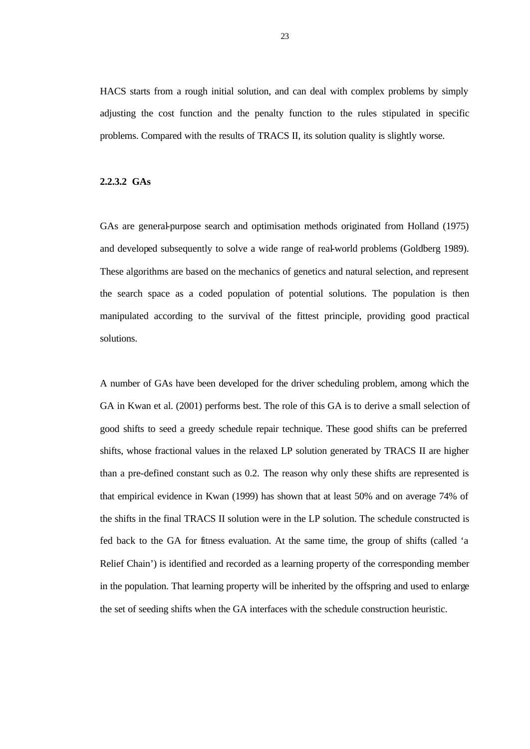HACS starts from a rough initial solution, and can deal with complex problems by simply adjusting the cost function and the penalty function to the rules stipulated in specific problems. Compared with the results of TRACS II, its solution quality is slightly worse.

#### 2.2.3.2 GAs

GAs are general-purpose search and optimisation methods originated from Holland (1975) and developed subsequently to solve a wide range of real-world problems (Goldberg 1989). These algorithms are based on the mechanics of genetics and natural selection, and represent the search space as a coded population of potential solutions. The population is then manipulated according to the survival of the fittest principle, providing good practical solutions.

A number of GAs have been developed for the driver scheduling problem, among which the GA in Kwan et al. (2001) performs best. The role of this GA is to derive a small selection of good shifts to seed a greedy schedule repair technique. These good shifts can be preferred shifts, whose fractional values in the relaxed LP solution generated by TRACS II are higher than a pre-defined constant such as 0.2. The reason why only these shifts are represented is that empirical evidence in Kwan (1999) has shown that at least 50% and on average 74% of the shifts in the final TRACS II solution were in the LP solution. The schedule constructed is fed back to the GA for fitness evaluation. At the same time, the group of shifts (called 'a Relief Chain') is identified and recorded as a learning property of the corresponding member in the population. That learning property will be inherited by the offspring and used to enlarge the set of seeding shifts when the GA interfaces with the schedule construction heuristic.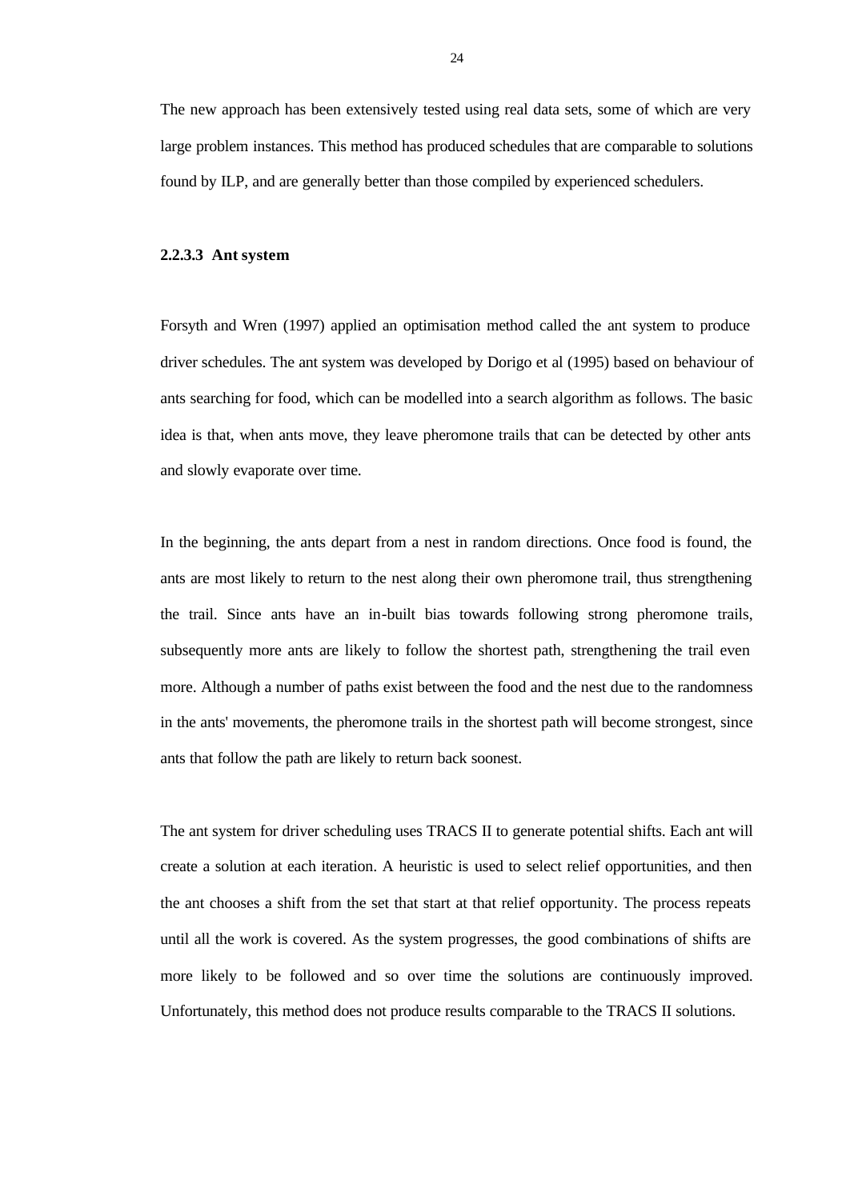The new approach has been extensively tested using real data sets, some of which are very large problem instances. This method has produced schedules that are comparable to solutions found by ILP, and are generally better than those compiled by experienced schedulers.

#### 2.2.3.3 Ant system

Forsyth and Wren (1997) applied an optimisation method called the ant system to produce driver schedules. The ant system was developed by Dorigo et al (1995) based on behaviour of ants searching for food, which can be modelled into a search algorithm as follows. The basic idea is that, when ants move, they leave pheromone trails that can be detected by other ants and slowly evaporate over time.

In the beginning, the ants depart from a nest in random directions. Once food is found, the ants are most likely to return to the nest along their own pheromone trail, thus strengthening the trail. Since ants have an in-built bias towards following strong pheromone trails, subsequently more ants are likely to follow the shortest path, strengthening the trail even more. Although a number of paths exist between the food and the nest due to the randomness in the ants' movements, the pheromone trails in the shortest path will become strongest, since ants that follow the path are likely to return back soonest.

The ant system for driver scheduling uses TRACS II to generate potential shifts. Each ant will create a solution at each iteration. A heuristic is used to select relief opportunities, and then the ant chooses a shift from the set that start at that relief opportunity. The process repeats until all the work is covered. As the system progresses, the good combinations of shifts are more likely to be followed and so over time the solutions are continuously improved. Unfortunately, this method does not produce results comparable to the TRACS II solutions.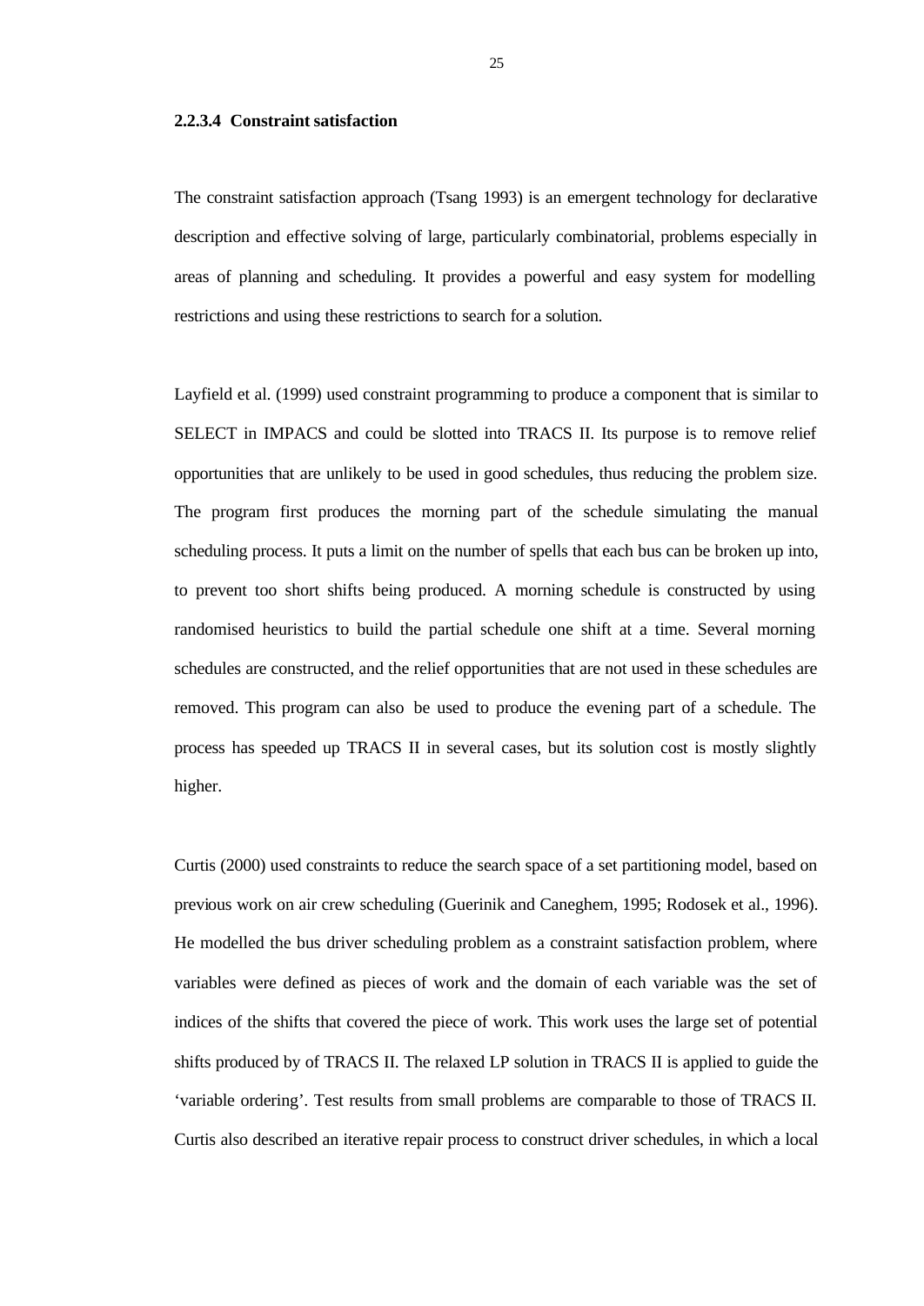#### 2.2.3.4 Constraint satisfaction

The constraint satisfaction approach (Tsang 1993) is an emergent technology for declarative description and effective solving of large, particularly combinatorial, problems especially in areas of planning and scheduling. It provides a powerful and easy system for modelling restrictions and using these restrictions to search for a solution.

Layfield et al. (1999) used constraint programming to produce a component that is similar to SELECT in IMPACS and could be slotted into TRACS II. Its purpose is to remove relief opportunities that are unlikely to be used in good schedules, thus reducing the problem size. The program first produces the morning part of the schedule simulating the manual scheduling process. It puts a limit on the number of spells that each bus can be broken up into, to prevent too short shifts being produced. A morning schedule is constructed by using randomised heuristics to build the partial schedule one shift at a time. Several morning schedules are constructed, and the relief opportunities that are not used in these schedules are removed. This program can also be used to produce the evening part of a schedule. The process has speeded up TRACS II in several cases, but its solution cost is mostly slightly higher.

Curtis (2000) used constraints to reduce the search space of a set partitioning model, based on previous work on air crew scheduling (Guerinik and Caneghem, 1995; Rodosek et al., 1996). He modelled the bus driver scheduling problem as a constraint satisfaction problem, where variables were defined as pieces of work and the domain of each variable was the set of indices of the shifts that covered the piece of work. This work uses the large set of potential shifts produced by of TRACS II. The relaxed LP solution in TRACS II is applied to guide the 'variable ordering'. Test results from small problems are comparable to those of TRACS II. Curtis also described an iterative repair process to construct driver schedules, in which a local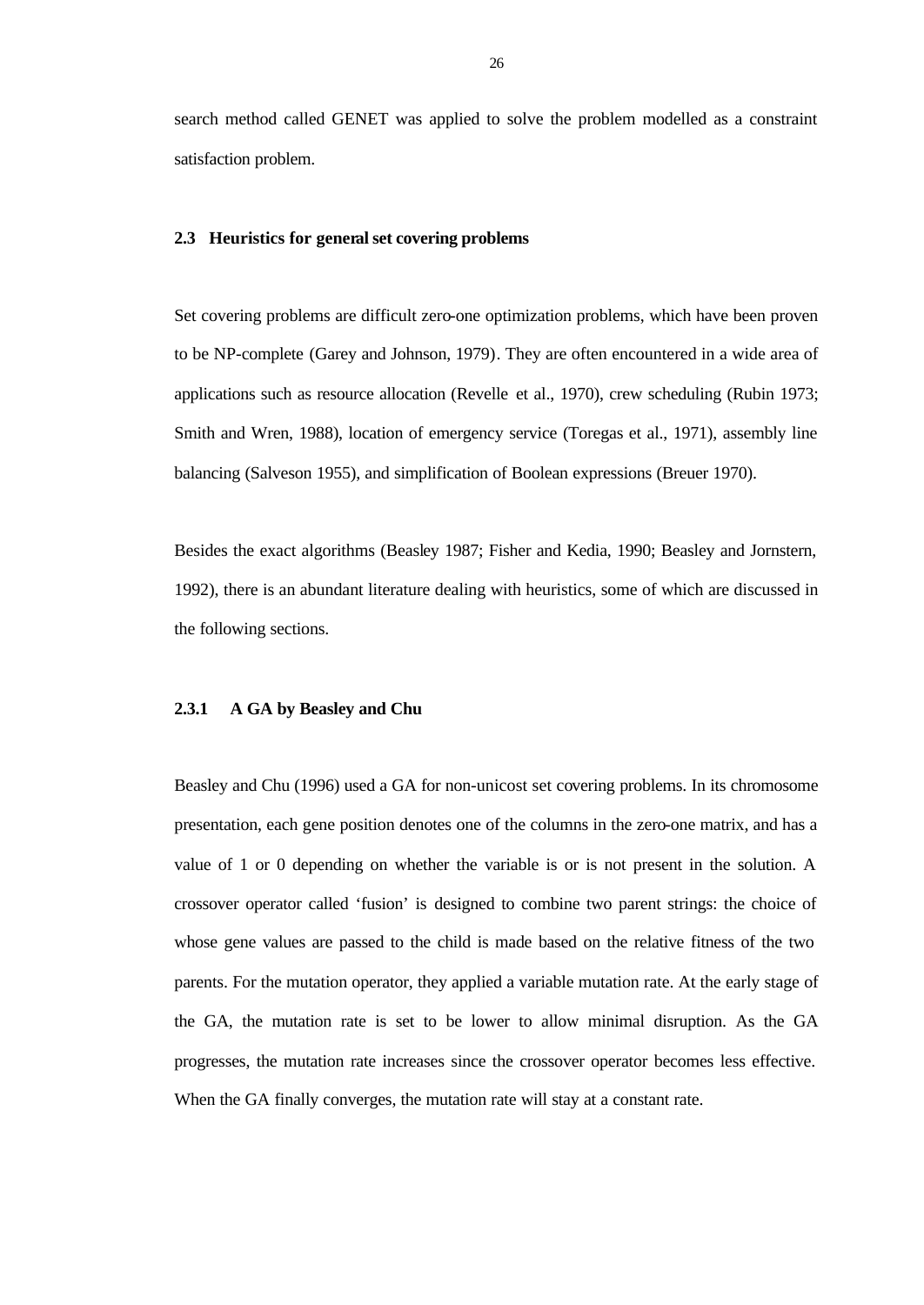search method called GENET was applied to solve the problem modelled as a constraint satisfaction problem.

## 2.3 Heuristics for general set covering problems

Set covering problems are difficult zero-one optimization problems, which have been proven to be NP-complete (Garey and Johnson, 1979). They are often encountered in a wide area of applications such as resource allocation (Revelle et al., 1970), crew scheduling (Rubin 1973; Smith and Wren, 1988), location of emergency service (Toregas et al., 1971), assembly line balancing (Salveson 1955), and simplification of Boolean expressions (Breuer 1970).

Besides the exact algorithms (Beasley 1987; Fisher and Kedia, 1990; Beasley and Jornstern, 1992), there is an abundant literature dealing with heuristics, some of which are discussed in the following sections.

### 2.3.1 A GA by Beasley and Chu

Beasley and Chu (1996) used a GA for non-unicost set covering problems. In its chromosome presentation, each gene position denotes one of the columns in the zero-one matrix, and has a value of 1 or 0 depending on whether the variable is or is not present in the solution. A crossover operator called 'fusion' is designed to combine two parent strings: the choice of whose gene values are passed to the child is made based on the relative fitness of the two parents. For the mutation operator, they applied a variable mutation rate. At the early stage of the GA, the mutation rate is set to be lower to allow minimal disruption. As the GA progresses, the mutation rate increases since the crossover operator becomes less effective. When the GA finally converges, the mutation rate will stay at a constant rate.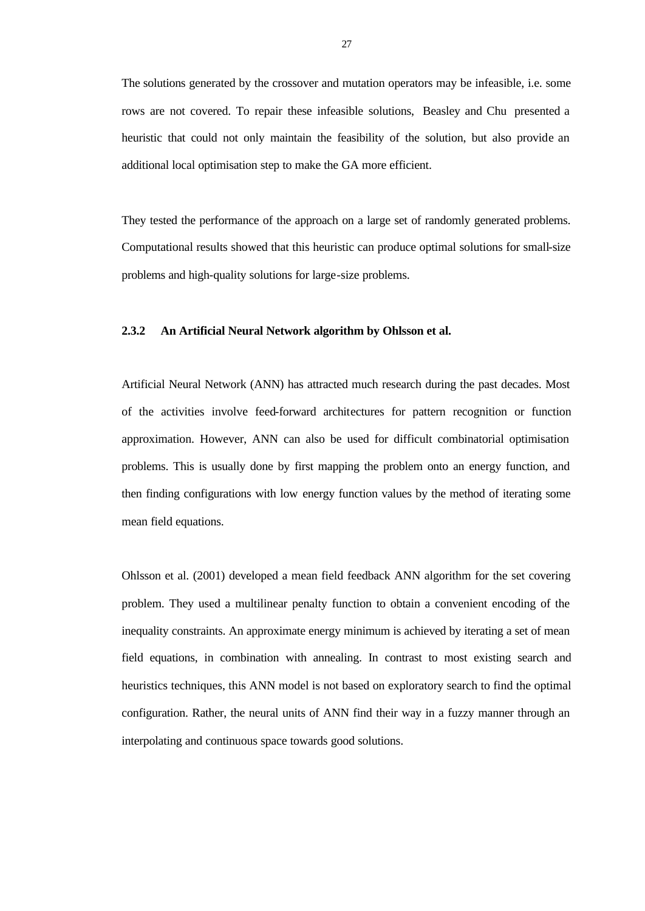The solutions generated by the crossover and mutation operators may be infeasible, i.e. some rows are not covered. To repair these infeasible solutions, Beasley and Chu presented a heuristic that could not only maintain the feasibility of the solution, but also provide an additional local optimisation step to make the GA more efficient.

They tested the performance of the approach on a large set of randomly generated problems. Computational results showed that this heuristic can produce optimal solutions for small-size problems and high-quality solutions for large-size problems.

### 2.3.2 An Artificial Neural Network algorithm by Ohlsson et al.

Artificial Neural Network (ANN) has attracted much research during the past decades. Most of the activities involve feed-forward architectures for pattern recognition or function approximation. However, ANN can also be used for difficult combinatorial optimisation problems. This is usually done by first mapping the problem onto an energy function, and then finding configurations with low energy function values by the method of iterating some mean field equations.

Ohlsson et al. (2001) developed a mean field feedback ANN algorithm for the set covering problem. They used a multilinear penalty function to obtain a convenient encoding of the inequality constraints. An approximate energy minimum is achieved by iterating a set of mean field equations, in combination with annealing. In contrast to most existing search and heuristics techniques, this ANN model is not based on exploratory search to find the optimal configuration. Rather, the neural units of ANN find their way in a fuzzy manner through an interpolating and continuous space towards good solutions.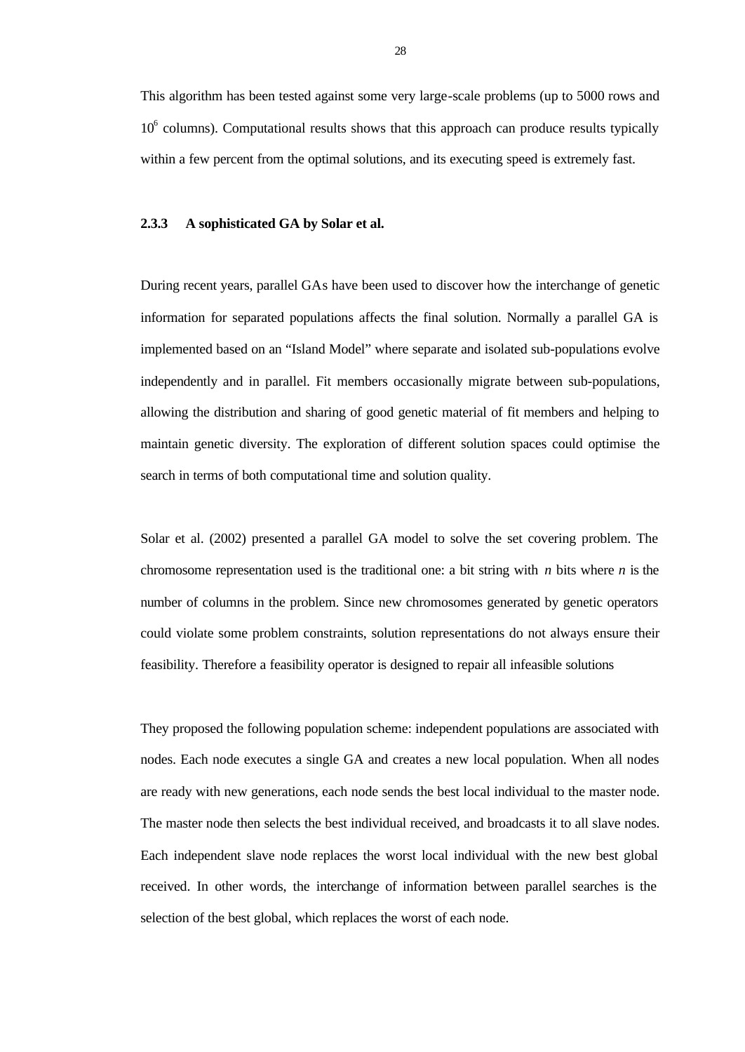This algorithm has been tested against some very large-scale problems (up to 5000 rows and $10^6$ columns). Computational results shows that this approach can produce results typically within a few percent from the optimal solutions, and its executing speed is extremely fast.

### 2.3.3 A sophisticated GA by Solar et al.

During recent years, parallel GAs have been used to discover how the interchange of genetic information for separated populations affects the final solution. Normally a parallel GA is implemented based on an "Island Model" where separate and isolated sub-populations evolve independently and in parallel. Fit members occasionally migrate between sub-populations, allowing the distribution and sharing of good genetic material of fit members and helping to maintain genetic diversity. The exploration of different solution spaces could optimise the search in terms of both computational time and solution quality.

Solar et al. (2002) presented a parallel GA model to solve the set covering problem. The chromosome representation used is the traditional one: a bit string with $n$ bits where $n$ is the number of columns in the problem. Since new chromosomes generated by genetic operators could violate some problem constraints, solution representations do not always ensure their feasibility. Therefore a feasibility operator is designed to repair all infeasible solutions

They proposed the following population scheme: independent populations are associated with nodes. Each node executes a single GA and creates a new local population. When all nodes are ready with new generations, each node sends the best local individual to the master node. The master node then selects the best individual received, and broadcasts it to all slave nodes. Each independent slave node replaces the worst local individual with the new best global received. In other words, the interchange of information between parallel searches is the selection of the best global, which replaces the worst of each node.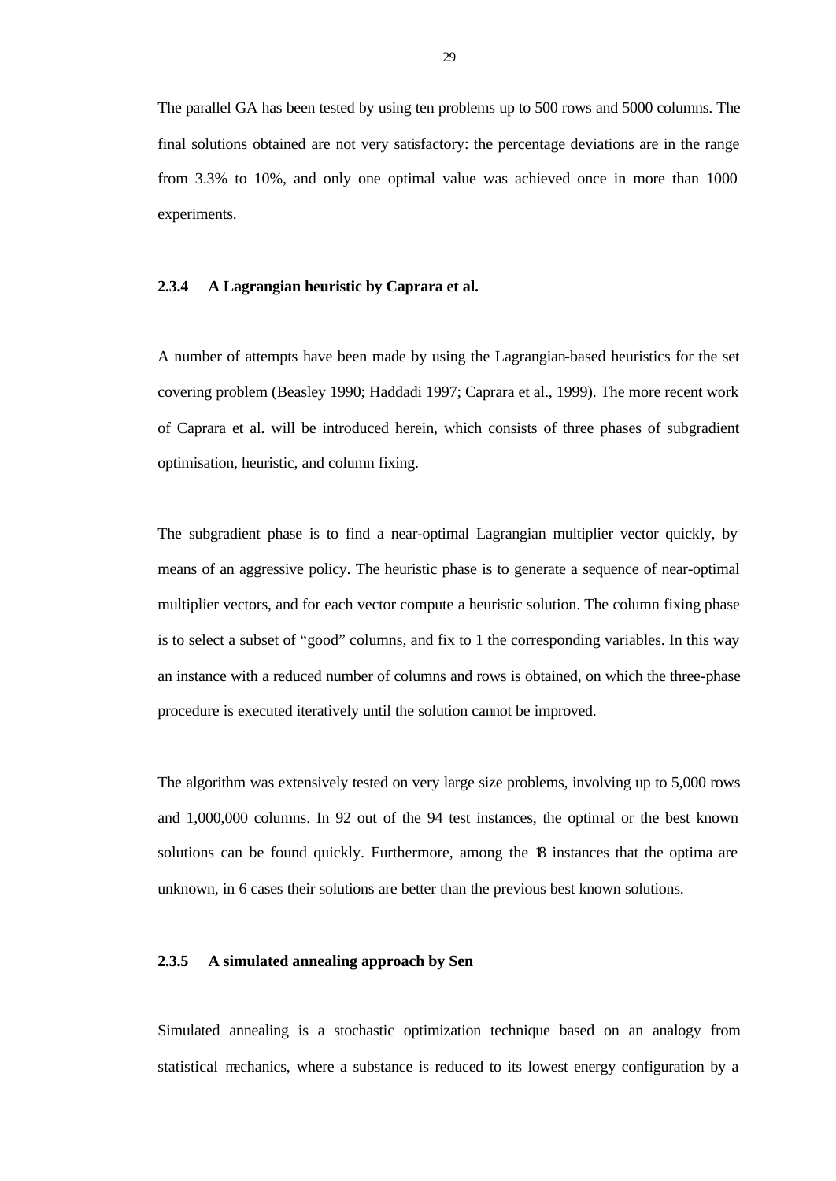The parallel GA has been tested by using ten problems up to 500 rows and 5000 columns. The final solutions obtained are not very satisfactory: the percentage deviations are in the range from 3.3% to 10%, and only one optimal value was achieved once in more than 1000 experiments.

### 2.3.4 A Lagrangian heuristic by Caprara et al.

A number of attempts have been made by using the Lagrangian-based heuristics for the set covering problem (Beasley 1990; Haddadi 1997; Caprara et al., 1999). The more recent work of Caprara et al. will be introduced herein, which consists of three phases of subgradient optimisation, heuristic, and column fixing.

The subgradient phase is to find a near-optimal Lagrangian multiplier vector quickly, by means of an aggressive policy. The heuristic phase is to generate a sequence of near-optimal multiplier vectors, and for each vector compute a heuristic solution. The column fixing phase is to select a subset of "good" columns, and fix to 1 the corresponding variables. In this way an instance with a reduced number of columns and rows is obtained, on which the three-phase procedure is executed iteratively until the solution cannot be improved.

The algorithm was extensively tested on very large size problems, involving up to 5,000 rows and 1,000,000 columns. In 92 out of the 94 test instances, the optimal or the best known solutions can be found quickly. Furthermore, among the 18 instances that the optima are unknown, in 6 cases their solutions are better than the previous best known solutions.

### 2.3.5 A simulated annealing approach by Sen

Simulated annealing is a stochastic optimization technique based on an analogy from statistical mechanics, where a substance is reduced to its lowest energy configuration by a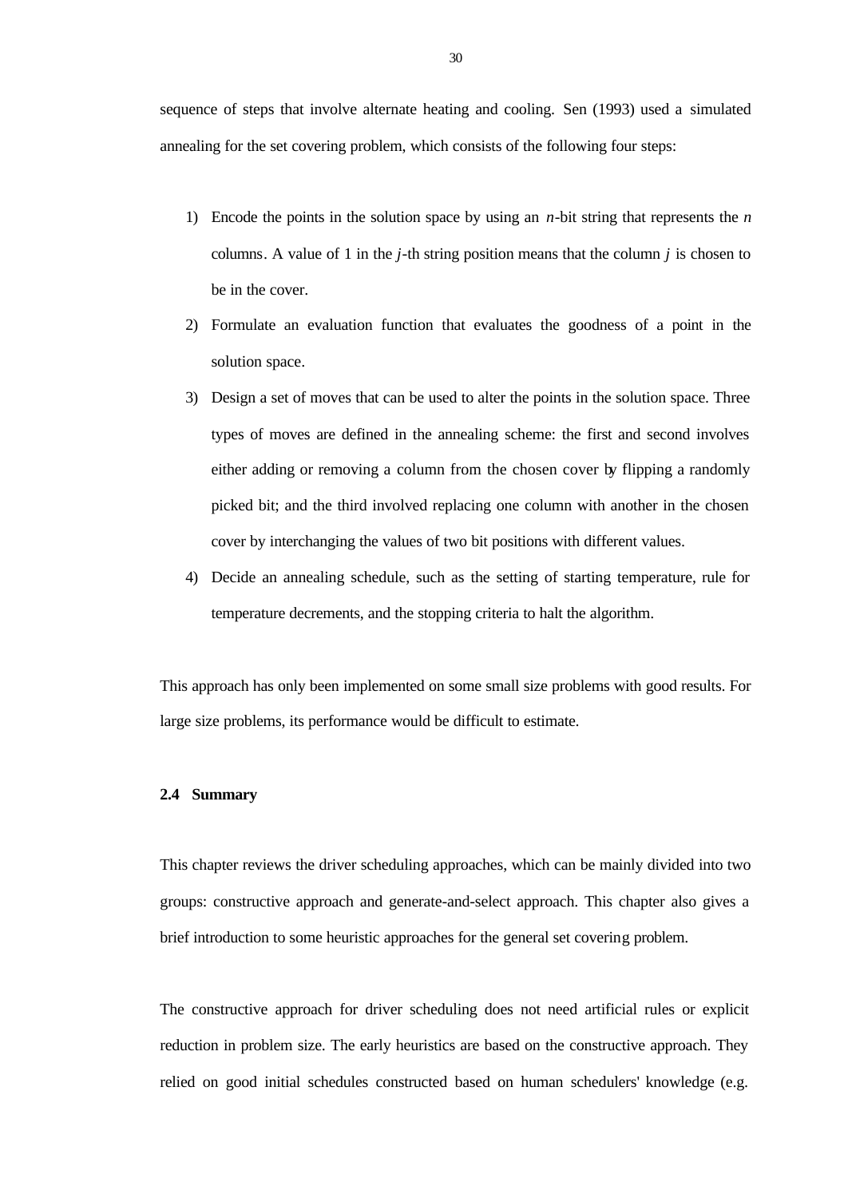sequence of steps that involve alternate heating and cooling. Sen (1993) used a simulated annealing for the set covering problem, which consists of the following four steps:

1) Encode the points in the solution space by using an $n$-bit string that represents the $n$ columns. A value of 1 in the $j$-th string position means that the column $j$ is chosen to be in the cover.
2) Formulate an evaluation function that evaluates the goodness of a point in the solution space.
3) Design a set of moves that can be used to alter the points in the solution space. Three types of moves are defined in the annealing scheme: the first and second involves either adding or removing a column from the chosen cover by flipping a randomly picked bit; and the third involved replacing one column with another in the chosen cover by interchanging the values of two bit positions with different values.
4) Decide an annealing schedule, such as the setting of starting temperature, rule for temperature decrements, and the stopping criteria to halt the algorithm.

This approach has only been implemented on some small size problems with good results. For large size problems, its performance would be difficult to estimate.

### 2.4 Summary

This chapter reviews the driver scheduling approaches, which can be mainly divided into two groups: constructive approach and generate-and-select approach. This chapter also gives a brief introduction to some heuristic approaches for the general set covering problem.

The constructive approach for driver scheduling does not need artificial rules or explicit reduction in problem size. The early heuristics are based on the constructive approach. They relied on good initial schedules constructed based on human schedulers' knowledge (e.g.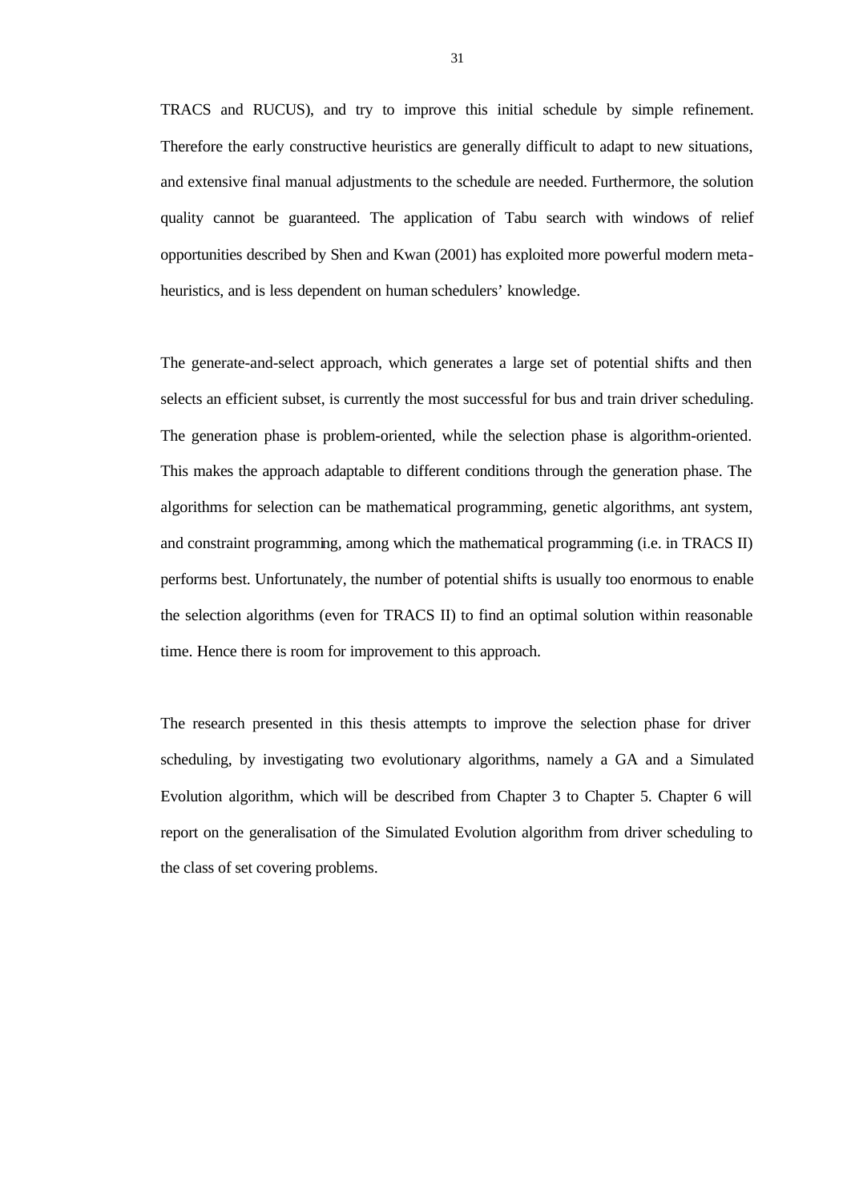TRACS and RUCUS), and try to improve this initial schedule by simple refinement. Therefore the early constructive heuristics are generally difficult to adapt to new situations, and extensive final manual adjustments to the schedule are needed. Furthermore, the solution quality cannot be guaranteed. The application of Tabu search with windows of relief opportunities described by Shen and Kwan (2001) has exploited more powerful modern meta-heuristics, and is less dependent on human schedulers' knowledge.

The generate-and-select approach, which generates a large set of potential shifts and then selects an efficient subset, is currently the most successful for bus and train driver scheduling. The generation phase is problem-oriented, while the selection phase is algorithm-oriented. This makes the approach adaptable to different conditions through the generation phase. The algorithms for selection can be mathematical programming, genetic algorithms, ant system, and constraint programming, among which the mathematical programming (i.e. in TRACS II) performs best. Unfortunately, the number of potential shifts is usually too enormous to enable the selection algorithms (even for TRACS II) to find an optimal solution within reasonable time. Hence there is room for improvement to this approach.

The research presented in this thesis attempts to improve the selection phase for driver scheduling, by investigating two evolutionary algorithms, namely a GA and a Simulated Evolution algorithm, which will be described from Chapter 3 to Chapter 5. Chapter 6 will report on the generalisation of the Simulated Evolution algorithm from driver scheduling to the class of set covering problems.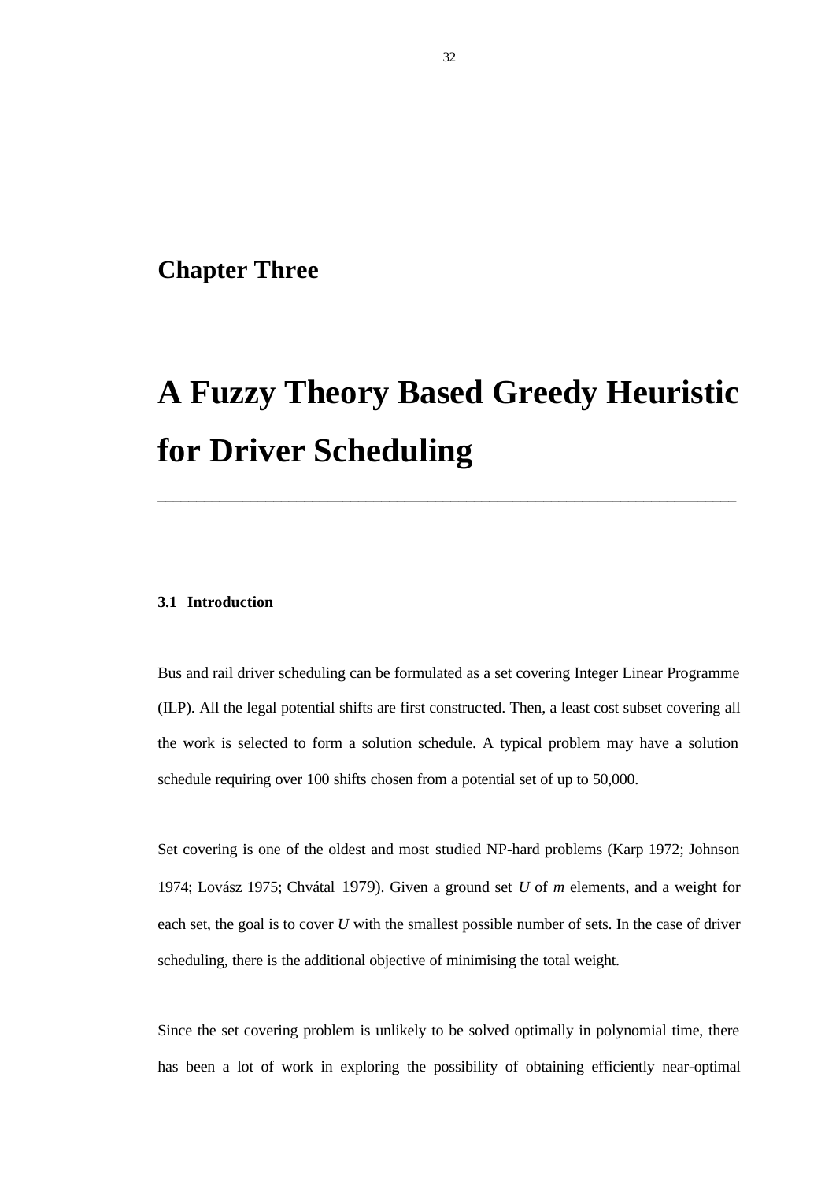# Chapter Three

# A Fuzzy Theory Based Greedy Heuristic for Driver Scheduling

---

### 3.1 Introduction

Bus and rail driver scheduling can be formulated as a set covering Integer Linear Programme (ILP). All the legal potential shifts are first constructed. Then, a least cost subset covering all the work is selected to form a solution schedule. A typical problem may have a solution schedule requiring over 100 shifts chosen from a potential set of up to 50,000.

Set covering is one of the oldest and most studied NP-hard problems (Karp 1972; Johnson 1974; Lovász 1975; Chvátal 1979). Given a ground set $U$ of $m$ elements, and a weight for each set, the goal is to cover $U$ with the smallest possible number of sets. In the case of driver scheduling, there is the additional objective of minimising the total weight.

Since the set covering problem is unlikely to be solved optimally in polynomial time, there has been a lot of work in exploring the possibility of obtaining efficiently near-optimal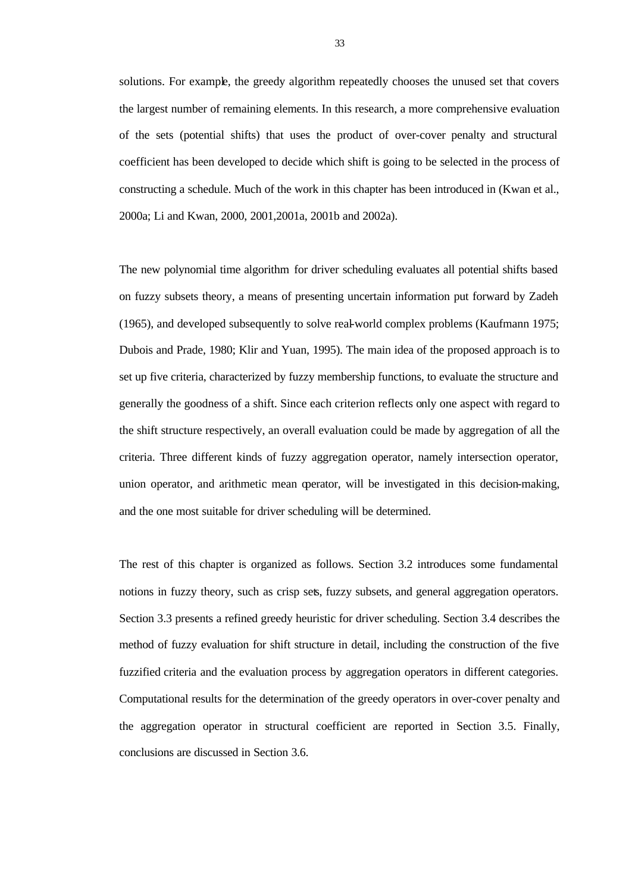solutions. For example, the greedy algorithm repeatedly chooses the unused set that covers the largest number of remaining elements. In this research, a more comprehensive evaluation of the sets (potential shifts) that uses the product of over-cover penalty and structural coefficient has been developed to decide which shift is going to be selected in the process of constructing a schedule. Much of the work in this chapter has been introduced in (Kwan et al., 2000a; Li and Kwan, 2000, 2001,2001a, 2001b and 2002a).

The new polynomial time algorithm for driver scheduling evaluates all potential shifts based on fuzzy subsets theory, a means of presenting uncertain information put forward by Zadeh (1965), and developed subsequently to solve real-world complex problems (Kaufmann 1975; Dubois and Prade, 1980; Klir and Yuan, 1995). The main idea of the proposed approach is to set up five criteria, characterized by fuzzy membership functions, to evaluate the structure and generally the goodness of a shift. Since each criterion reflects only one aspect with regard to the shift structure respectively, an overall evaluation could be made by aggregation of all the criteria. Three different kinds of fuzzy aggregation operator, namely intersection operator, union operator, and arithmetic mean operator, will be investigated in this decision-making, and the one most suitable for driver scheduling will be determined.

The rest of this chapter is organized as follows. Section 3.2 introduces some fundamental notions in fuzzy theory, such as crisp sets, fuzzy subsets, and general aggregation operators. Section 3.3 presents a refined greedy heuristic for driver scheduling. Section 3.4 describes the method of fuzzy evaluation for shift structure in detail, including the construction of the five fuzzified criteria and the evaluation process by aggregation operators in different categories. Computational results for the determination of the greedy operators in over-cover penalty and the aggregation operator in structural coefficient are reported in Section 3.5. Finally, conclusions are discussed in Section 3.6.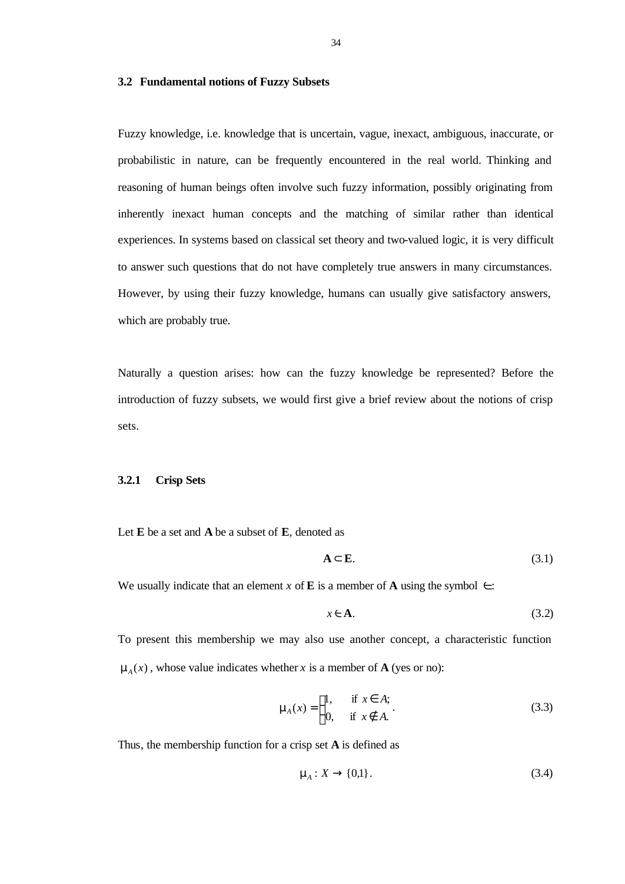### 3.2 Fundamental notions of Fuzzy Subsets

Fuzzy knowledge, i.e. knowledge that is uncertain, vague, inexact, ambiguous, inaccurate, or probabilistic in nature, can be frequently encountered in the real world. Thinking and reasoning of human beings often involve such fuzzy information, possibly originating from inherently inexact human concepts and the matching of similar rather than identical experiences. In systems based on classical set theory and two-valued logic, it is very difficult to answer such questions that do not have completely true answers in many circumstances. However, by using their fuzzy knowledge, humans can usually give satisfactory answers, which are probably true.

Naturally a question arises: how can the fuzzy knowledge be represented? Before the introduction of fuzzy subsets, we would first give a brief review about the notions of crisp sets.

#### 3.2.1 Crisp Sets

Let **E** be a set and **A** be a subset of **E**, denoted as

$$\mathbf{A} \subset \mathbf{E}. \tag{3.1}$$

We usually indicate that an element $x$ of **E** is a member of **A** using the symbol $\in$:

$$x \in \mathbf{A}. \tag{3.2}$$

To present this membership we may also use another concept, a characteristic function $\mu_A(x)$, whose value indicates whether $x$ is a member of **A** (yes or no):

$$\mu_A(x) = \begin{cases} 1, & \text{if } x \in A; \\ 0, & \text{if } x \notin A. \end{cases} \tag{3.3}$$

Thus, the membership function for a crisp set **A** is defined as

$$\mu_A : X \to \{0,1\}. \tag{3.4}$$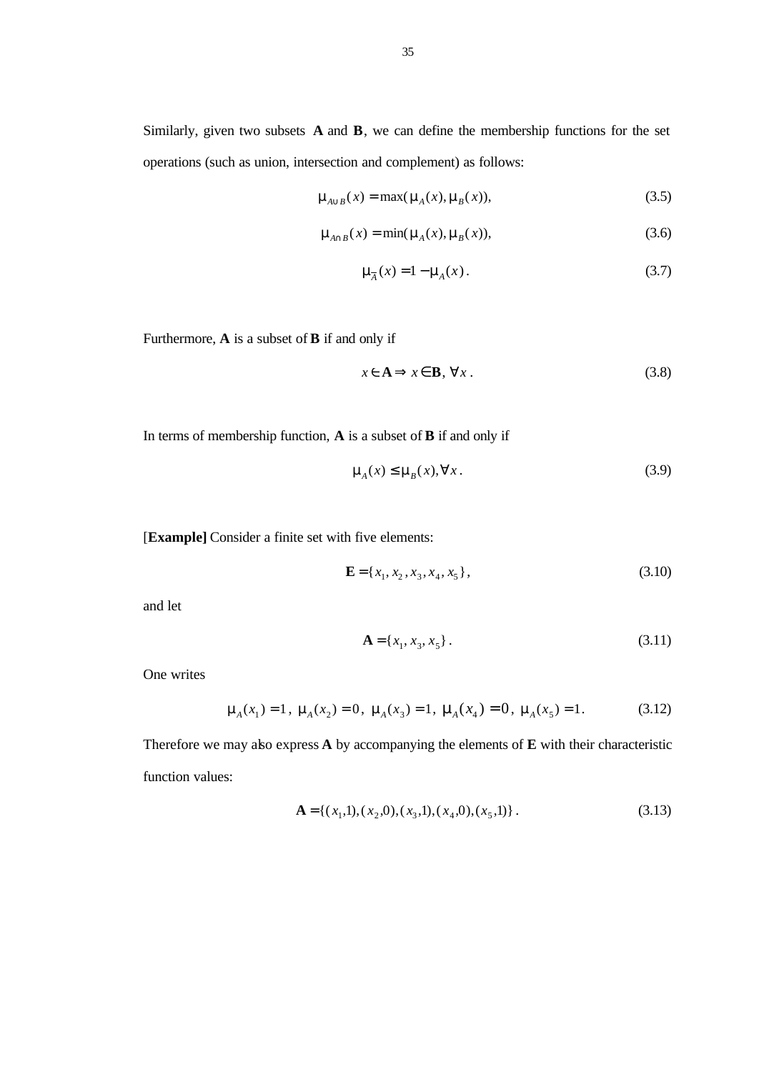Similarly, given two subsets **A** and **B**, we can define the membership functions for the set operations (such as union, intersection and complement) as follows:

$$\mu_{A \cup B}(x) = \max(\mu_A(x), \mu_B(x)), \tag{3.5}$$

$$\mu_{A \cap B}(x) = \min(\mu_A(x), \mu_B(x)), \tag{3.6}$$

$$\mu_{\overline{A}}(x) = 1 - \mu_A(x)\,. \tag{3.7}$$

Furthermore, **A** is a subset of **B** if and only if

$$x \in \mathbf{A} \Rightarrow x \in \mathbf{B},\ \forall x\,. \tag{3.8}$$

In terms of membership function, **A** is a subset of **B** if and only if

$$\mu_A(x) \le \mu_B(x), \forall x\,. \tag{3.9}$$

[**Example]** Consider a finite set with five elements:

$$\mathbf{E} = \{x_1, x_2, x_3, x_4, x_5\}, \tag{3.10}$$

and let

$$\mathbf{A} = \{x_1, x_3, x_5\}\,. \tag{3.11}$$

One writes

$$\mu_A(x_1) = 1,\ \mu_A(x_2) = 0,\ \mu_A(x_3) = 1,\ \mu_A(x_4) = 0,\ \mu_A(x_5) = 1. \tag{3.12}$$

Therefore we may also express **A** by accompanying the elements of **E** with their characteristic function values:

$$\mathbf{A} = \{(x_1,1),(x_2,0),(x_3,1),(x_4,0),(x_5,1)\}\,. \tag{3.13}$$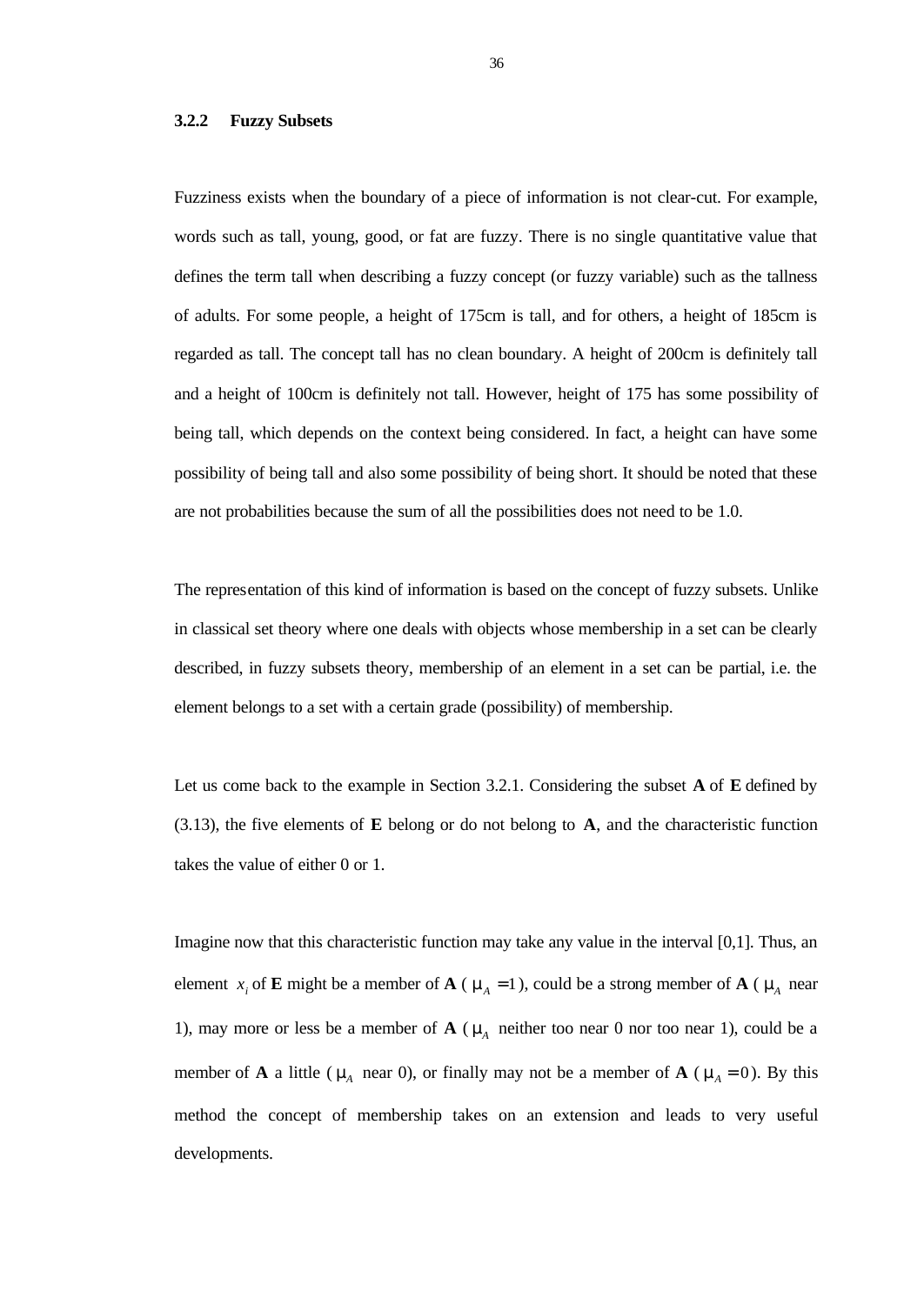### 3.2.2 Fuzzy Subsets

Fuzziness exists when the boundary of a piece of information is not clear-cut. For example, words such as tall, young, good, or fat are fuzzy. There is no single quantitative value that defines the term tall when describing a fuzzy concept (or fuzzy variable) such as the tallness of adults. For some people, a height of 175cm is tall, and for others, a height of 185cm is regarded as tall. The concept tall has no clean boundary. A height of 200cm is definitely tall and a height of 100cm is definitely not tall. However, height of 175 has some possibility of being tall, which depends on the context being considered. In fact, a height can have some possibility of being tall and also some possibility of being short. It should be noted that these are not probabilities because the sum of all the possibilities does not need to be 1.0.

The representation of this kind of information is based on the concept of fuzzy subsets. Unlike in classical set theory where one deals with objects whose membership in a set can be clearly described, in fuzzy subsets theory, membership of an element in a set can be partial, i.e. the element belongs to a set with a certain grade (possibility) of membership.

Let us come back to the example in Section 3.2.1. Considering the subset **A** of **E** defined by (3.13), the five elements of **E** belong or do not belong to **A**, and the characteristic function takes the value of either 0 or 1.

Imagine now that this characteristic function may take any value in the interval [0,1]. Thus, an element $x_i$ of **E** might be a member of **A** ( $\mu_A = 1$ ), could be a strong member of **A** ( $\mu_A$ near 1), may more or less be a member of **A** ( $\mu_A$ neither too near 0 nor too near 1), could be a member of **A** a little ( $\mu_A$ near 0), or finally may not be a member of **A** ( $\mu_A = 0$ ). By this method the concept of membership takes on an extension and leads to very useful developments.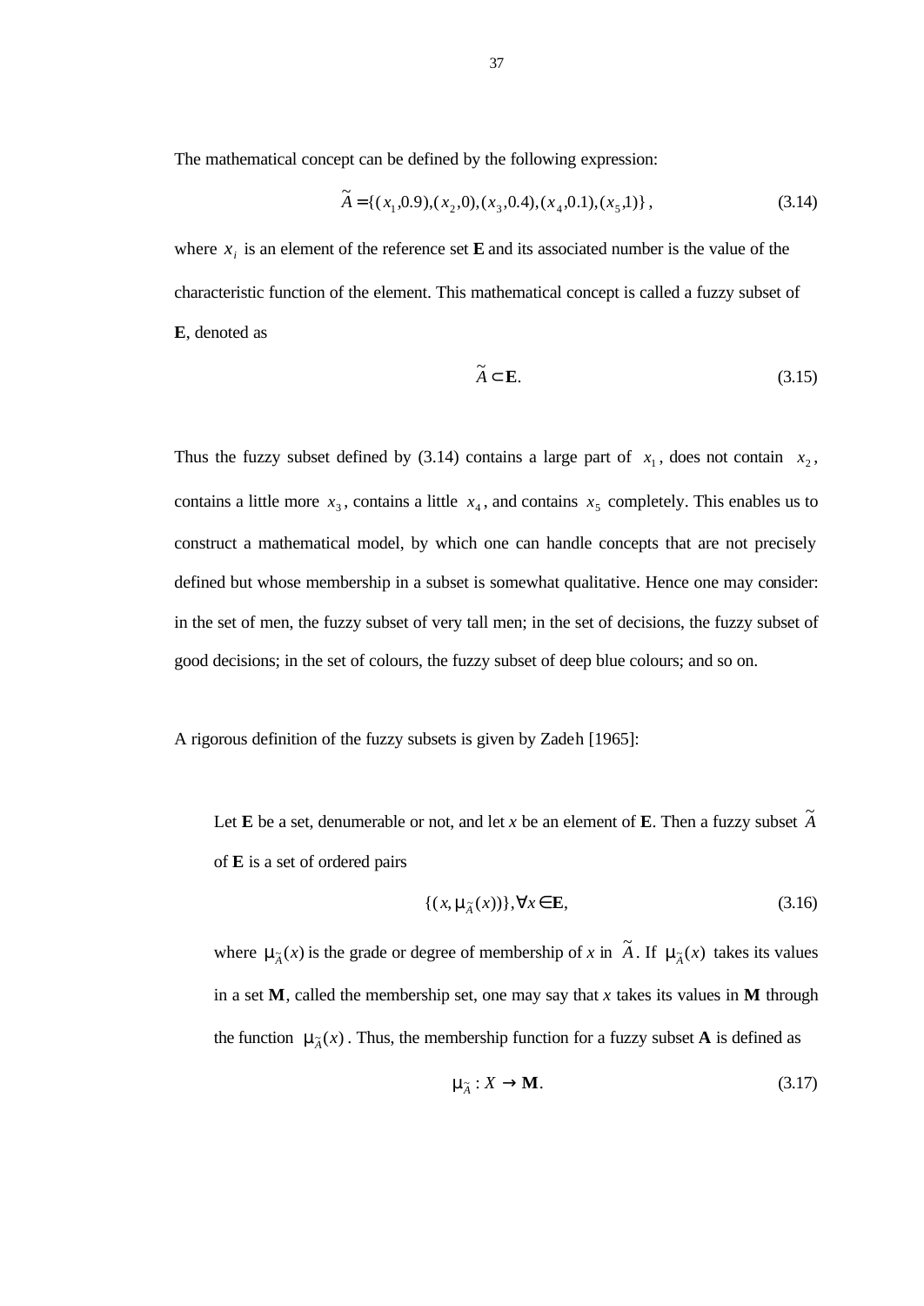The mathematical concept can be defined by the following expression:

$$\tilde{A} = \{(x_1, 0.9), (x_2, 0), (x_3, 0.4), (x_4, 0.1), (x_5, 1)\}, \tag{3.14}$$

where $x_i$ is an element of the reference set **E** and its associated number is the value of the characteristic function of the element. This mathematical concept is called a fuzzy subset of **E**, denoted as

$$\tilde{A} \subset \mathbf{E}. \tag{3.15}$$

Thus the fuzzy subset defined by (3.14) contains a large part of $x_1$, does not contain $x_2$, contains a little more $x_3$, contains a little $x_4$, and contains $x_5$ completely. This enables us to construct a mathematical model, by which one can handle concepts that are not precisely defined but whose membership in a subset is somewhat qualitative. Hence one may consider: in the set of men, the fuzzy subset of very tall men; in the set of decisions, the fuzzy subset of good decisions; in the set of colours, the fuzzy subset of deep blue colours; and so on.

A rigorous definition of the fuzzy subsets is given by Zadeh [1965]:

> Let **E** be a set, denumerable or not, and let *x* be an element of **E**. Then a fuzzy subset $\tilde{A}$ of **E** is a set of ordered pairs
>
> $$\{(x, \mu_{\tilde{A}}(x))\}, \forall x \in \mathbf{E}, \tag{3.16}$$
>
> where $\mu_{\tilde{A}}(x)$ is the grade or degree of membership of *x* in $\tilde{A}$. If $\mu_{\tilde{A}}(x)$ takes its values in a set **M**, called the membership set, one may say that *x* takes its values in **M** through the function $\mu_{\tilde{A}}(x)$. Thus, the membership function for a fuzzy subset **A** is defined as
>
> $$\mu_{\tilde{A}} : X \to \mathbf{M}. \tag{3.17}$$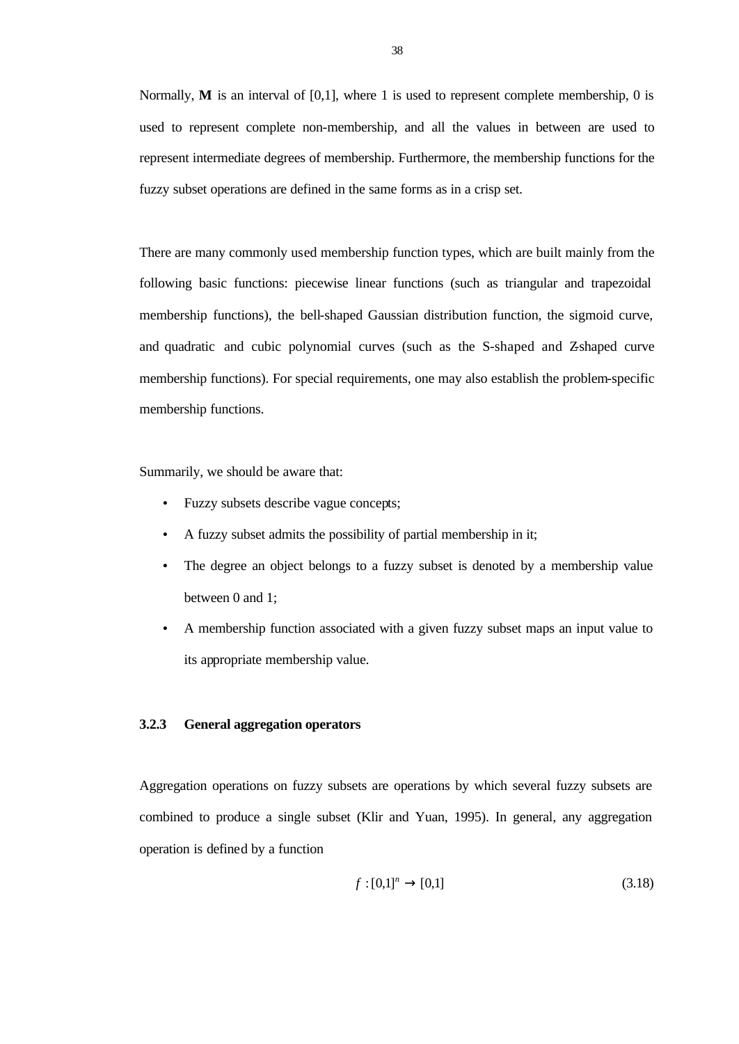Normally, **M** is an interval of [0,1], where 1 is used to represent complete membership, 0 is used to represent complete non-membership, and all the values in between are used to represent intermediate degrees of membership. Furthermore, the membership functions for the fuzzy subset operations are defined in the same forms as in a crisp set.

There are many commonly used membership function types, which are built mainly from the following basic functions: piecewise linear functions (such as triangular and trapezoidal membership functions), the bell-shaped Gaussian distribution function, the sigmoid curve, and quadratic and cubic polynomial curves (such as the S-shaped and Z-shaped curve membership functions). For special requirements, one may also establish the problem-specific membership functions.

Summarily, we should be aware that:

- Fuzzy subsets describe vague concepts;
- A fuzzy subset admits the possibility of partial membership in it;
- The degree an object belongs to a fuzzy subset is denoted by a membership value between 0 and 1;
- A membership function associated with a given fuzzy subset maps an input value to its appropriate membership value.

### 3.2.3 General aggregation operators

Aggregation operations on fuzzy subsets are operations by which several fuzzy subsets are combined to produce a single subset (Klir and Yuan, 1995). In general, any aggregation operation is defined by a function

$$f : [0,1]^n \rightarrow [0,1] \tag{3.18}$$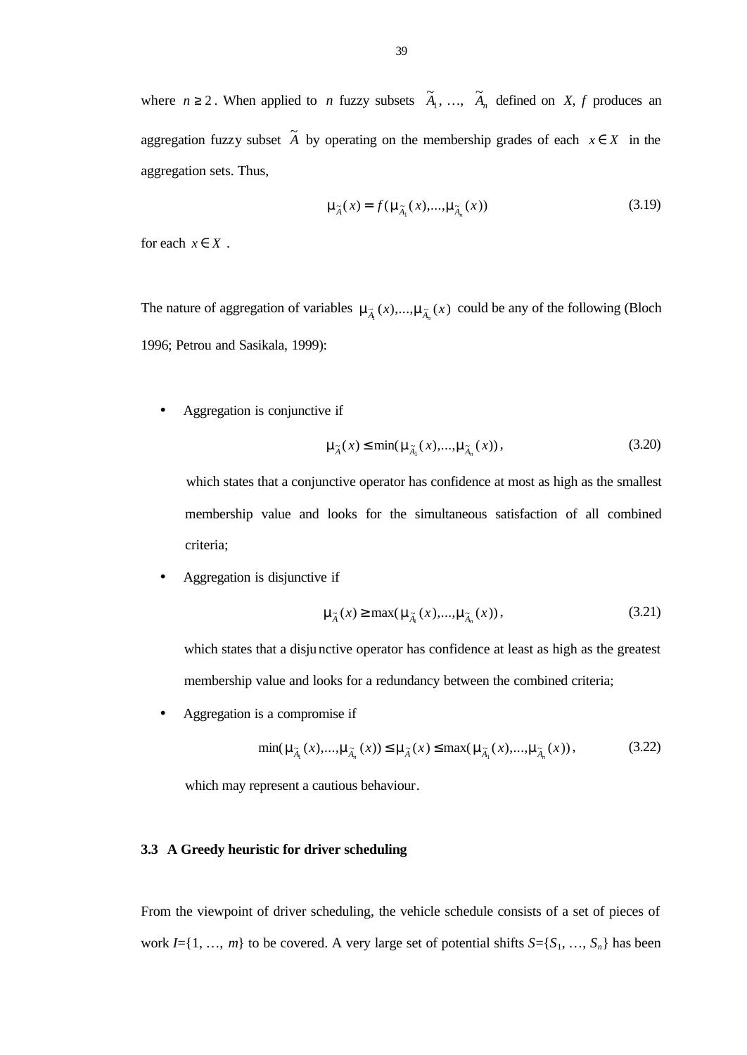where $n \geq 2$. When applied to $n$ fuzzy subsets $\tilde{A}_1, \ldots, \tilde{A}_n$ defined on $X$, $f$ produces an aggregation fuzzy subset $\tilde{A}$ by operating on the membership grades of each $x \in X$ in the aggregation sets. Thus,

$$\mu_{\tilde{A}}(x) = f(\mu_{\tilde{A}_1}(x), \ldots, \mu_{\tilde{A}_n}(x)) \tag{3.19}$$

for each $x \in X$.

The nature of aggregation of variables $\mu_{\tilde{A}_1}(x), \ldots, \mu_{\tilde{A}_n}(x)$ could be any of the following (Bloch 1996; Petrou and Sasikala, 1999):

- Aggregation is conjunctive if

$$\mu_{\tilde{A}}(x) \leq \min(\mu_{\tilde{A}_1}(x), \ldots, \mu_{\tilde{A}_n}(x)), \tag{3.20}$$

  which states that a conjunctive operator has confidence at most as high as the smallest membership value and looks for the simultaneous satisfaction of all combined criteria;

- Aggregation is disjunctive if

$$\mu_{\tilde{A}}(x) \geq \max(\mu_{\tilde{A}_1}(x), \ldots, \mu_{\tilde{A}_n}(x)), \tag{3.21}$$

  which states that a disjunctive operator has confidence at least as high as the greatest membership value and looks for a redundancy between the combined criteria;

- Aggregation is a compromise if

$$\min(\mu_{\tilde{A}_1}(x), \ldots, \mu_{\tilde{A}_n}(x)) \leq \mu_{\tilde{A}}(x) \leq \max(\mu_{\tilde{A}_1}(x), \ldots, \mu_{\tilde{A}_n}(x)), \tag{3.22}$$

  which may represent a cautious behaviour.

### 3.3 A Greedy heuristic for driver scheduling

From the viewpoint of driver scheduling, the vehicle schedule consists of a set of pieces of work $I=\{1, \ldots, m\}$ to be covered. A very large set of potential shifts $S=\{S_1, \ldots, S_n\}$ has been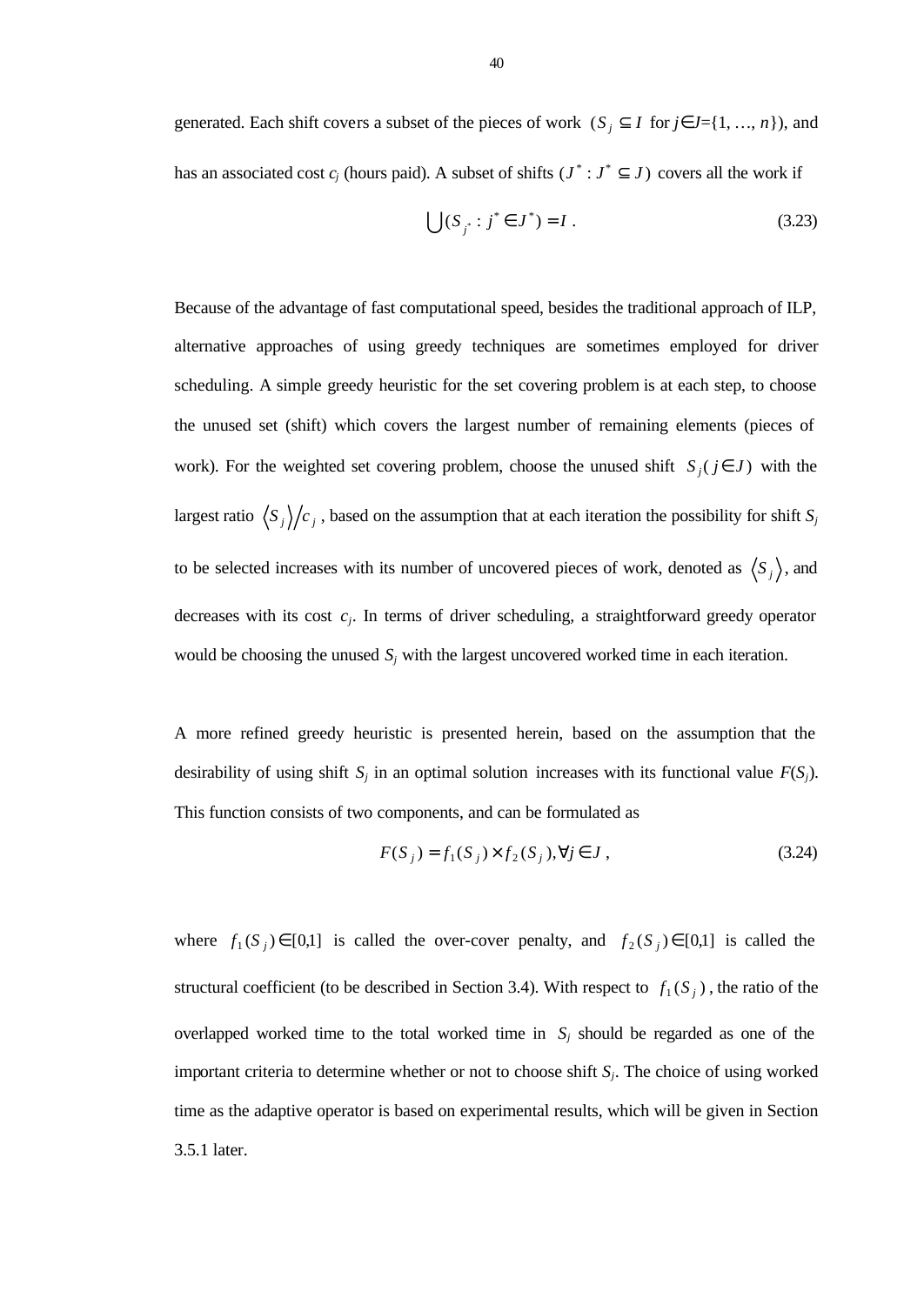generated. Each shift covers a subset of the pieces of work ($S_j \subseteq I$ for $j \in J=\{1, \ldots, n\}$), and has an associated cost $c_j$ (hours paid). A subset of shifts ($J^* : J^* \subseteq J$) covers all the work if

$$\bigcup (S_{j^*} : j^* \in J^*) = I \ . \tag{3.23}$$

Because of the advantage of fast computational speed, besides the traditional approach of ILP, alternative approaches of using greedy techniques are sometimes employed for driver scheduling. A simple greedy heuristic for the set covering problem is at each step, to choose the unused set (shift) which covers the largest number of remaining elements (pieces of work). For the weighted set covering problem, choose the unused shift $S_j (j \in J)$ with the largest ratio $\langle S_j \rangle / c_j$, based on the assumption that at each iteration the possibility for shift $S_j$ to be selected increases with its number of uncovered pieces of work, denoted as $\langle S_j \rangle$, and decreases with its cost $c_j$. In terms of driver scheduling, a straightforward greedy operator would be choosing the unused $S_j$ with the largest uncovered worked time in each iteration.

A more refined greedy heuristic is presented herein, based on the assumption that the desirability of using shift $S_j$ in an optimal solution increases with its functional value $F(S_j)$. This function consists of two components, and can be formulated as

$$F(S_j) = f_1(S_j) \times f_2(S_j), \forall j \in J \ , \tag{3.24}$$

where $f_1(S_j) \in [0,1]$ is called the over-cover penalty, and $f_2(S_j) \in [0,1]$ is called the structural coefficient (to be described in Section 3.4). With respect to $f_1(S_j)$, the ratio of the overlapped worked time to the total worked time in $S_j$ should be regarded as one of the important criteria to determine whether or not to choose shift $S_j$. The choice of using worked time as the adaptive operator is based on experimental results, which will be given in Section 3.5.1 later.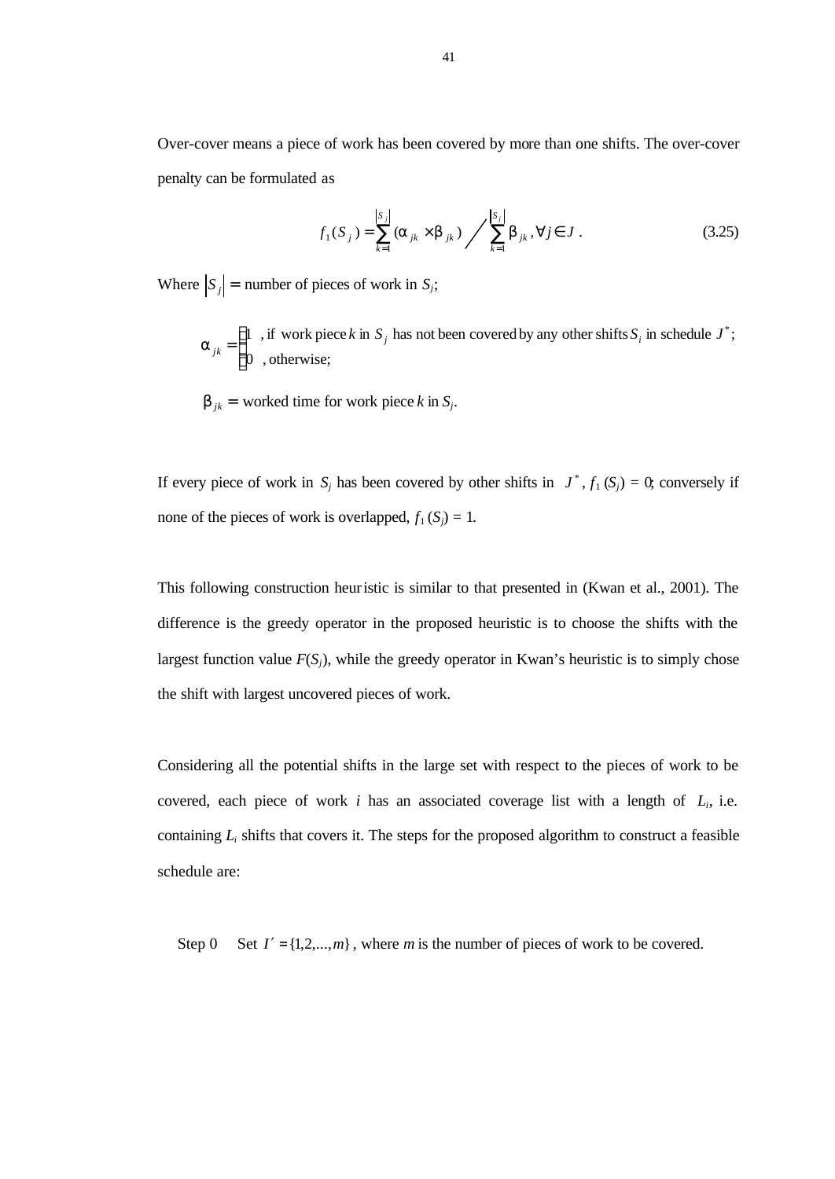Over-cover means a piece of work has been covered by more than one shifts. The over-cover penalty can be formulated as

$$f_1(S_j) = \sum_{k=1}^{|S_j|}(\alpha_{jk} \times \beta_{jk}) \Big/ \sum_{k=1}^{|S_j|}\beta_{jk}, \forall j \in J \; . \tag{3.25}$$

Where $|S_j| =$ number of pieces of work in $S_j$;

$$\alpha_{jk} = \begin{cases} 1 & \text{, if work piece } k \text{ in } S_j \text{ has not been covered by any other shifts } S_i \text{ in schedule } J^*; \\ 0 & \text{, otherwise;} \end{cases}$$

$\beta_{jk} =$ worked time for work piece $k$ in $S_j$.

If every piece of work in $S_j$ has been covered by other shifts in $J^*$, $f_1(S_j) = 0$; conversely if none of the pieces of work is overlapped, $f_1(S_j) = 1$.

This following construction heuristic is similar to that presented in (Kwan et al., 2001). The difference is the greedy operator in the proposed heuristic is to choose the shifts with the largest function value $F(S_j)$, while the greedy operator in Kwan's heuristic is to simply chose the shift with largest uncovered pieces of work.

Considering all the potential shifts in the large set with respect to the pieces of work to be covered, each piece of work $i$ has an associated coverage list with a length of $L_i$, i.e. containing $L_i$ shifts that covers it. The steps for the proposed algorithm to construct a feasible schedule are:

Step 0 Set $I' = \{1,2,...,m\}$, where $m$ is the number of pieces of work to be covered.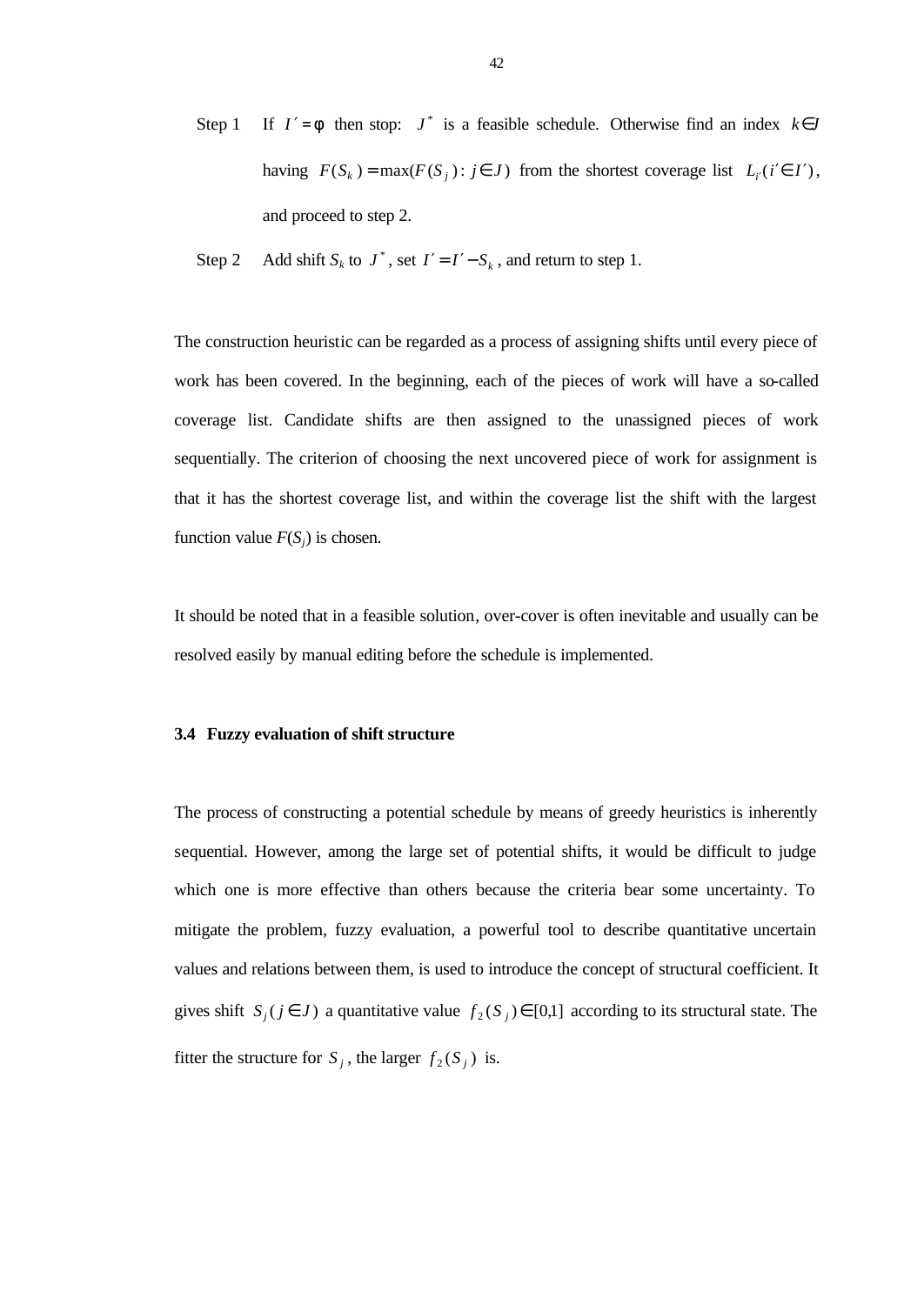Step 1 If $I' = \phi$ then stop: $J^*$ is a feasible schedule. Otherwise find an index $k \in J$ having $F(S_k) = \max(F(S_j) : j \in J)$ from the shortest coverage list $L_{i'}(i' \in I')$, and proceed to step 2.

Step 2 Add shift $S_k$ to $J^*$, set $I' = I' - S_k$, and return to step 1.

The construction heuristic can be regarded as a process of assigning shifts until every piece of work has been covered. In the beginning, each of the pieces of work will have a so-called coverage list. Candidate shifts are then assigned to the unassigned pieces of work sequentially. The criterion of choosing the next uncovered piece of work for assignment is that it has the shortest coverage list, and within the coverage list the shift with the largest function value $F(S_j)$ is chosen.

It should be noted that in a feasible solution, over-cover is often inevitable and usually can be resolved easily by manual editing before the schedule is implemented.

### 3.4 Fuzzy evaluation of shift structure

The process of constructing a potential schedule by means of greedy heuristics is inherently sequential. However, among the large set of potential shifts, it would be difficult to judge which one is more effective than others because the criteria bear some uncertainty. To mitigate the problem, fuzzy evaluation, a powerful tool to describe quantitative uncertain values and relations between them, is used to introduce the concept of structural coefficient. It gives shift $S_j (j \in J)$ a quantitative value $f_2(S_j) \in [0,1]$ according to its structural state. The fitter the structure for $S_j$, the larger $f_2(S_j)$ is.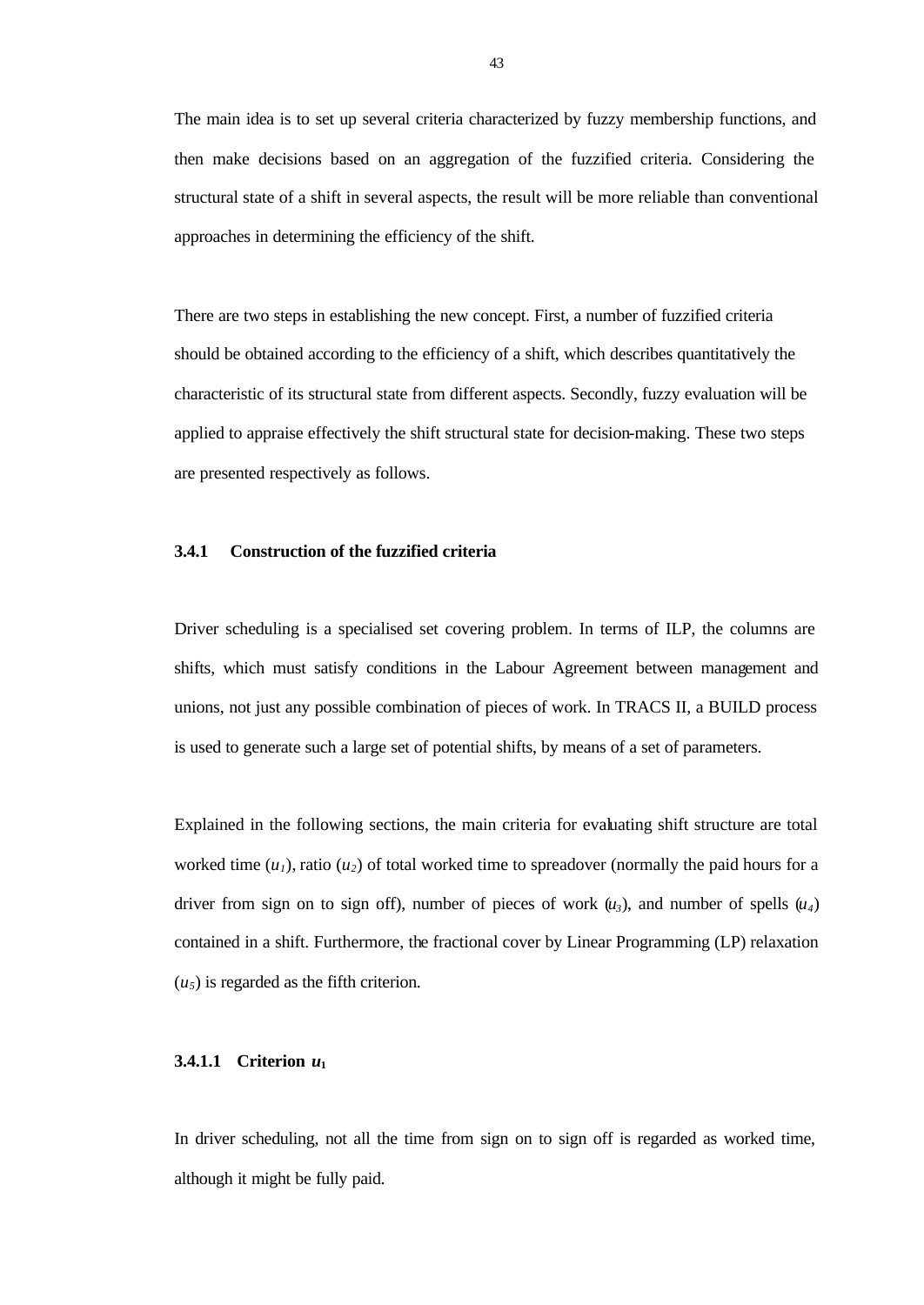The main idea is to set up several criteria characterized by fuzzy membership functions, and then make decisions based on an aggregation of the fuzzified criteria. Considering the structural state of a shift in several aspects, the result will be more reliable than conventional approaches in determining the efficiency of the shift.

There are two steps in establishing the new concept. First, a number of fuzzified criteria should be obtained according to the efficiency of a shift, which describes quantitatively the characteristic of its structural state from different aspects. Secondly, fuzzy evaluation will be applied to appraise effectively the shift structural state for decision-making. These two steps are presented respectively as follows.

### 3.4.1 Construction of the fuzzified criteria

Driver scheduling is a specialised set covering problem. In terms of ILP, the columns are shifts, which must satisfy conditions in the Labour Agreement between management and unions, not just any possible combination of pieces of work. In TRACS II, a BUILD process is used to generate such a large set of potential shifts, by means of a set of parameters.

Explained in the following sections, the main criteria for evaluating shift structure are total worked time ($u_1$), ratio ($u_2$) of total worked time to spreadover (normally the paid hours for a driver from sign on to sign off), number of pieces of work ($u_3$), and number of spells ($u_4$) contained in a shift. Furthermore, the fractional cover by Linear Programming (LP) relaxation ($u_5$) is regarded as the fifth criterion.

#### 3.4.1.1 Criterion $u_1$

In driver scheduling, not all the time from sign on to sign off is regarded as worked time, although it might be fully paid.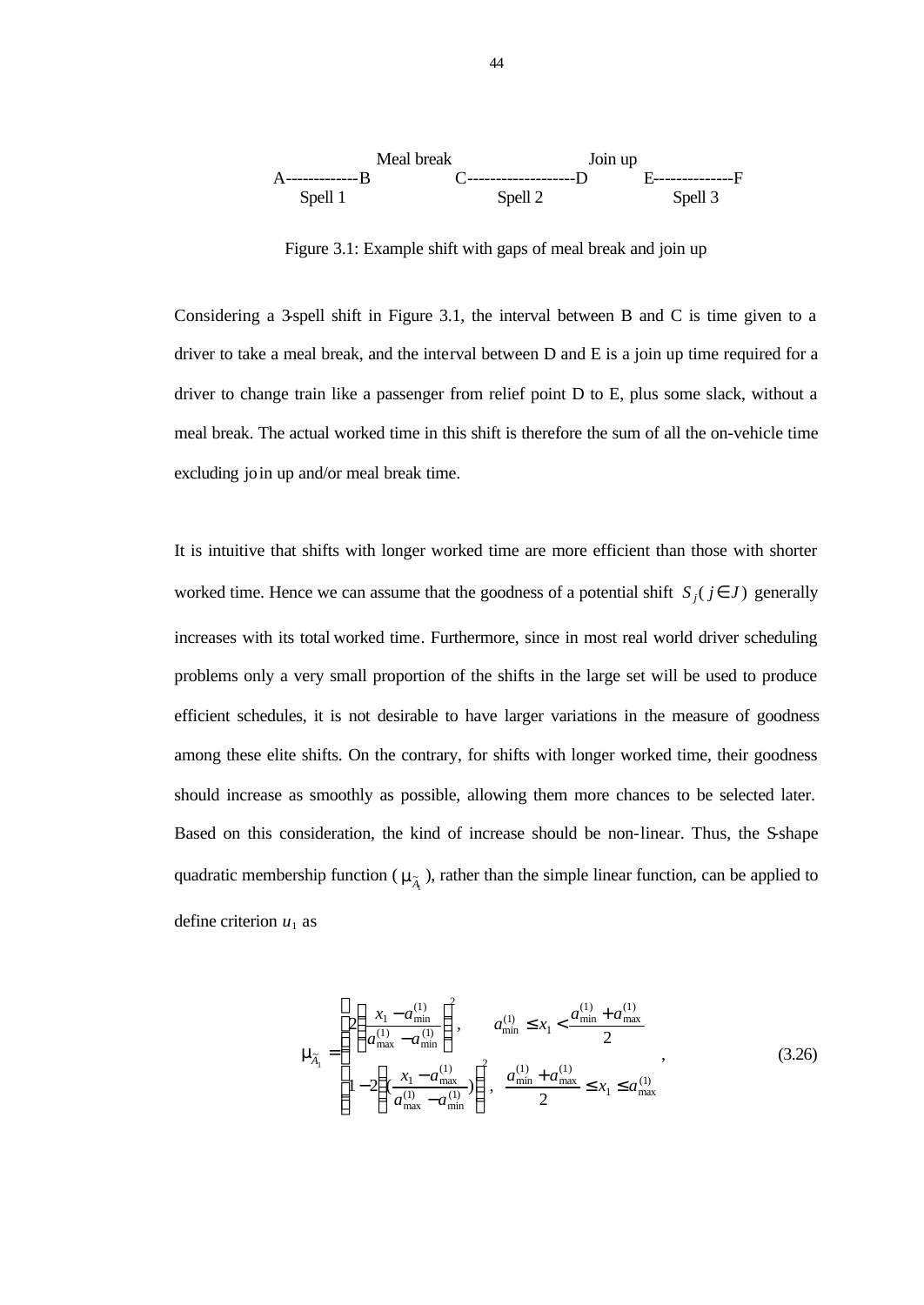```
                    Meal break                            Join up
A-------------B              C-------------------D          E--------------F
    Spell 1                         Spell 2                      Spell 3
```

Figure 3.1: Example shift with gaps of meal break and join up

Considering a 3-spell shift in Figure 3.1, the interval between B and C is time given to a driver to take a meal break, and the interval between D and E is a join up time required for a driver to change train like a passenger from relief point D to E, plus some slack, without a meal break. The actual worked time in this shift is therefore the sum of all the on-vehicle time excluding join up and/or meal break time.

It is intuitive that shifts with longer worked time are more efficient than those with shorter worked time. Hence we can assume that the goodness of a potential shift $S_j (j \in J)$ generally increases with its total worked time. Furthermore, since in most real world driver scheduling problems only a very small proportion of the shifts in the large set will be used to produce efficient schedules, it is not desirable to have larger variations in the measure of goodness among these elite shifts. On the contrary, for shifts with longer worked time, their goodness should increase as smoothly as possible, allowing them more chances to be selected later. Based on this consideration, the kind of increase should be non-linear. Thus, the S-shape quadratic membership function ($\mu_{\tilde{A}_1}$), rather than the simple linear function, can be applied to define criterion $u_1$ as

$$\mu_{\tilde{A}_1} = \begin{cases} 2\left(\dfrac{x_1 - a_{\min}^{(1)}}{a_{\max}^{(1)} - a_{\min}^{(1)}}\right)^2, & a_{\min}^{(1)} \le x_1 < \dfrac{a_{\min}^{(1)} + a_{\max}^{(1)}}{2} \\ 1 - 2\left(\left(\dfrac{x_1 - a_{\max}^{(1)}}{a_{\max}^{(1)} - a_{\min}^{(1)}}\right)\right)^2, & \dfrac{a_{\min}^{(1)} + a_{\max}^{(1)}}{2} \le x_1 \le a_{\max}^{(1)} \end{cases}, \tag{3.26}$$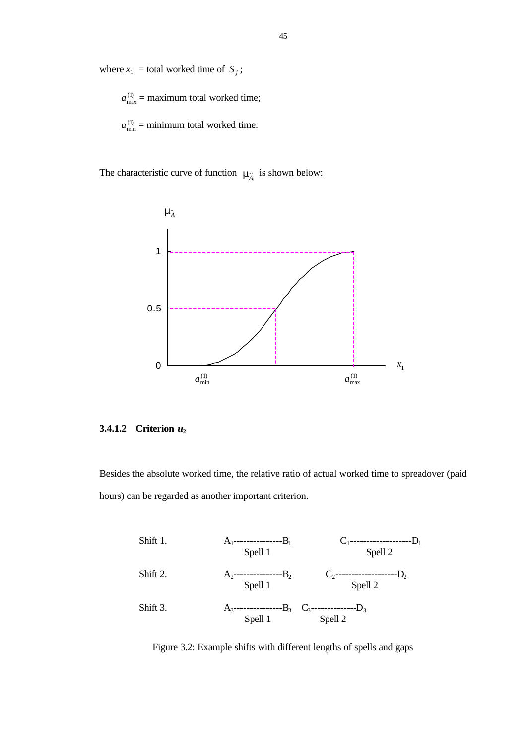where $x_1$ = total worked time of $S_j$ ;

$a^{(1)}_{\max}$ = maximum total worked time;

$a^{(1)}_{\min}$ = minimum total worked time.

The characteristic curve of function $\mu_{\tilde{A}_1}$ is shown below:

#### 3.4.1.2 Criterion $u_2$

Besides the absolute worked time, the relative ratio of actual worked time to spreadover (paid hours) can be regarded as another important criterion.

```
Shift 1.        A1---------------B1            C1-------------------D1
                     Spell 1                         Spell 2

Shift 2.        A2---------------B2        C2-------------------D2
                     Spell 1                     Spell 2

Shift 3.        A3---------------B3   C3--------------D3
                     Spell 1              Spell 2
```

Figure 3.2: Example shifts with different lengths of spells and gaps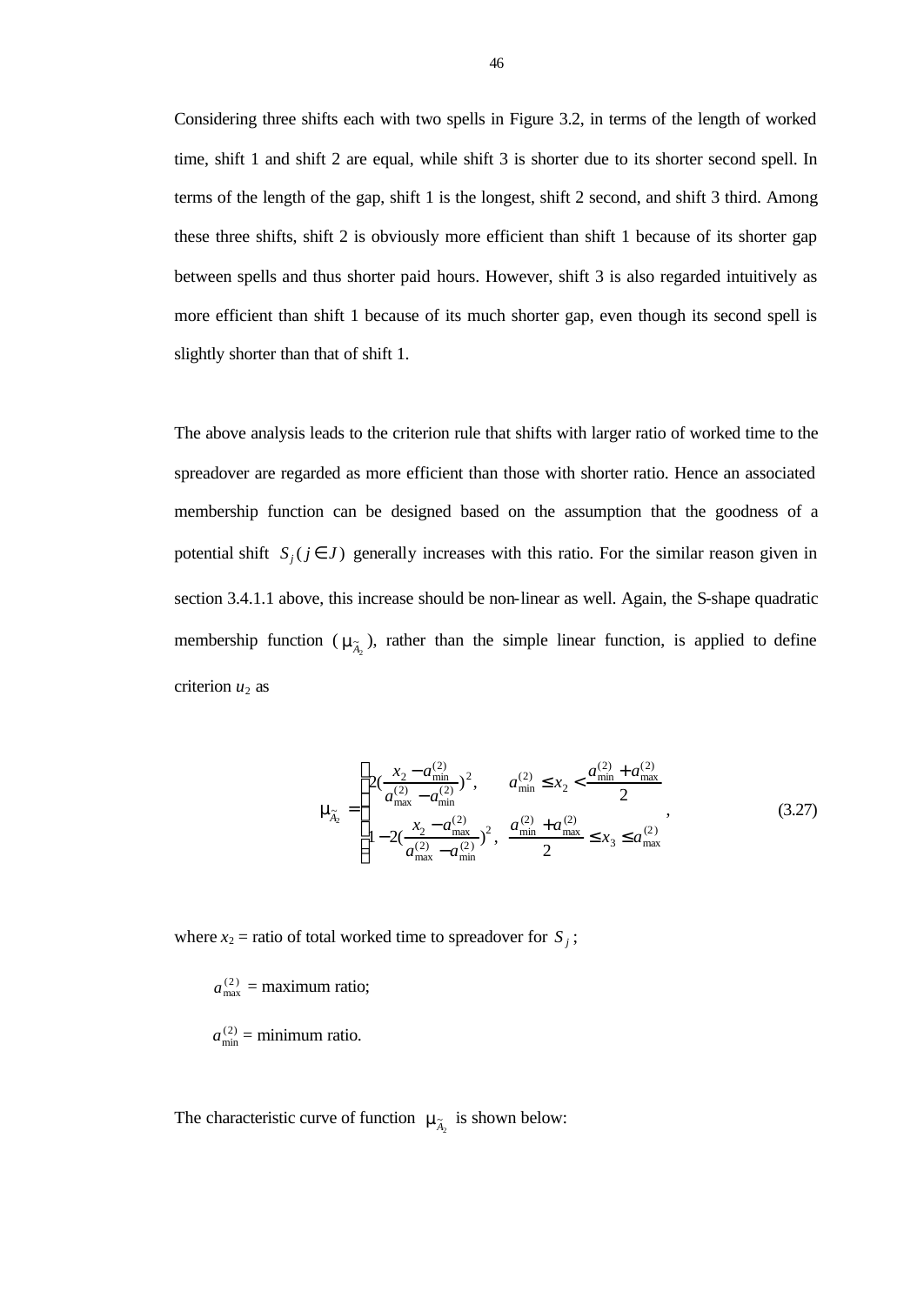Considering three shifts each with two spells in Figure 3.2, in terms of the length of worked time, shift 1 and shift 2 are equal, while shift 3 is shorter due to its shorter second spell. In terms of the length of the gap, shift 1 is the longest, shift 2 second, and shift 3 third. Among these three shifts, shift 2 is obviously more efficient than shift 1 because of its shorter gap between spells and thus shorter paid hours. However, shift 3 is also regarded intuitively as more efficient than shift 1 because of its much shorter gap, even though its second spell is slightly shorter than that of shift 1.

The above analysis leads to the criterion rule that shifts with larger ratio of worked time to the spreadover are regarded as more efficient than those with shorter ratio. Hence an associated membership function can be designed based on the assumption that the goodness of a potential shift $S_j (j \in J)$ generally increases with this ratio. For the similar reason given in section 3.4.1.1 above, this increase should be non-linear as well. Again, the S-shape quadratic membership function ($\mu_{\tilde{A}_2}$), rather than the simple linear function, is applied to define criterion $u_2$ as

$$\mu_{\tilde{A}_2} = \begin{cases} 2\left(\dfrac{x_2 - a_{\min}^{(2)}}{a_{\max}^{(2)} - a_{\min}^{(2)}}\right)^2, & a_{\min}^{(2)} \leq x_2 < \dfrac{a_{\min}^{(2)} + a_{\max}^{(2)}}{2} \\ 1 - 2\left(\dfrac{x_2 - a_{\max}^{(2)}}{a_{\max}^{(2)} - a_{\min}^{(2)}}\right)^2, & \dfrac{a_{\min}^{(2)} + a_{\max}^{(2)}}{2} \leq x_3 \leq a_{\max}^{(2)} \end{cases}, \tag{3.27}$$

where $x_2$ = ratio of total worked time to spreadover for $S_j$;

$a_{\max}^{(2)}$ = maximum ratio;

$a_{\min}^{(2)}$ = minimum ratio.

The characteristic curve of function $\mu_{\tilde{A}_2}$ is shown below: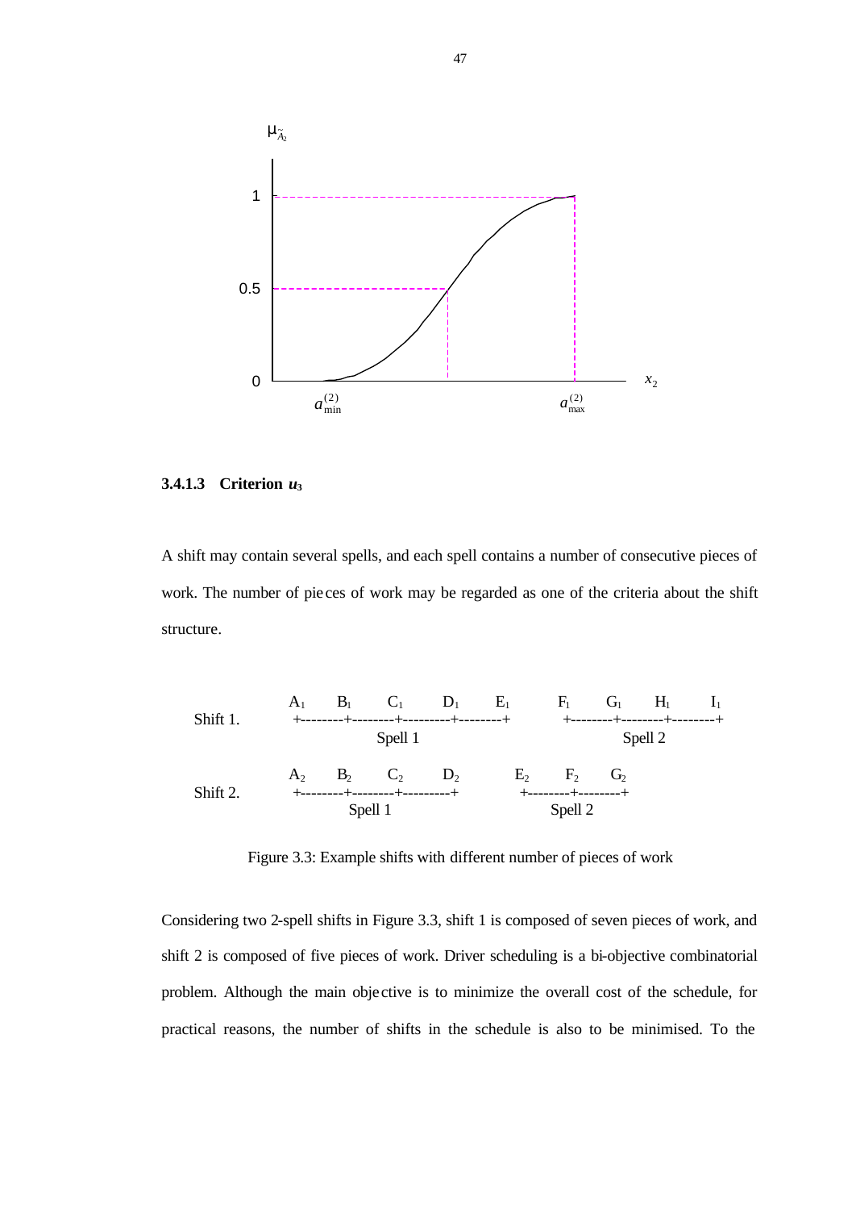### 3.4.1.3 Criterion $u_3$

A shift may contain several spells, and each spell contains a number of consecutive pieces of work. The number of pieces of work may be regarded as one of the criteria about the shift structure.

```
           A1    B1     C1      D1      E1        F1     G1     H1      I1
Shift 1.   +--------+--------+---------+--------+        +--------+--------+--------+
                          Spell 1                                  Spell 2

           A2    B2     C2      D2           E2     F2     G2
Shift 2.   +--------+--------+---------+         +--------+--------+
                    Spell 1                          Spell 2
```

Figure 3.3: Example shifts with different number of pieces of work

Considering two 2-spell shifts in Figure 3.3, shift 1 is composed of seven pieces of work, and shift 2 is composed of five pieces of work. Driver scheduling is a bi-objective combinatorial problem. Although the main objective is to minimize the overall cost of the schedule, for practical reasons, the number of shifts in the schedule is also to be minimised. To the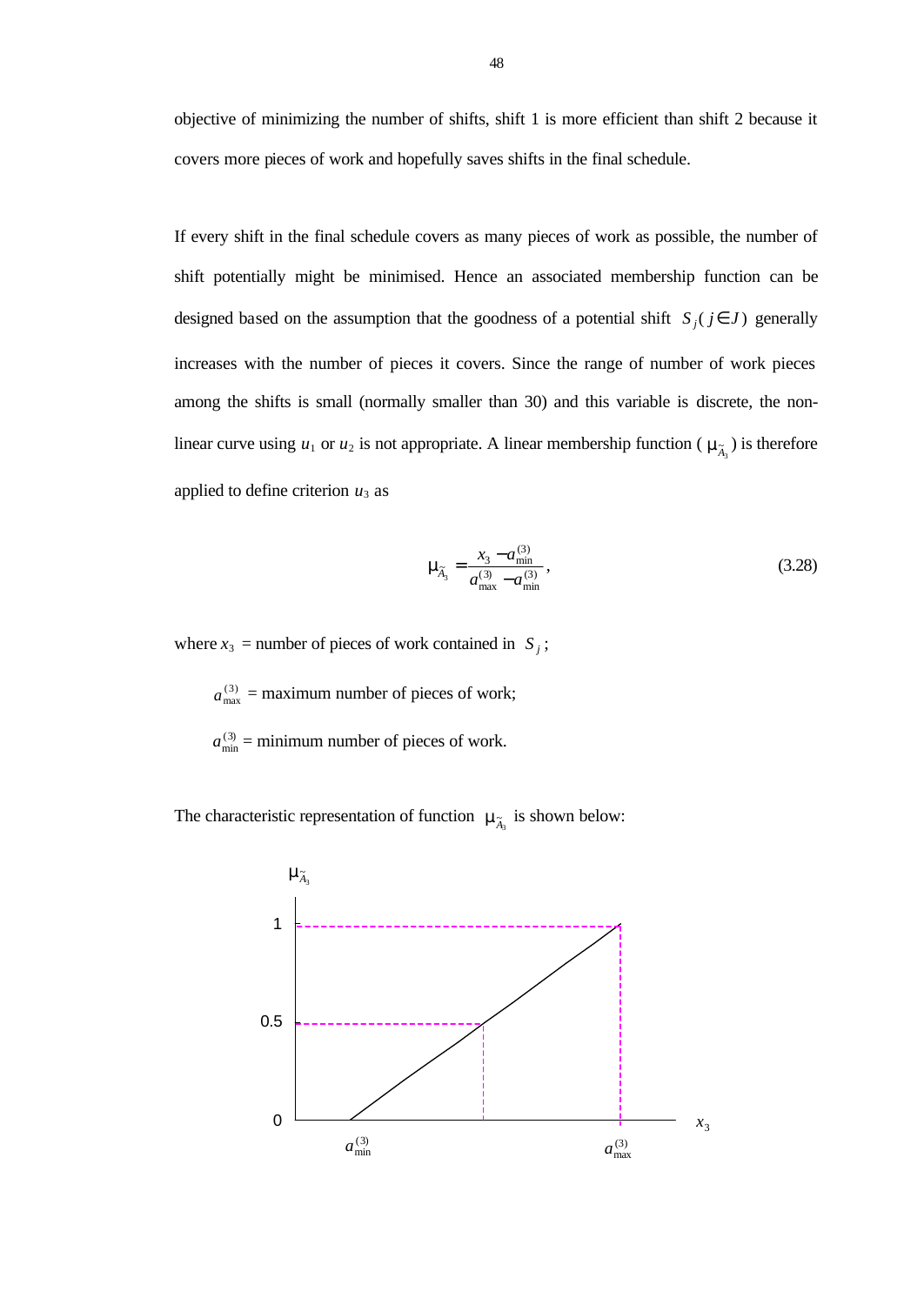objective of minimizing the number of shifts, shift 1 is more efficient than shift 2 because it covers more pieces of work and hopefully saves shifts in the final schedule.

If every shift in the final schedule covers as many pieces of work as possible, the number of shift potentially might be minimised. Hence an associated membership function can be designed based on the assumption that the goodness of a potential shift $S_j (j \in J)$ generally increases with the number of pieces it covers. Since the range of number of work pieces among the shifts is small (normally smaller than 30) and this variable is discrete, the non-linear curve using $u_1$ or $u_2$ is not appropriate. A linear membership function ( $\mu_{\tilde{A}_3}$ ) is therefore applied to define criterion $u_3$ as

$$\mu_{\tilde{A}_3} = \frac{x_3 - a_{\min}^{(3)}}{a_{\max}^{(3)} - a_{\min}^{(3)}}, \tag{3.28}$$

where $x_3$ = number of pieces of work contained in $S_j$;

$a_{\max}^{(3)}$ = maximum number of pieces of work;

$a_{\min}^{(3)}$ = minimum number of pieces of work.

The characteristic representation of function $\mu_{\tilde{A}_3}$ is shown below: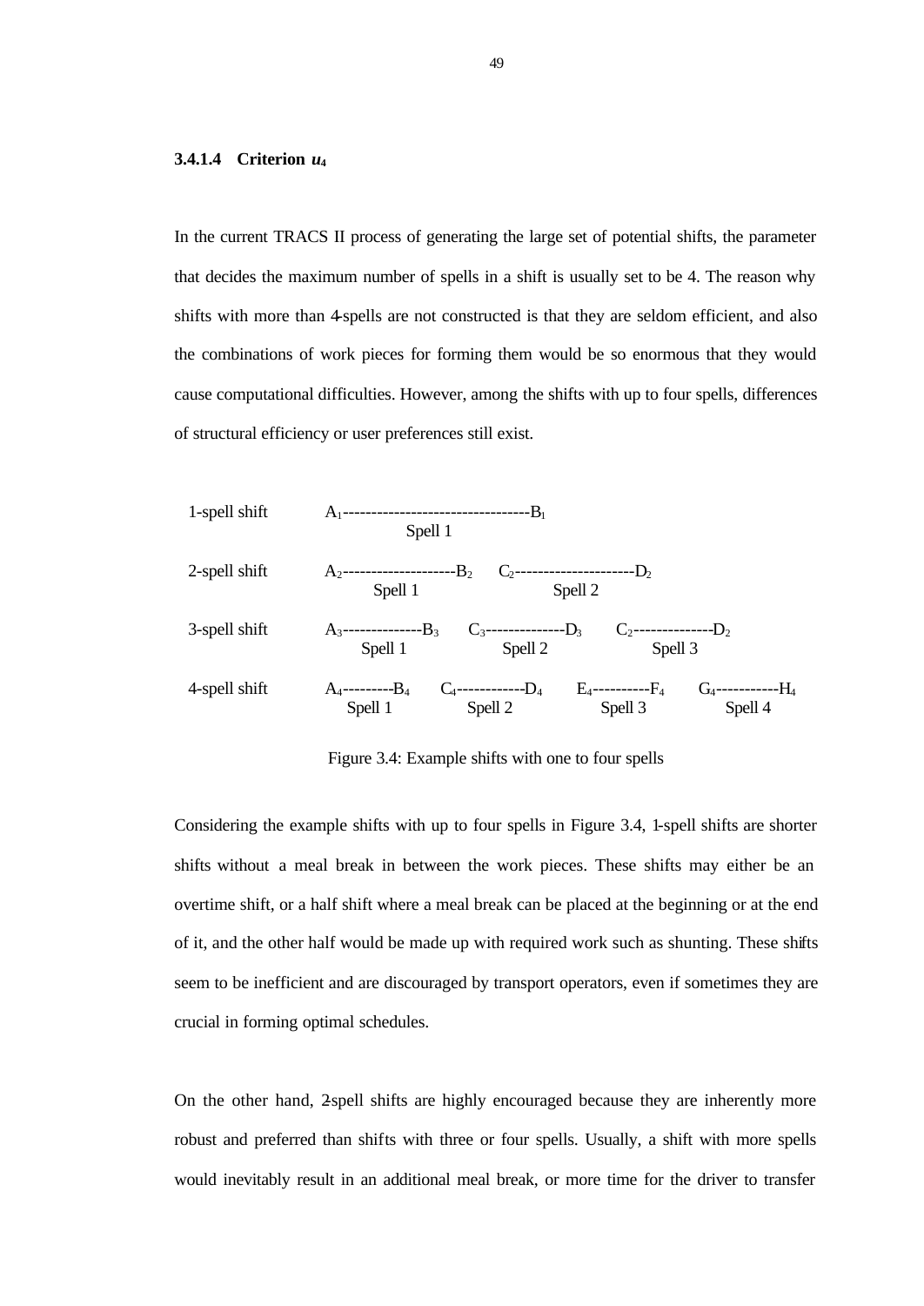#### 3.4.1.4 Criterion $u_4$

In the current TRACS II process of generating the large set of potential shifts, the parameter that decides the maximum number of spells in a shift is usually set to be 4. The reason why shifts with more than 4-spells are not constructed is that they are seldom efficient, and also the combinations of work pieces for forming them would be so enormous that they would cause computational difficulties. However, among the shifts with up to four spells, differences of structural efficiency or user preferences still exist.

```
1-spell shift    A1---------------------------------B1
                              Spell 1

2-spell shift    A2--------------------B2    C2---------------------D2
                        Spell 1                       Spell 2

3-spell shift    A3--------------B3    C3--------------D3    C2--------------D2
                      Spell 1              Spell 2                Spell 3

4-spell shift    A4---------B4    C4------------D4    E4----------F4    G4-----------H4
                    Spell 1          Spell 2             Spell 3           Spell 4
```

Figure 3.4: Example shifts with one to four spells

Considering the example shifts with up to four spells in Figure 3.4, 1-spell shifts are shorter shifts without a meal break in between the work pieces. These shifts may either be an overtime shift, or a half shift where a meal break can be placed at the beginning or at the end of it, and the other half would be made up with required work such as shunting. These shifts seem to be inefficient and are discouraged by transport operators, even if sometimes they are crucial in forming optimal schedules.

On the other hand, 2-spell shifts are highly encouraged because they are inherently more robust and preferred than shifts with three or four spells. Usually, a shift with more spells would inevitably result in an additional meal break, or more time for the driver to transfer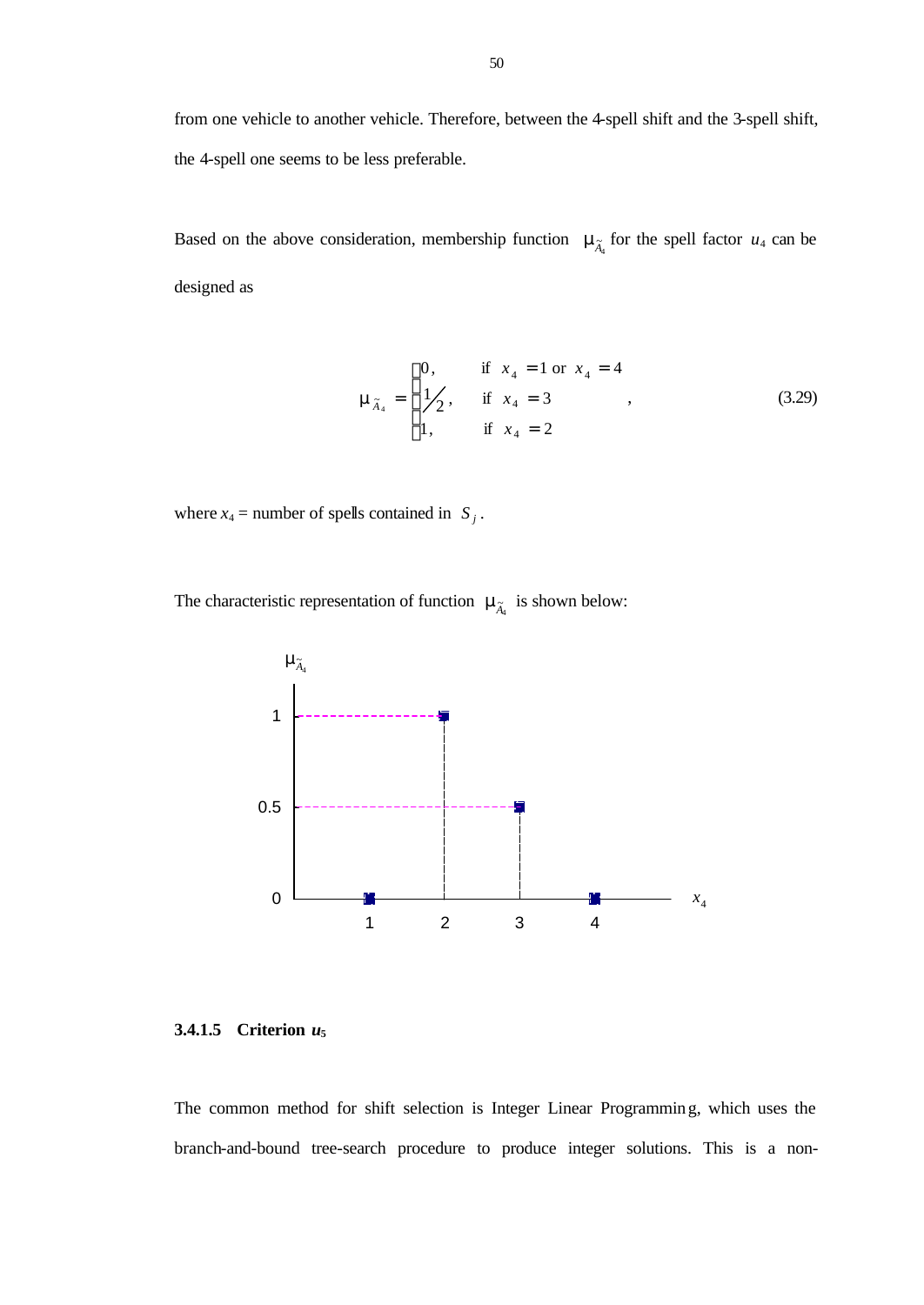from one vehicle to another vehicle. Therefore, between the 4-spell shift and the 3-spell shift, the 4-spell one seems to be less preferable.

Based on the above consideration, membership function $\mu_{\tilde{A}_4}$ for the spell factor $u_4$ can be designed as

$$\mu_{\tilde{A}_4} = \begin{cases} 0, & \text{if } x_4 = 1 \text{ or } x_4 = 4 \\ 1/2, & \text{if } x_4 = 3 \\ 1, & \text{if } x_4 = 2 \end{cases}, \tag{3.29}$$

where $x_4$ = number of spells contained in $S_j$.

The characteristic representation of function $\mu_{\tilde{A}_4}$ is shown below:

### 3.4.1.5 Criterion $u_5$

The common method for shift selection is Integer Linear Programming, which uses the branch-and-bound tree-search procedure to produce integer solutions. This is a non-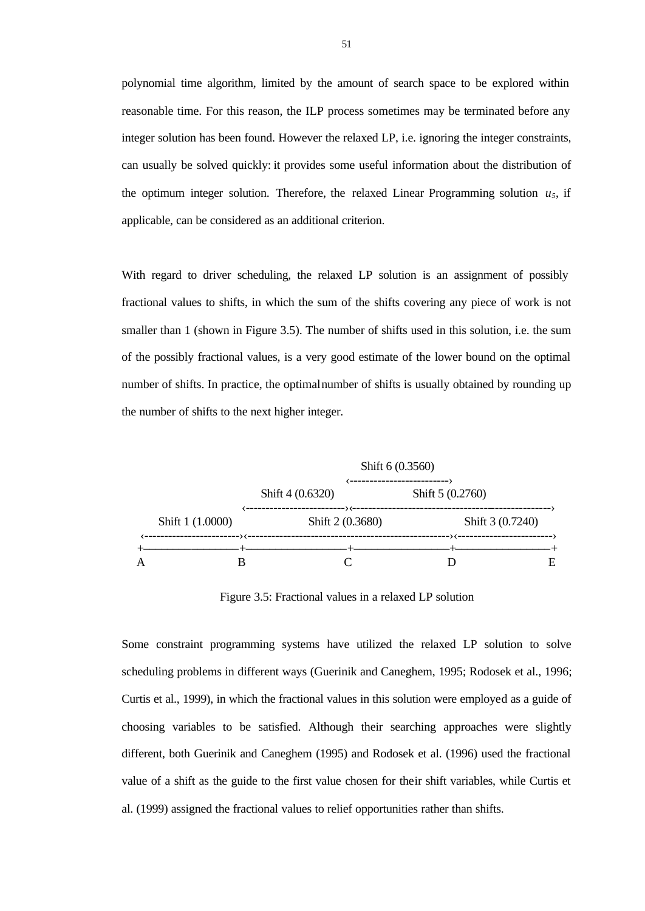polynomial time algorithm, limited by the amount of search space to be explored within reasonable time. For this reason, the ILP process sometimes may be terminated before any integer solution has been found. However the relaxed LP, i.e. ignoring the integer constraints, can usually be solved quickly: it provides some useful information about the distribution of the optimum integer solution. Therefore, the relaxed Linear Programming solution $u_5$, if applicable, can be considered as an additional criterion.

With regard to driver scheduling, the relaxed LP solution is an assignment of possibly fractional values to shifts, in which the sum of the shifts covering any piece of work is not smaller than 1 (shown in Figure 3.5). The number of shifts used in this solution, i.e. the sum of the possibly fractional values, is a very good estimate of the lower bound on the optimal number of shifts. In practice, the optimal number of shifts is usually obtained by rounding up the number of shifts to the next higher integer.

```
                                              Shift 6 (0.3560)
                                         <------------------------->
                              Shift 4 (0.6320)            Shift 5 (0.2760)
                         <------------------------><------------------------------------------------>
     Shift 1 (1.0000)               Shift 2 (0.3680)                     Shift 3 (0.7240)
 <------------------------><---------------------------------------------------><------------------------>
 +-------------------------+-------------------------+-------------------------+-------------------------+
 A                         B                         C                         D                         E
```

Figure 3.5: Fractional values in a relaxed LP solution

Some constraint programming systems have utilized the relaxed LP solution to solve scheduling problems in different ways (Guerinik and Caneghem, 1995; Rodosek et al., 1996; Curtis et al., 1999), in which the fractional values in this solution were employed as a guide of choosing variables to be satisfied. Although their searching approaches were slightly different, both Guerinik and Caneghem (1995) and Rodosek et al. (1996) used the fractional value of a shift as the guide to the first value chosen for their shift variables, while Curtis et al. (1999) assigned the fractional values to relief opportunities rather than shifts.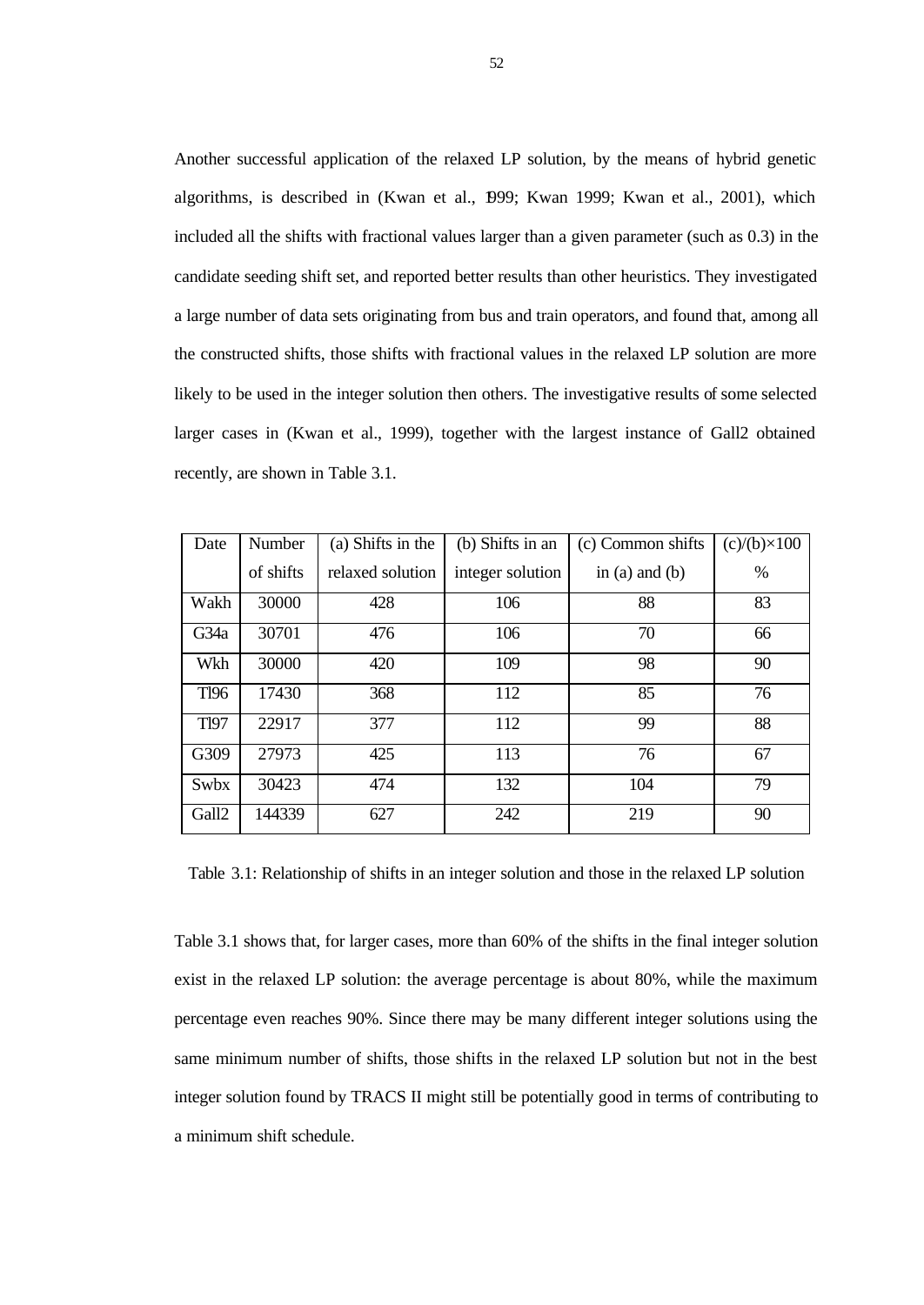Another successful application of the relaxed LP solution, by the means of hybrid genetic algorithms, is described in (Kwan et al., 1999; Kwan 1999; Kwan et al., 2001), which included all the shifts with fractional values larger than a given parameter (such as 0.3) in the candidate seeding shift set, and reported better results than other heuristics. They investigated a large number of data sets originating from bus and train operators, and found that, among all the constructed shifts, those shifts with fractional values in the relaxed LP solution are more likely to be used in the integer solution then others. The investigative results of some selected larger cases in (Kwan et al., 1999), together with the largest instance of Gall2 obtained recently, are shown in Table 3.1.

| Date | Number of shifts | (a) Shifts in the relaxed solution | (b) Shifts in an integer solution | (c) Common shifts in (a) and (b) | (c)/(b)×100 % |
|---|---|---|---|---|---|
| Wakh | 30000 | 428 | 106 | 88 | 83 |
| G34a | 30701 | 476 | 106 | 70 | 66 |
| Wkh | 30000 | 420 | 109 | 98 | 90 |
| Tl96 | 17430 | 368 | 112 | 85 | 76 |
| Tl97 | 22917 | 377 | 112 | 99 | 88 |
| G309 | 27973 | 425 | 113 | 76 | 67 |
| Swbx | 30423 | 474 | 132 | 104 | 79 |
| Gall2 | 144339 | 627 | 242 | 219 | 90 |

Table 3.1: Relationship of shifts in an integer solution and those in the relaxed LP solution

Table 3.1 shows that, for larger cases, more than 60% of the shifts in the final integer solution exist in the relaxed LP solution: the average percentage is about 80%, while the maximum percentage even reaches 90%. Since there may be many different integer solutions using the same minimum number of shifts, those shifts in the relaxed LP solution but not in the best integer solution found by TRACS II might still be potentially good in terms of contributing to a minimum shift schedule.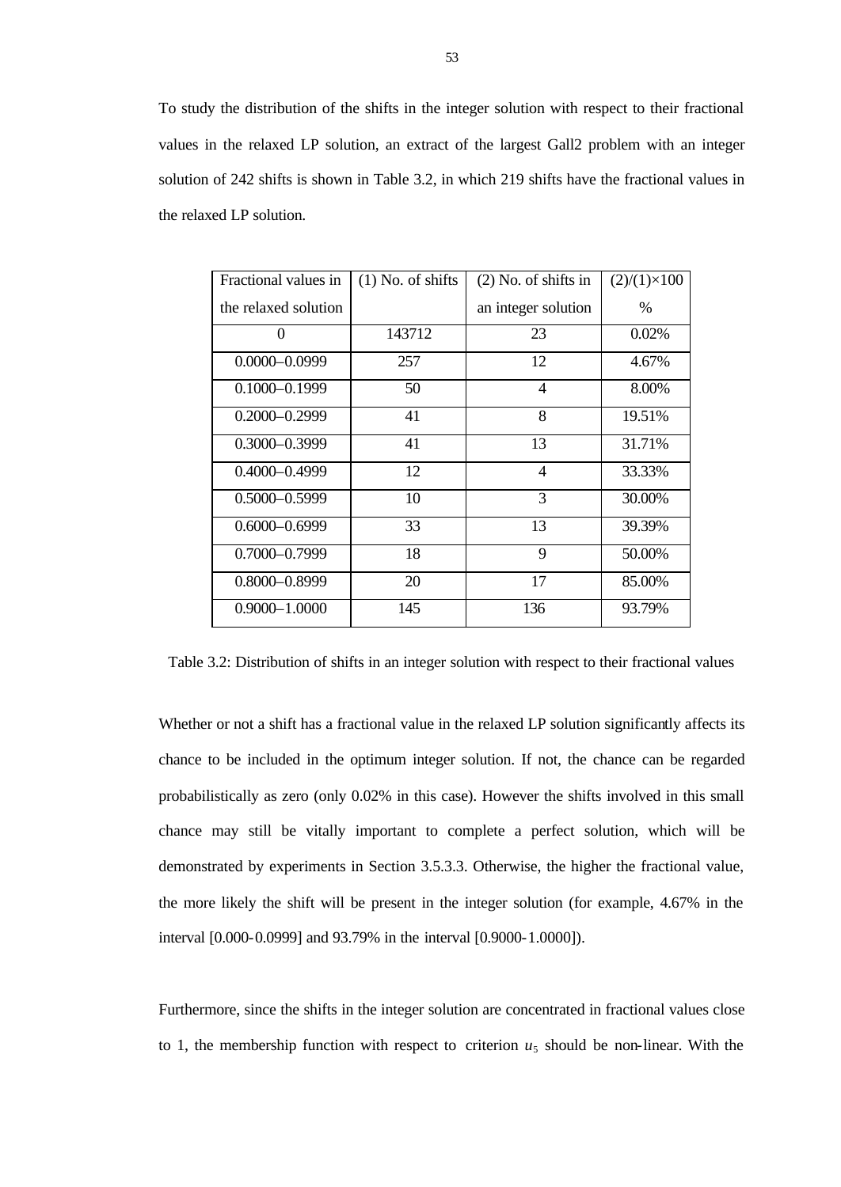To study the distribution of the shifts in the integer solution with respect to their fractional values in the relaxed LP solution, an extract of the largest Gall2 problem with an integer solution of 242 shifts is shown in Table 3.2, in which 219 shifts have the fractional values in the relaxed LP solution.

| Fractional values in the relaxed solution | (1) No. of shifts | (2) No. of shifts in an integer solution | (2)/(1)×100 % |
|---|---|---|---|
| 0 | 143712 | 23 | 0.02% |
| 0.0000–0.0999 | 257 | 12 | 4.67% |
| 0.1000–0.1999 | 50 | 4 | 8.00% |
| 0.2000–0.2999 | 41 | 8 | 19.51% |
| 0.3000–0.3999 | 41 | 13 | 31.71% |
| 0.4000–0.4999 | 12 | 4 | 33.33% |
| 0.5000–0.5999 | 10 | 3 | 30.00% |
| 0.6000–0.6999 | 33 | 13 | 39.39% |
| 0.7000–0.7999 | 18 | 9 | 50.00% |
| 0.8000–0.8999 | 20 | 17 | 85.00% |
| 0.9000–1.0000 | 145 | 136 | 93.79% |

Table 3.2: Distribution of shifts in an integer solution with respect to their fractional values

Whether or not a shift has a fractional value in the relaxed LP solution significantly affects its chance to be included in the optimum integer solution. If not, the chance can be regarded probabilistically as zero (only 0.02% in this case). However the shifts involved in this small chance may still be vitally important to complete a perfect solution, which will be demonstrated by experiments in Section 3.5.3.3. Otherwise, the higher the fractional value, the more likely the shift will be present in the integer solution (for example, 4.67% in the interval [0.000-0.0999] and 93.79% in the interval [0.9000-1.0000]).

Furthermore, since the shifts in the integer solution are concentrated in fractional values close to 1, the membership function with respect to criterion $u_5$ should be non-linear. With the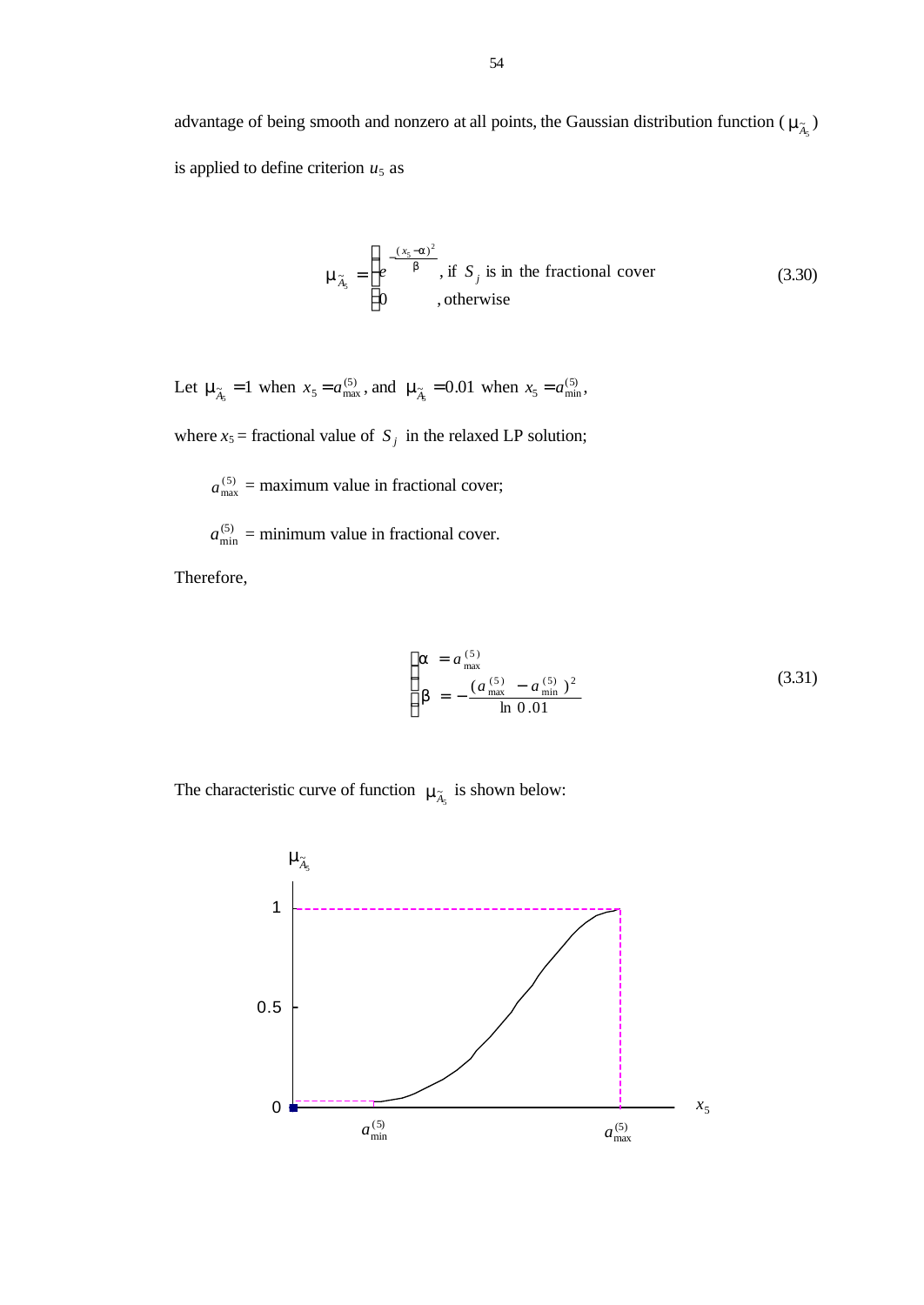advantage of being smooth and nonzero at all points, the Gaussian distribution function ( $\mu_{\tilde{A}_5}$ ) is applied to define criterion $u_5$ as

$$\mu_{\tilde{A}_5} = \begin{cases} e^{-\frac{(x_5-\alpha)^2}{\beta}} & \text{, if } S_j \text{ is in the fractional cover} \\ 0 & \text{, otherwise} \end{cases} \tag{3.30}$$

Let $\mu_{\tilde{A}_5} = 1$ when $x_5 = a_{\max}^{(5)}$, and $\mu_{\tilde{A}_5} = 0.01$ when $x_5 = a_{\min}^{(5)}$,

where $x_5$ = fractional value of $S_j$ in the relaxed LP solution;

$a_{\max}^{(5)}$ = maximum value in fractional cover;

$a_{\min}^{(5)}$ = minimum value in fractional cover.

Therefore,

$$\begin{cases} \alpha = a_{\max}^{(5)} \\ \beta = -\dfrac{(a_{\max}^{(5)} - a_{\min}^{(5)})^2}{\ln 0.01} \end{cases} \tag{3.31}$$

The characteristic curve of function $\mu_{\tilde{A}_5}$ is shown below: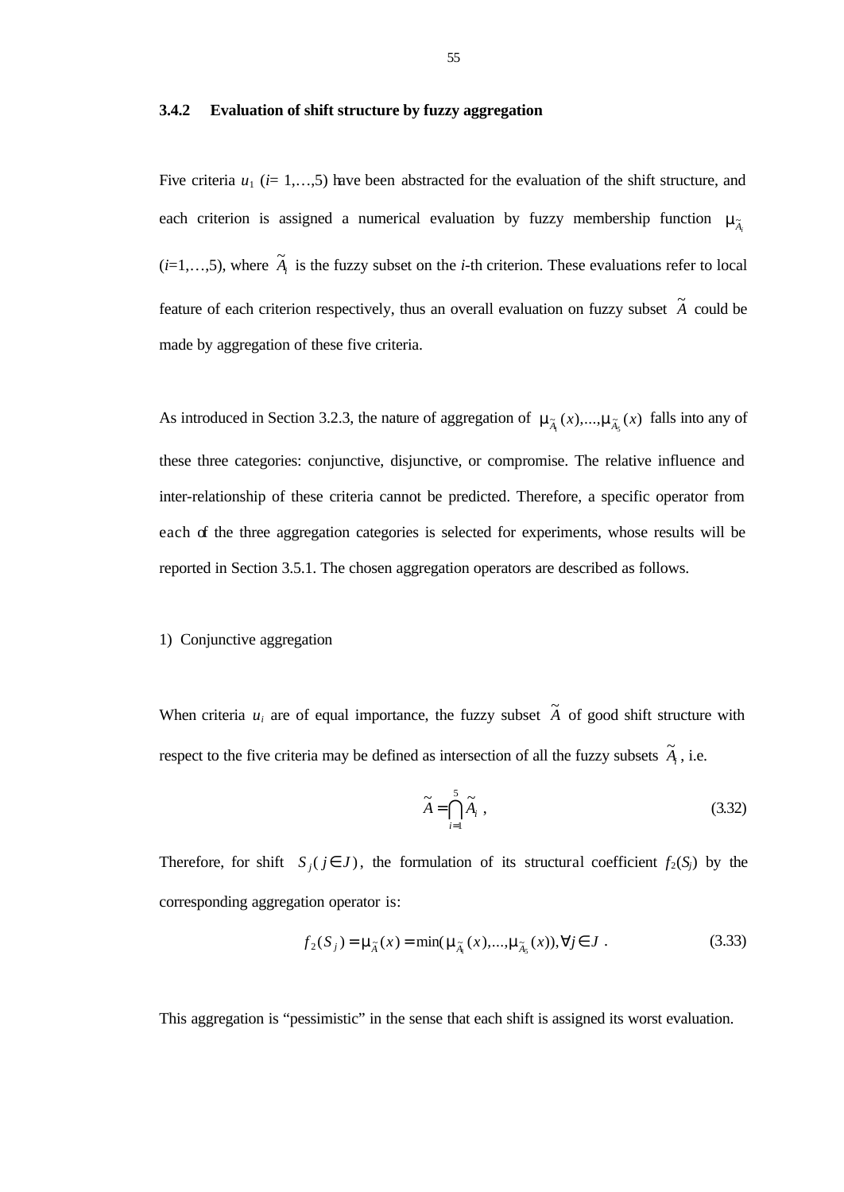### 3.4.2 Evaluation of shift structure by fuzzy aggregation

Five criteria $u_1$ ($i$= 1,…,5) have been abstracted for the evaluation of the shift structure, and each criterion is assigned a numerical evaluation by fuzzy membership function $\mu_{\tilde{A}_i}$ ($i$=1,…,5), where $\tilde{A}_i$ is the fuzzy subset on the $i$-th criterion. These evaluations refer to local feature of each criterion respectively, thus an overall evaluation on fuzzy subset $\tilde{A}$ could be made by aggregation of these five criteria.

As introduced in Section 3.2.3, the nature of aggregation of $\mu_{\tilde{A}_1}(x),...,\mu_{\tilde{A}_5}(x)$ falls into any of these three categories: conjunctive, disjunctive, or compromise. The relative influence and inter-relationship of these criteria cannot be predicted. Therefore, a specific operator from each of the three aggregation categories is selected for experiments, whose results will be reported in Section 3.5.1. The chosen aggregation operators are described as follows.

1) Conjunctive aggregation

When criteria $u_i$ are of equal importance, the fuzzy subset $\tilde{A}$ of good shift structure with respect to the five criteria may be defined as intersection of all the fuzzy subsets $\tilde{A}_i$, i.e.

$$\tilde{A} = \bigcap_{i=1}^{5} \tilde{A}_i \ , \tag{3.32}$$

Therefore, for shift $S_j(j \in J)$, the formulation of its structural coefficient $f_2(S_j)$ by the corresponding aggregation operator is:

$$f_2(S_j) = \mu_{\tilde{A}}(x) = \min(\mu_{\tilde{A}_1}(x),...,\mu_{\tilde{A}_5}(x)), \forall j \in J \ . \tag{3.33}$$

This aggregation is "pessimistic" in the sense that each shift is assigned its worst evaluation.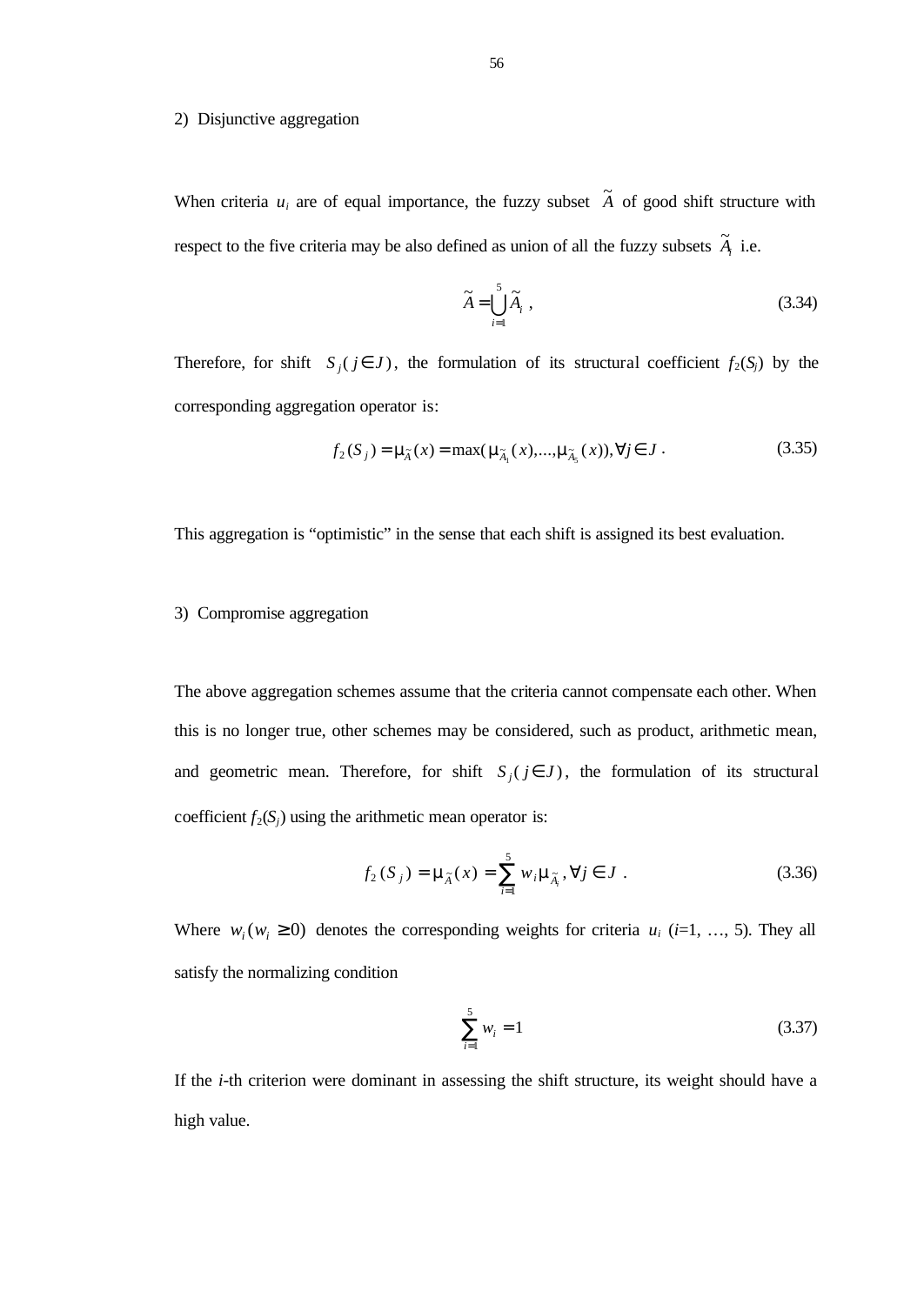2) Disjunctive aggregation

When criteria $u_i$ are of equal importance, the fuzzy subset $\tilde{A}$ of good shift structure with respect to the five criteria may be also defined as union of all the fuzzy subsets $\tilde{A}_i$ i.e.

$$\tilde{A} = \bigcup_{i=1}^{5} \tilde{A}_i \, , \tag{3.34}$$

Therefore, for shift $S_j (j \in J)$, the formulation of its structural coefficient $f_2(S_j)$ by the corresponding aggregation operator is:

$$f_2(S_j) = \mu_{\tilde{A}}(x) = \max(\mu_{\tilde{A}_1}(x), ..., \mu_{\tilde{A}_5}(x)), \forall j \in J \, . \tag{3.35}$$

This aggregation is "optimistic" in the sense that each shift is assigned its best evaluation.

3) Compromise aggregation

The above aggregation schemes assume that the criteria cannot compensate each other. When this is no longer true, other schemes may be considered, such as product, arithmetic mean, and geometric mean. Therefore, for shift $S_j (j \in J)$, the formulation of its structural coefficient $f_2(S_j)$ using the arithmetic mean operator is:

$$f_2(S_j) = \mu_{\tilde{A}}(x) = \sum_{i=1}^{5} w_i \mu_{\tilde{A}_i}, \forall j \in J \, . \tag{3.36}$$

Where $w_i (w_i \geq 0)$ denotes the corresponding weights for criteria $u_i$ ($i$=1, …, 5). They all satisfy the normalizing condition

$$\sum_{i=1}^{5} w_i = 1 \tag{3.37}$$

If the $i$-th criterion were dominant in assessing the shift structure, its weight should have a high value.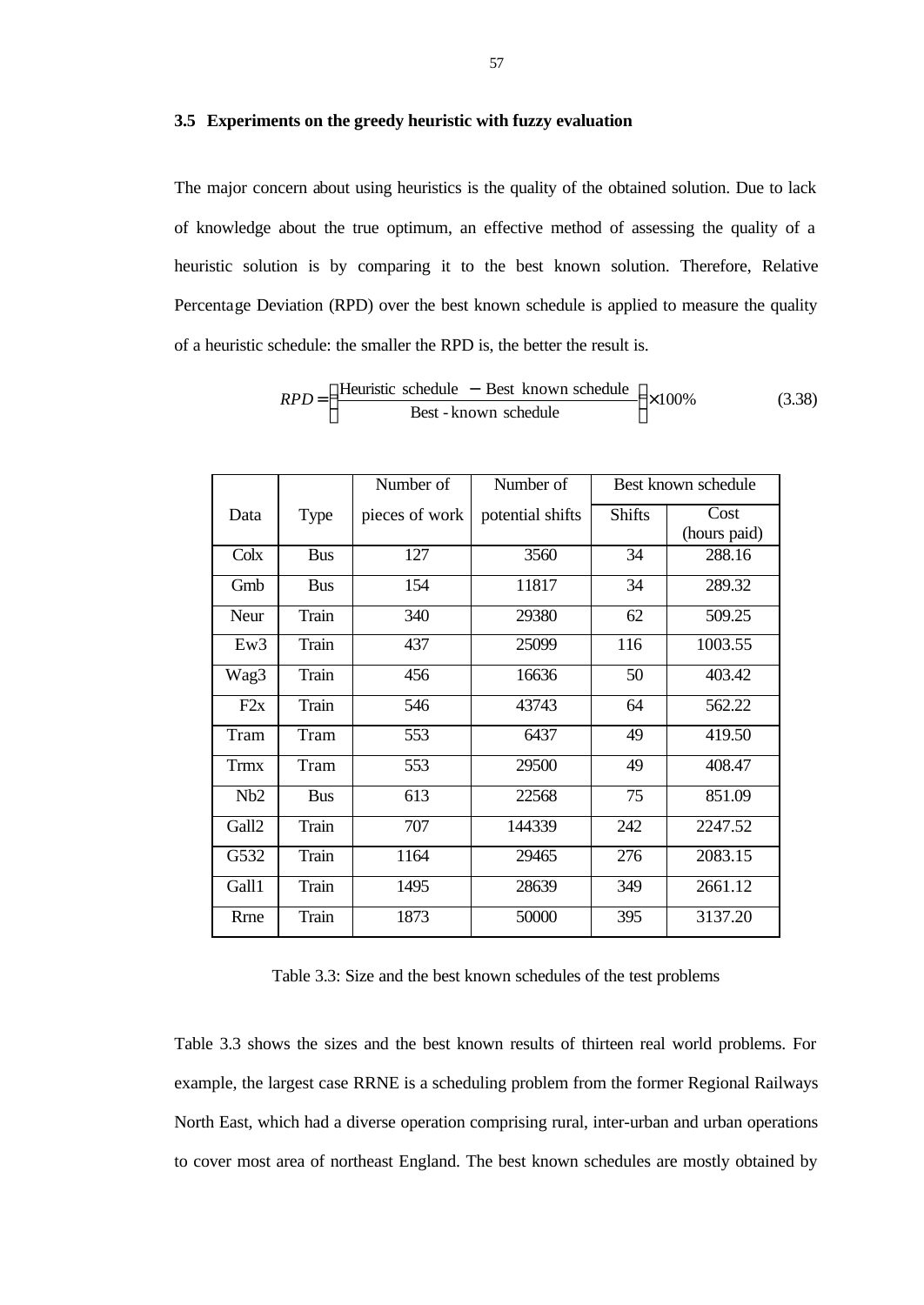### 3.5 Experiments on the greedy heuristic with fuzzy evaluation

The major concern about using heuristics is the quality of the obtained solution. Due to lack of knowledge about the true optimum, an effective method of assessing the quality of a heuristic solution is by comparing it to the best known solution. Therefore, Relative Percentage Deviation (RPD) over the best known schedule is applied to measure the quality of a heuristic schedule: the smaller the RPD is, the better the result is.

$$RPD = \left( \frac{\text{Heuristic schedule} - \text{Best known schedule}}{\text{Best-known schedule}} \right) \times 100\% \tag{3.38}$$

| Data | Type | Number of pieces of work | Number of potential shifts | Best known schedule | |
|---|---|---|---|---|---|
| | | | | Shifts | Cost (hours paid) |
| Colx | Bus | 127 | 3560 | 34 | 288.16 |
| Gmb | Bus | 154 | 11817 | 34 | 289.32 |
| Neur | Train | 340 | 29380 | 62 | 509.25 |
| Ew3 | Train | 437 | 25099 | 116 | 1003.55 |
| Wag3 | Train | 456 | 16636 | 50 | 403.42 |
| F2x | Train | 546 | 43743 | 64 | 562.22 |
| Tram | Tram | 553 | 6437 | 49 | 419.50 |
| Trmx | Tram | 553 | 29500 | 49 | 408.47 |
| Nb2 | Bus | 613 | 22568 | 75 | 851.09 |
| Gall2 | Train | 707 | 144339 | 242 | 2247.52 |
| G532 | Train | 1164 | 29465 | 276 | 2083.15 |
| Gall1 | Train | 1495 | 28639 | 349 | 2661.12 |
| Rrne | Train | 1873 | 50000 | 395 | 3137.20 |

Table 3.3: Size and the best known schedules of the test problems

Table 3.3 shows the sizes and the best known results of thirteen real world problems. For example, the largest case RRNE is a scheduling problem from the former Regional Railways North East, which had a diverse operation comprising rural, inter-urban and urban operations to cover most area of northeast England. The best known schedules are mostly obtained by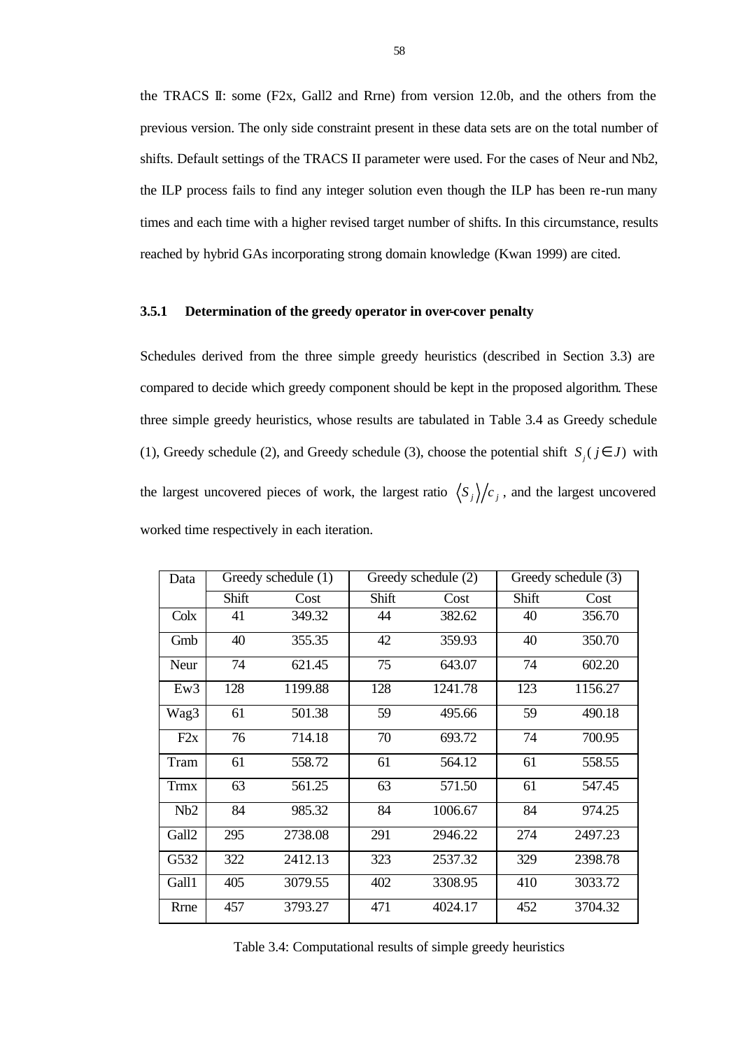the TRACS II: some (F2x, Gall2 and Rrne) from version 12.0b, and the others from the previous version. The only side constraint present in these data sets are on the total number of shifts. Default settings of the TRACS II parameter were used. For the cases of Neur and Nb2, the ILP process fails to find any integer solution even though the ILP has been re-run many times and each time with a higher revised target number of shifts. In this circumstance, results reached by hybrid GAs incorporating strong domain knowledge (Kwan 1999) are cited.

### 3.5.1 Determination of the greedy operator in over-cover penalty

Schedules derived from the three simple greedy heuristics (described in Section 3.3) are compared to decide which greedy component should be kept in the proposed algorithm. These three simple greedy heuristics, whose results are tabulated in Table 3.4 as Greedy schedule (1), Greedy schedule (2), and Greedy schedule (3), choose the potential shift $S_j (j \in J)$ with the largest uncovered pieces of work, the largest ratio $\langle S_j \rangle / c_j$, and the largest uncovered worked time respectively in each iteration.

| Data | Greedy schedule (1) | | Greedy schedule (2) | | Greedy schedule (3) | |
|---|---|---|---|---|---|---|
| | Shift | Cost | Shift | Cost | Shift | Cost |
| Colx | 41 | 349.32 | 44 | 382.62 | 40 | 356.70 |
| Gmb | 40 | 355.35 | 42 | 359.93 | 40 | 350.70 |
| Neur | 74 | 621.45 | 75 | 643.07 | 74 | 602.20 |
| Ew3 | 128 | 1199.88 | 128 | 1241.78 | 123 | 1156.27 |
| Wag3 | 61 | 501.38 | 59 | 495.66 | 59 | 490.18 |
| F2x | 76 | 714.18 | 70 | 693.72 | 74 | 700.95 |
| Tram | 61 | 558.72 | 61 | 564.12 | 61 | 558.55 |
| Trmx | 63 | 561.25 | 63 | 571.50 | 61 | 547.45 |
| Nb2 | 84 | 985.32 | 84 | 1006.67 | 84 | 974.25 |
| Gall2 | 295 | 2738.08 | 291 | 2946.22 | 274 | 2497.23 |
| G532 | 322 | 2412.13 | 323 | 2537.32 | 329 | 2398.78 |
| Gall1 | 405 | 3079.55 | 402 | 3308.95 | 410 | 3033.72 |
| Rrne | 457 | 3793.27 | 471 | 4024.17 | 452 | 3704.32 |

Table 3.4: Computational results of simple greedy heuristics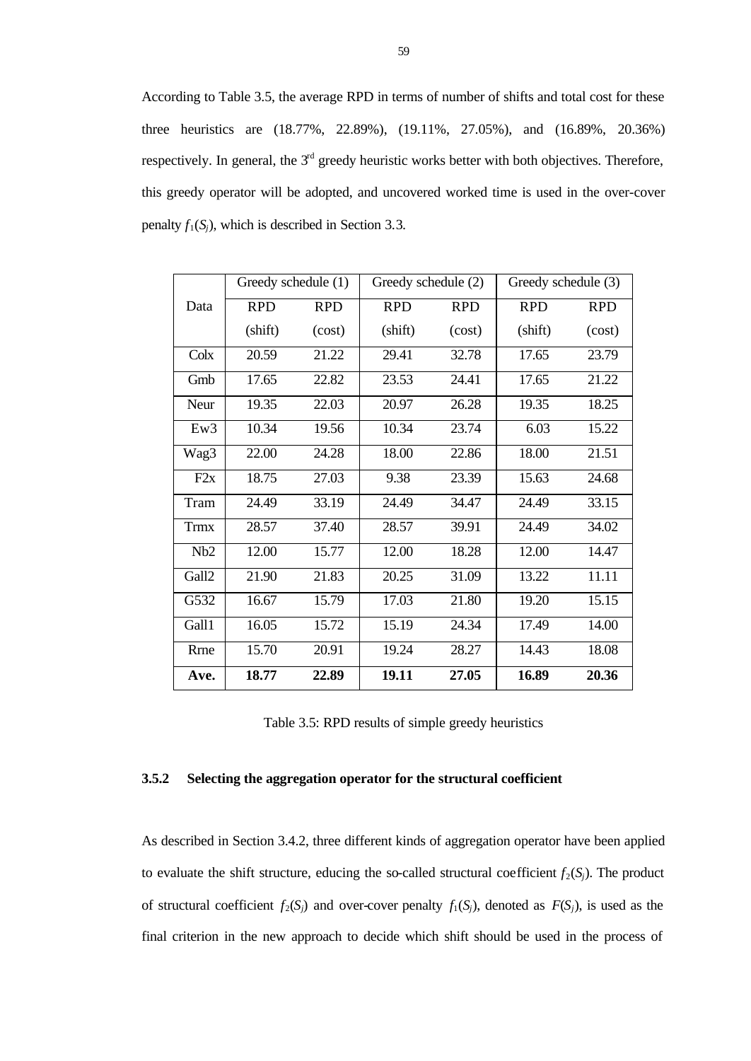According to Table 3.5, the average RPD in terms of number of shifts and total cost for these three heuristics are (18.77%, 22.89%), (19.11%, 27.05%), and (16.89%, 20.36%) respectively. In general, the 3rd greedy heuristic works better with both objectives. Therefore, this greedy operator will be adopted, and uncovered worked time is used in the over-cover penalty $f_1(S_j)$, which is described in Section 3.3.

| Data | Greedy schedule (1) | | Greedy schedule (2) | | Greedy schedule (3) | |
|---|---|---|---|---|---|---|
| | RPD (shift) | RPD (cost) | RPD (shift) | RPD (cost) | RPD (shift) | RPD (cost) |
| Colx | 20.59 | 21.22 | 29.41 | 32.78 | 17.65 | 23.79 |
| Gmb | 17.65 | 22.82 | 23.53 | 24.41 | 17.65 | 21.22 |
| Neur | 19.35 | 22.03 | 20.97 | 26.28 | 19.35 | 18.25 |
| Ew3 | 10.34 | 19.56 | 10.34 | 23.74 | 6.03 | 15.22 |
| Wag3 | 22.00 | 24.28 | 18.00 | 22.86 | 18.00 | 21.51 |
| F2x | 18.75 | 27.03 | 9.38 | 23.39 | 15.63 | 24.68 |
| Tram | 24.49 | 33.19 | 24.49 | 34.47 | 24.49 | 33.15 |
| Trmx | 28.57 | 37.40 | 28.57 | 39.91 | 24.49 | 34.02 |
| Nb2 | 12.00 | 15.77 | 12.00 | 18.28 | 12.00 | 14.47 |
| Gall2 | 21.90 | 21.83 | 20.25 | 31.09 | 13.22 | 11.11 |
| G532 | 16.67 | 15.79 | 17.03 | 21.80 | 19.20 | 15.15 |
| Gall1 | 16.05 | 15.72 | 15.19 | 24.34 | 17.49 | 14.00 |
| Rrne | 15.70 | 20.91 | 19.24 | 28.27 | 14.43 | 18.08 |
| **Ave.** | **18.77** | **22.89** | **19.11** | **27.05** | **16.89** | **20.36** |

Table 3.5: RPD results of simple greedy heuristics

### 3.5.2 Selecting the aggregation operator for the structural coefficient

As described in Section 3.4.2, three different kinds of aggregation operator have been applied to evaluate the shift structure, educing the so-called structural coefficient $f_2(S_j)$. The product of structural coefficient $f_2(S_j)$ and over-cover penalty $f_1(S_j)$, denoted as $F(S_j)$, is used as the final criterion in the new approach to decide which shift should be used in the process of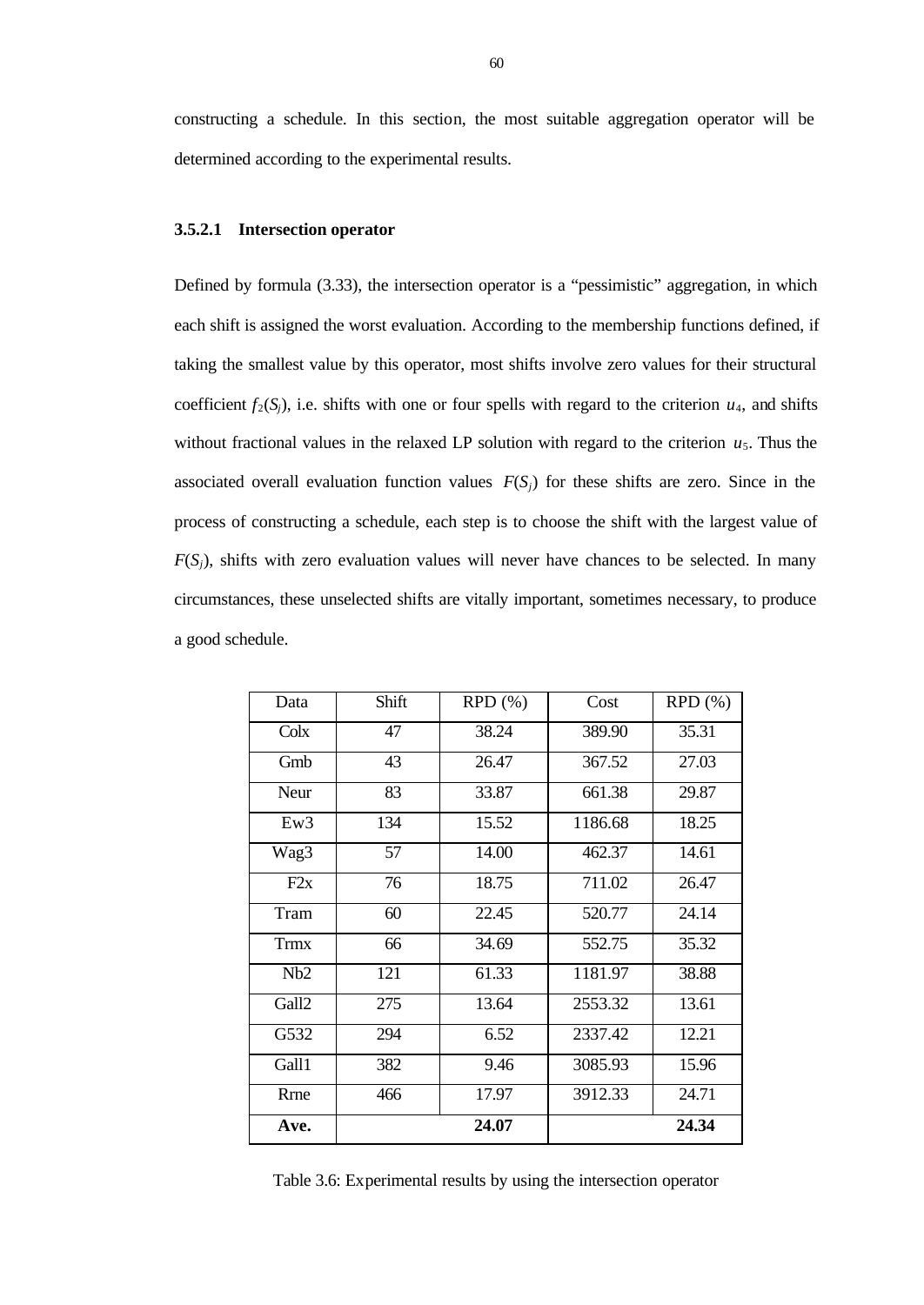constructing a schedule. In this section, the most suitable aggregation operator will be determined according to the experimental results.

#### 3.5.2.1 Intersection operator

Defined by formula (3.33), the intersection operator is a "pessimistic" aggregation, in which each shift is assigned the worst evaluation. According to the membership functions defined, if taking the smallest value by this operator, most shifts involve zero values for their structural coefficient $f_2(S_j)$, i.e. shifts with one or four spells with regard to the criterion $u_4$, and shifts without fractional values in the relaxed LP solution with regard to the criterion $u_5$. Thus the associated overall evaluation function values $F(S_j)$ for these shifts are zero. Since in the process of constructing a schedule, each step is to choose the shift with the largest value of $F(S_j)$, shifts with zero evaluation values will never have chances to be selected. In many circumstances, these unselected shifts are vitally important, sometimes necessary, to produce a good schedule.

| Data | Shift | RPD (%) | Cost | RPD (%) |
|---|---|---|---|---|
| Colx | 47 | 38.24 | 389.90 | 35.31 |
| Gmb | 43 | 26.47 | 367.52 | 27.03 |
| Neur | 83 | 33.87 | 661.38 | 29.87 |
| Ew3 | 134 | 15.52 | 1186.68 | 18.25 |
| Wag3 | 57 | 14.00 | 462.37 | 14.61 |
| F2x | 76 | 18.75 | 711.02 | 26.47 |
| Tram | 60 | 22.45 | 520.77 | 24.14 |
| Trmx | 66 | 34.69 | 552.75 | 35.32 |
| Nb2 | 121 | 61.33 | 1181.97 | 38.88 |
| Gall2 | 275 | 13.64 | 2553.32 | 13.61 |
| G532 | 294 | 6.52 | 2337.42 | 12.21 |
| Gall1 | 382 | 9.46 | 3085.93 | 15.96 |
| Rrne | 466 | 17.97 | 3912.33 | 24.71 |
| **Ave.** | | **24.07** | | **24.34** |

Table 3.6: Experimental results by using the intersection operator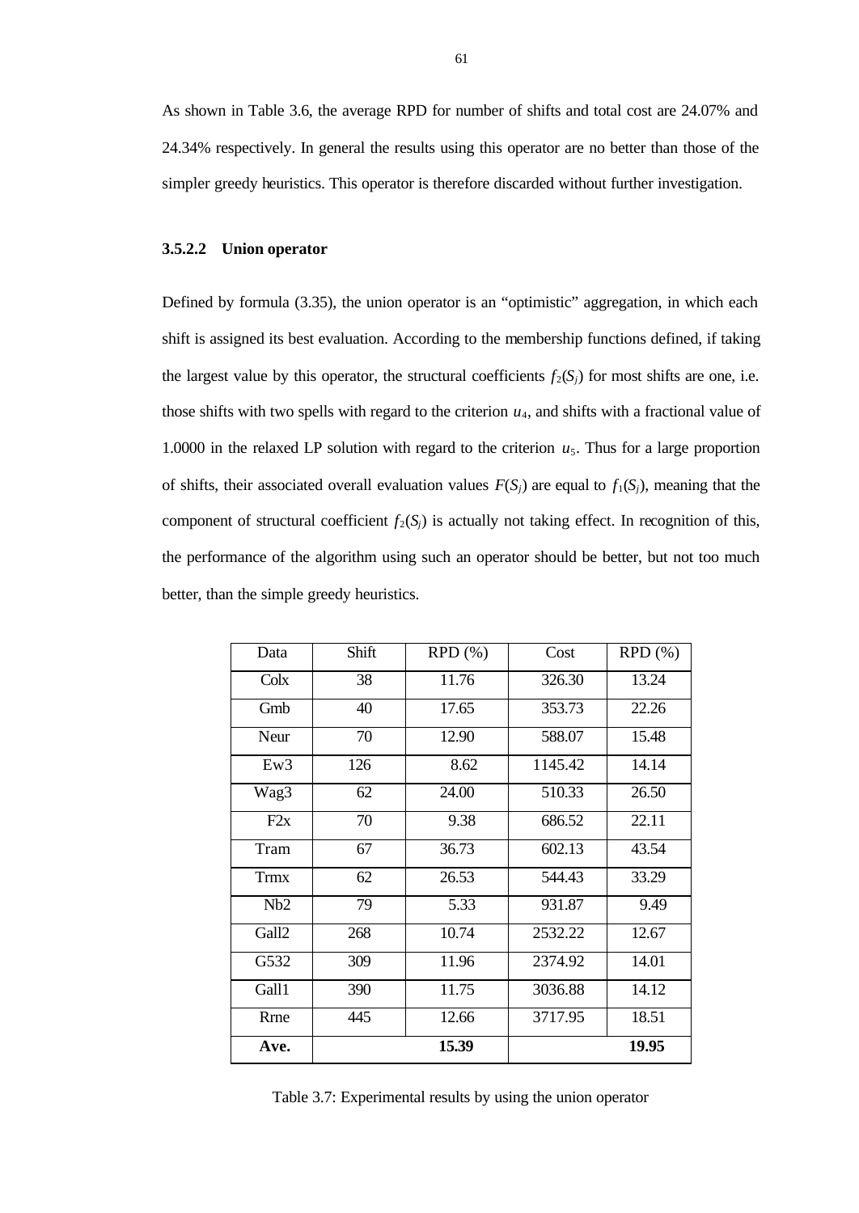As shown in Table 3.6, the average RPD for number of shifts and total cost are 24.07% and 24.34% respectively. In general the results using this operator are no better than those of the simpler greedy heuristics. This operator is therefore discarded without further investigation.

#### 3.5.2.2 Union operator

Defined by formula (3.35), the union operator is an "optimistic" aggregation, in which each shift is assigned its best evaluation. According to the membership functions defined, if taking the largest value by this operator, the structural coefficients $f_2(S_j)$ for most shifts are one, i.e. those shifts with two spells with regard to the criterion $u_4$, and shifts with a fractional value of 1.0000 in the relaxed LP solution with regard to the criterion $u_5$. Thus for a large proportion of shifts, their associated overall evaluation values $F(S_j)$ are equal to $f_1(S_j)$, meaning that the component of structural coefficient $f_2(S_j)$ is actually not taking effect. In recognition of this, the performance of the algorithm using such an operator should be better, but not too much better, than the simple greedy heuristics.

| Data | Shift | RPD (%) | Cost | RPD (%) |
|---|---|---|---|---|
| Colx | 38 | 11.76 | 326.30 | 13.24 |
| Gmb | 40 | 17.65 | 353.73 | 22.26 |
| Neur | 70 | 12.90 | 588.07 | 15.48 |
| Ew3 | 126 | 8.62 | 1145.42 | 14.14 |
| Wag3 | 62 | 24.00 | 510.33 | 26.50 |
| F2x | 70 | 9.38 | 686.52 | 22.11 |
| Tram | 67 | 36.73 | 602.13 | 43.54 |
| Trmx | 62 | 26.53 | 544.43 | 33.29 |
| Nb2 | 79 | 5.33 | 931.87 | 9.49 |
| Gall2 | 268 | 10.74 | 2532.22 | 12.67 |
| G532 | 309 | 11.96 | 2374.92 | 14.01 |
| Gall1 | 390 | 11.75 | 3036.88 | 14.12 |
| Rrne | 445 | 12.66 | 3717.95 | 18.51 |
| **Ave.** | | **15.39** | | **19.95** |

Table 3.7: Experimental results by using the union operator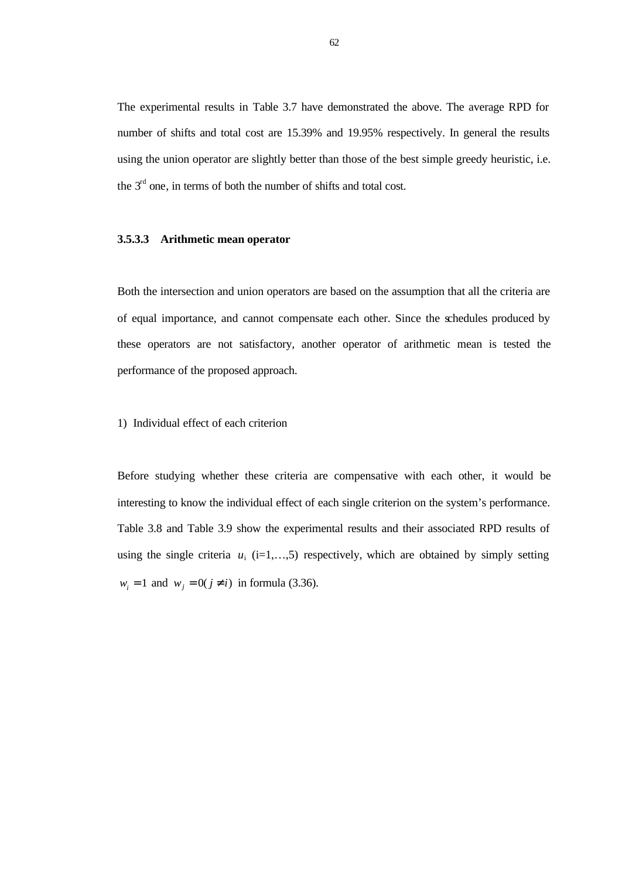The experimental results in Table 3.7 have demonstrated the above. The average RPD for number of shifts and total cost are 15.39% and 19.95% respectively. In general the results using the union operator are slightly better than those of the best simple greedy heuristic, i.e. the 3rd one, in terms of both the number of shifts and total cost.

#### 3.5.3.3 Arithmetic mean operator

Both the intersection and union operators are based on the assumption that all the criteria are of equal importance, and cannot compensate each other. Since the schedules produced by these operators are not satisfactory, another operator of arithmetic mean is tested the performance of the proposed approach.

1) Individual effect of each criterion

Before studying whether these criteria are compensative with each other, it would be interesting to know the individual effect of each single criterion on the system's performance. Table 3.8 and Table 3.9 show the experimental results and their associated RPD results of using the single criteria $u_i$ (i=1,…,5) respectively, which are obtained by simply setting $w_i = 1$ and $w_j = 0 (j \neq i)$ in formula (3.36).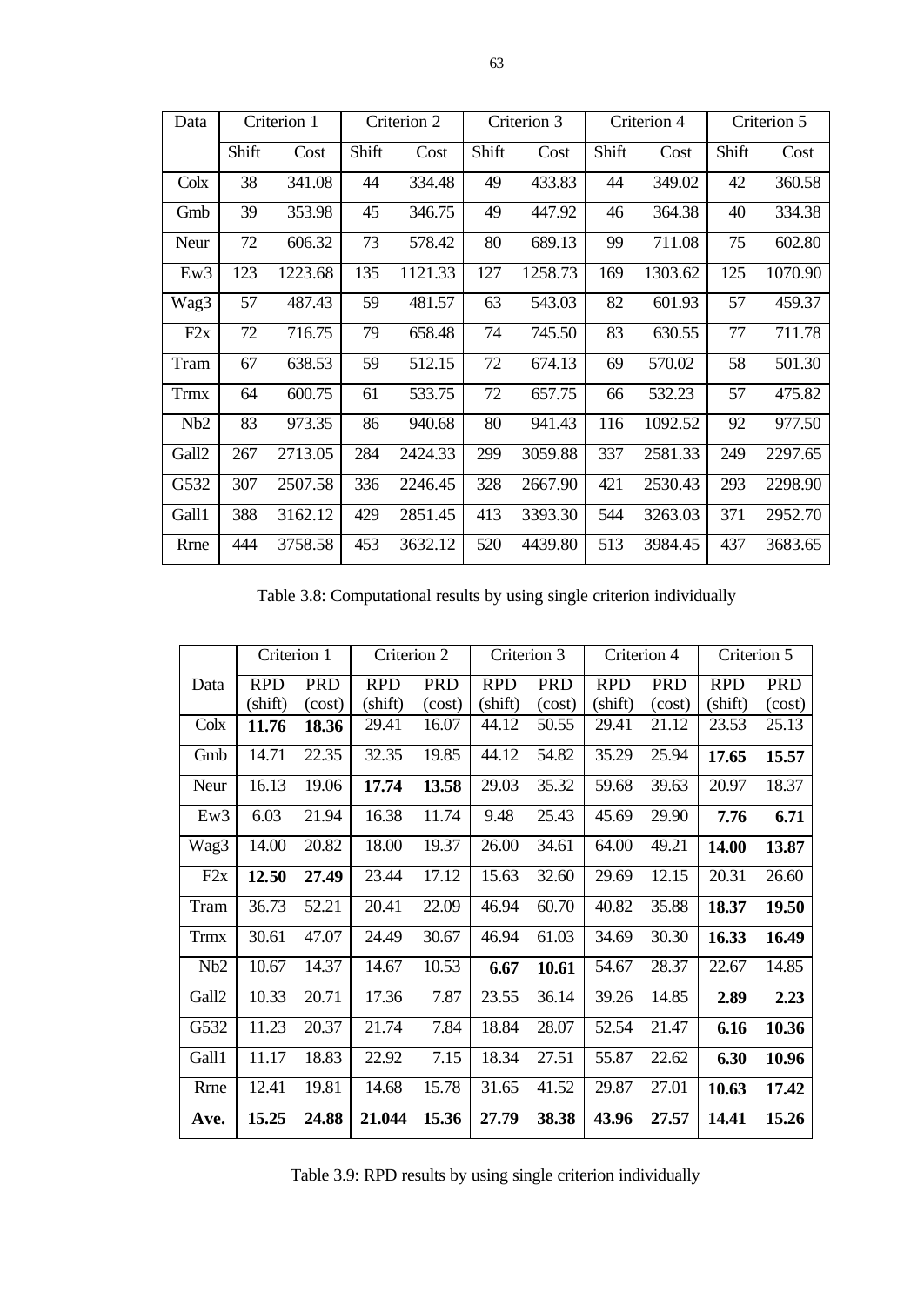| Data | Criterion 1 | | Criterion 2 | | Criterion 3 | | Criterion 4 | | Criterion 5 | |
|---|---|---|---|---|---|---|---|---|---|---|
| | Shift | Cost | Shift | Cost | Shift | Cost | Shift | Cost | Shift | Cost |
| Colx | 38 | 341.08 | 44 | 334.48 | 49 | 433.83 | 44 | 349.02 | 42 | 360.58 |
| Gmb | 39 | 353.98 | 45 | 346.75 | 49 | 447.92 | 46 | 364.38 | 40 | 334.38 |
| Neur | 72 | 606.32 | 73 | 578.42 | 80 | 689.13 | 99 | 711.08 | 75 | 602.80 |
| Ew3 | 123 | 1223.68 | 135 | 1121.33 | 127 | 1258.73 | 169 | 1303.62 | 125 | 1070.90 |
| Wag3 | 57 | 487.43 | 59 | 481.57 | 63 | 543.03 | 82 | 601.93 | 57 | 459.37 |
| F2x | 72 | 716.75 | 79 | 658.48 | 74 | 745.50 | 83 | 630.55 | 77 | 711.78 |
| Tram | 67 | 638.53 | 59 | 512.15 | 72 | 674.13 | 69 | 570.02 | 58 | 501.30 |
| Trmx | 64 | 600.75 | 61 | 533.75 | 72 | 657.75 | 66 | 532.23 | 57 | 475.82 |
| Nb2 | 83 | 973.35 | 86 | 940.68 | 80 | 941.43 | 116 | 1092.52 | 92 | 977.50 |
| Gall2 | 267 | 2713.05 | 284 | 2424.33 | 299 | 3059.88 | 337 | 2581.33 | 249 | 2297.65 |
| G532 | 307 | 2507.58 | 336 | 2246.45 | 328 | 2667.90 | 421 | 2530.43 | 293 | 2298.90 |
| Gall1 | 388 | 3162.12 | 429 | 2851.45 | 413 | 3393.30 | 544 | 3263.03 | 371 | 2952.70 |
| Rrne | 444 | 3758.58 | 453 | 3632.12 | 520 | 4439.80 | 513 | 3984.45 | 437 | 3683.65 |

Table 3.8: Computational results by using single criterion individually

| Data | Criterion 1 | | Criterion 2 | | Criterion 3 | | Criterion 4 | | Criterion 5 | |
|---|---|---|---|---|---|---|---|---|---|---|
| | RPD (shift) | PRD (cost) | RPD (shift) | PRD (cost) | RPD (shift) | PRD (cost) | RPD (shift) | PRD (cost) | RPD (shift) | PRD (cost) |
| Colx | **11.76** | **18.36** | 29.41 | 16.07 | 44.12 | 50.55 | 29.41 | 21.12 | 23.53 | 25.13 |
| Gmb | 14.71 | 22.35 | 32.35 | 19.85 | 44.12 | 54.82 | 35.29 | 25.94 | **17.65** | **15.57** |
| Neur | 16.13 | 19.06 | **17.74** | **13.58** | 29.03 | 35.32 | 59.68 | 39.63 | 20.97 | 18.37 |
| Ew3 | 6.03 | 21.94 | 16.38 | 11.74 | 9.48 | 25.43 | 45.69 | 29.90 | **7.76** | **6.71** |
| Wag3 | 14.00 | 20.82 | 18.00 | 19.37 | 26.00 | 34.61 | 64.00 | 49.21 | **14.00** | **13.87** |
| F2x | **12.50** | **27.49** | 23.44 | 17.12 | 15.63 | 32.60 | 29.69 | 12.15 | 20.31 | 26.60 |
| Tram | 36.73 | 52.21 | 20.41 | 22.09 | 46.94 | 60.70 | 40.82 | 35.88 | **18.37** | **19.50** |
| Trmx | 30.61 | 47.07 | 24.49 | 30.67 | 46.94 | 61.03 | 34.69 | 30.30 | **16.33** | **16.49** |
| Nb2 | 10.67 | 14.37 | 14.67 | 10.53 | **6.67** | **10.61** | 54.67 | 28.37 | 22.67 | 14.85 |
| Gall2 | 10.33 | 20.71 | 17.36 | 7.87 | 23.55 | 36.14 | 39.26 | 14.85 | **2.89** | **2.23** |
| G532 | 11.23 | 20.37 | 21.74 | 7.84 | 18.84 | 28.07 | 52.54 | 21.47 | **6.16** | **10.36** |
| Gall1 | 11.17 | 18.83 | 22.92 | 7.15 | 18.34 | 27.51 | 55.87 | 22.62 | **6.30** | **10.96** |
| Rrne | 12.41 | 19.81 | 14.68 | 15.78 | 31.65 | 41.52 | 29.87 | 27.01 | **10.63** | **17.42** |
| **Ave.** | **15.25** | **24.88** | **21.044** | **15.36** | **27.79** | **38.38** | **43.96** | **27.57** | **14.41** | **15.26** |

Table 3.9: RPD results by using single criterion individually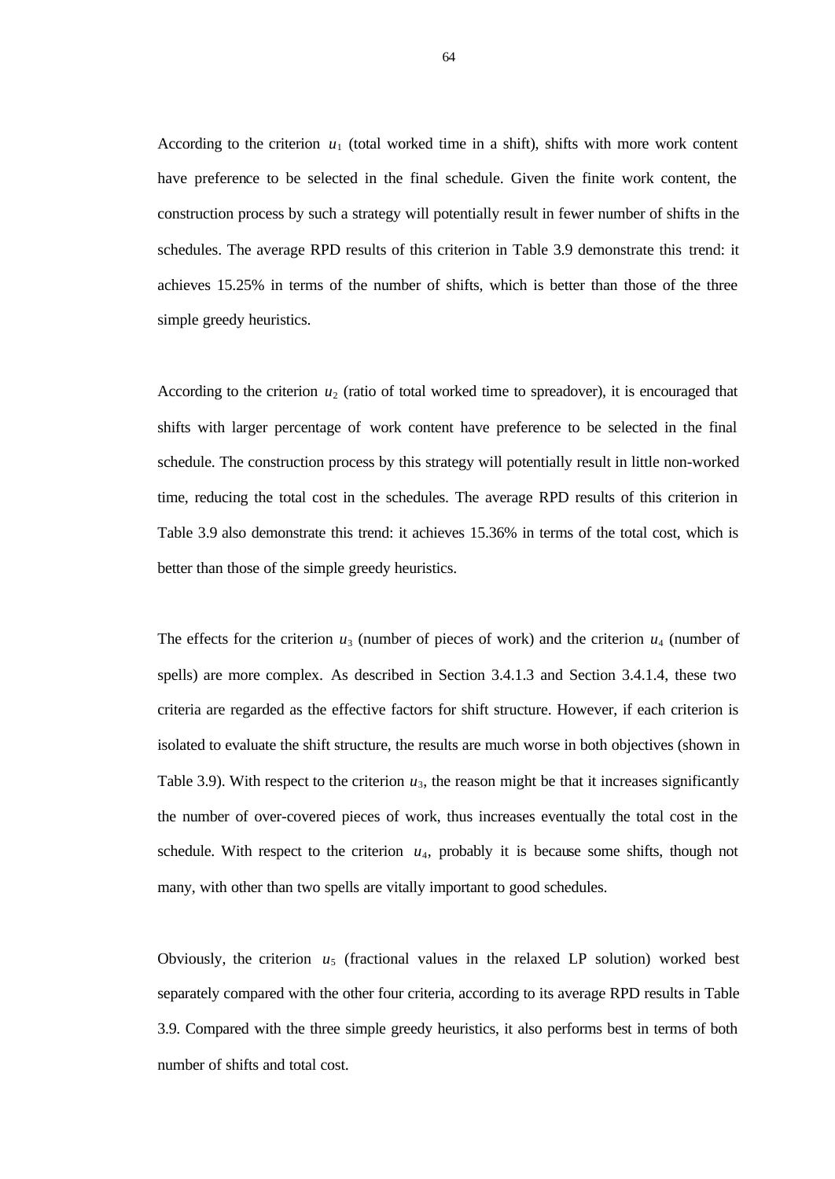According to the criterion $u_1$ (total worked time in a shift), shifts with more work content have preference to be selected in the final schedule. Given the finite work content, the construction process by such a strategy will potentially result in fewer number of shifts in the schedules. The average RPD results of this criterion in Table 3.9 demonstrate this trend: it achieves 15.25% in terms of the number of shifts, which is better than those of the three simple greedy heuristics.

According to the criterion $u_2$ (ratio of total worked time to spreadover), it is encouraged that shifts with larger percentage of work content have preference to be selected in the final schedule. The construction process by this strategy will potentially result in little non-worked time, reducing the total cost in the schedules. The average RPD results of this criterion in Table 3.9 also demonstrate this trend: it achieves 15.36% in terms of the total cost, which is better than those of the simple greedy heuristics.

The effects for the criterion $u_3$ (number of pieces of work) and the criterion $u_4$ (number of spells) are more complex. As described in Section 3.4.1.3 and Section 3.4.1.4, these two criteria are regarded as the effective factors for shift structure. However, if each criterion is isolated to evaluate the shift structure, the results are much worse in both objectives (shown in Table 3.9). With respect to the criterion $u_3$, the reason might be that it increases significantly the number of over-covered pieces of work, thus increases eventually the total cost in the schedule. With respect to the criterion $u_4$, probably it is because some shifts, though not many, with other than two spells are vitally important to good schedules.

Obviously, the criterion $u_5$ (fractional values in the relaxed LP solution) worked best separately compared with the other four criteria, according to its average RPD results in Table 3.9. Compared with the three simple greedy heuristics, it also performs best in terms of both number of shifts and total cost.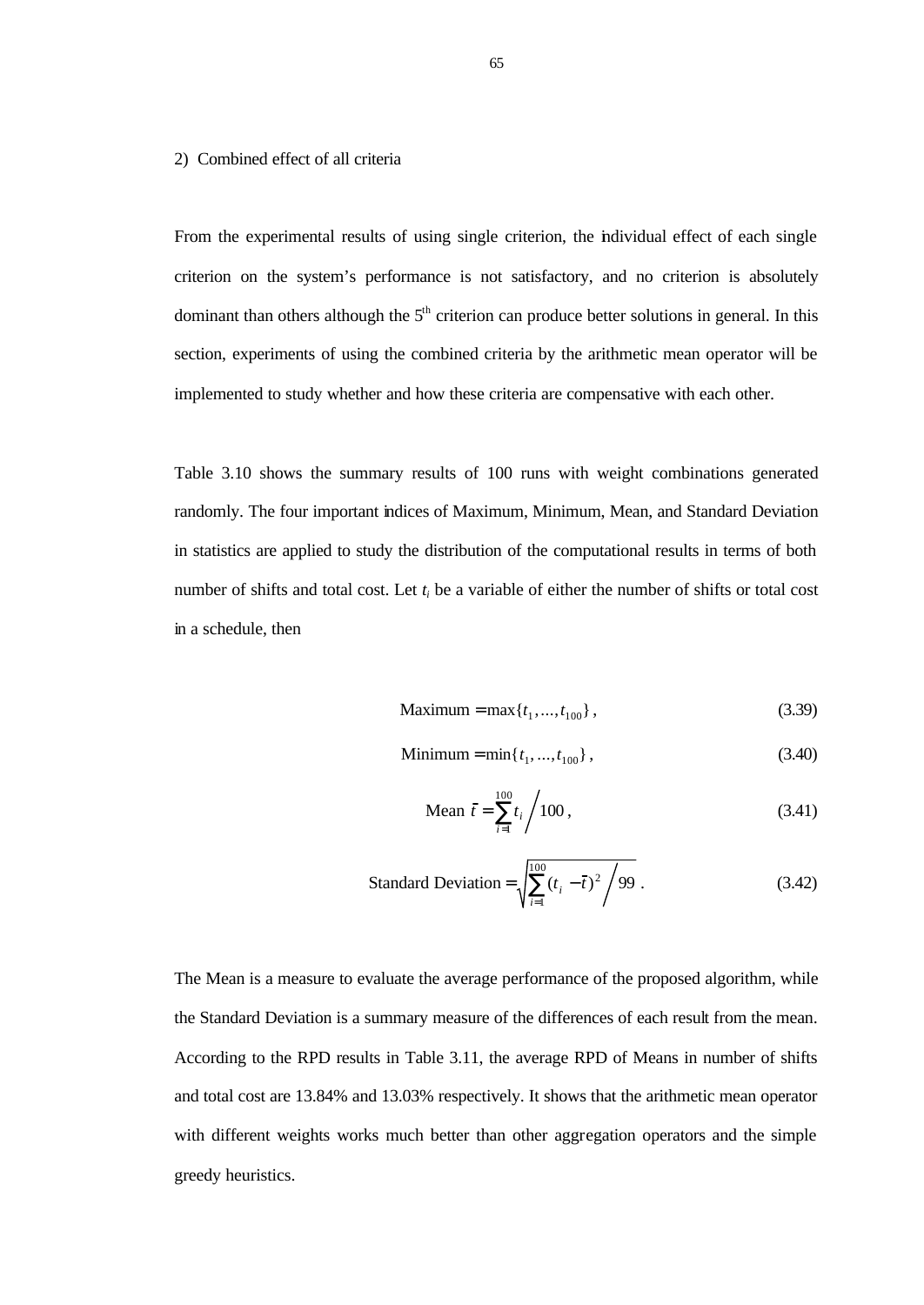2) Combined effect of all criteria

From the experimental results of using single criterion, the individual effect of each single criterion on the system's performance is not satisfactory, and no criterion is absolutely dominant than others although the 5th criterion can produce better solutions in general. In this section, experiments of using the combined criteria by the arithmetic mean operator will be implemented to study whether and how these criteria are compensative with each other.

Table 3.10 shows the summary results of 100 runs with weight combinations generated randomly. The four important indices of Maximum, Minimum, Mean, and Standard Deviation in statistics are applied to study the distribution of the computational results in terms of both number of shifts and total cost. Let $t_i$ be a variable of either the number of shifts or total cost in a schedule, then

$$\text{Maximum} = \max\{t_1, ..., t_{100}\}, \tag{3.39}$$

$$\text{Minimum} = \min\{t_1, ..., t_{100}\}, \tag{3.40}$$

$$\text{Mean } \bar{t} = \sum_{i=1}^{100} t_i \Big/ 100, \tag{3.41}$$

$$\text{Standard Deviation} = \sqrt{\sum_{i=1}^{100} (t_i - \bar{t})^2 \Big/ 99}. \tag{3.42}$$

The Mean is a measure to evaluate the average performance of the proposed algorithm, while the Standard Deviation is a summary measure of the differences of each result from the mean. According to the RPD results in Table 3.11, the average RPD of Means in number of shifts and total cost are 13.84% and 13.03% respectively. It shows that the arithmetic mean operator with different weights works much better than other aggregation operators and the simple greedy heuristics.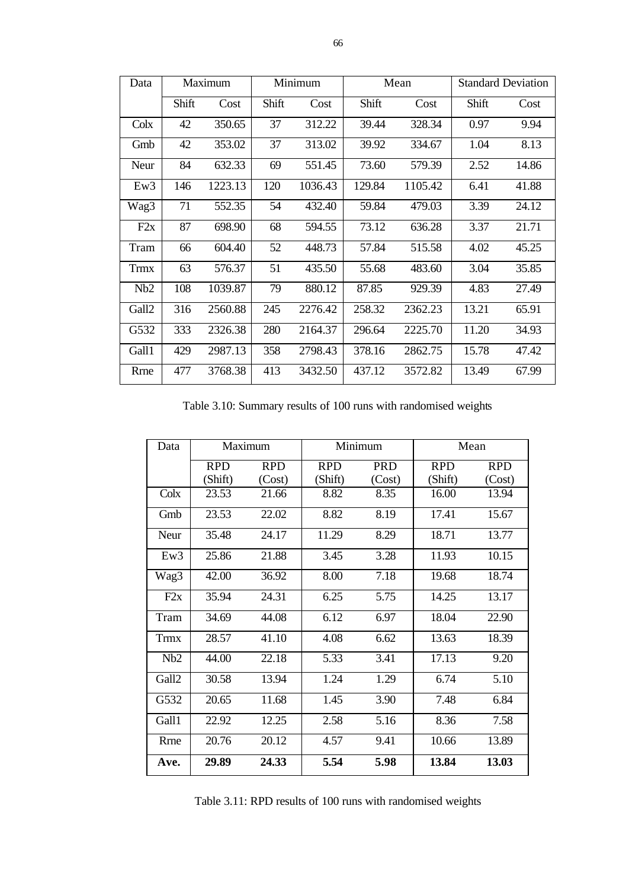| Data | Maximum | | Minimum | | Mean | | Standard Deviation | |
|---|---|---|---|---|---|---|---|---|
| | Shift | Cost | Shift | Cost | Shift | Cost | Shift | Cost |
| Colx | 42 | 350.65 | 37 | 312.22 | 39.44 | 328.34 | 0.97 | 9.94 |
| Gmb | 42 | 353.02 | 37 | 313.02 | 39.92 | 334.67 | 1.04 | 8.13 |
| Neur | 84 | 632.33 | 69 | 551.45 | 73.60 | 579.39 | 2.52 | 14.86 |
| Ew3 | 146 | 1223.13 | 120 | 1036.43 | 129.84 | 1105.42 | 6.41 | 41.88 |
| Wag3 | 71 | 552.35 | 54 | 432.40 | 59.84 | 479.03 | 3.39 | 24.12 |
| F2x | 87 | 698.90 | 68 | 594.55 | 73.12 | 636.28 | 3.37 | 21.71 |
| Tram | 66 | 604.40 | 52 | 448.73 | 57.84 | 515.58 | 4.02 | 45.25 |
| Trmx | 63 | 576.37 | 51 | 435.50 | 55.68 | 483.60 | 3.04 | 35.85 |
| Nb2 | 108 | 1039.87 | 79 | 880.12 | 87.85 | 929.39 | 4.83 | 27.49 |
| Gall2 | 316 | 2560.88 | 245 | 2276.42 | 258.32 | 2362.23 | 13.21 | 65.91 |
| G532 | 333 | 2326.38 | 280 | 2164.37 | 296.64 | 2225.70 | 11.20 | 34.93 |
| Gall1 | 429 | 2987.13 | 358 | 2798.43 | 378.16 | 2862.75 | 15.78 | 47.42 |
| Rrne | 477 | 3768.38 | 413 | 3432.50 | 437.12 | 3572.82 | 13.49 | 67.99 |

Table 3.10: Summary results of 100 runs with randomised weights

| Data | Maximum | | Minimum | | Mean | |
|---|---|---|---|---|---|---|
| | RPD (Shift) | RPD (Cost) | RPD (Shift) | PRD (Cost) | RPD (Shift) | RPD (Cost) |
| Colx | 23.53 | 21.66 | 8.82 | 8.35 | 16.00 | 13.94 |
| Gmb | 23.53 | 22.02 | 8.82 | 8.19 | 17.41 | 15.67 |
| Neur | 35.48 | 24.17 | 11.29 | 8.29 | 18.71 | 13.77 |
| Ew3 | 25.86 | 21.88 | 3.45 | 3.28 | 11.93 | 10.15 |
| Wag3 | 42.00 | 36.92 | 8.00 | 7.18 | 19.68 | 18.74 |
| F2x | 35.94 | 24.31 | 6.25 | 5.75 | 14.25 | 13.17 |
| Tram | 34.69 | 44.08 | 6.12 | 6.97 | 18.04 | 22.90 |
| Trmx | 28.57 | 41.10 | 4.08 | 6.62 | 13.63 | 18.39 |
| Nb2 | 44.00 | 22.18 | 5.33 | 3.41 | 17.13 | 9.20 |
| Gall2 | 30.58 | 13.94 | 1.24 | 1.29 | 6.74 | 5.10 |
| G532 | 20.65 | 11.68 | 1.45 | 3.90 | 7.48 | 6.84 |
| Gall1 | 22.92 | 12.25 | 2.58 | 5.16 | 8.36 | 7.58 |
| Rrne | 20.76 | 20.12 | 4.57 | 9.41 | 10.66 | 13.89 |
| **Ave.** | **29.89** | **24.33** | **5.54** | **5.98** | **13.84** | **13.03** |

Table 3.11: RPD results of 100 runs with randomised weights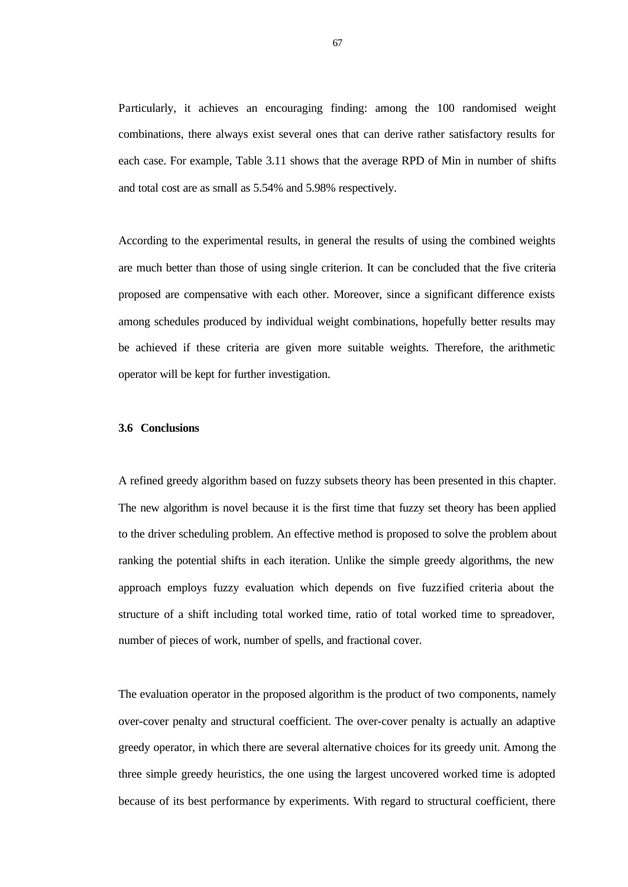Particularly, it achieves an encouraging finding: among the 100 randomised weight combinations, there always exist several ones that can derive rather satisfactory results for each case. For example, Table 3.11 shows that the average RPD of Min in number of shifts and total cost are as small as 5.54% and 5.98% respectively.

According to the experimental results, in general the results of using the combined weights are much better than those of using single criterion. It can be concluded that the five criteria proposed are compensative with each other. Moreover, since a significant difference exists among schedules produced by individual weight combinations, hopefully better results may be achieved if these criteria are given more suitable weights. Therefore, the arithmetic operator will be kept for further investigation.

### 3.6 Conclusions

A refined greedy algorithm based on fuzzy subsets theory has been presented in this chapter. The new algorithm is novel because it is the first time that fuzzy set theory has been applied to the driver scheduling problem. An effective method is proposed to solve the problem about ranking the potential shifts in each iteration. Unlike the simple greedy algorithms, the new approach employs fuzzy evaluation which depends on five fuzzified criteria about the structure of a shift including total worked time, ratio of total worked time to spreadover, number of pieces of work, number of spells, and fractional cover.

The evaluation operator in the proposed algorithm is the product of two components, namely over-cover penalty and structural coefficient. The over-cover penalty is actually an adaptive greedy operator, in which there are several alternative choices for its greedy unit. Among the three simple greedy heuristics, the one using the largest uncovered worked time is adopted because of its best performance by experiments. With regard to structural coefficient, there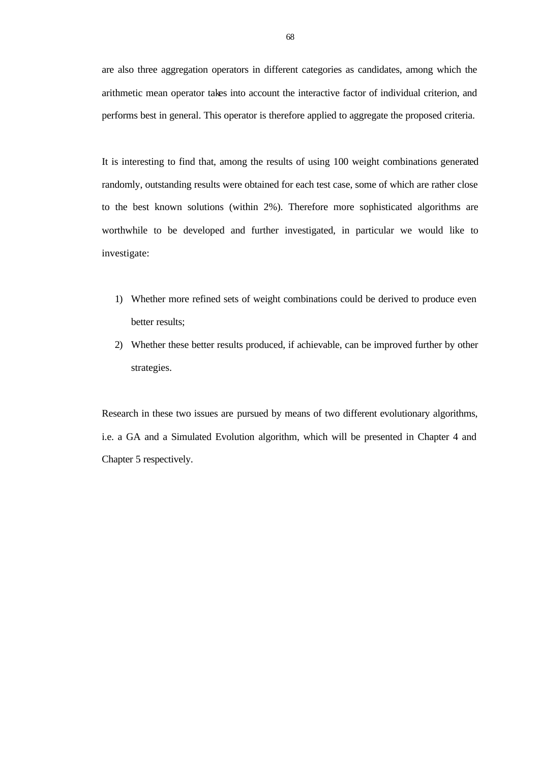are also three aggregation operators in different categories as candidates, among which the arithmetic mean operator takes into account the interactive factor of individual criterion, and performs best in general. This operator is therefore applied to aggregate the proposed criteria.

It is interesting to find that, among the results of using 100 weight combinations generated randomly, outstanding results were obtained for each test case, some of which are rather close to the best known solutions (within 2%). Therefore more sophisticated algorithms are worthwhile to be developed and further investigated, in particular we would like to investigate:

1) Whether more refined sets of weight combinations could be derived to produce even better results;
2) Whether these better results produced, if achievable, can be improved further by other strategies.

Research in these two issues are pursued by means of two different evolutionary algorithms, i.e. a GA and a Simulated Evolution algorithm, which will be presented in Chapter 4 and Chapter 5 respectively.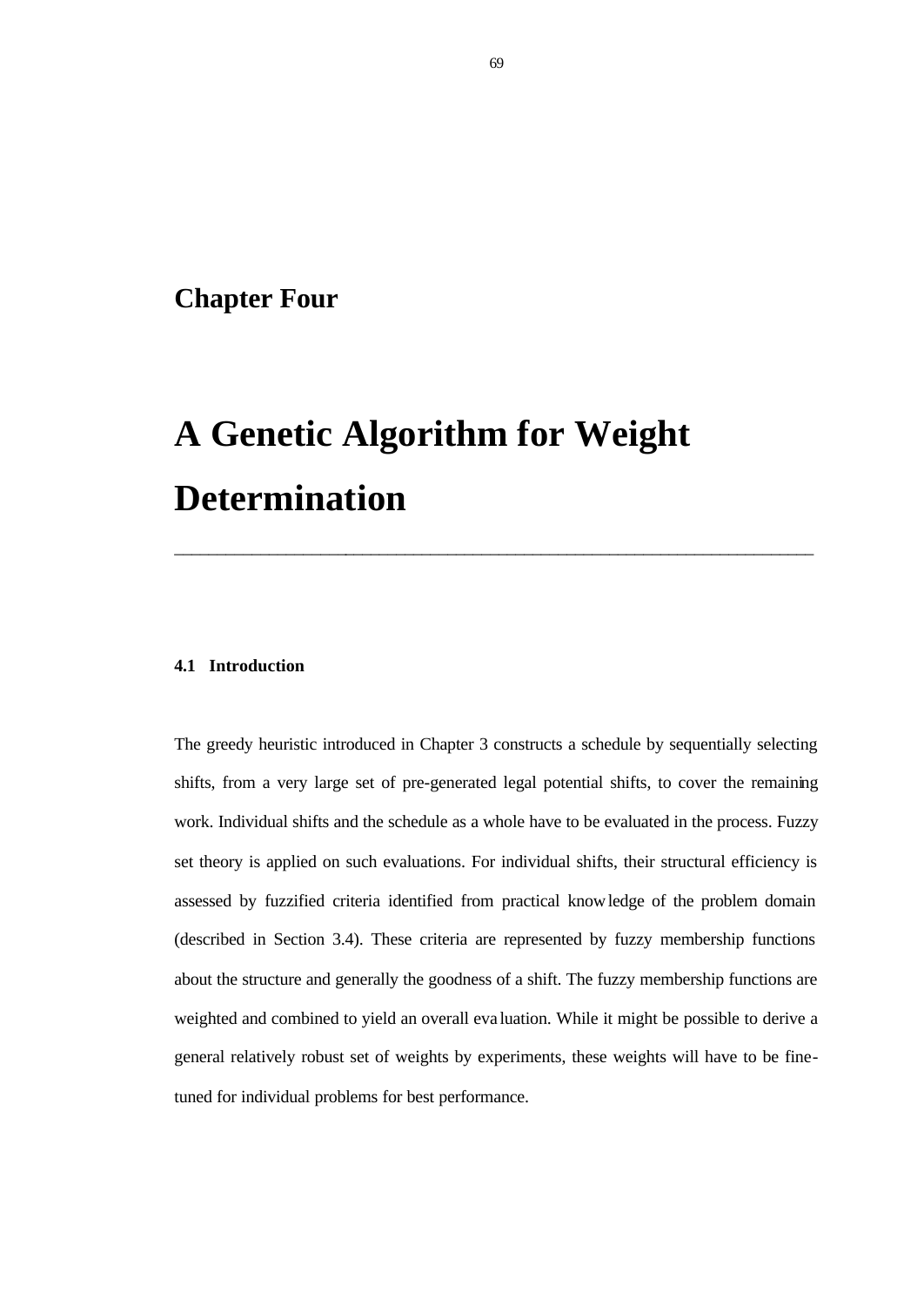# Chapter Four

# A Genetic Algorithm for Weight Determination

---

### 4.1 Introduction

The greedy heuristic introduced in Chapter 3 constructs a schedule by sequentially selecting shifts, from a very large set of pre-generated legal potential shifts, to cover the remaining work. Individual shifts and the schedule as a whole have to be evaluated in the process. Fuzzy set theory is applied on such evaluations. For individual shifts, their structural efficiency is assessed by fuzzified criteria identified from practical knowledge of the problem domain (described in Section 3.4). These criteria are represented by fuzzy membership functions about the structure and generally the goodness of a shift. The fuzzy membership functions are weighted and combined to yield an overall evaluation. While it might be possible to derive a general relatively robust set of weights by experiments, these weights will have to be fine-tuned for individual problems for best performance.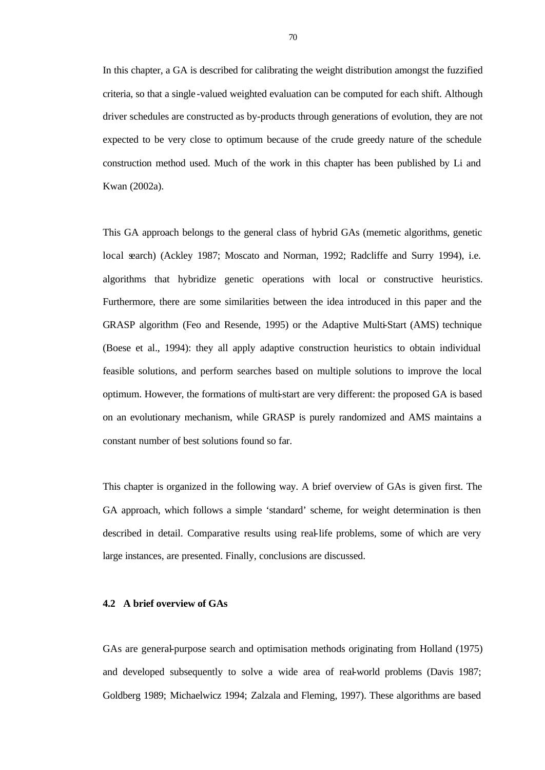In this chapter, a GA is described for calibrating the weight distribution amongst the fuzzified criteria, so that a single-valued weighted evaluation can be computed for each shift. Although driver schedules are constructed as by-products through generations of evolution, they are not expected to be very close to optimum because of the crude greedy nature of the schedule construction method used. Much of the work in this chapter has been published by Li and Kwan (2002a).

This GA approach belongs to the general class of hybrid GAs (memetic algorithms, genetic local search) (Ackley 1987; Moscato and Norman, 1992; Radcliffe and Surry 1994), i.e. algorithms that hybridize genetic operations with local or constructive heuristics. Furthermore, there are some similarities between the idea introduced in this paper and the GRASP algorithm (Feo and Resende, 1995) or the Adaptive Multi-Start (AMS) technique (Boese et al., 1994): they all apply adaptive construction heuristics to obtain individual feasible solutions, and perform searches based on multiple solutions to improve the local optimum. However, the formations of multi-start are very different: the proposed GA is based on an evolutionary mechanism, while GRASP is purely randomized and AMS maintains a constant number of best solutions found so far.

This chapter is organized in the following way. A brief overview of GAs is given first. The GA approach, which follows a simple 'standard' scheme, for weight determination is then described in detail. Comparative results using real-life problems, some of which are very large instances, are presented. Finally, conclusions are discussed.

### 4.2 A brief overview of GAs

GAs are general-purpose search and optimisation methods originating from Holland (1975) and developed subsequently to solve a wide area of real-world problems (Davis 1987; Goldberg 1989; Michaelwicz 1994; Zalzala and Fleming, 1997). These algorithms are based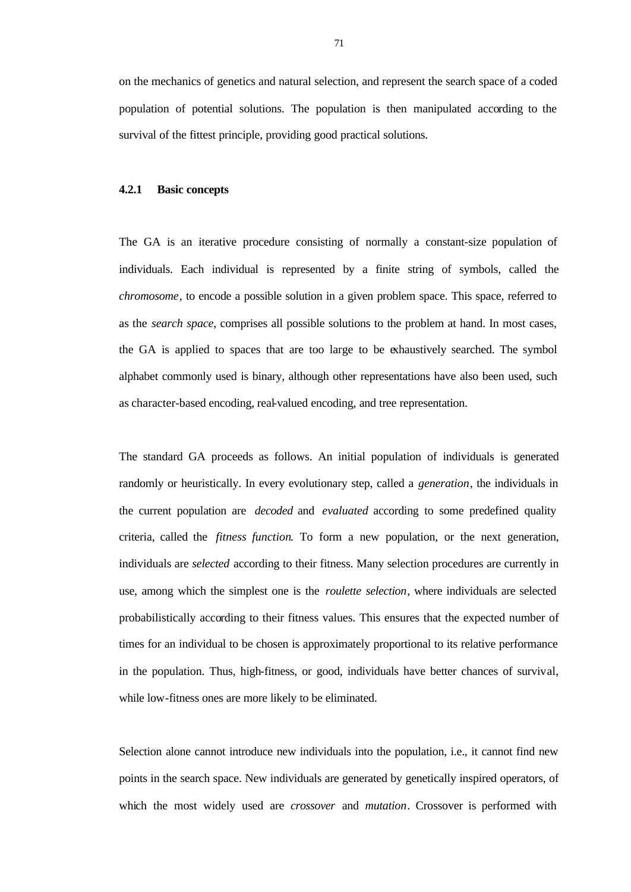on the mechanics of genetics and natural selection, and represent the search space of a coded population of potential solutions. The population is then manipulated according to the survival of the fittest principle, providing good practical solutions.

### 4.2.1 Basic concepts

The GA is an iterative procedure consisting of normally a constant-size population of individuals. Each individual is represented by a finite string of symbols, called the *chromosome*, to encode a possible solution in a given problem space. This space, referred to as the *search space*, comprises all possible solutions to the problem at hand. In most cases, the GA is applied to spaces that are too large to be exhaustively searched. The symbol alphabet commonly used is binary, although other representations have also been used, such as character-based encoding, real-valued encoding, and tree representation.

The standard GA proceeds as follows. An initial population of individuals is generated randomly or heuristically. In every evolutionary step, called a *generation*, the individuals in the current population are *decoded* and *evaluated* according to some predefined quality criteria, called the *fitness function*. To form a new population, or the next generation, individuals are *selected* according to their fitness. Many selection procedures are currently in use, among which the simplest one is the *roulette selection*, where individuals are selected probabilistically according to their fitness values. This ensures that the expected number of times for an individual to be chosen is approximately proportional to its relative performance in the population. Thus, high-fitness, or good, individuals have better chances of survival, while low-fitness ones are more likely to be eliminated.

Selection alone cannot introduce new individuals into the population, i.e., it cannot find new points in the search space. New individuals are generated by genetically inspired operators, of which the most widely used are *crossover* and *mutation*. Crossover is performed with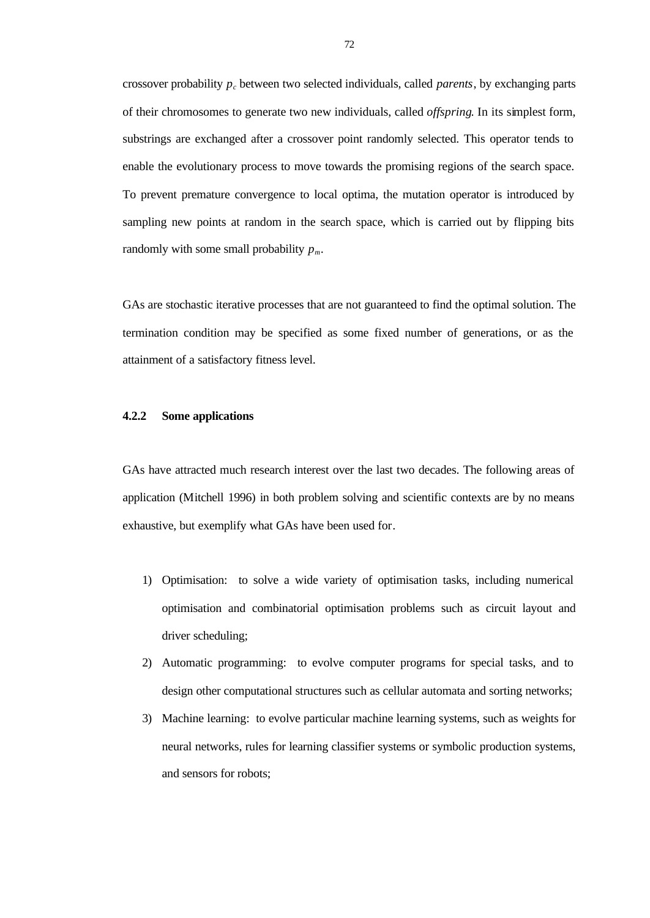crossover probability $p_c$ between two selected individuals, called *parents*, by exchanging parts of their chromosomes to generate two new individuals, called *offspring*. In its simplest form, substrings are exchanged after a crossover point randomly selected. This operator tends to enable the evolutionary process to move towards the promising regions of the search space. To prevent premature convergence to local optima, the mutation operator is introduced by sampling new points at random in the search space, which is carried out by flipping bits randomly with some small probability $p_m$.

GAs are stochastic iterative processes that are not guaranteed to find the optimal solution. The termination condition may be specified as some fixed number of generations, or as the attainment of a satisfactory fitness level.

### 4.2.2 Some applications

GAs have attracted much research interest over the last two decades. The following areas of application (Mitchell 1996) in both problem solving and scientific contexts are by no means exhaustive, but exemplify what GAs have been used for.

1) Optimisation: to solve a wide variety of optimisation tasks, including numerical optimisation and combinatorial optimisation problems such as circuit layout and driver scheduling;
2) Automatic programming: to evolve computer programs for special tasks, and to design other computational structures such as cellular automata and sorting networks;
3) Machine learning: to evolve particular machine learning systems, such as weights for neural networks, rules for learning classifier systems or symbolic production systems, and sensors for robots;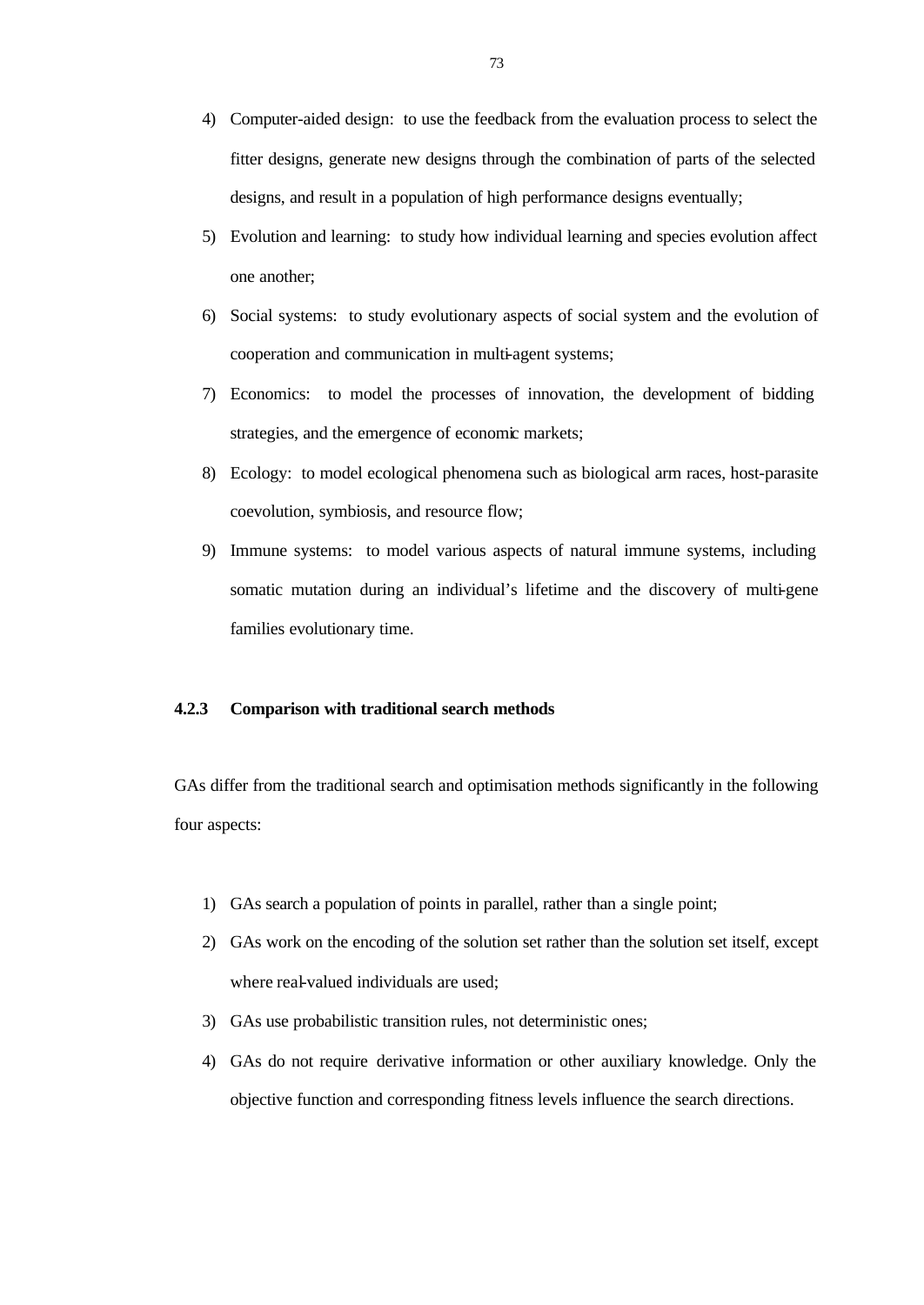4) Computer-aided design: to use the feedback from the evaluation process to select the fitter designs, generate new designs through the combination of parts of the selected designs, and result in a population of high performance designs eventually;
5) Evolution and learning: to study how individual learning and species evolution affect one another;
6) Social systems: to study evolutionary aspects of social system and the evolution of cooperation and communication in multi-agent systems;
7) Economics: to model the processes of innovation, the development of bidding strategies, and the emergence of economic markets;
8) Ecology: to model ecological phenomena such as biological arm races, host-parasite coevolution, symbiosis, and resource flow;
9) Immune systems: to model various aspects of natural immune systems, including somatic mutation during an individual's lifetime and the discovery of multi-gene families evolutionary time.

### 4.2.3 Comparison with traditional search methods

GAs differ from the traditional search and optimisation methods significantly in the following four aspects:

1) GAs search a population of points in parallel, rather than a single point;
2) GAs work on the encoding of the solution set rather than the solution set itself, except where real-valued individuals are used;
3) GAs use probabilistic transition rules, not deterministic ones;
4) GAs do not require derivative information or other auxiliary knowledge. Only the objective function and corresponding fitness levels influence the search directions.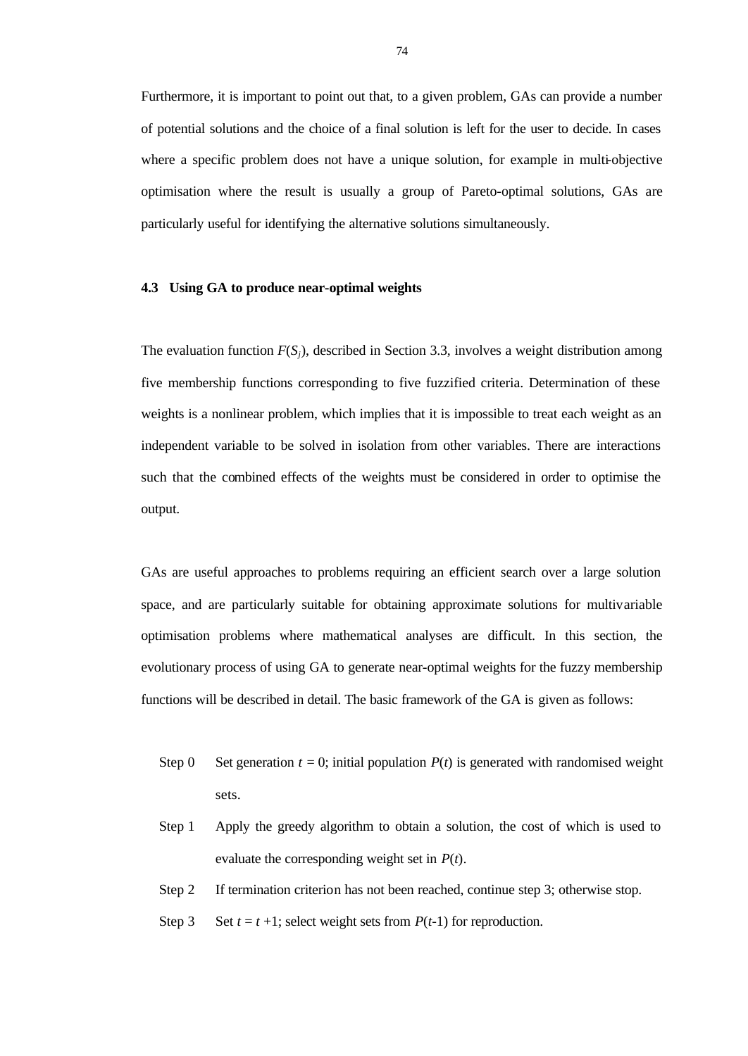Furthermore, it is important to point out that, to a given problem, GAs can provide a number of potential solutions and the choice of a final solution is left for the user to decide. In cases where a specific problem does not have a unique solution, for example in multi-objective optimisation where the result is usually a group of Pareto-optimal solutions, GAs are particularly useful for identifying the alternative solutions simultaneously.

### 4.3 Using GA to produce near-optimal weights

The evaluation function $F(S_j)$, described in Section 3.3, involves a weight distribution among five membership functions corresponding to five fuzzified criteria. Determination of these weights is a nonlinear problem, which implies that it is impossible to treat each weight as an independent variable to be solved in isolation from other variables. There are interactions such that the combined effects of the weights must be considered in order to optimise the output.

GAs are useful approaches to problems requiring an efficient search over a large solution space, and are particularly suitable for obtaining approximate solutions for multivariable optimisation problems where mathematical analyses are difficult. In this section, the evolutionary process of using GA to generate near-optimal weights for the fuzzy membership functions will be described in detail. The basic framework of the GA is given as follows:

- Step 0 Set generation $t = 0$; initial population $P(t)$ is generated with randomised weight sets.
- Step 1 Apply the greedy algorithm to obtain a solution, the cost of which is used to evaluate the corresponding weight set in $P(t)$.
- Step 2 If termination criterion has not been reached, continue step 3; otherwise stop.
- Step 3 Set $t = t + 1$; select weight sets from $P(t\text{-}1)$ for reproduction.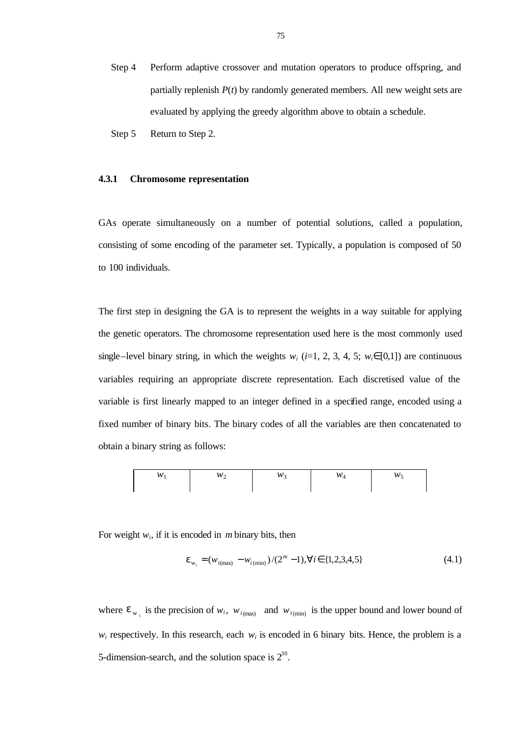Step 4 Perform adaptive crossover and mutation operators to produce offspring, and partially replenish $P(t)$ by randomly generated members. All new weight sets are evaluated by applying the greedy algorithm above to obtain a schedule.

Step 5 Return to Step 2.

### 4.3.1 Chromosome representation

GAs operate simultaneously on a number of potential solutions, called a population, consisting of some encoding of the parameter set. Typically, a population is composed of 50 to 100 individuals.

The first step in designing the GA is to represent the weights in a way suitable for applying the genetic operators. The chromosome representation used here is the most commonly used single–level binary string, in which the weights $w_i$ ($i$=1, 2, 3, 4, 5; $w_i \in [0,1]$) are continuous variables requiring an appropriate discrete representation. Each discretised value of the variable is first linearly mapped to an integer defined in a specified range, encoded using a fixed number of binary bits. The binary codes of all the variables are then concatenated to obtain a binary string as follows:

| $w_1$ | $w_2$ | $w_3$ | $w_4$ | $w_5$ |
|---|---|---|---|---|

For weight $w_i$, if it is encoded in $m$ binary bits, then

$$\varepsilon_{w_i} = (w_{i(\max)} - w_{i(\min)})/(2^m - 1), \forall i \in \{1,2,3,4,5\} \tag{4.1}$$

where $\varepsilon_{w_i}$ is the precision of $w_i$, $w_{i(\max)}$ and $w_{i(\min)}$ is the upper bound and lower bound of $w_i$ respectively. In this research, each $w_i$ is encoded in 6 binary bits. Hence, the problem is a 5-dimension-search, and the solution space is $2^{30}$.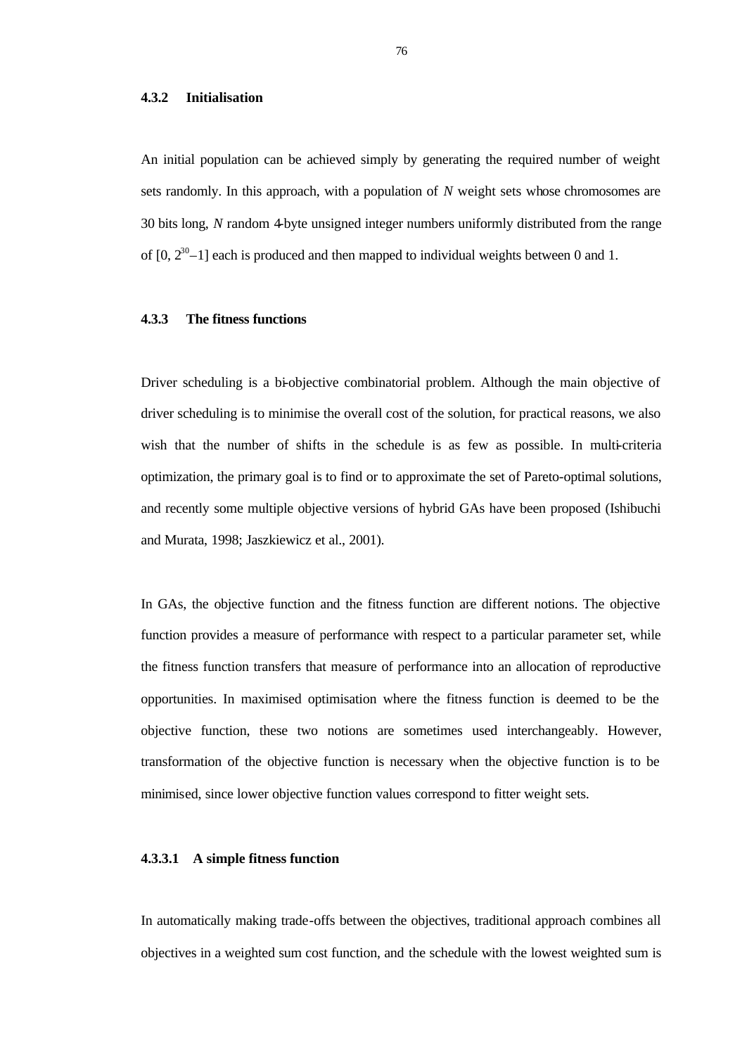### 4.3.2 Initialisation

An initial population can be achieved simply by generating the required number of weight sets randomly. In this approach, with a population of $N$ weight sets whose chromosomes are 30 bits long, $N$ random 4-byte unsigned integer numbers uniformly distributed from the range of $[0, 2^{30}-1]$ each is produced and then mapped to individual weights between 0 and 1.

### 4.3.3 The fitness functions

Driver scheduling is a bi-objective combinatorial problem. Although the main objective of driver scheduling is to minimise the overall cost of the solution, for practical reasons, we also wish that the number of shifts in the schedule is as few as possible. In multi-criteria optimization, the primary goal is to find or to approximate the set of Pareto-optimal solutions, and recently some multiple objective versions of hybrid GAs have been proposed (Ishibuchi and Murata, 1998; Jaszkiewicz et al., 2001).

In GAs, the objective function and the fitness function are different notions. The objective function provides a measure of performance with respect to a particular parameter set, while the fitness function transfers that measure of performance into an allocation of reproductive opportunities. In maximised optimisation where the fitness function is deemed to be the objective function, these two notions are sometimes used interchangeably. However, transformation of the objective function is necessary when the objective function is to be minimised, since lower objective function values correspond to fitter weight sets.

#### 4.3.3.1 A simple fitness function

In automatically making trade-offs between the objectives, traditional approach combines all objectives in a weighted sum cost function, and the schedule with the lowest weighted sum is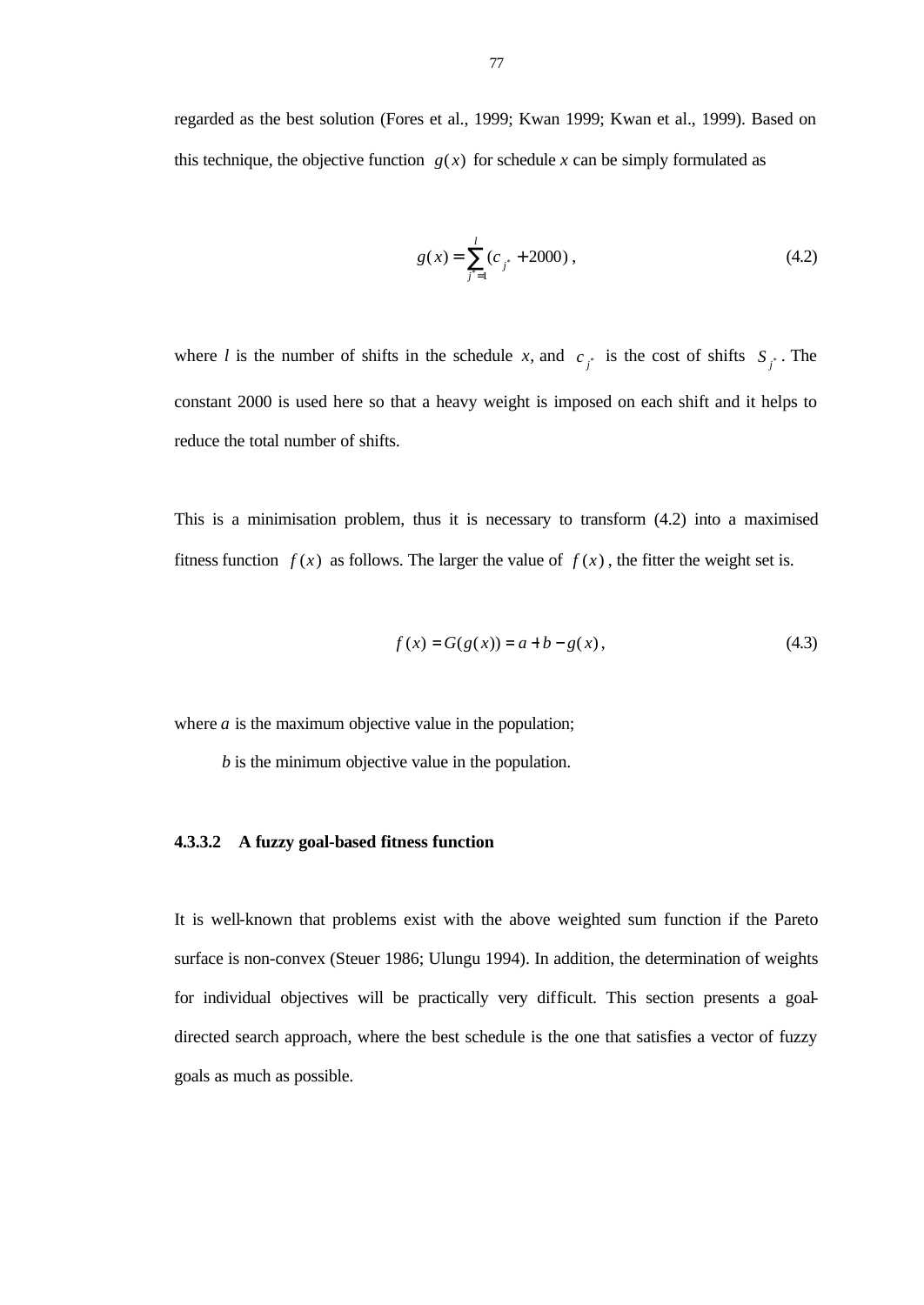regarded as the best solution (Fores et al., 1999; Kwan 1999; Kwan et al., 1999). Based on this technique, the objective function $g(x)$ for schedule *x* can be simply formulated as

$$g(x) = \sum_{j^*=1}^{l} (c_{j^*} + 2000), \tag{4.2}$$

where *l* is the number of shifts in the schedule *x*, and $c_{j^*}$ is the cost of shifts $S_{j^*}$. The constant 2000 is used here so that a heavy weight is imposed on each shift and it helps to reduce the total number of shifts.

This is a minimisation problem, thus it is necessary to transform (4.2) into a maximised fitness function $f(x)$ as follows. The larger the value of $f(x)$, the fitter the weight set is.

$$f(x) = G(g(x)) = a + b - g(x), \tag{4.3}$$

where $a$ is the maximum objective value in the population;

$b$ is the minimum objective value in the population.

#### 4.3.3.2 A fuzzy goal-based fitness function

It is well-known that problems exist with the above weighted sum function if the Pareto surface is non-convex (Steuer 1986; Ulungu 1994). In addition, the determination of weights for individual objectives will be practically very difficult. This section presents a goal-directed search approach, where the best schedule is the one that satisfies a vector of fuzzy goals as much as possible.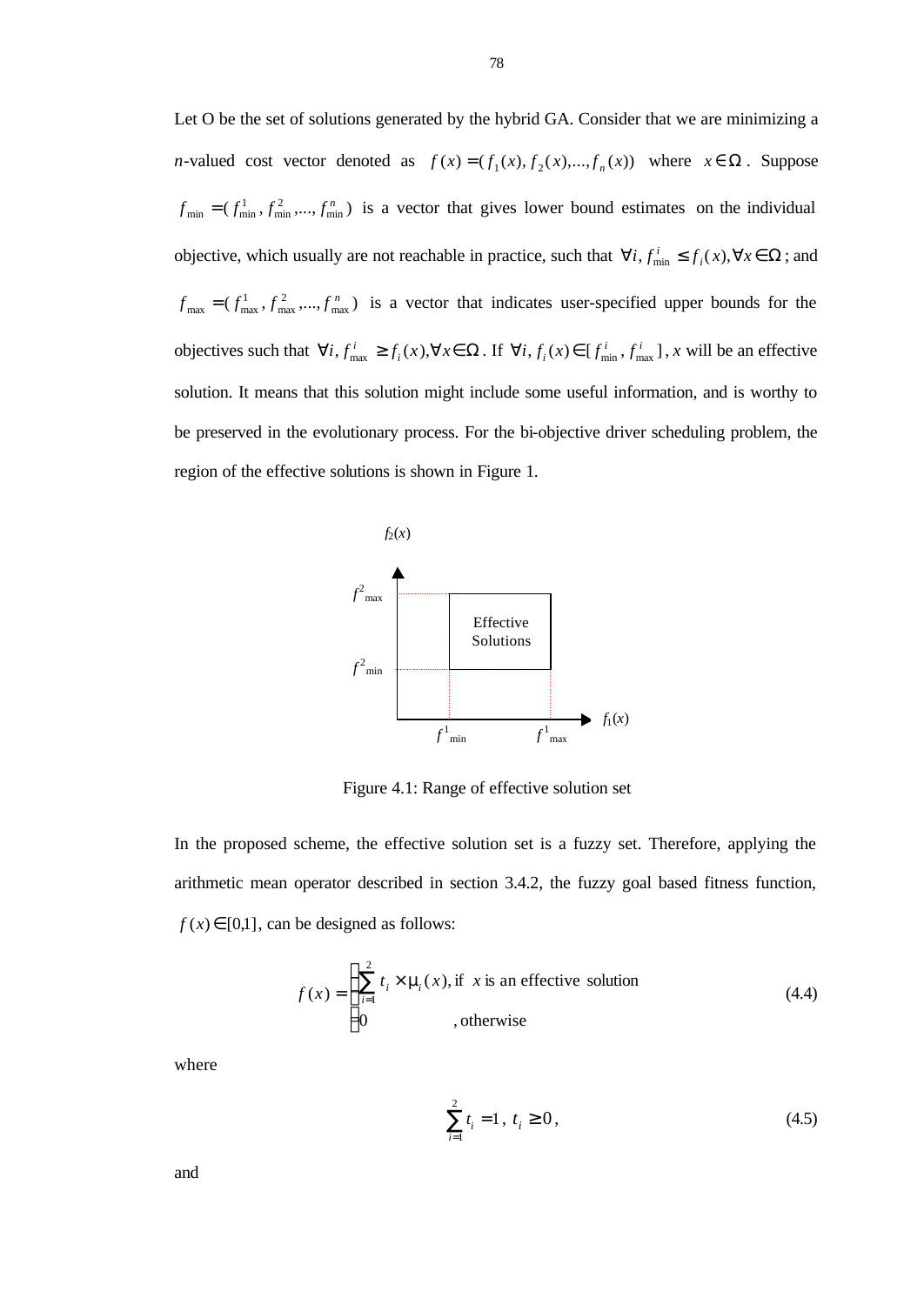Let O be the set of solutions generated by the hybrid GA. Consider that we are minimizing a $n$-valued cost vector denoted as $f(x) = (f_1(x), f_2(x), ..., f_n(x))$ where $x \in \Omega$. Suppose $f_{\min} = (f_{\min}^1, f_{\min}^2, ..., f_{\min}^n)$ is a vector that gives lower bound estimates on the individual objective, which usually are not reachable in practice, such that $\forall i, f_{\min}^i \le f_i(x), \forall x \in \Omega$; and $f_{\max} = (f_{\max}^1, f_{\max}^2, ..., f_{\max}^n)$ is a vector that indicates user-specified upper bounds for the objectives such that $\forall i, f_{\max}^i \ge f_i(x), \forall x \in \Omega$. If $\forall i, f_i(x) \in [f_{\min}^i, f_{\max}^i]$, $x$ will be an effective solution. It means that this solution might include some useful information, and is worthy to be preserved in the evolutionary process. For the bi-objective driver scheduling problem, the region of the effective solutions is shown in Figure 1.

Figure 4.1: Range of effective solution set

In the proposed scheme, the effective solution set is a fuzzy set. Therefore, applying the arithmetic mean operator described in section 3.4.2, the fuzzy goal based fitness function, $f(x) \in [0,1]$, can be designed as follows:

$$f(x) = \begin{cases} \sum_{i=1}^{2} t_i \times \mu_i(x), & \text{if } x \text{ is an effective solution} \\ 0 & \text{, otherwise} \end{cases} \tag{4.4}$$

where

$$\sum_{i=1}^{2} t_i = 1, \; t_i \ge 0, \tag{4.5}$$

and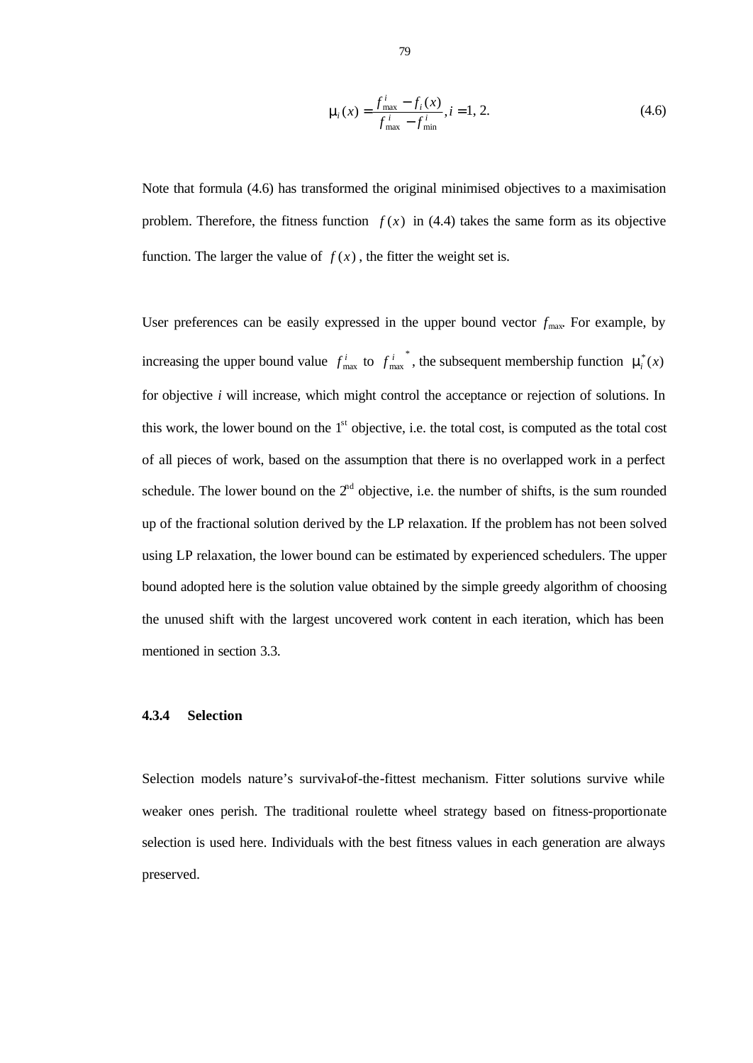$$\mu_i(x) = \frac{f_{\max}^i - f_i(x)}{f_{\max}^i - f_{\min}^i}, i = 1, 2. \tag{4.6}$$

Note that formula (4.6) has transformed the original minimised objectives to a maximisation problem. Therefore, the fitness function $f(x)$ in (4.4) takes the same form as its objective function. The larger the value of $f(x)$, the fitter the weight set is.

User preferences can be easily expressed in the upper bound vector $f_{\max}$. For example, by increasing the upper bound value $f_{\max}^i$ to $f_{\max}^{i\;*}$, the subsequent membership function $\mu_i^*(x)$ for objective $i$ will increase, which might control the acceptance or rejection of solutions. In this work, the lower bound on the 1st objective, i.e. the total cost, is computed as the total cost of all pieces of work, based on the assumption that there is no overlapped work in a perfect schedule. The lower bound on the 2nd objective, i.e. the number of shifts, is the sum rounded up of the fractional solution derived by the LP relaxation. If the problem has not been solved using LP relaxation, the lower bound can be estimated by experienced schedulers. The upper bound adopted here is the solution value obtained by the simple greedy algorithm of choosing the unused shift with the largest uncovered work content in each iteration, which has been mentioned in section 3.3.

### 4.3.4 Selection

Selection models nature's survival-of-the-fittest mechanism. Fitter solutions survive while weaker ones perish. The traditional roulette wheel strategy based on fitness-proportionate selection is used here. Individuals with the best fitness values in each generation are always preserved.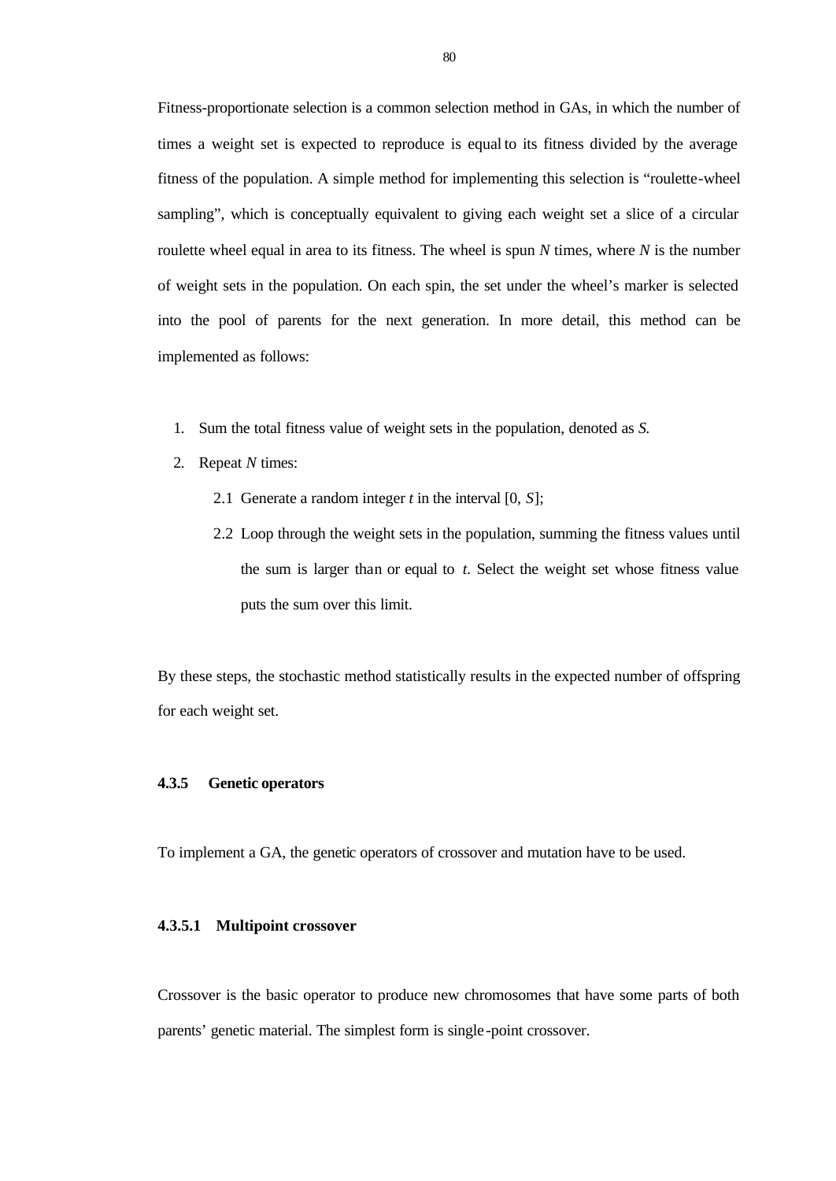Fitness-proportionate selection is a common selection method in GAs, in which the number of times a weight set is expected to reproduce is equal to its fitness divided by the average fitness of the population. A simple method for implementing this selection is "roulette-wheel sampling", which is conceptually equivalent to giving each weight set a slice of a circular roulette wheel equal in area to its fitness. The wheel is spun $N$ times, where $N$ is the number of weight sets in the population. On each spin, the set under the wheel's marker is selected into the pool of parents for the next generation. In more detail, this method can be implemented as follows:

1. Sum the total fitness value of weight sets in the population, denoted as $S$.
2. Repeat $N$ times:
   - 2.1 Generate a random integer $t$ in the interval $[0, S]$;
   - 2.2 Loop through the weight sets in the population, summing the fitness values until the sum is larger than or equal to $t$. Select the weight set whose fitness value puts the sum over this limit.

By these steps, the stochastic method statistically results in the expected number of offspring for each weight set.

### 4.3.5 Genetic operators

To implement a GA, the genetic operators of crossover and mutation have to be used.

#### 4.3.5.1 Multipoint crossover

Crossover is the basic operator to produce new chromosomes that have some parts of both parents' genetic material. The simplest form is single-point crossover.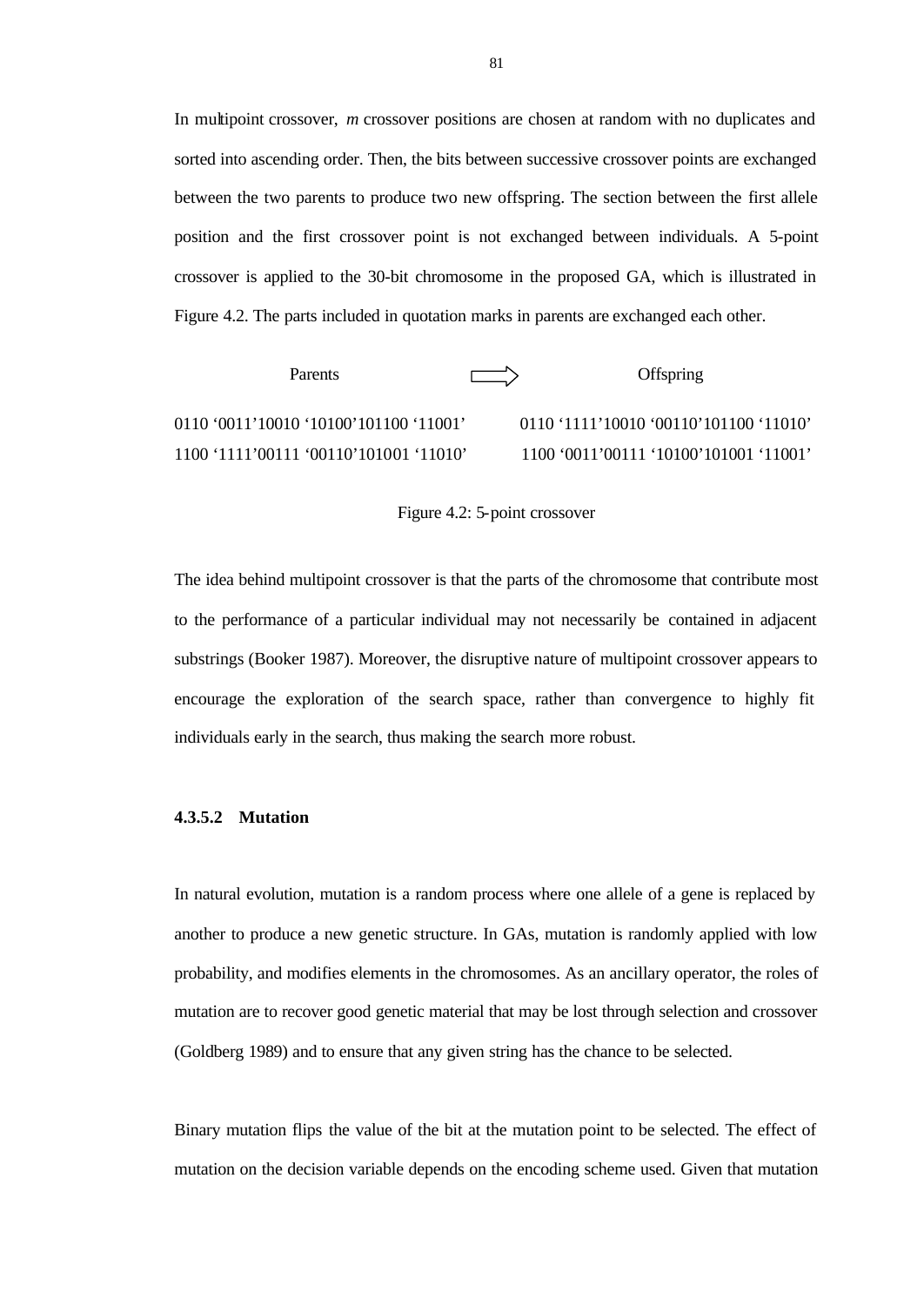In multipoint crossover, *m* crossover positions are chosen at random with no duplicates and sorted into ascending order. Then, the bits between successive crossover points are exchanged between the two parents to produce two new offspring. The section between the first allele position and the first crossover point is not exchanged between individuals. A 5-point crossover is applied to the 30-bit chromosome in the proposed GA, which is illustrated in Figure 4.2. The parts included in quotation marks in parents are exchanged each other.

| Parents | | Offspring |
| --- | --- | --- |
| 0110 ‘0011’10010 ‘10100’101100 ‘11001’ | ⟹ | 0110 ‘1111’10010 ‘00110’101100 ‘11010’ |
| 1100 ‘1111’00111 ‘00110’101001 ‘11010’ | | 1100 ‘0011’00111 ‘10100’101001 ‘11001’ |

Figure 4.2: 5-point crossover

The idea behind multipoint crossover is that the parts of the chromosome that contribute most to the performance of a particular individual may not necessarily be contained in adjacent substrings (Booker 1987). Moreover, the disruptive nature of multipoint crossover appears to encourage the exploration of the search space, rather than convergence to highly fit individuals early in the search, thus making the search more robust.

#### 4.3.5.2 Mutation

In natural evolution, mutation is a random process where one allele of a gene is replaced by another to produce a new genetic structure. In GAs, mutation is randomly applied with low probability, and modifies elements in the chromosomes. As an ancillary operator, the roles of mutation are to recover good genetic material that may be lost through selection and crossover (Goldberg 1989) and to ensure that any given string has the chance to be selected.

Binary mutation flips the value of the bit at the mutation point to be selected. The effect of mutation on the decision variable depends on the encoding scheme used. Given that mutation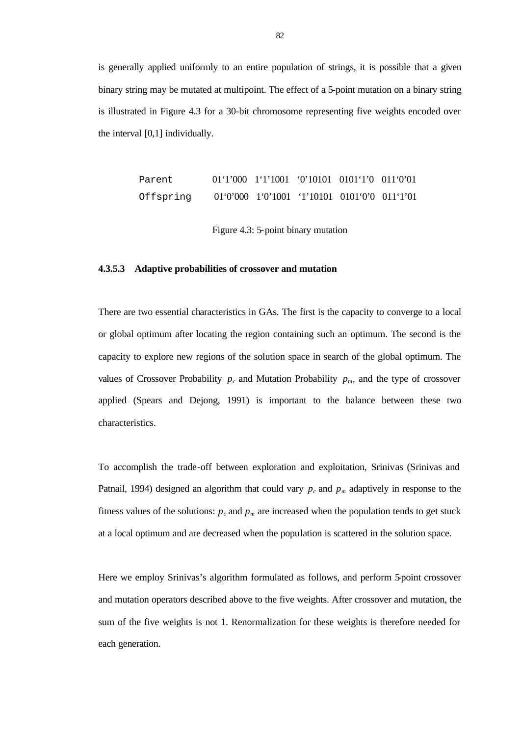is generally applied uniformly to an entire population of strings, it is possible that a given binary string may be mutated at multipoint. The effect of a 5-point mutation on a binary string is illustrated in Figure 4.3 for a 30-bit chromosome representing five weights encoded over the interval [0,1] individually.

```
Parent       01‘1’000  1‘1’1001  ‘0’10101  0101‘1’0  011‘0’01
Offspring    01‘0’000  1‘0’1001  ‘1’10101  0101‘0’0  011‘1’01
```

Figure 4.3: 5-point binary mutation

#### 4.3.5.3 Adaptive probabilities of crossover and mutation

There are two essential characteristics in GAs. The first is the capacity to converge to a local or global optimum after locating the region containing such an optimum. The second is the capacity to explore new regions of the solution space in search of the global optimum. The values of Crossover Probability $p_c$ and Mutation Probability $p_m$, and the type of crossover applied (Spears and Dejong, 1991) is important to the balance between these two characteristics.

To accomplish the trade-off between exploration and exploitation, Srinivas (Srinivas and Patnail, 1994) designed an algorithm that could vary $p_c$ and $p_m$ adaptively in response to the fitness values of the solutions: $p_c$ and $p_m$ are increased when the population tends to get stuck at a local optimum and are decreased when the population is scattered in the solution space.

Here we employ Srinivas's algorithm formulated as follows, and perform 5-point crossover and mutation operators described above to the five weights. After crossover and mutation, the sum of the five weights is not 1. Renormalization for these weights is therefore needed for each generation.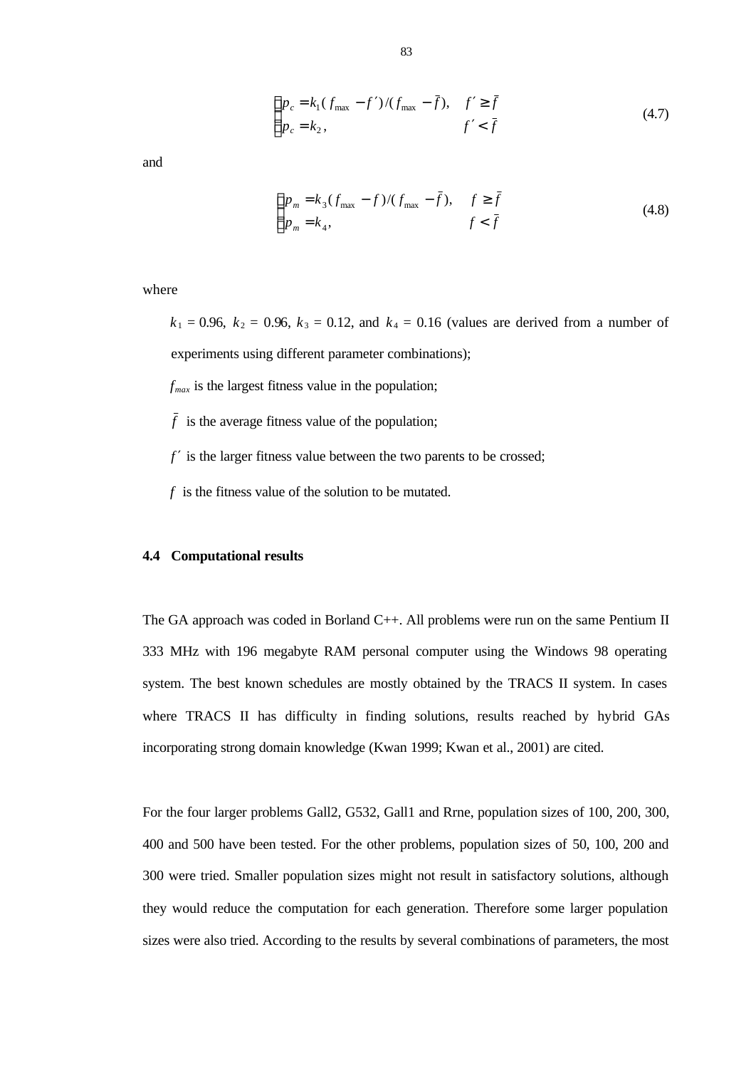$$
\begin{cases} p_c = k_1(f_{\max} - f')/(f_{\max} - \bar{f}), & f' \geq \bar{f} \\ p_c = k_2, & f' < \bar{f} \end{cases} \tag{4.7}
$$

and

$$
\begin{cases} p_m = k_3(f_{\max} - f)/(f_{\max} - \bar{f}), & f \geq \bar{f} \\ p_m = k_4, & f < \bar{f} \end{cases} \tag{4.8}
$$

where

$k_1$ = 0.96, $k_2$ = 0.96, $k_3$ = 0.12, and $k_4$ = 0.16 (values are derived from a number of experiments using different parameter combinations);

$f_{max}$ is the largest fitness value in the population;

$\bar{f}$ is the average fitness value of the population;

$f'$ is the larger fitness value between the two parents to be crossed;

$f$ is the fitness value of the solution to be mutated.

### 4.4 Computational results

The GA approach was coded in Borland C++. All problems were run on the same Pentium II 333 MHz with 196 megabyte RAM personal computer using the Windows 98 operating system. The best known schedules are mostly obtained by the TRACS II system. In cases where TRACS II has difficulty in finding solutions, results reached by hybrid GAs incorporating strong domain knowledge (Kwan 1999; Kwan et al., 2001) are cited.

For the four larger problems Gall2, G532, Gall1 and Rrne, population sizes of 100, 200, 300, 400 and 500 have been tested. For the other problems, population sizes of 50, 100, 200 and 300 were tried. Smaller population sizes might not result in satisfactory solutions, although they would reduce the computation for each generation. Therefore some larger population sizes were also tried. According to the results by several combinations of parameters, the most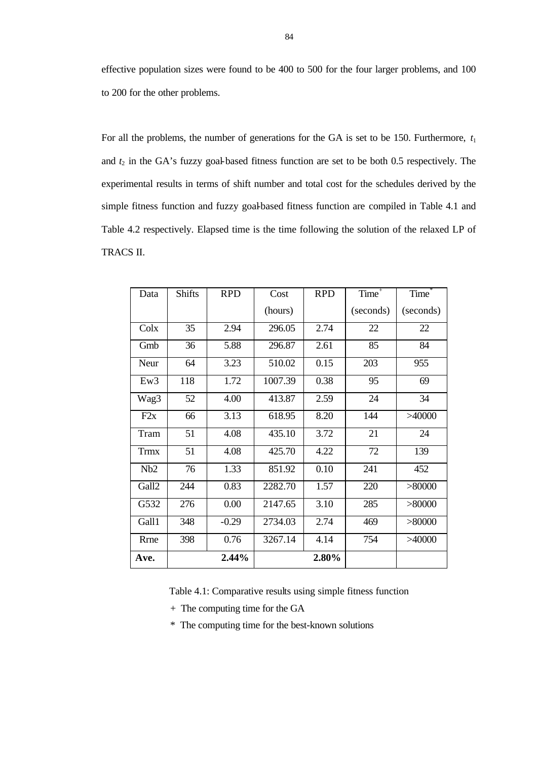effective population sizes were found to be 400 to 500 for the four larger problems, and 100 to 200 for the other problems.

For all the problems, the number of generations for the GA is set to be 150. Furthermore, $t_1$ and $t_2$ in the GA's fuzzy goal-based fitness function are set to be both 0.5 respectively. The experimental results in terms of shift number and total cost for the schedules derived by the simple fitness function and fuzzy goal-based fitness function are compiled in Table 4.1 and Table 4.2 respectively. Elapsed time is the time following the solution of the relaxed LP of TRACS II.

| Data | Shifts | RPD | Cost (hours) | RPD | Time+ (seconds) | Time* (seconds) |
|---|---|---|---|---|---|---|
| Colx | 35 | 2.94 | 296.05 | 2.74 | 22 | 22 |
| Gmb | 36 | 5.88 | 296.87 | 2.61 | 85 | 84 |
| Neur | 64 | 3.23 | 510.02 | 0.15 | 203 | 955 |
| Ew3 | 118 | 1.72 | 1007.39 | 0.38 | 95 | 69 |
| Wag3 | 52 | 4.00 | 413.87 | 2.59 | 24 | 34 |
| F2x | 66 | 3.13 | 618.95 | 8.20 | 144 | >40000 |
| Tram | 51 | 4.08 | 435.10 | 3.72 | 21 | 24 |
| Trmx | 51 | 4.08 | 425.70 | 4.22 | 72 | 139 |
| Nb2 | 76 | 1.33 | 851.92 | 0.10 | 241 | 452 |
| Gall2 | 244 | 0.83 | 2282.70 | 1.57 | 220 | >80000 |
| G532 | 276 | 0.00 | 2147.65 | 3.10 | 285 | >80000 |
| Gall1 | 348 | -0.29 | 2734.03 | 2.74 | 469 | >80000 |
| Rrne | 398 | 0.76 | 3267.14 | 4.14 | 754 | >40000 |
| **Ave.** | | **2.44%** | | **2.80%** | | |

Table 4.1: Comparative results using simple fitness function

\+ The computing time for the GA

\* The computing time for the best-known solutions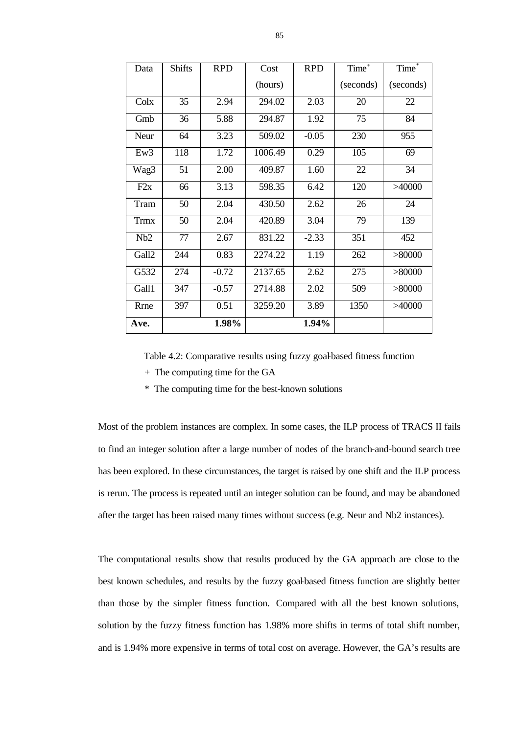| Data | Shifts | RPD | Cost (hours) | RPD | Time+ (seconds) | Time* (seconds) |
|---|---|---|---|---|---|---|
| Colx | 35 | 2.94 | 294.02 | 2.03 | 20 | 22 |
| Gmb | 36 | 5.88 | 294.87 | 1.92 | 75 | 84 |
| Neur | 64 | 3.23 | 509.02 | -0.05 | 230 | 955 |
| Ew3 | 118 | 1.72 | 1006.49 | 0.29 | 105 | 69 |
| Wag3 | 51 | 2.00 | 409.87 | 1.60 | 22 | 34 |
| F2x | 66 | 3.13 | 598.35 | 6.42 | 120 | >40000 |
| Tram | 50 | 2.04 | 430.50 | 2.62 | 26 | 24 |
| Trmx | 50 | 2.04 | 420.89 | 3.04 | 79 | 139 |
| Nb2 | 77 | 2.67 | 831.22 | -2.33 | 351 | 452 |
| Gall2 | 244 | 0.83 | 2274.22 | 1.19 | 262 | >80000 |
| G532 | 274 | -0.72 | 2137.65 | 2.62 | 275 | >80000 |
| Gall1 | 347 | -0.57 | 2714.88 | 2.02 | 509 | >80000 |
| Rrne | 397 | 0.51 | 3259.20 | 3.89 | 1350 | >40000 |
| **Ave.** | | **1.98%** | | **1.94%** | | |

Table 4.2: Comparative results using fuzzy goal-based fitness function

+ The computing time for the GA

* The computing time for the best-known solutions

Most of the problem instances are complex. In some cases, the ILP process of TRACS II fails to find an integer solution after a large number of nodes of the branch-and-bound search tree has been explored. In these circumstances, the target is raised by one shift and the ILP process is rerun. The process is repeated until an integer solution can be found, and may be abandoned after the target has been raised many times without success (e.g. Neur and Nb2 instances).

The computational results show that results produced by the GA approach are close to the best known schedules, and results by the fuzzy goal-based fitness function are slightly better than those by the simpler fitness function. Compared with all the best known solutions, solution by the fuzzy fitness function has 1.98% more shifts in terms of total shift number, and is 1.94% more expensive in terms of total cost on average. However, the GA's results are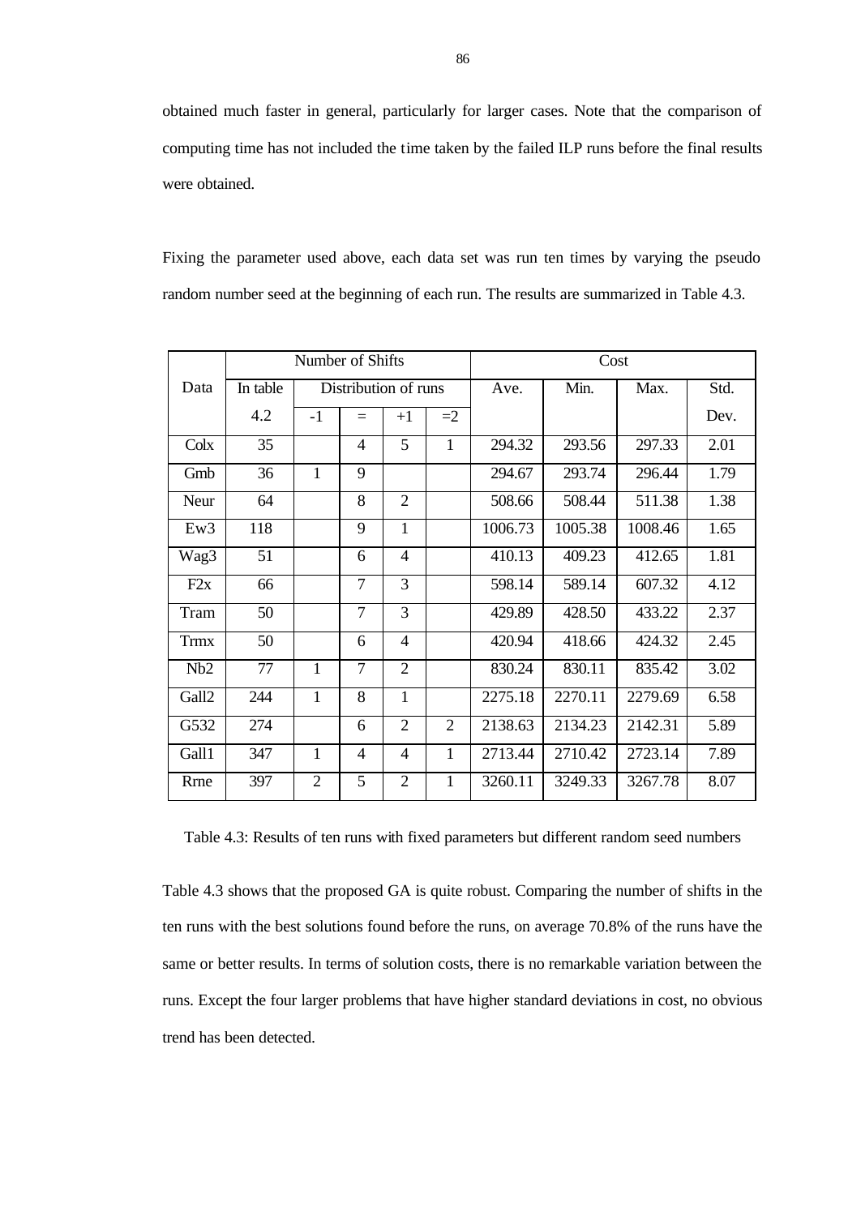obtained much faster in general, particularly for larger cases. Note that the comparison of computing time has not included the time taken by the failed ILP runs before the final results were obtained.

Fixing the parameter used above, each data set was run ten times by varying the pseudo random number seed at the beginning of each run. The results are summarized in Table 4.3.

| Data | Number of Shifts | | | | | Cost | | | |
|---|---|---|---|---|---|---|---|---|---|
| | In table 4.2 | Distribution of runs | | | | Ave. | Min. | Max. | Std. Dev. |
| | | -1 | = | +1 | =2 | | | | |
| Colx | 35 | | 4 | 5 | 1 | 294.32 | 293.56 | 297.33 | 2.01 |
| Gmb | 36 | 1 | 9 | | | 294.67 | 293.74 | 296.44 | 1.79 |
| Neur | 64 | | 8 | 2 | | 508.66 | 508.44 | 511.38 | 1.38 |
| Ew3 | 118 | | 9 | 1 | | 1006.73 | 1005.38 | 1008.46 | 1.65 |
| Wag3 | 51 | | 6 | 4 | | 410.13 | 409.23 | 412.65 | 1.81 |
| F2x | 66 | | 7 | 3 | | 598.14 | 589.14 | 607.32 | 4.12 |
| Tram | 50 | | 7 | 3 | | 429.89 | 428.50 | 433.22 | 2.37 |
| Trmx | 50 | | 6 | 4 | | 420.94 | 418.66 | 424.32 | 2.45 |
| Nb2 | 77 | 1 | 7 | 2 | | 830.24 | 830.11 | 835.42 | 3.02 |
| Gall2 | 244 | 1 | 8 | 1 | | 2275.18 | 2270.11 | 2279.69 | 6.58 |
| G532 | 274 | | 6 | 2 | 2 | 2138.63 | 2134.23 | 2142.31 | 5.89 |
| Gall1 | 347 | 1 | 4 | 4 | 1 | 2713.44 | 2710.42 | 2723.14 | 7.89 |
| Rrne | 397 | 2 | 5 | 2 | 1 | 3260.11 | 3249.33 | 3267.78 | 8.07 |

Table 4.3: Results of ten runs with fixed parameters but different random seed numbers

Table 4.3 shows that the proposed GA is quite robust. Comparing the number of shifts in the ten runs with the best solutions found before the runs, on average 70.8% of the runs have the same or better results. In terms of solution costs, there is no remarkable variation between the runs. Except the four larger problems that have higher standard deviations in cost, no obvious trend has been detected.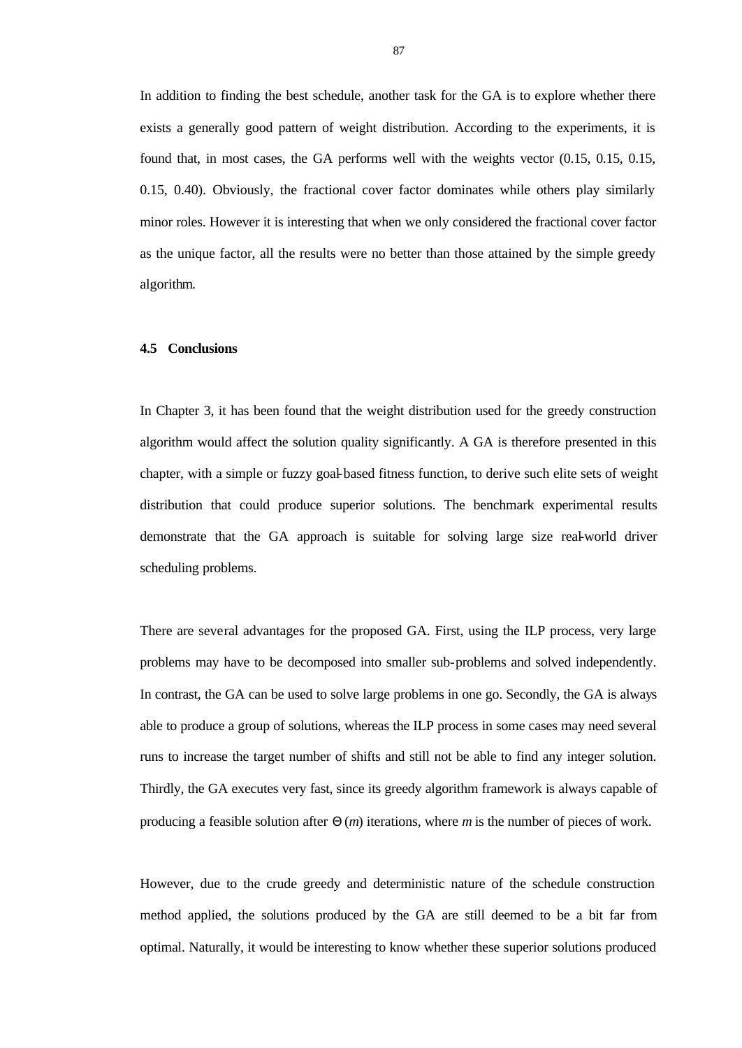In addition to finding the best schedule, another task for the GA is to explore whether there exists a generally good pattern of weight distribution. According to the experiments, it is found that, in most cases, the GA performs well with the weights vector (0.15, 0.15, 0.15, 0.15, 0.40). Obviously, the fractional cover factor dominates while others play similarly minor roles. However it is interesting that when we only considered the fractional cover factor as the unique factor, all the results were no better than those attained by the simple greedy algorithm.

### 4.5 Conclusions

In Chapter 3, it has been found that the weight distribution used for the greedy construction algorithm would affect the solution quality significantly. A GA is therefore presented in this chapter, with a simple or fuzzy goal-based fitness function, to derive such elite sets of weight distribution that could produce superior solutions. The benchmark experimental results demonstrate that the GA approach is suitable for solving large size real-world driver scheduling problems.

There are several advantages for the proposed GA. First, using the ILP process, very large problems may have to be decomposed into smaller sub-problems and solved independently. In contrast, the GA can be used to solve large problems in one go. Secondly, the GA is always able to produce a group of solutions, whereas the ILP process in some cases may need several runs to increase the target number of shifts and still not be able to find any integer solution. Thirdly, the GA executes very fast, since its greedy algorithm framework is always capable of producing a feasible solution after $\Theta(m)$ iterations, where $m$ is the number of pieces of work.

However, due to the crude greedy and deterministic nature of the schedule construction method applied, the solutions produced by the GA are still deemed to be a bit far from optimal. Naturally, it would be interesting to know whether these superior solutions produced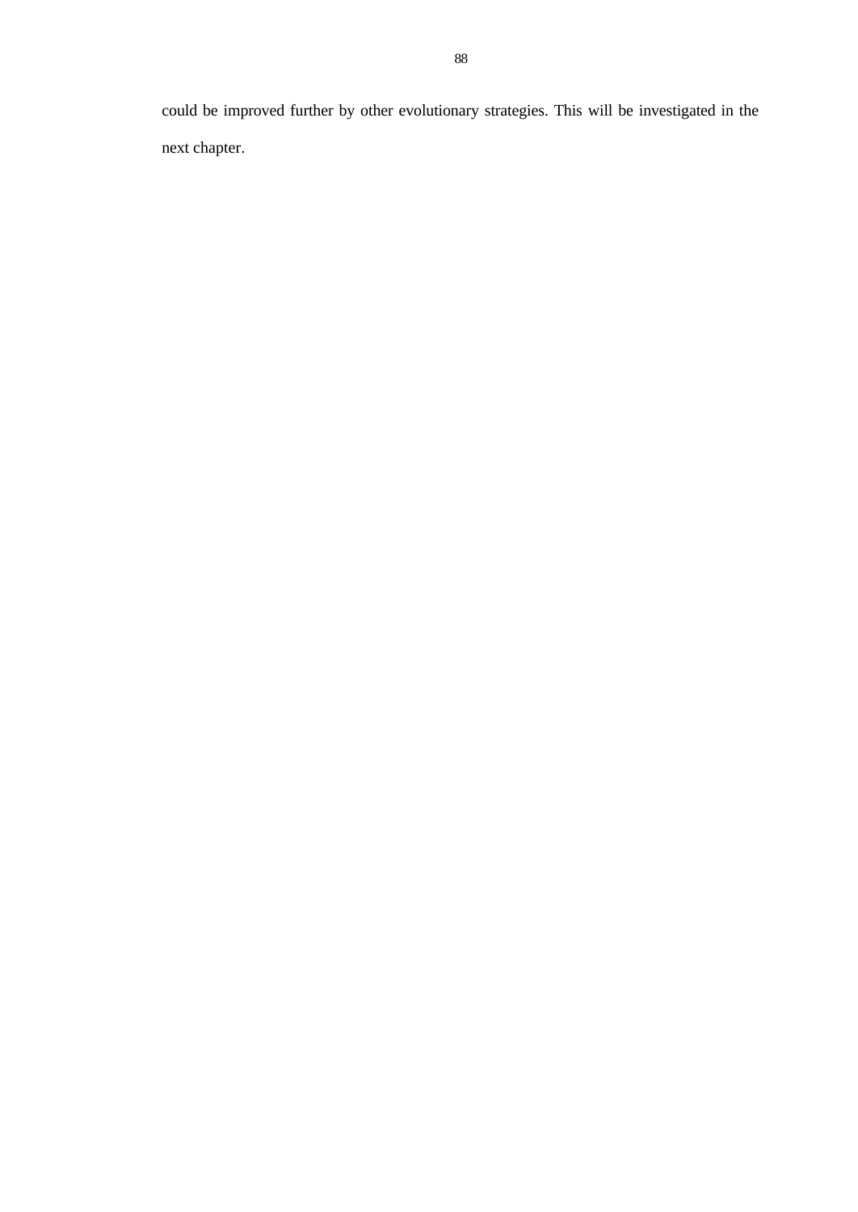could be improved further by other evolutionary strategies. This will be investigated in the next chapter.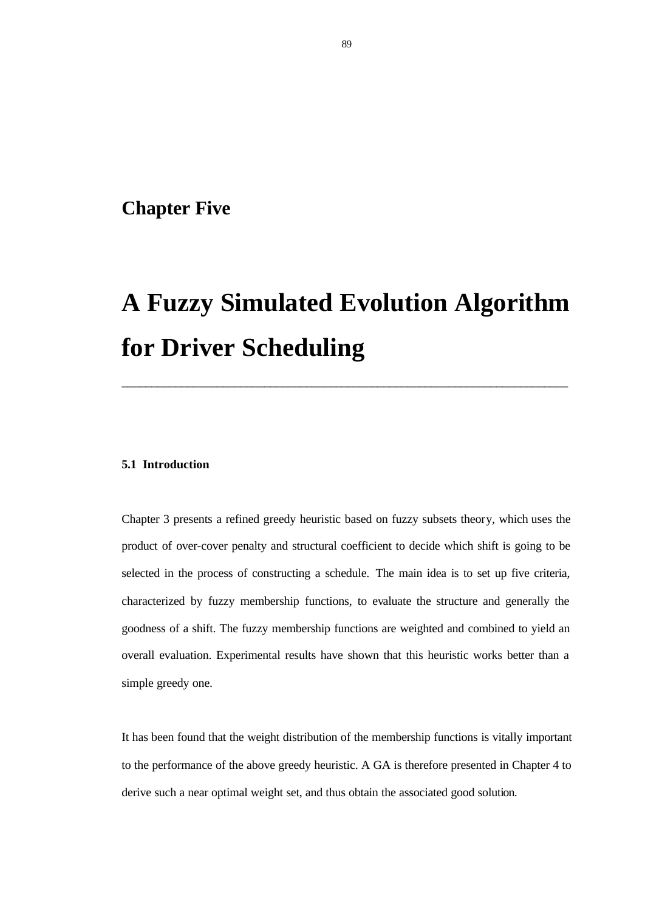# Chapter Five

# A Fuzzy Simulated Evolution Algorithm for Driver Scheduling

---

### 5.1 Introduction

Chapter 3 presents a refined greedy heuristic based on fuzzy subsets theory, which uses the product of over-cover penalty and structural coefficient to decide which shift is going to be selected in the process of constructing a schedule. The main idea is to set up five criteria, characterized by fuzzy membership functions, to evaluate the structure and generally the goodness of a shift. The fuzzy membership functions are weighted and combined to yield an overall evaluation. Experimental results have shown that this heuristic works better than a simple greedy one.

It has been found that the weight distribution of the membership functions is vitally important to the performance of the above greedy heuristic. A GA is therefore presented in Chapter 4 to derive such a near optimal weight set, and thus obtain the associated good solution.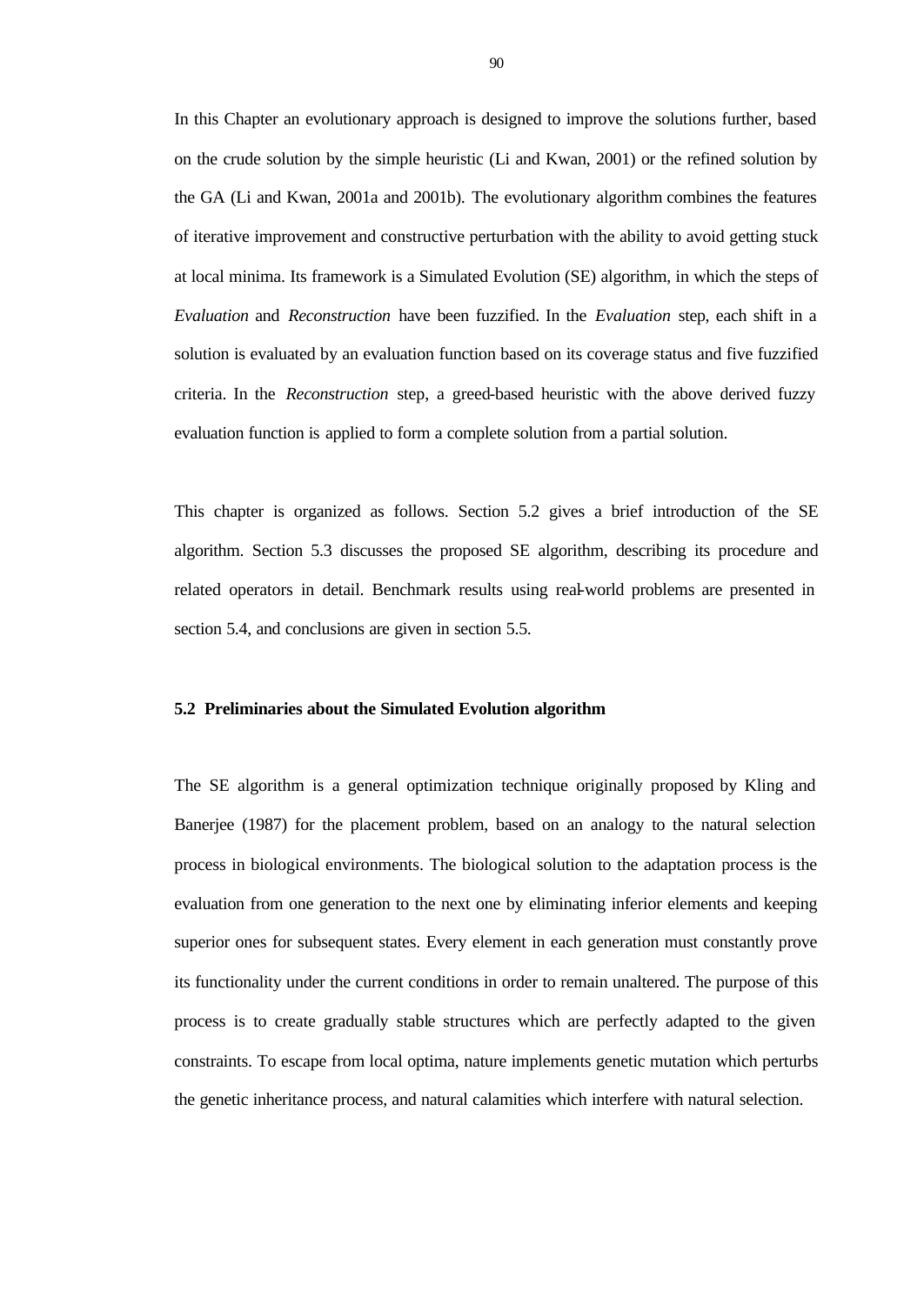In this Chapter an evolutionary approach is designed to improve the solutions further, based on the crude solution by the simple heuristic (Li and Kwan, 2001) or the refined solution by the GA (Li and Kwan, 2001a and 2001b). The evolutionary algorithm combines the features of iterative improvement and constructive perturbation with the ability to avoid getting stuck at local minima. Its framework is a Simulated Evolution (SE) algorithm, in which the steps of *Evaluation* and *Reconstruction* have been fuzzified. In the *Evaluation* step, each shift in a solution is evaluated by an evaluation function based on its coverage status and five fuzzified criteria. In the *Reconstruction* step, a greed-based heuristic with the above derived fuzzy evaluation function is applied to form a complete solution from a partial solution.

This chapter is organized as follows. Section 5.2 gives a brief introduction of the SE algorithm. Section 5.3 discusses the proposed SE algorithm, describing its procedure and related operators in detail. Benchmark results using real-world problems are presented in section 5.4, and conclusions are given in section 5.5.

### 5.2 Preliminaries about the Simulated Evolution algorithm

The SE algorithm is a general optimization technique originally proposed by Kling and Banerjee (1987) for the placement problem, based on an analogy to the natural selection process in biological environments. The biological solution to the adaptation process is the evaluation from one generation to the next one by eliminating inferior elements and keeping superior ones for subsequent states. Every element in each generation must constantly prove its functionality under the current conditions in order to remain unaltered. The purpose of this process is to create gradually stable structures which are perfectly adapted to the given constraints. To escape from local optima, nature implements genetic mutation which perturbs the genetic inheritance process, and natural calamities which interfere with natural selection.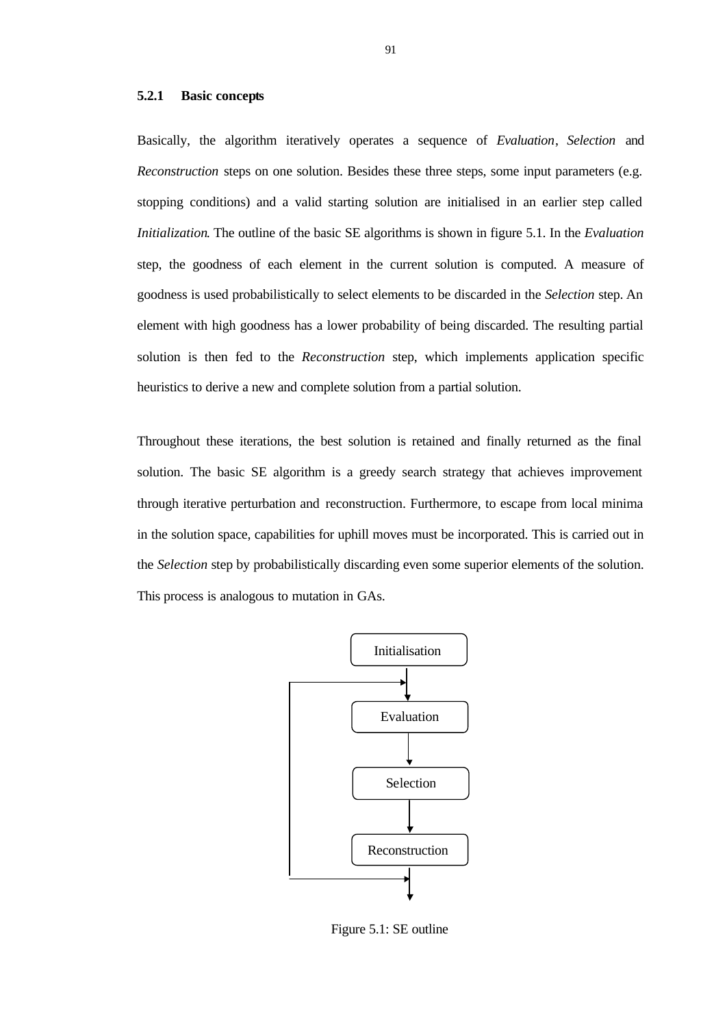### 5.2.1 Basic concepts

Basically, the algorithm iteratively operates a sequence of *Evaluation*, *Selection* and *Reconstruction* steps on one solution. Besides these three steps, some input parameters (e.g. stopping conditions) and a valid starting solution are initialised in an earlier step called *Initialization*. The outline of the basic SE algorithms is shown in figure 5.1. In the *Evaluation* step, the goodness of each element in the current solution is computed. A measure of goodness is used probabilistically to select elements to be discarded in the *Selection* step. An element with high goodness has a lower probability of being discarded. The resulting partial solution is then fed to the *Reconstruction* step, which implements application specific heuristics to derive a new and complete solution from a partial solution.

Throughout these iterations, the best solution is retained and finally returned as the final solution. The basic SE algorithm is a greedy search strategy that achieves improvement through iterative perturbation and reconstruction. Furthermore, to escape from local minima in the solution space, capabilities for uphill moves must be incorporated. This is carried out in the *Selection* step by probabilistically discarding even some superior elements of the solution. This process is analogous to mutation in GAs.

Initialisation

Evaluation

Selection

Reconstruction

Figure 5.1: SE outline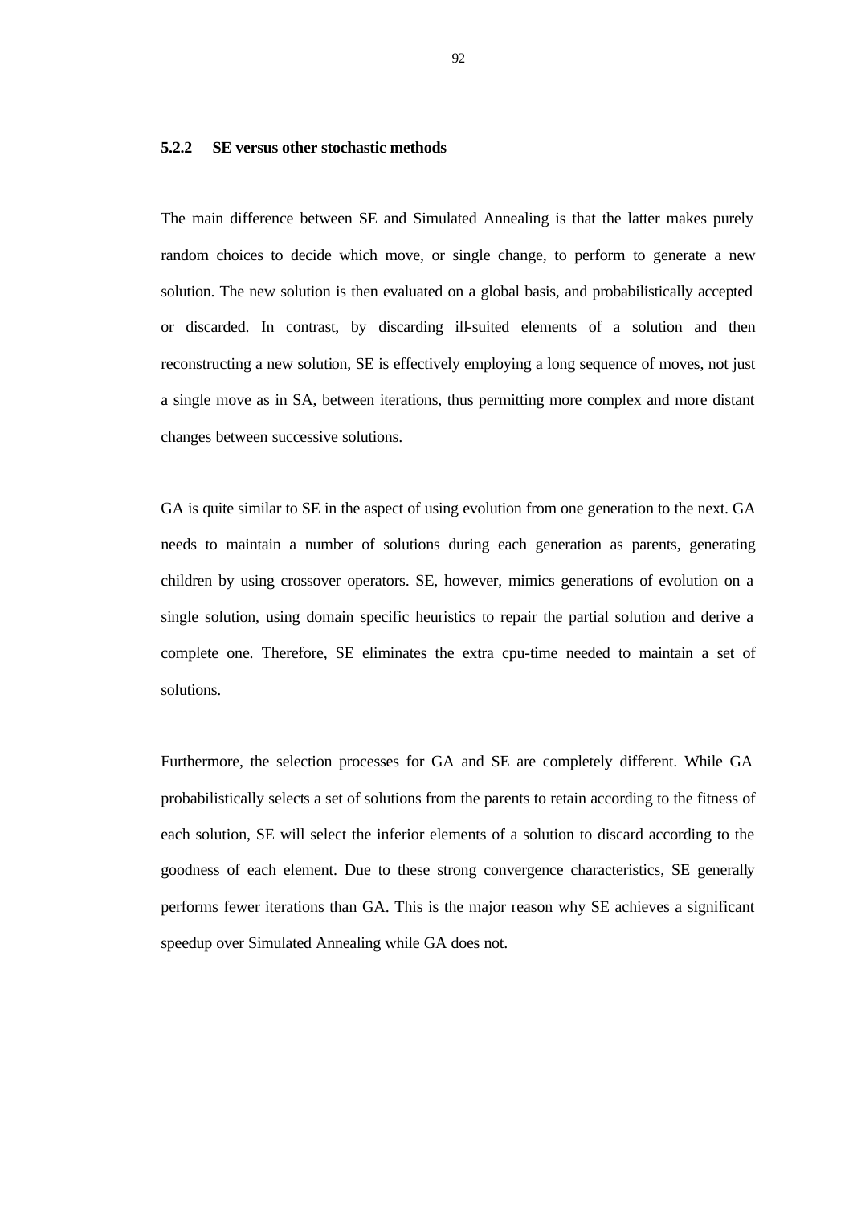### 5.2.2 SE versus other stochastic methods

The main difference between SE and Simulated Annealing is that the latter makes purely random choices to decide which move, or single change, to perform to generate a new solution. The new solution is then evaluated on a global basis, and probabilistically accepted or discarded. In contrast, by discarding ill-suited elements of a solution and then reconstructing a new solution, SE is effectively employing a long sequence of moves, not just a single move as in SA, between iterations, thus permitting more complex and more distant changes between successive solutions.

GA is quite similar to SE in the aspect of using evolution from one generation to the next. GA needs to maintain a number of solutions during each generation as parents, generating children by using crossover operators. SE, however, mimics generations of evolution on a single solution, using domain specific heuristics to repair the partial solution and derive a complete one. Therefore, SE eliminates the extra cpu-time needed to maintain a set of solutions.

Furthermore, the selection processes for GA and SE are completely different. While GA probabilistically selects a set of solutions from the parents to retain according to the fitness of each solution, SE will select the inferior elements of a solution to discard according to the goodness of each element. Due to these strong convergence characteristics, SE generally performs fewer iterations than GA. This is the major reason why SE achieves a significant speedup over Simulated Annealing while GA does not.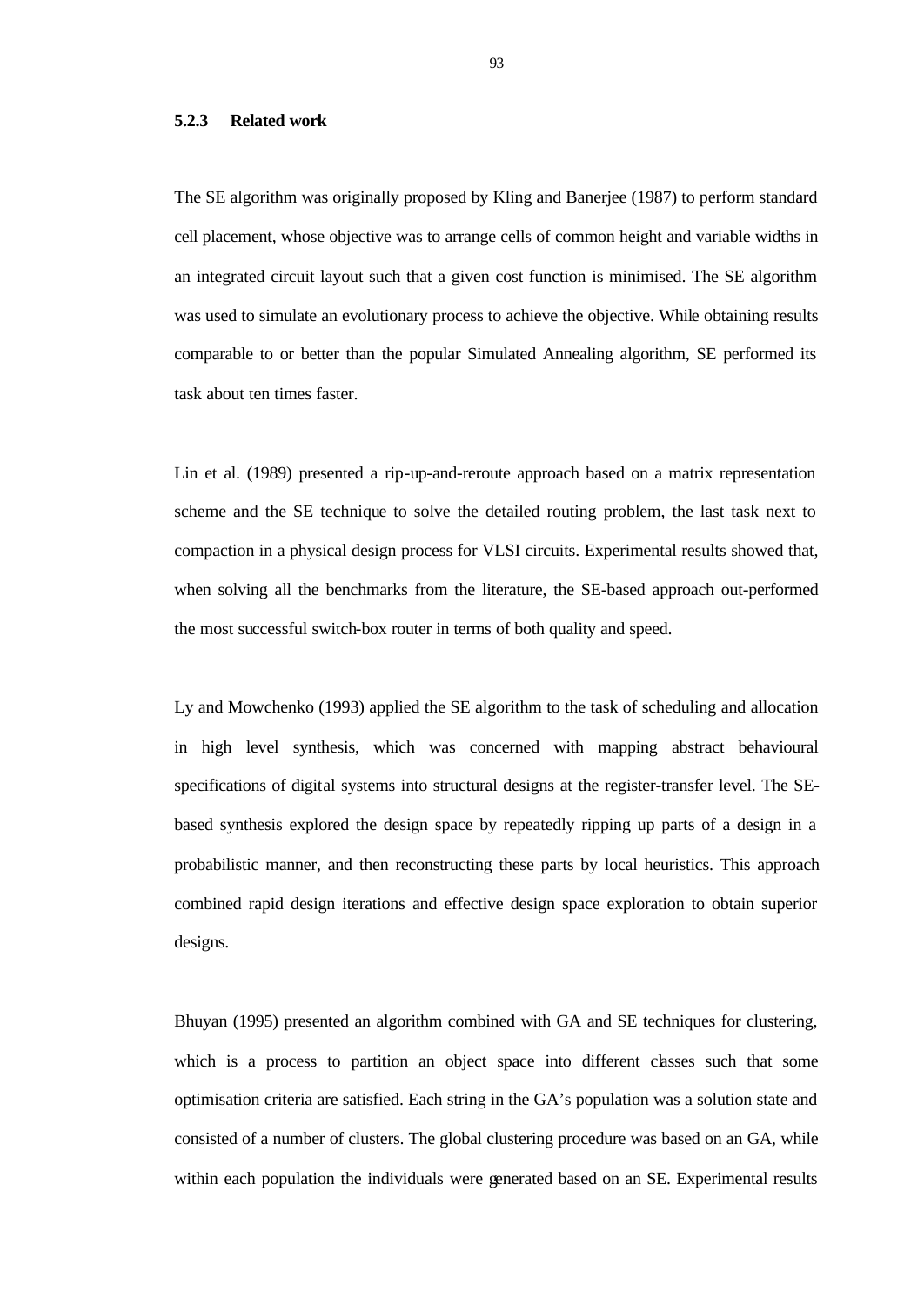### 5.2.3 Related work

The SE algorithm was originally proposed by Kling and Banerjee (1987) to perform standard cell placement, whose objective was to arrange cells of common height and variable widths in an integrated circuit layout such that a given cost function is minimised. The SE algorithm was used to simulate an evolutionary process to achieve the objective. While obtaining results comparable to or better than the popular Simulated Annealing algorithm, SE performed its task about ten times faster.

Lin et al. (1989) presented a rip-up-and-reroute approach based on a matrix representation scheme and the SE technique to solve the detailed routing problem, the last task next to compaction in a physical design process for VLSI circuits. Experimental results showed that, when solving all the benchmarks from the literature, the SE-based approach out-performed the most successful switch-box router in terms of both quality and speed.

Ly and Mowchenko (1993) applied the SE algorithm to the task of scheduling and allocation in high level synthesis, which was concerned with mapping abstract behavioural specifications of digital systems into structural designs at the register-transfer level. The SE-based synthesis explored the design space by repeatedly ripping up parts of a design in a probabilistic manner, and then reconstructing these parts by local heuristics. This approach combined rapid design iterations and effective design space exploration to obtain superior designs.

Bhuyan (1995) presented an algorithm combined with GA and SE techniques for clustering, which is a process to partition an object space into different classes such that some optimisation criteria are satisfied. Each string in the GA's population was a solution state and consisted of a number of clusters. The global clustering procedure was based on an GA, while within each population the individuals were generated based on an SE. Experimental results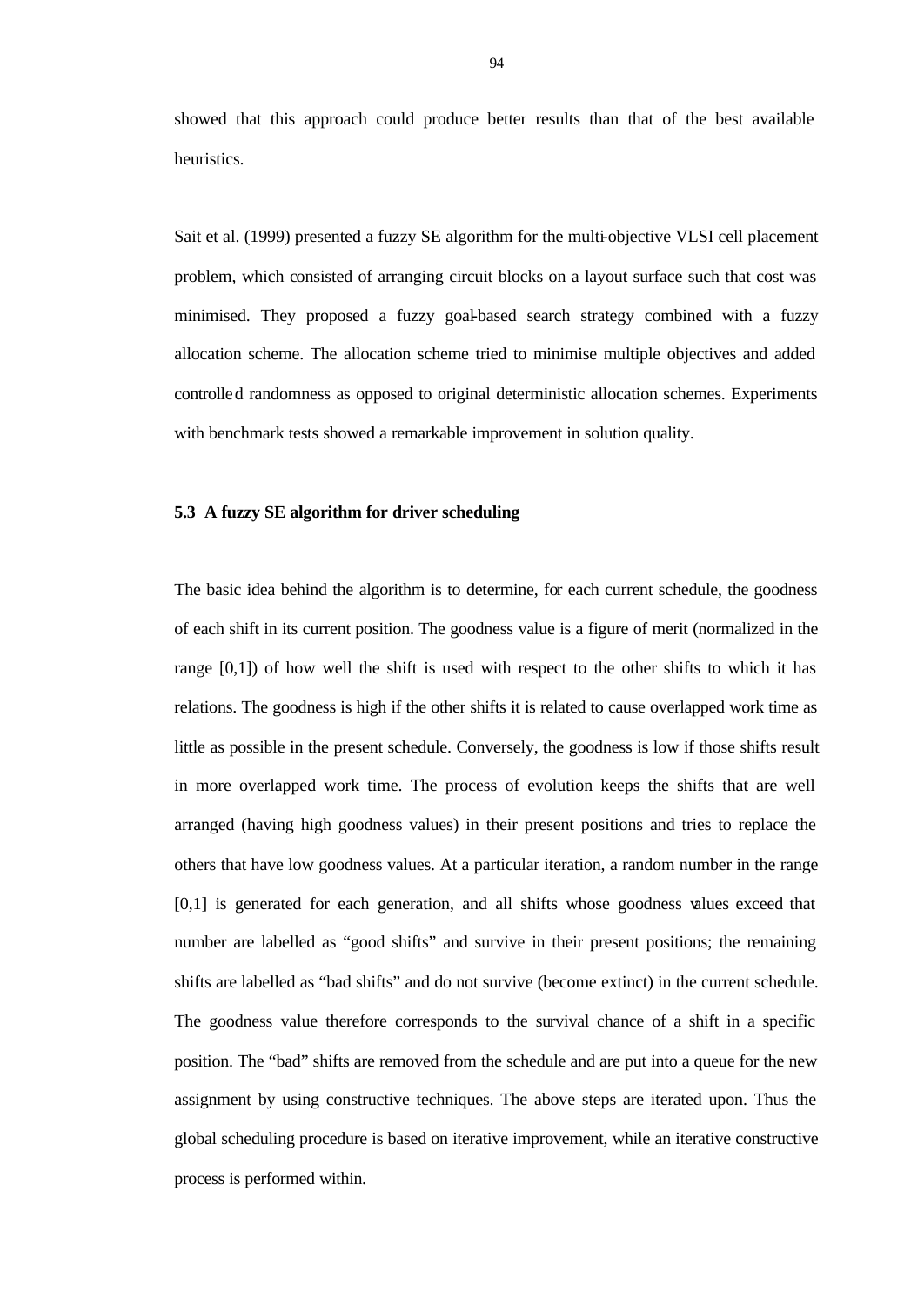showed that this approach could produce better results than that of the best available heuristics.

Sait et al. (1999) presented a fuzzy SE algorithm for the multi-objective VLSI cell placement problem, which consisted of arranging circuit blocks on a layout surface such that cost was minimised. They proposed a fuzzy goal-based search strategy combined with a fuzzy allocation scheme. The allocation scheme tried to minimise multiple objectives and added controlled randomness as opposed to original deterministic allocation schemes. Experiments with benchmark tests showed a remarkable improvement in solution quality.

### 5.3 A fuzzy SE algorithm for driver scheduling

The basic idea behind the algorithm is to determine, for each current schedule, the goodness of each shift in its current position. The goodness value is a figure of merit (normalized in the range [0,1]) of how well the shift is used with respect to the other shifts to which it has relations. The goodness is high if the other shifts it is related to cause overlapped work time as little as possible in the present schedule. Conversely, the goodness is low if those shifts result in more overlapped work time. The process of evolution keeps the shifts that are well arranged (having high goodness values) in their present positions and tries to replace the others that have low goodness values. At a particular iteration, a random number in the range [0,1] is generated for each generation, and all shifts whose goodness values exceed that number are labelled as "good shifts" and survive in their present positions; the remaining shifts are labelled as "bad shifts" and do not survive (become extinct) in the current schedule. The goodness value therefore corresponds to the survival chance of a shift in a specific position. The "bad" shifts are removed from the schedule and are put into a queue for the new assignment by using constructive techniques. The above steps are iterated upon. Thus the global scheduling procedure is based on iterative improvement, while an iterative constructive process is performed within.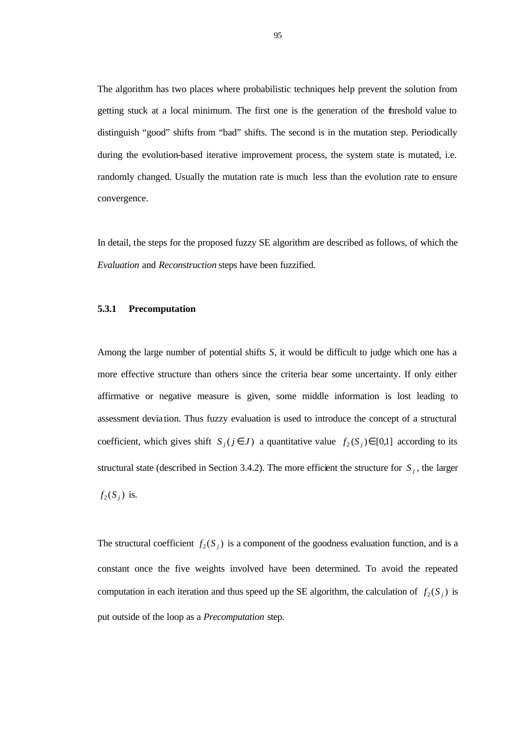The algorithm has two places where probabilistic techniques help prevent the solution from getting stuck at a local minimum. The first one is the generation of the threshold value to distinguish "good" shifts from "bad" shifts. The second is in the mutation step. Periodically during the evolution-based iterative improvement process, the system state is mutated, i.e. randomly changed. Usually the mutation rate is much less than the evolution rate to ensure convergence.

In detail, the steps for the proposed fuzzy SE algorithm are described as follows, of which the *Evaluation* and *Reconstruction* steps have been fuzzified.

### 5.3.1 Precomputation

Among the large number of potential shifts *S*, it would be difficult to judge which one has a more effective structure than others since the criteria bear some uncertainty. If only either affirmative or negative measure is given, some middle information is lost leading to assessment deviation. Thus fuzzy evaluation is used to introduce the concept of a structural coefficient, which gives shift $S_j (j \in J)$ a quantitative value $f_2(S_j) \in [0,1]$ according to its structural state (described in Section 3.4.2). The more efficient the structure for $S_j$, the larger $f_2(S_j)$ is.

The structural coefficient $f_2(S_j)$ is a component of the goodness evaluation function, and is a constant once the five weights involved have been determined. To avoid the repeated computation in each iteration and thus speed up the SE algorithm, the calculation of $f_2(S_j)$ is put outside of the loop as a *Precomputation* step.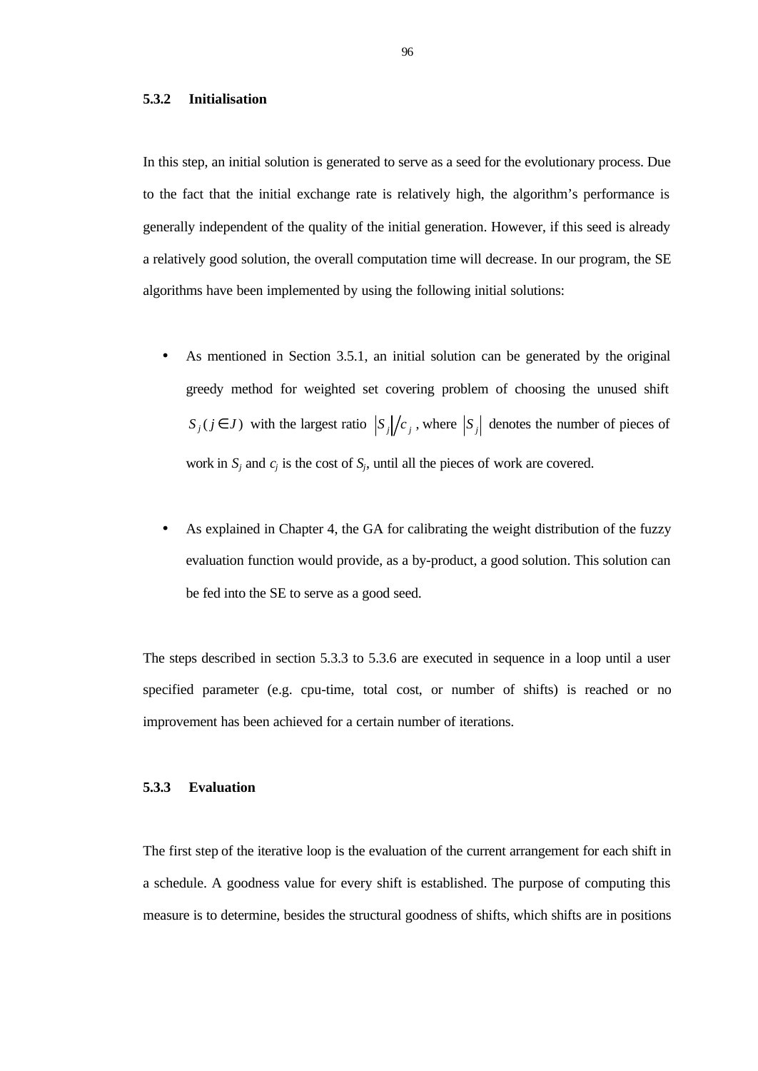### 5.3.2 Initialisation

In this step, an initial solution is generated to serve as a seed for the evolutionary process. Due to the fact that the initial exchange rate is relatively high, the algorithm's performance is generally independent of the quality of the initial generation. However, if this seed is already a relatively good solution, the overall computation time will decrease. In our program, the SE algorithms have been implemented by using the following initial solutions:

- As mentioned in Section 3.5.1, an initial solution can be generated by the original greedy method for weighted set covering problem of choosing the unused shift $S_j (j \in J)$ with the largest ratio $|S_j| / c_j$, where $|S_j|$ denotes the number of pieces of work in $S_j$ and $c_j$ is the cost of $S_j$, until all the pieces of work are covered.

- As explained in Chapter 4, the GA for calibrating the weight distribution of the fuzzy evaluation function would provide, as a by-product, a good solution. This solution can be fed into the SE to serve as a good seed.

The steps described in section 5.3.3 to 5.3.6 are executed in sequence in a loop until a user specified parameter (e.g. cpu-time, total cost, or number of shifts) is reached or no improvement has been achieved for a certain number of iterations.

### 5.3.3 Evaluation

The first step of the iterative loop is the evaluation of the current arrangement for each shift in a schedule. A goodness value for every shift is established. The purpose of computing this measure is to determine, besides the structural goodness of shifts, which shifts are in positions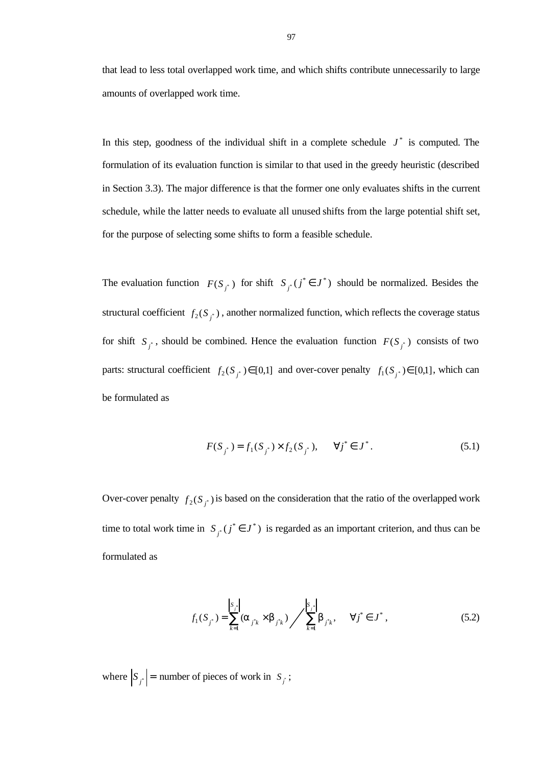that lead to less total overlapped work time, and which shifts contribute unnecessarily to large amounts of overlapped work time.

In this step, goodness of the individual shift in a complete schedule $J^*$ is computed. The formulation of its evaluation function is similar to that used in the greedy heuristic (described in Section 3.3). The major difference is that the former one only evaluates shifts in the current schedule, while the latter needs to evaluate all unused shifts from the large potential shift set, for the purpose of selecting some shifts to form a feasible schedule.

The evaluation function $F(S_{j^*})$ for shift $S_{j^*}(j^* \in J^*)$ should be normalized. Besides the structural coefficient $f_2(S_{j^*})$, another normalized function, which reflects the coverage status for shift $S_{j^*}$, should be combined. Hence the evaluation function $F(S_{j^*})$ consists of two parts: structural coefficient $f_2(S_{j^*}) \in [0,1]$ and over-cover penalty $f_1(S_{j^*}) \in [0,1]$, which can be formulated as

$$F(S_{j^*}) = f_1(S_{j^*}) \times f_2(S_{j^*}), \qquad \forall j^* \in J^*. \tag{5.1}$$

Over-cover penalty $f_2(S_{j^*})$ is based on the consideration that the ratio of the overlapped work time to total work time in $S_{j^*}(j^* \in J^*)$ is regarded as an important criterion, and thus can be formulated as

$$f_1(S_{j^*}) = \sum_{k=1}^{|S_{j^*}|} (\alpha_{j^*k} \times \beta_{j^*k}) \Bigg/ \sum_{k=1}^{|S_{j^*}|} \beta_{j^*k}, \qquad \forall j^* \in J^*, \tag{5.2}$$

where $|S_{j^*}|$ = number of pieces of work in $S_{j^*}$;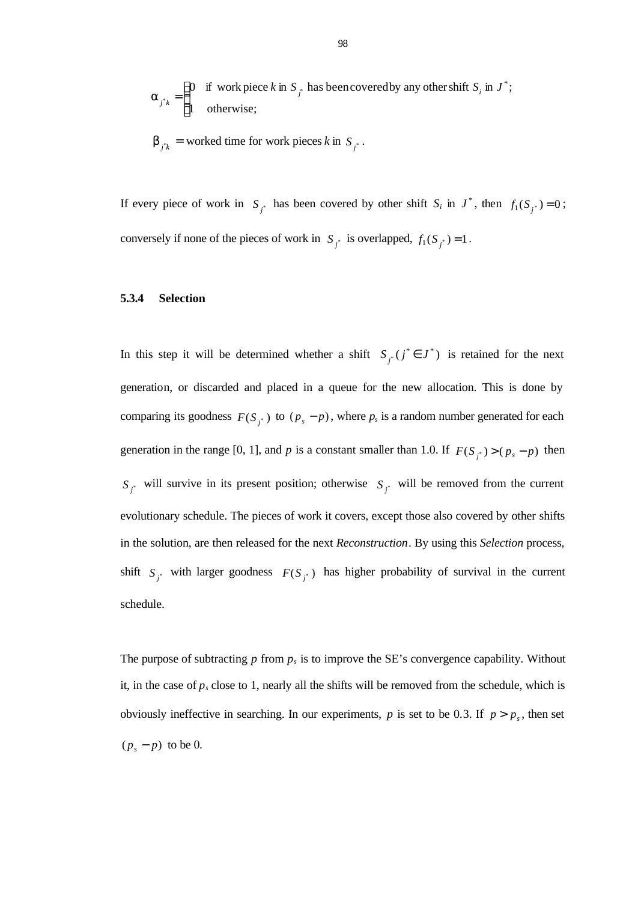$$\alpha_{j^*k} = \begin{cases} 0 & \text{if work piece } k \text{ in } S_{j^*} \text{ has been covered by any other shift } S_i \text{ in } J^*; \\ 1 & \text{otherwise;} \end{cases}$$

$\beta_{j^*k}$ = worked time for work pieces $k$ in $S_{j^*}$ .

If every piece of work in $S_{j^*}$ has been covered by other shift $S_i$ in $J^*$, then $f_1(S_{j^*}) = 0$; conversely if none of the pieces of work in $S_{j^*}$ is overlapped, $f_1(S_{j^*}) = 1$.

### 5.3.4 Selection

In this step it will be determined whether a shift $S_{j^*}(j^* \in J^*)$ is retained for the next generation, or discarded and placed in a queue for the new allocation. This is done by comparing its goodness $F(S_{j^*})$ to $(p_s - p)$, where $p_s$ is a random number generated for each generation in the range [0, 1], and $p$ is a constant smaller than 1.0. If $F(S_{j^*}) > (p_s - p)$ then $S_{j^*}$ will survive in its present position; otherwise $S_{j^*}$ will be removed from the current evolutionary schedule. The pieces of work it covers, except those also covered by other shifts in the solution, are then released for the next *Reconstruction*. By using this *Selection* process, shift $S_{j^*}$ with larger goodness $F(S_{j^*})$ has higher probability of survival in the current schedule.

The purpose of subtracting $p$ from $p_s$ is to improve the SE's convergence capability. Without it, in the case of $p_s$ close to 1, nearly all the shifts will be removed from the schedule, which is obviously ineffective in searching. In our experiments, $p$ is set to be 0.3. If $p > p_s$, then set $(p_s - p)$ to be 0.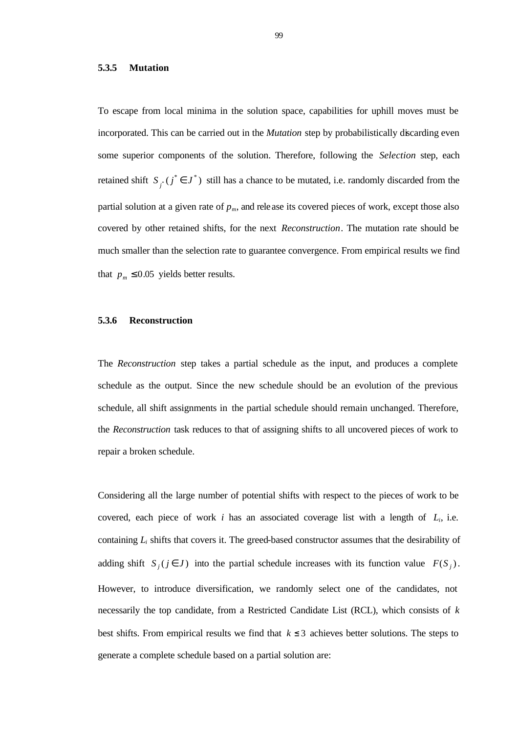### 5.3.5 Mutation

To escape from local minima in the solution space, capabilities for uphill moves must be incorporated. This can be carried out in the *Mutation* step by probabilistically discarding even some superior components of the solution. Therefore, following the *Selection* step, each retained shift $S_{j^*}(j^* \in J^*)$ still has a chance to be mutated, i.e. randomly discarded from the partial solution at a given rate of $p_m$, and release its covered pieces of work, except those also covered by other retained shifts, for the next *Reconstruction*. The mutation rate should be much smaller than the selection rate to guarantee convergence. From empirical results we find that $p_m \leq 0.05$ yields better results.

### 5.3.6 Reconstruction

The *Reconstruction* step takes a partial schedule as the input, and produces a complete schedule as the output. Since the new schedule should be an evolution of the previous schedule, all shift assignments in the partial schedule should remain unchanged. Therefore, the *Reconstruction* task reduces to that of assigning shifts to all uncovered pieces of work to repair a broken schedule.

Considering all the large number of potential shifts with respect to the pieces of work to be covered, each piece of work $i$ has an associated coverage list with a length of $L_i$, i.e. containing $L_i$ shifts that covers it. The greed-based constructor assumes that the desirability of adding shift $S_j(j \in J)$ into the partial schedule increases with its function value $F(S_j)$. However, to introduce diversification, we randomly select one of the candidates, not necessarily the top candidate, from a Restricted Candidate List (RCL), which consists of $k$ best shifts. From empirical results we find that $k \leq 3$ achieves better solutions. The steps to generate a complete schedule based on a partial solution are: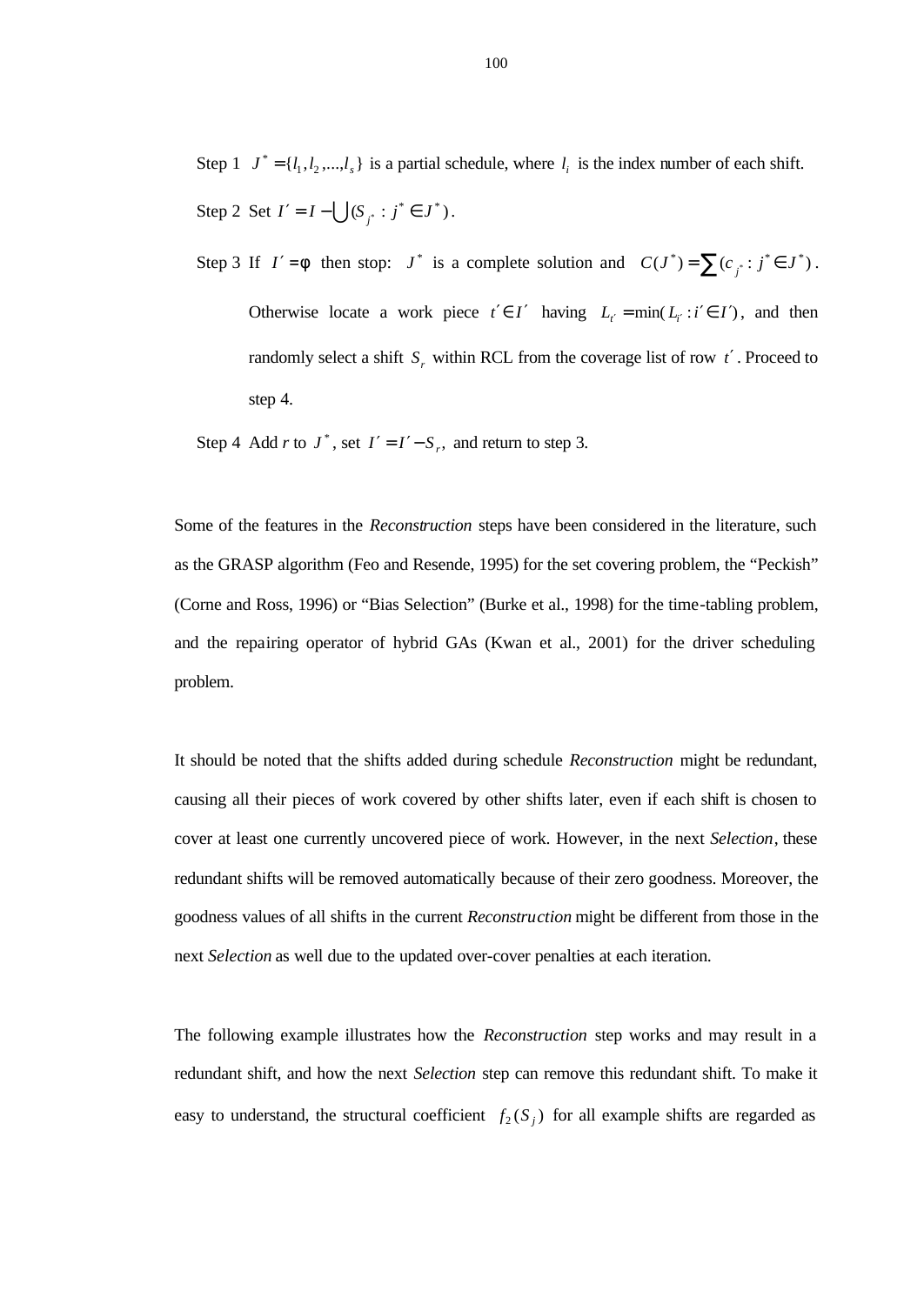Step 1 $J^* = \{l_1, l_2, ..., l_s\}$ is a partial schedule, where $l_i$ is the index number of each shift.

Step 2 Set $I' = I - \bigcup(S_{j^*} : j^* \in J^*)$.

Step 3 If $I' = \phi$ then stop: $J^*$ is a complete solution and $C(J^*) = \sum(c_{j^*} : j^* \in J^*)$. Otherwise locate a work piece $t' \in I'$ having $L_{t'} = \min(L_{i'} : i' \in I')$, and then randomly select a shift $S_r$ within RCL from the coverage list of row $t'$. Proceed to step 4.

Step 4 Add *r* to $J^*$, set $I' = I' - S_r$, and return to step 3.

Some of the features in the *Reconstruction* steps have been considered in the literature, such as the GRASP algorithm (Feo and Resende, 1995) for the set covering problem, the "Peckish" (Corne and Ross, 1996) or "Bias Selection" (Burke et al., 1998) for the time-tabling problem, and the repairing operator of hybrid GAs (Kwan et al., 2001) for the driver scheduling problem.

It should be noted that the shifts added during schedule *Reconstruction* might be redundant, causing all their pieces of work covered by other shifts later, even if each shift is chosen to cover at least one currently uncovered piece of work. However, in the next *Selection*, these redundant shifts will be removed automatically because of their zero goodness. Moreover, the goodness values of all shifts in the current *Reconstruction* might be different from those in the next *Selection* as well due to the updated over-cover penalties at each iteration.

The following example illustrates how the *Reconstruction* step works and may result in a redundant shift, and how the next *Selection* step can remove this redundant shift. To make it easy to understand, the structural coefficient $f_2(S_j)$ for all example shifts are regarded as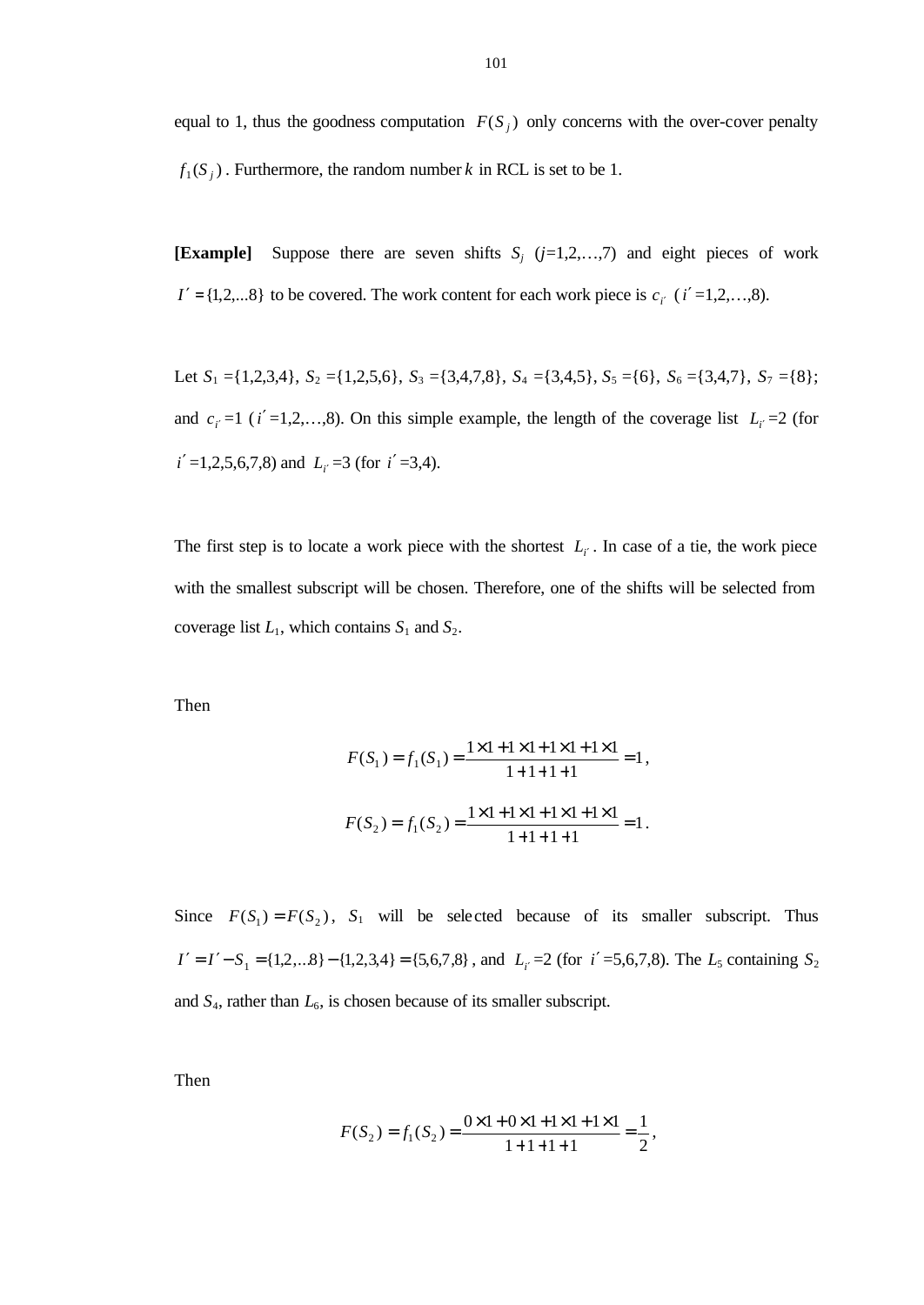equal to 1, thus the goodness computation $F(S_j)$ only concerns with the over-cover penalty $f_1(S_j)$. Furthermore, the random number $k$ in RCL is set to be 1.

**[Example]** Suppose there are seven shifts $S_j$ ($j$=1,2,…,7) and eight pieces of work $I' = \{1,2,...8\}$ to be covered. The work content for each work piece is $c_{i'}$ ($i'$=1,2,…,8).

Let $S_1$ ={1,2,3,4}, $S_2$ ={1,2,5,6}, $S_3$ ={3,4,7,8}, $S_4$ ={3,4,5}, $S_5$ ={6}, $S_6$ ={3,4,7}, $S_7$ ={8}; and $c_{i'}$=1 ($i'$=1,2,…,8). On this simple example, the length of the coverage list $L_{i'}$=2 (for $i'$=1,2,5,6,7,8) and $L_{i'}$=3 (for $i'$=3,4).

The first step is to locate a work piece with the shortest $L_{i'}$. In case of a tie, the work piece with the smallest subscript will be chosen. Therefore, one of the shifts will be selected from coverage list $L_1$, which contains $S_1$ and $S_2$.

Then

$$F(S_1) = f_1(S_1) = \frac{1\times 1 + 1\times 1 + 1\times 1 + 1\times 1}{1+1+1+1} = 1,$$

$$F(S_2) = f_1(S_2) = \frac{1\times 1 + 1\times 1 + 1\times 1 + 1\times 1}{1+1+1+1} = 1.$$

Since $F(S_1) = F(S_2)$, $S_1$ will be selected because of its smaller subscript. Thus $I' = I' - S_1 = \{1,2,...8\} - \{1,2,3,4\} = \{5,6,7,8\}$, and $L_{i'}$=2 (for $i'$=5,6,7,8). The $L_5$ containing $S_2$ and $S_4$, rather than $L_6$, is chosen because of its smaller subscript.

Then

$$F(S_2) = f_1(S_2) = \frac{0\times 1 + 0\times 1 + 1\times 1 + 1\times 1}{1+1+1+1} = \frac{1}{2},$$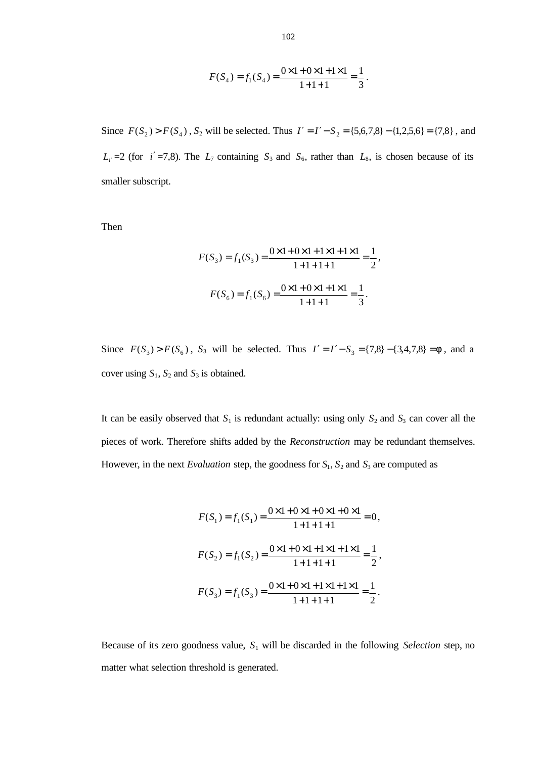$$F(S_4) = f_1(S_4) = \frac{0\times1 + 0\times1 + 1\times1}{1+1+1} = \frac{1}{3}.$$

Since $F(S_2) > F(S_4)$, $S_2$ will be selected. Thus $I' = I' - S_2 = \{5,6,7,8\} - \{1,2,5,6\} = \{7,8\}$, and $L_{i'} = 2$ (for $i' = 7,8$). The $L_7$ containing $S_3$ and $S_6$, rather than $L_8$, is chosen because of its smaller subscript.

Then

$$F(S_3) = f_1(S_3) = \frac{0\times1 + 0\times1 + 1\times1 + 1\times1}{1+1+1+1} = \frac{1}{2},$$

$$F(S_6) = f_1(S_6) = \frac{0\times1 + 0\times1 + 1\times1}{1+1+1} = \frac{1}{3}.$$

Since $F(S_3) > F(S_6)$, $S_3$ will be selected. Thus $I' = I' - S_3 = \{7,8\} - \{3,4,7,8\} = \phi$, and a cover using $S_1$, $S_2$ and $S_3$ is obtained.

It can be easily observed that $S_1$ is redundant actually: using only $S_2$ and $S_3$ can cover all the pieces of work. Therefore shifts added by the *Reconstruction* may be redundant themselves. However, in the next *Evaluation* step, the goodness for $S_1$, $S_2$ and $S_3$ are computed as

$$F(S_1) = f_1(S_1) = \frac{0\times1 + 0\times1 + 0\times1 + 0\times1}{1+1+1+1} = 0,$$

$$F(S_2) = f_1(S_2) = \frac{0\times1 + 0\times1 + 1\times1 + 1\times1}{1+1+1+1} = \frac{1}{2},$$

$$F(S_3) = f_1(S_3) = \frac{0\times1 + 0\times1 + 1\times1 + 1\times1}{1+1+1+1} = \frac{1}{2}.$$

Because of its zero goodness value, $S_1$ will be discarded in the following *Selection* step, no matter what selection threshold is generated.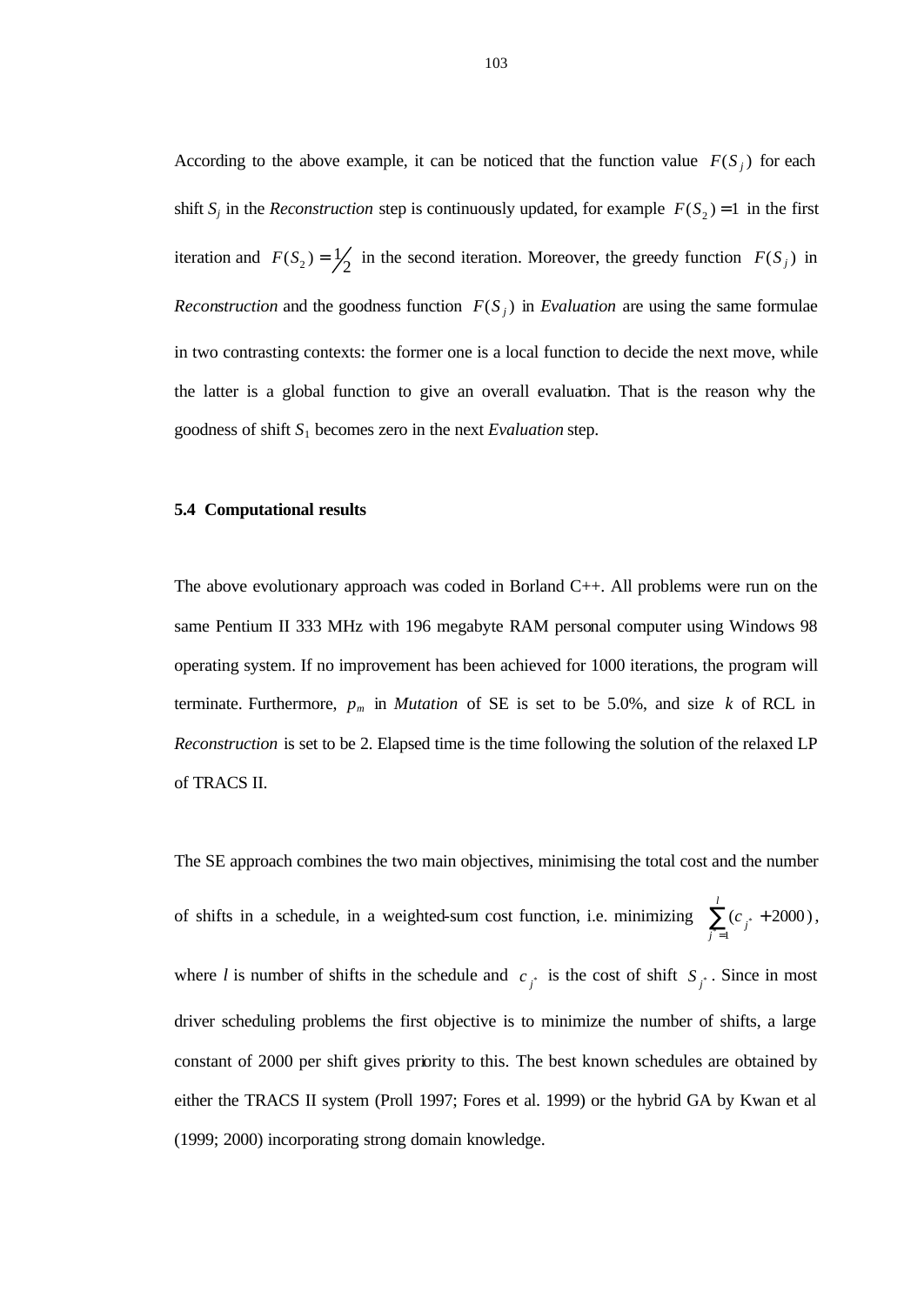According to the above example, it can be noticed that the function value $F(S_j)$ for each shift $S_j$ in the *Reconstruction* step is continuously updated, for example $F(S_2) = 1$ in the first iteration and $F(S_2) = 1/2$ in the second iteration. Moreover, the greedy function $F(S_j)$ in *Reconstruction* and the goodness function $F(S_j)$ in *Evaluation* are using the same formulae in two contrasting contexts: the former one is a local function to decide the next move, while the latter is a global function to give an overall evaluation. That is the reason why the goodness of shift $S_1$ becomes zero in the next *Evaluation* step.

### 5.4 Computational results

The above evolutionary approach was coded in Borland C++. All problems were run on the same Pentium II 333 MHz with 196 megabyte RAM personal computer using Windows 98 operating system. If no improvement has been achieved for 1000 iterations, the program will terminate. Furthermore, $p_m$ in *Mutation* of SE is set to be 5.0%, and size $k$ of RCL in *Reconstruction* is set to be 2. Elapsed time is the time following the solution of the relaxed LP of TRACS II.

The SE approach combines the two main objectives, minimising the total cost and the number of shifts in a schedule, in a weighted-sum cost function, i.e. minimizing $\sum_{j=1}^{l}(c_{j^*} + 2000)$, where $l$ is number of shifts in the schedule and $c_{j^*}$ is the cost of shift $S_{j^*}$. Since in most driver scheduling problems the first objective is to minimize the number of shifts, a large constant of 2000 per shift gives priority to this. The best known schedules are obtained by either the TRACS II system (Proll 1997; Fores et al. 1999) or the hybrid GA by Kwan et al (1999; 2000) incorporating strong domain knowledge.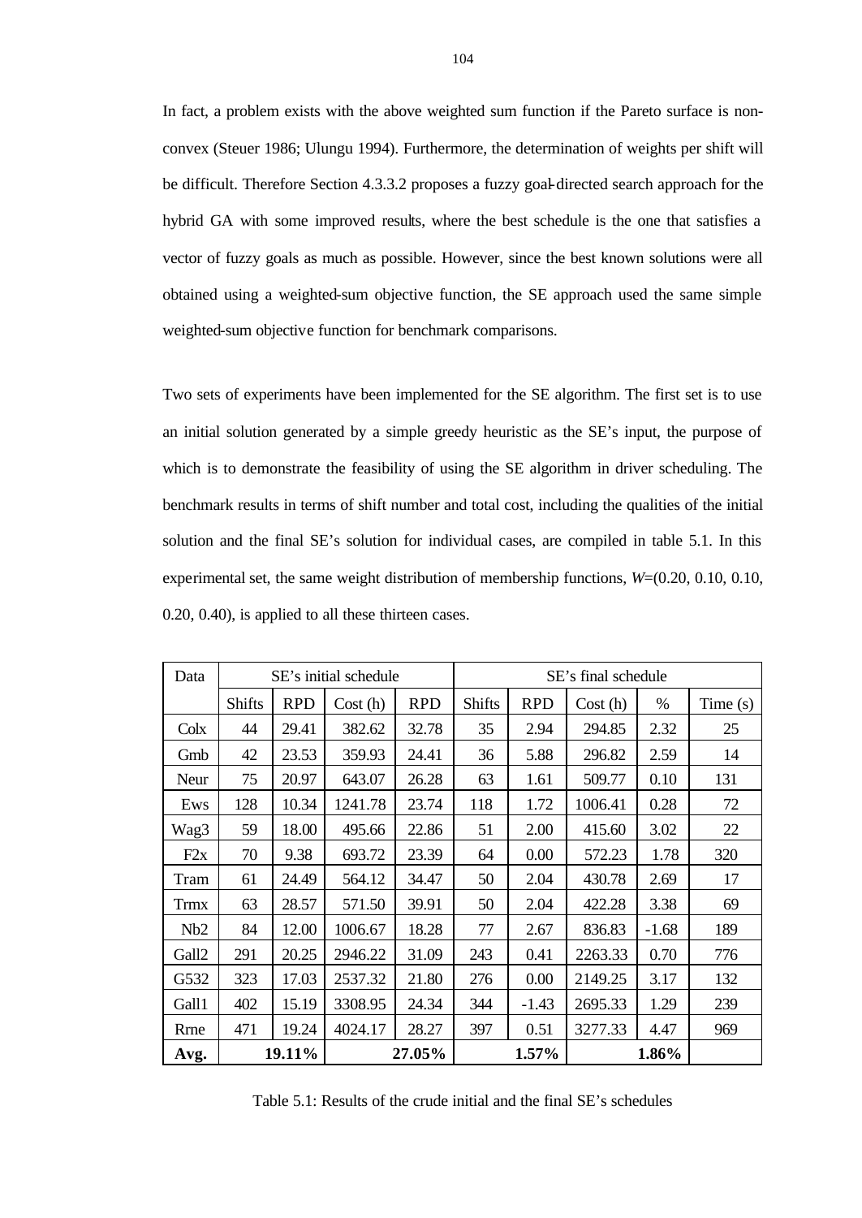In fact, a problem exists with the above weighted sum function if the Pareto surface is non-convex (Steuer 1986; Ulungu 1994). Furthermore, the determination of weights per shift will be difficult. Therefore Section 4.3.3.2 proposes a fuzzy goal-directed search approach for the hybrid GA with some improved results, where the best schedule is the one that satisfies a vector of fuzzy goals as much as possible. However, since the best known solutions were all obtained using a weighted-sum objective function, the SE approach used the same simple weighted-sum objective function for benchmark comparisons.

Two sets of experiments have been implemented for the SE algorithm. The first set is to use an initial solution generated by a simple greedy heuristic as the SE's input, the purpose of which is to demonstrate the feasibility of using the SE algorithm in driver scheduling. The benchmark results in terms of shift number and total cost, including the qualities of the initial solution and the final SE's solution for individual cases, are compiled in table 5.1. In this experimental set, the same weight distribution of membership functions, *W*=(0.20, 0.10, 0.10, 0.20, 0.40), is applied to all these thirteen cases.

| Data | SE's initial schedule | | | | SE's final schedule | | | | |
|---|---|---|---|---|---|---|---|---|---|
| | Shifts | RPD | Cost (h) | RPD | Shifts | RPD | Cost (h) | % | Time (s) |
| Colx | 44 | 29.41 | 382.62 | 32.78 | 35 | 2.94 | 294.85 | 2.32 | 25 |
| Gmb | 42 | 23.53 | 359.93 | 24.41 | 36 | 5.88 | 296.82 | 2.59 | 14 |
| Neur | 75 | 20.97 | 643.07 | 26.28 | 63 | 1.61 | 509.77 | 0.10 | 131 |
| Ews | 128 | 10.34 | 1241.78 | 23.74 | 118 | 1.72 | 1006.41 | 0.28 | 72 |
| Wag3 | 59 | 18.00 | 495.66 | 22.86 | 51 | 2.00 | 415.60 | 3.02 | 22 |
| F2x | 70 | 9.38 | 693.72 | 23.39 | 64 | 0.00 | 572.23 | 1.78 | 320 |
| Tram | 61 | 24.49 | 564.12 | 34.47 | 50 | 2.04 | 430.78 | 2.69 | 17 |
| Trmx | 63 | 28.57 | 571.50 | 39.91 | 50 | 2.04 | 422.28 | 3.38 | 69 |
| Nb2 | 84 | 12.00 | 1006.67 | 18.28 | 77 | 2.67 | 836.83 | -1.68 | 189 |
| Gall2 | 291 | 20.25 | 2946.22 | 31.09 | 243 | 0.41 | 2263.33 | 0.70 | 776 |
| G532 | 323 | 17.03 | 2537.32 | 21.80 | 276 | 0.00 | 2149.25 | 3.17 | 132 |
| Gall1 | 402 | 15.19 | 3308.95 | 24.34 | 344 | -1.43 | 2695.33 | 1.29 | 239 |
| Rrne | 471 | 19.24 | 4024.17 | 28.27 | 397 | 0.51 | 3277.33 | 4.47 | 969 |
| **Avg.** | | **19.11%** | | **27.05%** | | **1.57%** | | **1.86%** | |

Table 5.1: Results of the crude initial and the final SE's schedules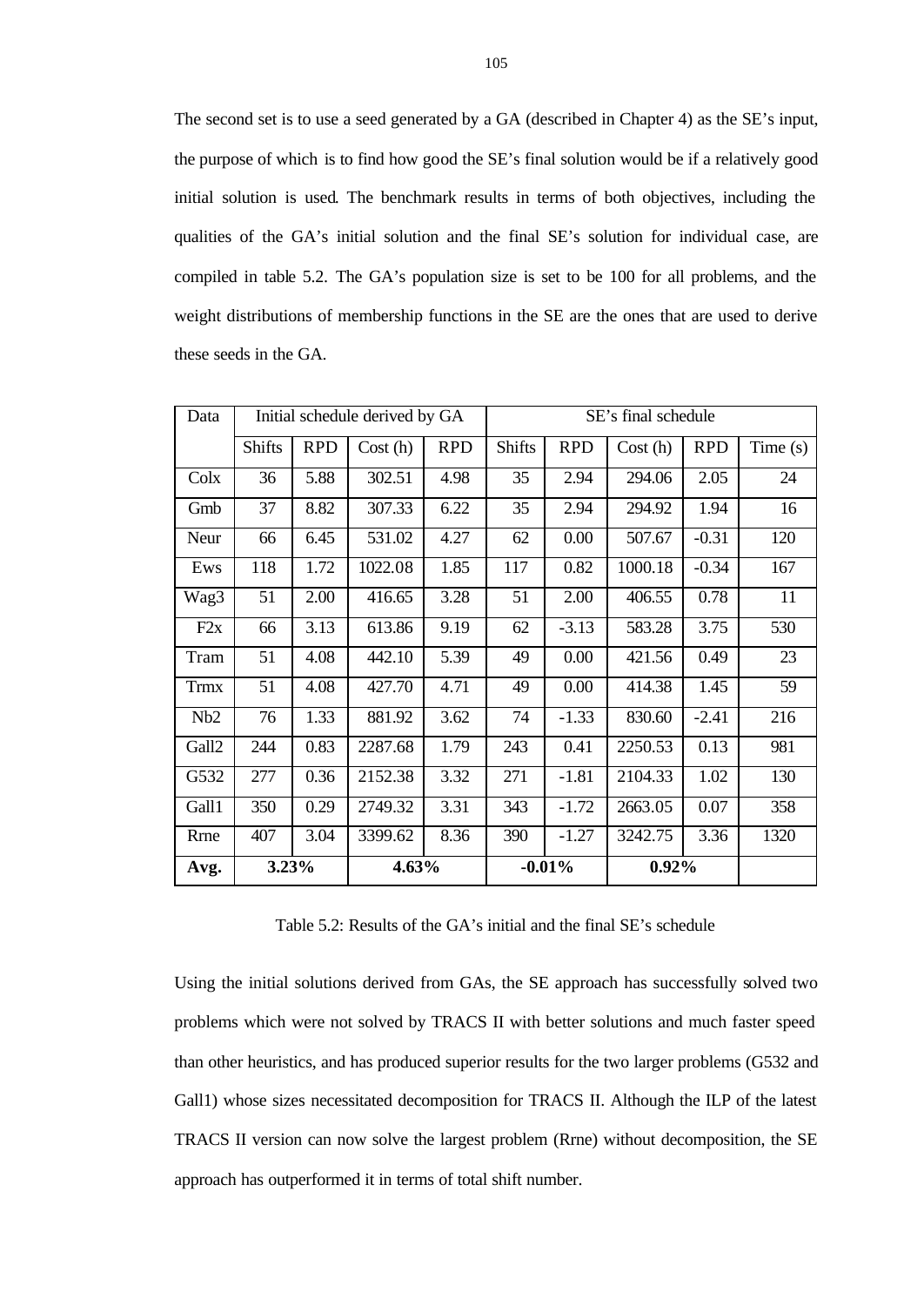The second set is to use a seed generated by a GA (described in Chapter 4) as the SE's input, the purpose of which is to find how good the SE's final solution would be if a relatively good initial solution is used. The benchmark results in terms of both objectives, including the qualities of the GA's initial solution and the final SE's solution for individual case, are compiled in table 5.2. The GA's population size is set to be 100 for all problems, and the weight distributions of membership functions in the SE are the ones that are used to derive these seeds in the GA.

| Data | Initial schedule derived by GA | | | | SE's final schedule | | | | |
|---|---|---|---|---|---|---|---|---|---|
| | Shifts | RPD | Cost (h) | RPD | Shifts | RPD | Cost (h) | RPD | Time (s) |
| Colx | 36 | 5.88 | 302.51 | 4.98 | 35 | 2.94 | 294.06 | 2.05 | 24 |
| Gmb | 37 | 8.82 | 307.33 | 6.22 | 35 | 2.94 | 294.92 | 1.94 | 16 |
| Neur | 66 | 6.45 | 531.02 | 4.27 | 62 | 0.00 | 507.67 | -0.31 | 120 |
| Ews | 118 | 1.72 | 1022.08 | 1.85 | 117 | 0.82 | 1000.18 | -0.34 | 167 |
| Wag3 | 51 | 2.00 | 416.65 | 3.28 | 51 | 2.00 | 406.55 | 0.78 | 11 |
| F2x | 66 | 3.13 | 613.86 | 9.19 | 62 | -3.13 | 583.28 | 3.75 | 530 |
| Tram | 51 | 4.08 | 442.10 | 5.39 | 49 | 0.00 | 421.56 | 0.49 | 23 |
| Trmx | 51 | 4.08 | 427.70 | 4.71 | 49 | 0.00 | 414.38 | 1.45 | 59 |
| Nb2 | 76 | 1.33 | 881.92 | 3.62 | 74 | -1.33 | 830.60 | -2.41 | 216 |
| Gall2 | 244 | 0.83 | 2287.68 | 1.79 | 243 | 0.41 | 2250.53 | 0.13 | 981 |
| G532 | 277 | 0.36 | 2152.38 | 3.32 | 271 | -1.81 | 2104.33 | 1.02 | 130 |
| Gall1 | 350 | 0.29 | 2749.32 | 3.31 | 343 | -1.72 | 2663.05 | 0.07 | 358 |
| Rrne | 407 | 3.04 | 3399.62 | 8.36 | 390 | -1.27 | 3242.75 | 3.36 | 1320 |
| **Avg.** | **3.23%** | | **4.63%** | | **-0.01%** | | **0.92%** | | |

Table 5.2: Results of the GA's initial and the final SE's schedule

Using the initial solutions derived from GAs, the SE approach has successfully solved two problems which were not solved by TRACS II with better solutions and much faster speed than other heuristics, and has produced superior results for the two larger problems (G532 and Gall1) whose sizes necessitated decomposition for TRACS II. Although the ILP of the latest TRACS II version can now solve the largest problem (Rrne) without decomposition, the SE approach has outperformed it in terms of total shift number.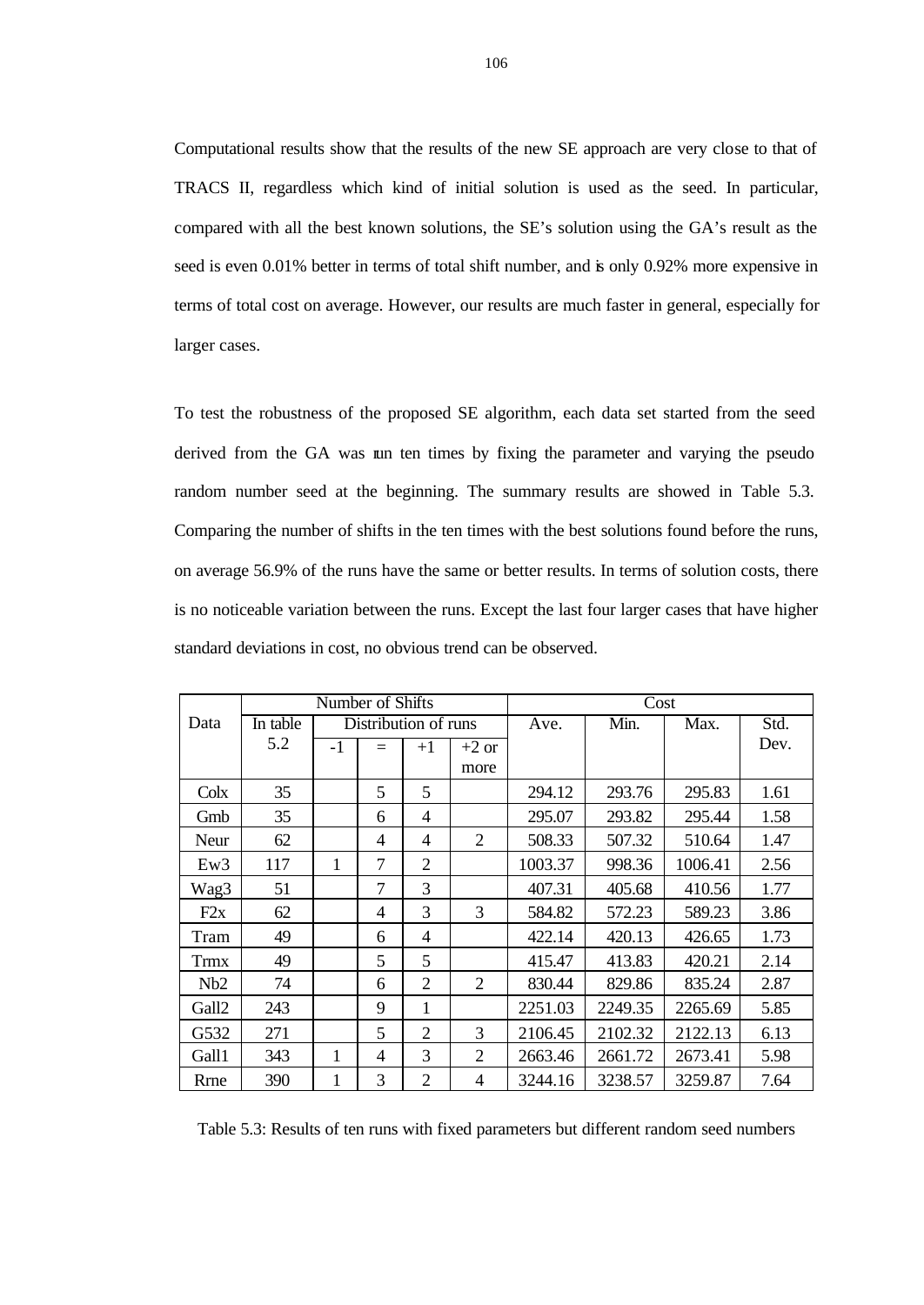Computational results show that the results of the new SE approach are very close to that of TRACS II, regardless which kind of initial solution is used as the seed. In particular, compared with all the best known solutions, the SE's solution using the GA's result as the seed is even 0.01% better in terms of total shift number, and is only 0.92% more expensive in terms of total cost on average. However, our results are much faster in general, especially for larger cases.

To test the robustness of the proposed SE algorithm, each data set started from the seed derived from the GA was run ten times by fixing the parameter and varying the pseudo random number seed at the beginning. The summary results are showed in Table 5.3. Comparing the number of shifts in the ten times with the best solutions found before the runs, on average 56.9% of the runs have the same or better results. In terms of solution costs, there is no noticeable variation between the runs. Except the last four larger cases that have higher standard deviations in cost, no obvious trend can be observed.

| Data | Number of Shifts | | | | | Cost | | | |
|---|---|---|---|---|---|---|---|---|---|
| | In table 5.2 | Distribution of runs | | | | Ave. | Min. | Max. | Std. Dev. |
| | | -1 | = | +1 | +2 or more | | | | |
| Colx | 35 | | 5 | 5 | | 294.12 | 293.76 | 295.83 | 1.61 |
| Gmb | 35 | | 6 | 4 | | 295.07 | 293.82 | 295.44 | 1.58 |
| Neur | 62 | | 4 | 4 | 2 | 508.33 | 507.32 | 510.64 | 1.47 |
| Ew3 | 117 | 1 | 7 | 2 | | 1003.37 | 998.36 | 1006.41 | 2.56 |
| Wag3 | 51 | | 7 | 3 | | 407.31 | 405.68 | 410.56 | 1.77 |
| F2x | 62 | | 4 | 3 | 3 | 584.82 | 572.23 | 589.23 | 3.86 |
| Tram | 49 | | 6 | 4 | | 422.14 | 420.13 | 426.65 | 1.73 |
| Trmx | 49 | | 5 | 5 | | 415.47 | 413.83 | 420.21 | 2.14 |
| Nb2 | 74 | | 6 | 2 | 2 | 830.44 | 829.86 | 835.24 | 2.87 |
| Gall2 | 243 | | 9 | 1 | | 2251.03 | 2249.35 | 2265.69 | 5.85 |
| G532 | 271 | | 5 | 2 | 3 | 2106.45 | 2102.32 | 2122.13 | 6.13 |
| Gall1 | 343 | 1 | 4 | 3 | 2 | 2663.46 | 2661.72 | 2673.41 | 5.98 |
| Rrne | 390 | 1 | 3 | 2 | 4 | 3244.16 | 3238.57 | 3259.87 | 7.64 |

Table 5.3: Results of ten runs with fixed parameters but different random seed numbers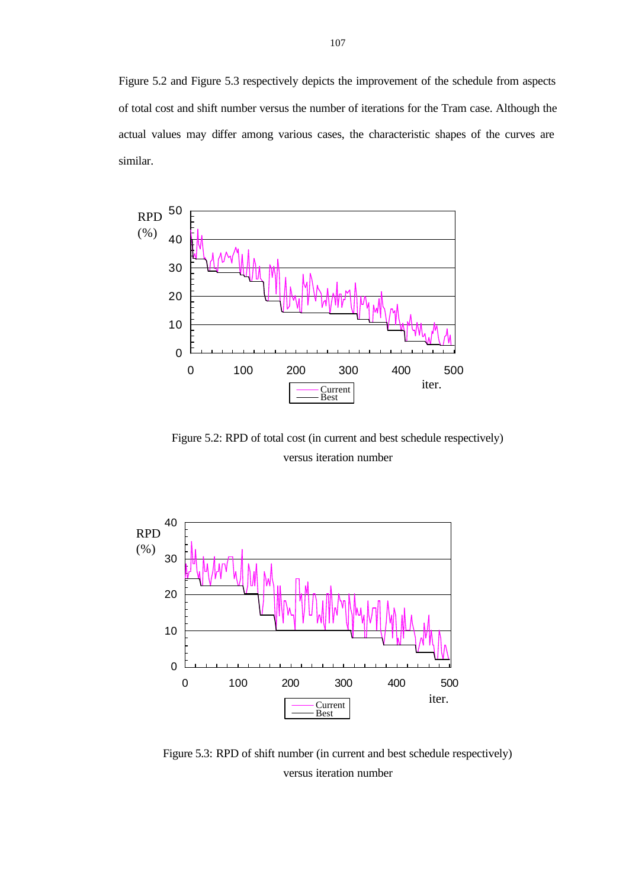Figure 5.2 and Figure 5.3 respectively depicts the improvement of the schedule from aspects of total cost and shift number versus the number of iterations for the Tram case. Although the actual values may differ among various cases, the characteristic shapes of the curves are similar.

Figure 5.2: RPD of total cost (in current and best schedule respectively) versus iteration number

Figure 5.3: RPD of shift number (in current and best schedule respectively) versus iteration number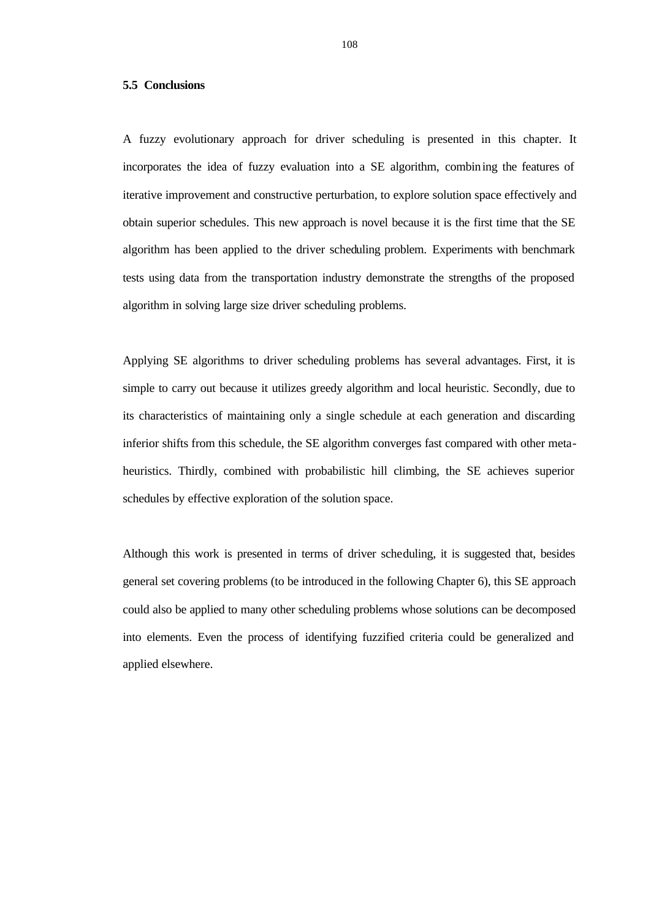### 5.5 Conclusions

A fuzzy evolutionary approach for driver scheduling is presented in this chapter. It incorporates the idea of fuzzy evaluation into a SE algorithm, combining the features of iterative improvement and constructive perturbation, to explore solution space effectively and obtain superior schedules. This new approach is novel because it is the first time that the SE algorithm has been applied to the driver scheduling problem. Experiments with benchmark tests using data from the transportation industry demonstrate the strengths of the proposed algorithm in solving large size driver scheduling problems.

Applying SE algorithms to driver scheduling problems has several advantages. First, it is simple to carry out because it utilizes greedy algorithm and local heuristic. Secondly, due to its characteristics of maintaining only a single schedule at each generation and discarding inferior shifts from this schedule, the SE algorithm converges fast compared with other meta-heuristics. Thirdly, combined with probabilistic hill climbing, the SE achieves superior schedules by effective exploration of the solution space.

Although this work is presented in terms of driver scheduling, it is suggested that, besides general set covering problems (to be introduced in the following Chapter 6), this SE approach could also be applied to many other scheduling problems whose solutions can be decomposed into elements. Even the process of identifying fuzzified criteria could be generalized and applied elsewhere.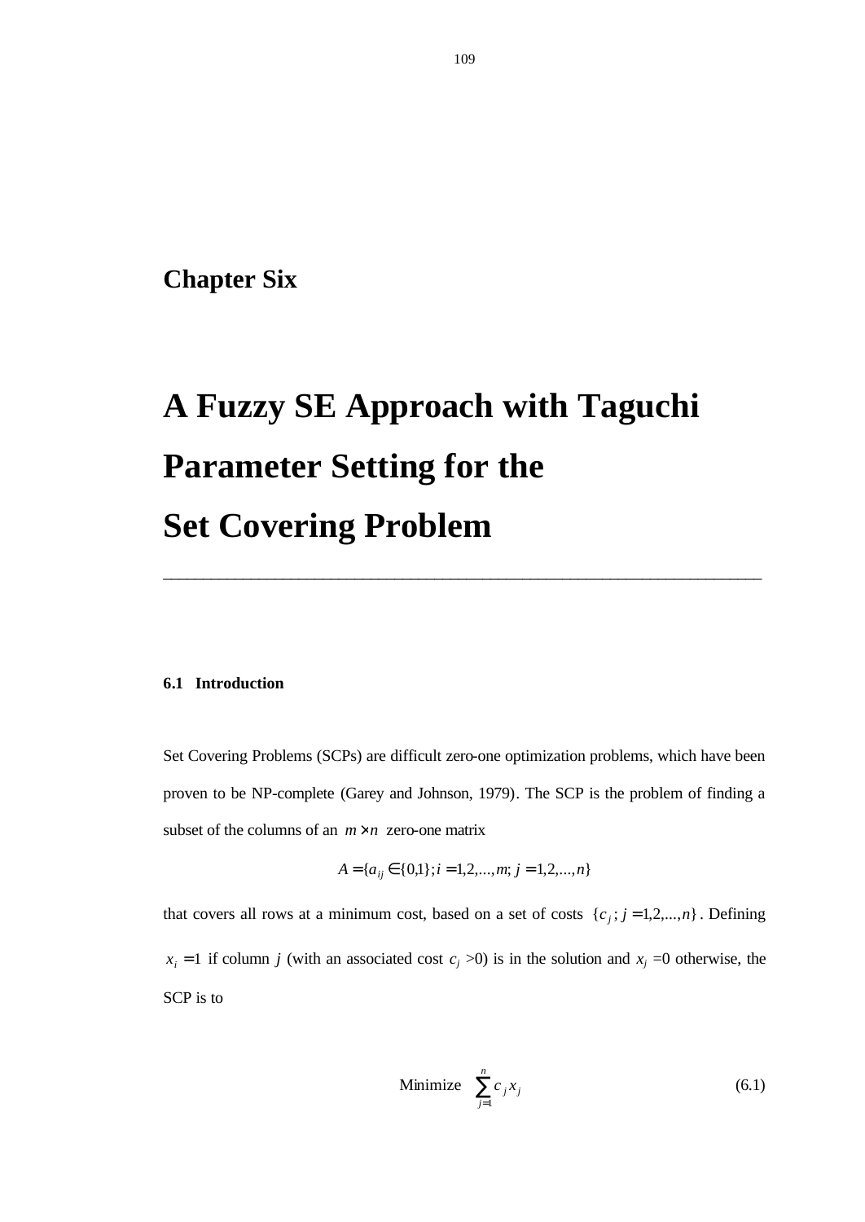# Chapter Six

# A Fuzzy SE Approach with Taguchi Parameter Setting for the Set Covering Problem

---

### 6.1 Introduction

Set Covering Problems (SCPs) are difficult zero-one optimization problems, which have been proven to be NP-complete (Garey and Johnson, 1979). The SCP is the problem of finding a subset of the columns of an $m \times n$ zero-one matrix

$$A = \{a_{ij} \in \{0,1\}; i = 1,2,...,m; j = 1,2,...,n\}$$

that covers all rows at a minimum cost, based on a set of costs $\{c_j; j = 1,2,...,n\}$. Defining $x_i = 1$ if column $j$ (with an associated cost $c_j > 0$) is in the solution and $x_j = 0$ otherwise, the SCP is to

$$\text{Minimize} \quad \sum_{j=1}^{n} c_j x_j \tag{6.1}$$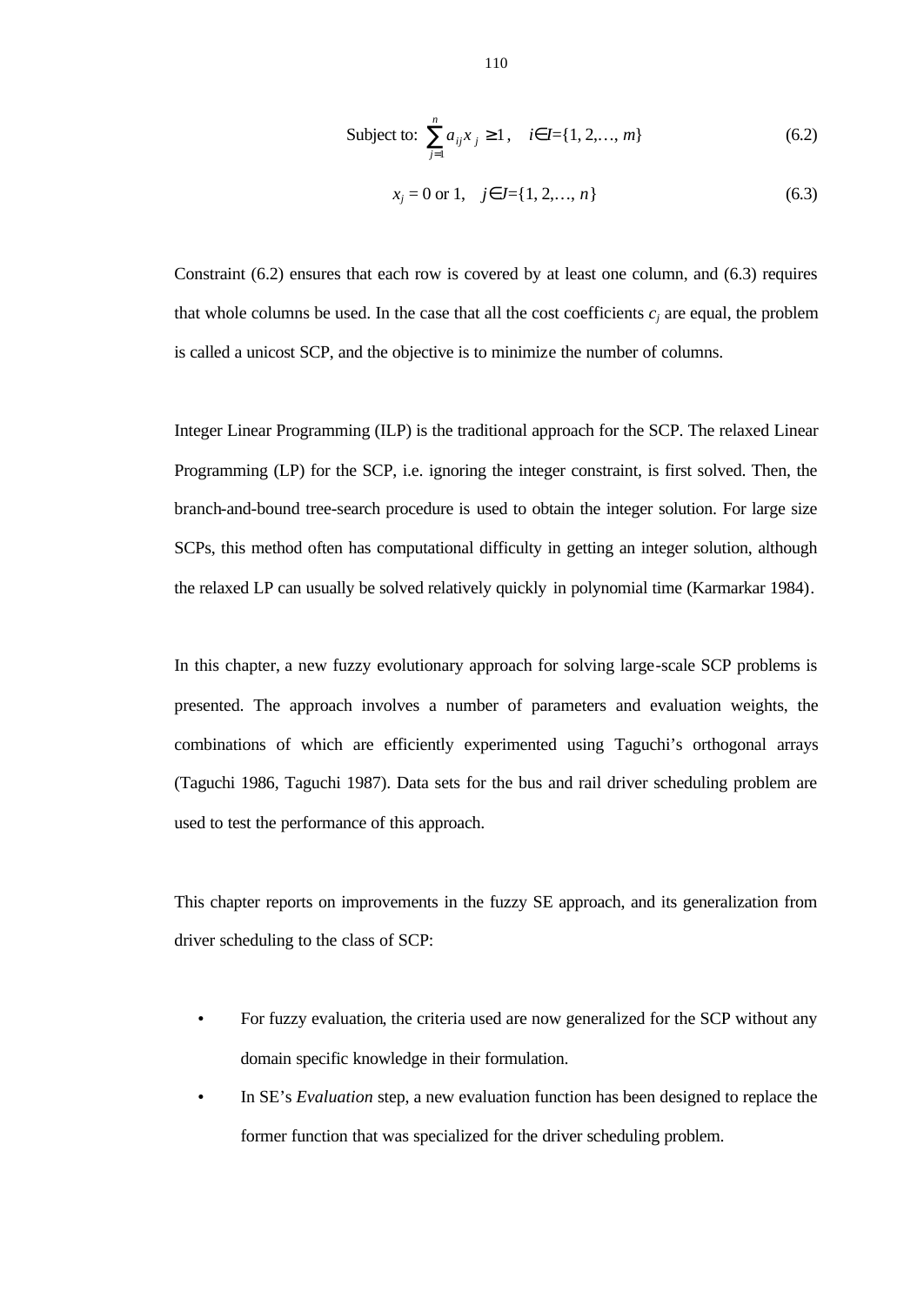$$\text{Subject to: } \sum_{j=1}^{n} a_{ij} x_j \geq 1, \quad i \in I = \{1, 2, \ldots, m\} \tag{6.2}$$

$$x_j = 0 \text{ or } 1, \quad j \in J = \{1, 2, \ldots, n\} \tag{6.3}$$

Constraint (6.2) ensures that each row is covered by at least one column, and (6.3) requires that whole columns be used. In the case that all the cost coefficients $c_j$ are equal, the problem is called a unicost SCP, and the objective is to minimize the number of columns.

Integer Linear Programming (ILP) is the traditional approach for the SCP. The relaxed Linear Programming (LP) for the SCP, i.e. ignoring the integer constraint, is first solved. Then, the branch-and-bound tree-search procedure is used to obtain the integer solution. For large size SCPs, this method often has computational difficulty in getting an integer solution, although the relaxed LP can usually be solved relatively quickly in polynomial time (Karmarkar 1984).

In this chapter, a new fuzzy evolutionary approach for solving large-scale SCP problems is presented. The approach involves a number of parameters and evaluation weights, the combinations of which are efficiently experimented using Taguchi's orthogonal arrays (Taguchi 1986, Taguchi 1987). Data sets for the bus and rail driver scheduling problem are used to test the performance of this approach.

This chapter reports on improvements in the fuzzy SE approach, and its generalization from driver scheduling to the class of SCP:

- For fuzzy evaluation, the criteria used are now generalized for the SCP without any domain specific knowledge in their formulation.
- In SE's *Evaluation* step, a new evaluation function has been designed to replace the former function that was specialized for the driver scheduling problem.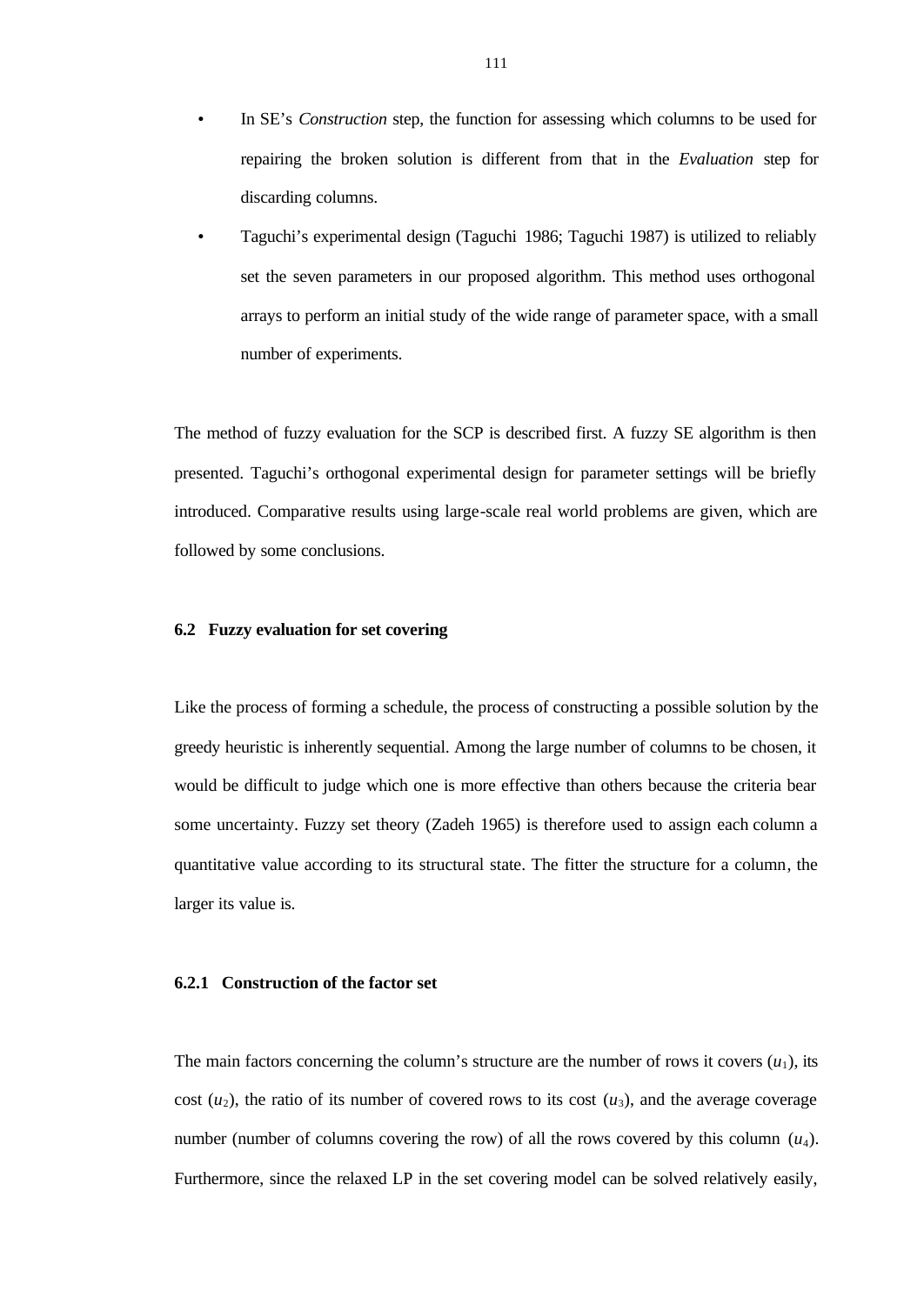- In SE's *Construction* step, the function for assessing which columns to be used for repairing the broken solution is different from that in the *Evaluation* step for discarding columns.
- Taguchi's experimental design (Taguchi 1986; Taguchi 1987) is utilized to reliably set the seven parameters in our proposed algorithm. This method uses orthogonal arrays to perform an initial study of the wide range of parameter space, with a small number of experiments.

The method of fuzzy evaluation for the SCP is described first. A fuzzy SE algorithm is then presented. Taguchi's orthogonal experimental design for parameter settings will be briefly introduced. Comparative results using large-scale real world problems are given, which are followed by some conclusions.

### 6.2 Fuzzy evaluation for set covering

Like the process of forming a schedule, the process of constructing a possible solution by the greedy heuristic is inherently sequential. Among the large number of columns to be chosen, it would be difficult to judge which one is more effective than others because the criteria bear some uncertainty. Fuzzy set theory (Zadeh 1965) is therefore used to assign each column a quantitative value according to its structural state. The fitter the structure for a column, the larger its value is.

#### 6.2.1 Construction of the factor set

The main factors concerning the column's structure are the number of rows it covers ($u_1$), its cost ($u_2$), the ratio of its number of covered rows to its cost ($u_3$), and the average coverage number (number of columns covering the row) of all the rows covered by this column ($u_4$). Furthermore, since the relaxed LP in the set covering model can be solved relatively easily,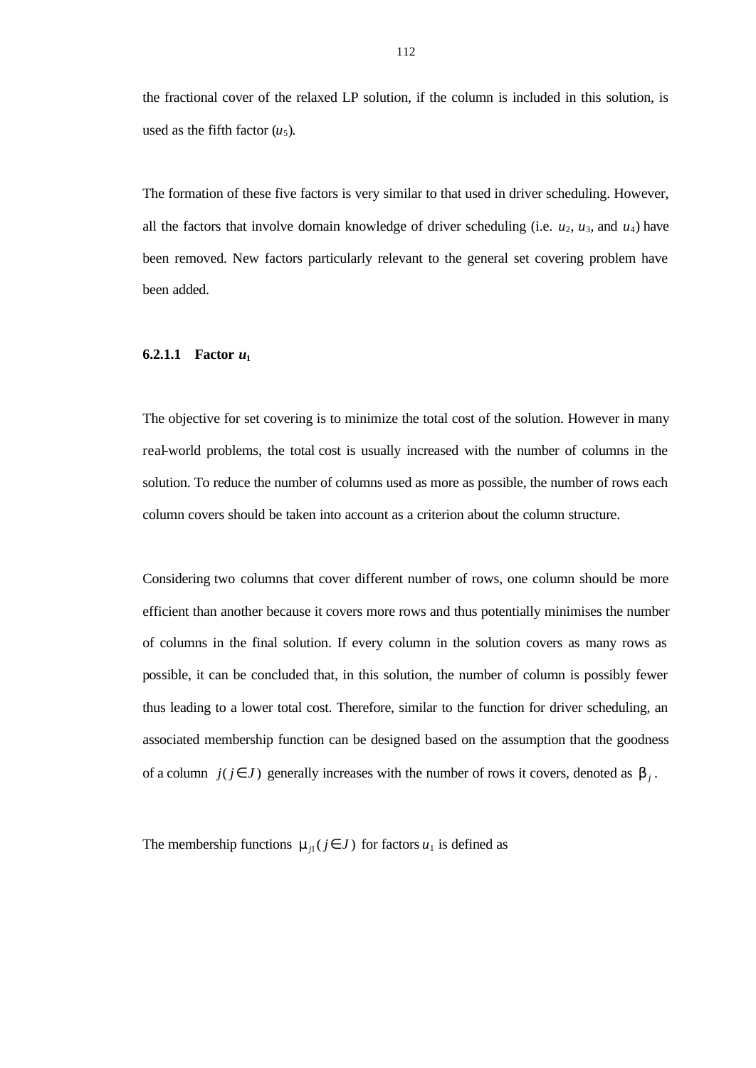the fractional cover of the relaxed LP solution, if the column is included in this solution, is used as the fifth factor ($u_5$).

The formation of these five factors is very similar to that used in driver scheduling. However, all the factors that involve domain knowledge of driver scheduling (i.e. $u_2$, $u_3$, and $u_4$) have been removed. New factors particularly relevant to the general set covering problem have been added.

#### 6.2.1.1 Factor $u_1$

The objective for set covering is to minimize the total cost of the solution. However in many real-world problems, the total cost is usually increased with the number of columns in the solution. To reduce the number of columns used as more as possible, the number of rows each column covers should be taken into account as a criterion about the column structure.

Considering two columns that cover different number of rows, one column should be more efficient than another because it covers more rows and thus potentially minimises the number of columns in the final solution. If every column in the solution covers as many rows as possible, it can be concluded that, in this solution, the number of column is possibly fewer thus leading to a lower total cost. Therefore, similar to the function for driver scheduling, an associated membership function can be designed based on the assumption that the goodness of a column $j(j \in J)$ generally increases with the number of rows it covers, denoted as $\beta_j$.

The membership functions $\mu_{j1}(j \in J)$ for factors $u_1$ is defined as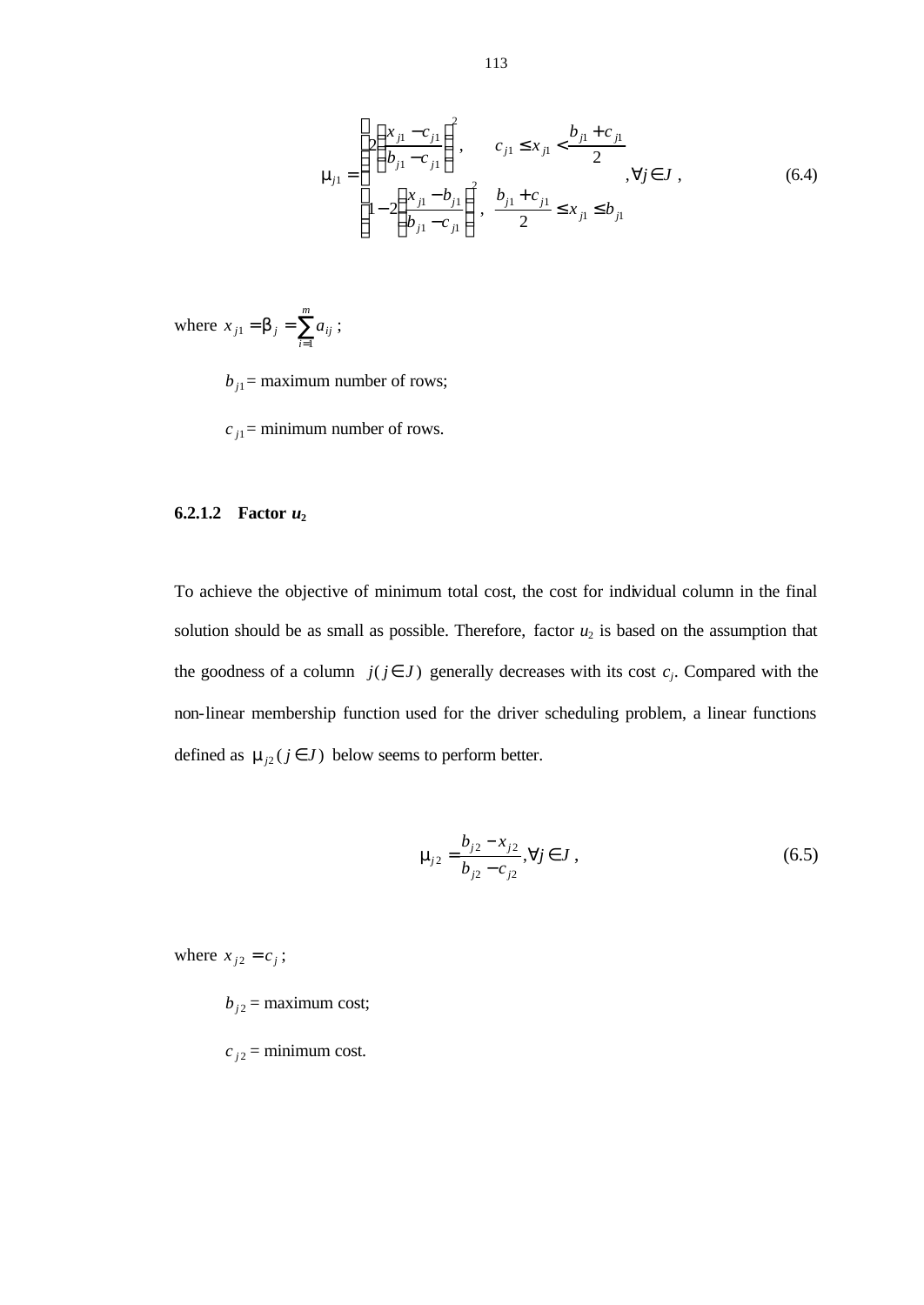$$\mu_{j1} = \begin{cases} 2\left(\dfrac{x_{j1} - c_{j1}}{b_{j1} - c_{j1}}\right)^2, & c_{j1} \le x_{j1} < \dfrac{b_{j1} + c_{j1}}{2} \\ 1 - 2\left(\dfrac{x_{j1} - b_{j1}}{b_{j1} - c_{j1}}\right)^2, & \dfrac{b_{j1} + c_{j1}}{2} \le x_{j1} \le b_{j1} \end{cases}, \forall j \in J, \tag{6.4}$$

where $x_{j1} = \beta_j = \sum_{i=1}^{m} a_{ij}$;

$b_{j1}$ = maximum number of rows;

$c_{j1}$ = minimum number of rows.

#### 6.2.1.2 Factor $u_2$

To achieve the objective of minimum total cost, the cost for individual column in the final solution should be as small as possible. Therefore, factor $u_2$ is based on the assumption that the goodness of a column $j (j \in J)$ generally decreases with its cost $c_j$. Compared with the non-linear membership function used for the driver scheduling problem, a linear functions defined as $\mu_{j2} (j \in J)$ below seems to perform better.

$$\mu_{j2} = \frac{b_{j2} - x_{j2}}{b_{j2} - c_{j2}}, \forall j \in J, \tag{6.5}$$

where $x_{j2} = c_j$;

$b_{j2}$ = maximum cost;

$c_{j2}$ = minimum cost.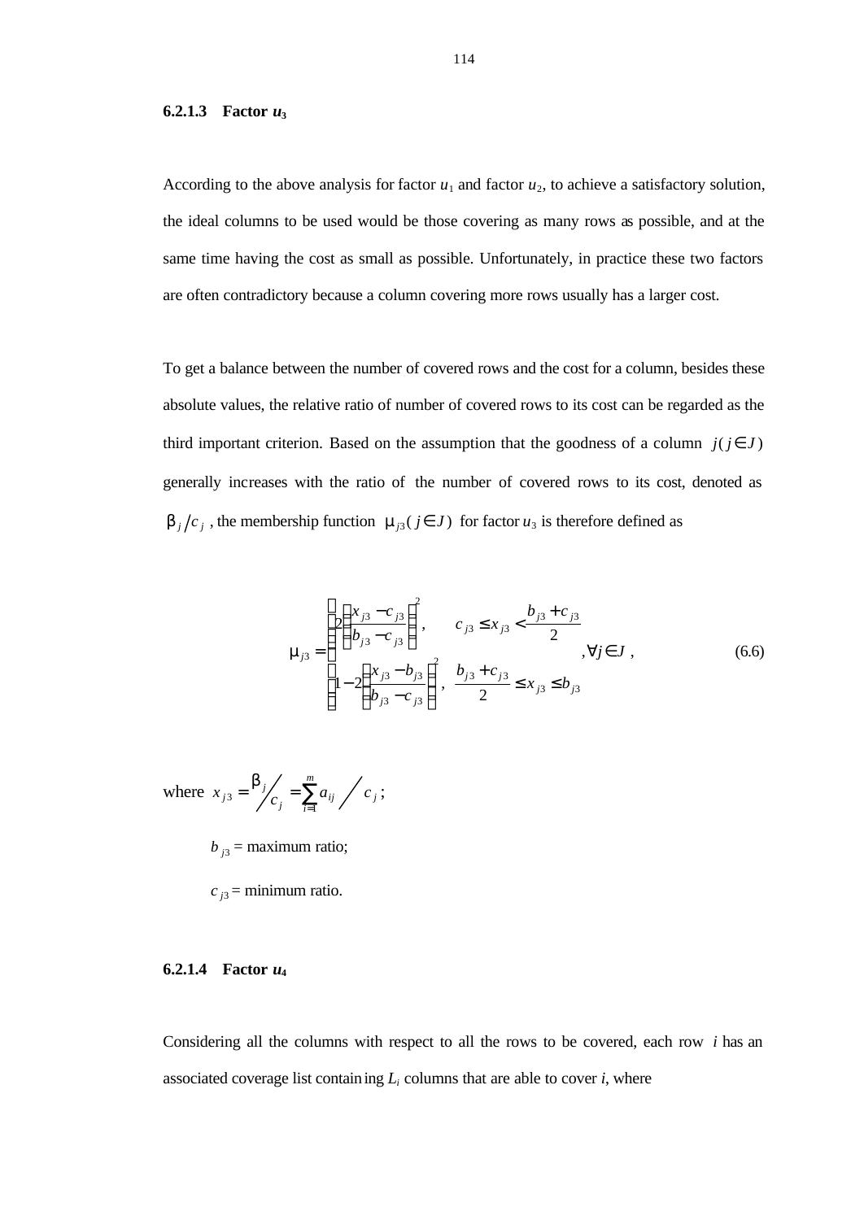#### 6.2.1.3 Factor $u_3$

According to the above analysis for factor $u_1$ and factor $u_2$, to achieve a satisfactory solution, the ideal columns to be used would be those covering as many rows as possible, and at the same time having the cost as small as possible. Unfortunately, in practice these two factors are often contradictory because a column covering more rows usually has a larger cost.

To get a balance between the number of covered rows and the cost for a column, besides these absolute values, the relative ratio of number of covered rows to its cost can be regarded as the third important criterion. Based on the assumption that the goodness of a column $j (j \in J)$ generally increases with the ratio of the number of covered rows to its cost, denoted as $\beta_j / c_j$, the membership function $\mu_{j3} (j \in J)$ for factor $u_3$ is therefore defined as

$$\mu_{j3} = \begin{cases} 2\left(\dfrac{x_{j3} - c_{j3}}{b_{j3} - c_{j3}}\right)^2, & c_{j3} \le x_{j3} < \dfrac{b_{j3} + c_{j3}}{2} \\ 1 - 2\left(\dfrac{x_{j3} - b_{j3}}{b_{j3} - c_{j3}}\right)^2, & \dfrac{b_{j3} + c_{j3}}{2} \le x_{j3} \le b_{j3} \end{cases}, \forall j \in J \, , \tag{6.6}$$

where $x_{j3} = \beta_j \big/ c_j = \sum_{i=1}^{m} a_{ij} \Big/ c_j$;

$b_{j3}$ = maximum ratio;

$c_{j3}$ = minimum ratio.

#### 6.2.1.4 Factor $u_4$

Considering all the columns with respect to all the rows to be covered, each row $i$ has an associated coverage list containing $L_i$ columns that are able to cover $i$, where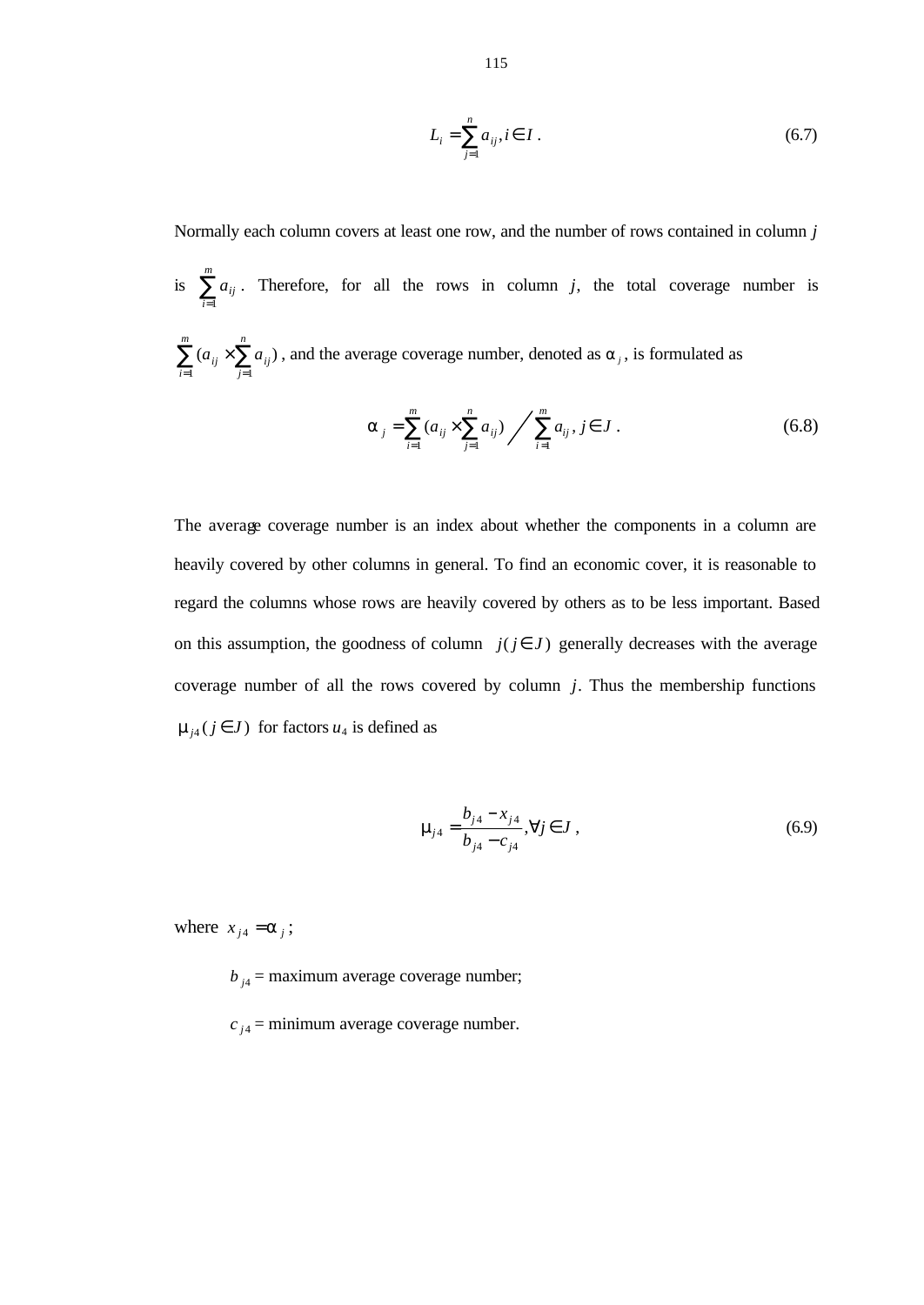$$L_i = \sum_{j=1}^{n} a_{ij}, i \in I \; . \tag{6.7}$$

Normally each column covers at least one row, and the number of rows contained in column $j$ is $\sum_{i=1}^{m} a_{ij}$. Therefore, for all the rows in column $j$, the total coverage number is $\sum_{i=1}^{m} (a_{ij} \times \sum_{j=1}^{n} a_{ij})$, and the average coverage number, denoted as $\alpha_j$, is formulated as

$$\alpha_j = \sum_{i=1}^{m} (a_{ij} \times \sum_{j=1}^{n} a_{ij}) \Big/ \sum_{i=1}^{m} a_{ij}, j \in J \; . \tag{6.8}$$

The average coverage number is an index about whether the components in a column are heavily covered by other columns in general. To find an economic cover, it is reasonable to regard the columns whose rows are heavily covered by others as to be less important. Based on this assumption, the goodness of column $j (j \in J)$ generally decreases with the average coverage number of all the rows covered by column $j$. Thus the membership functions $\mu_{j4} (j \in J)$ for factors $u_4$ is defined as

$$\mu_{j4} = \frac{b_{j4} - x_{j4}}{b_{j4} - c_{j4}}, \forall j \in J \; , \tag{6.9}$$

where $x_{j4} = \alpha_j$;

$b_{j4}$ = maximum average coverage number;

$c_{j4}$ = minimum average coverage number.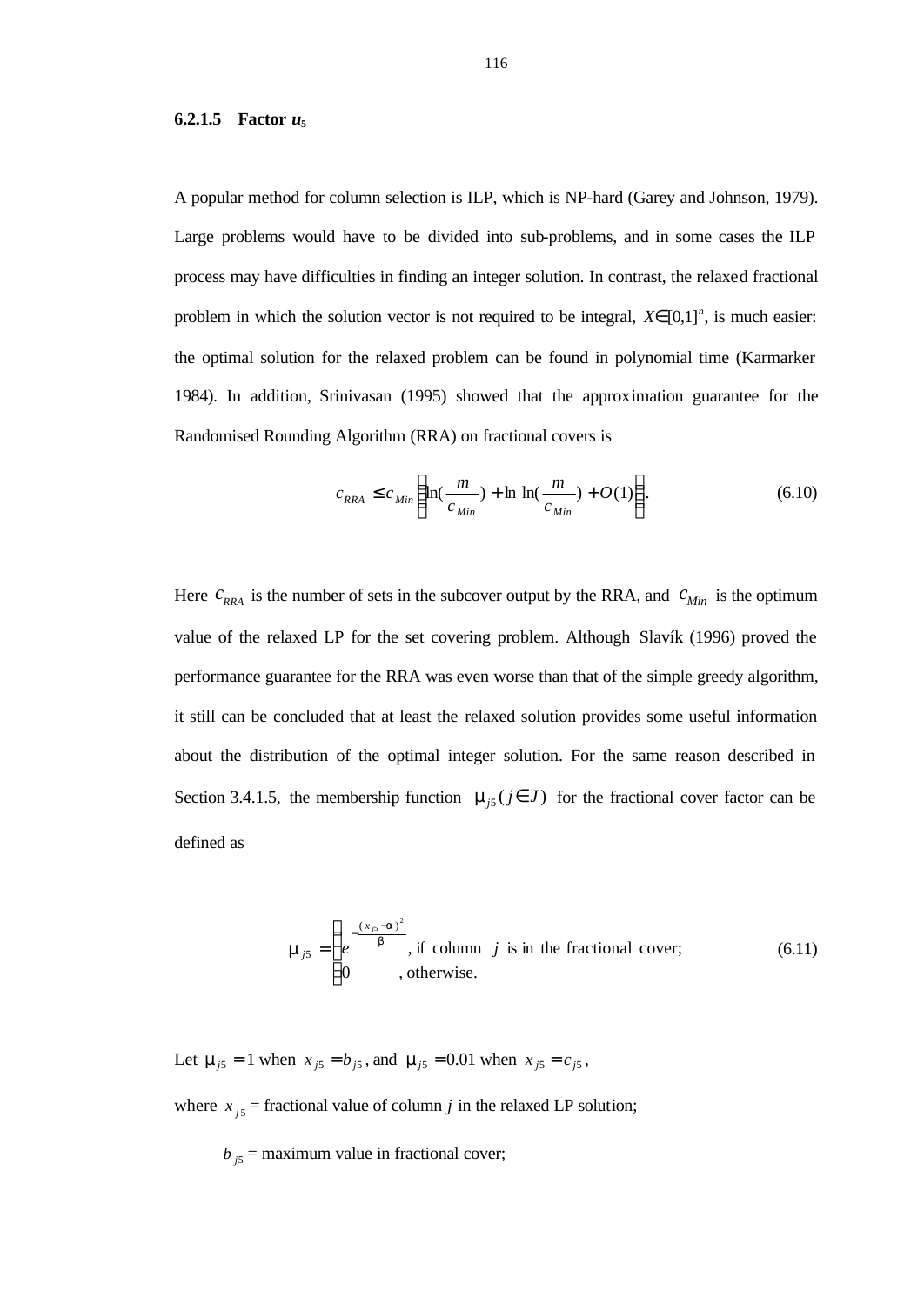#### 6.2.1.5 Factor $u_5$

A popular method for column selection is ILP, which is NP-hard (Garey and Johnson, 1979). Large problems would have to be divided into sub-problems, and in some cases the ILP process may have difficulties in finding an integer solution. In contrast, the relaxed fractional problem in which the solution vector is not required to be integral, $X \in [0,1]^n$, is much easier: the optimal solution for the relaxed problem can be found in polynomial time (Karmarker 1984). In addition, Srinivasan (1995) showed that the approximation guarantee for the Randomised Rounding Algorithm (RRA) on fractional covers is

$$c_{RRA} \le c_{Min}\left(\ln\left(\frac{m}{c_{Min}}\right) + \ln\ln\left(\frac{m}{c_{Min}}\right) + O(1)\right). \tag{6.10}$$

Here $c_{RRA}$ is the number of sets in the subcover output by the RRA, and $c_{Min}$ is the optimum value of the relaxed LP for the set covering problem. Although Slavík (1996) proved the performance guarantee for the RRA was even worse than that of the simple greedy algorithm, it still can be concluded that at least the relaxed solution provides some useful information about the distribution of the optimal integer solution. For the same reason described in Section 3.4.1.5, the membership function $\mu_{j5}\,(j \in J)$ for the fractional cover factor can be defined as

$$\mu_{j5} = \begin{cases} e^{-\frac{(x_{j5}-\alpha)^2}{\beta}} & \text{, if column } j \text{ is in the fractional cover;} \\ 0 & \text{, otherwise.} \end{cases} \tag{6.11}$$

Let $\mu_{j5} = 1$ when $x_{j5} = b_{j5}$, and $\mu_{j5} = 0.01$ when $x_{j5} = c_{j5}$,

where $x_{j5}$ = fractional value of column $j$ in the relaxed LP solution;

$b_{j5}$ = maximum value in fractional cover;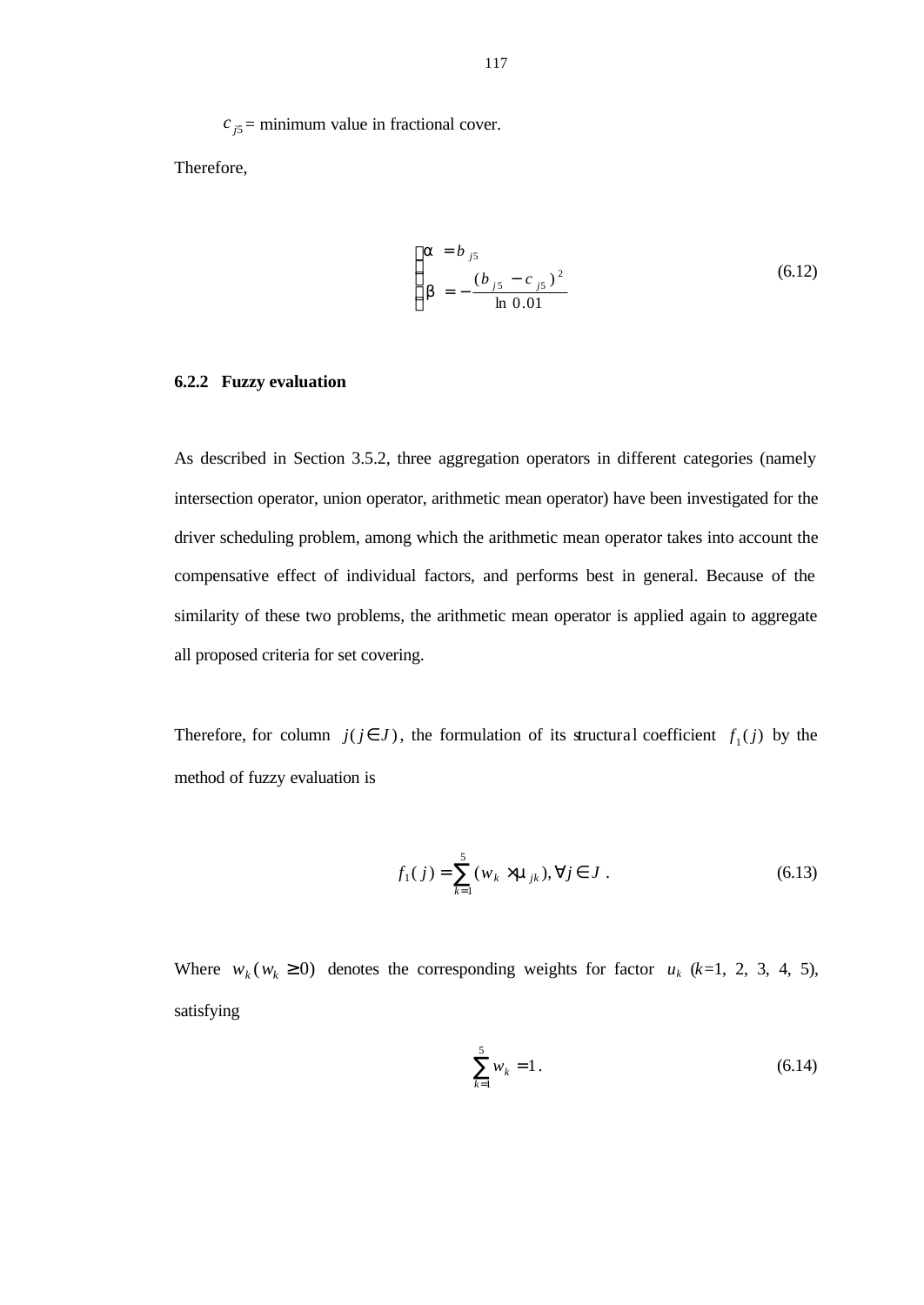$c_{j5}$ = minimum value in fractional cover.

Therefore,

$$\begin{cases} \alpha = b_{j5} \\ \beta = -\dfrac{(b_{j5} - c_{j5})^2}{\ln 0.01} \end{cases} \tag{6.12}$$

### 6.2.2 Fuzzy evaluation

As described in Section 3.5.2, three aggregation operators in different categories (namely intersection operator, union operator, arithmetic mean operator) have been investigated for the driver scheduling problem, among which the arithmetic mean operator takes into account the compensative effect of individual factors, and performs best in general. Because of the similarity of these two problems, the arithmetic mean operator is applied again to aggregate all proposed criteria for set covering.

Therefore, for column $j (j \in J)$, the formulation of its structural coefficient $f_1(j)$ by the method of fuzzy evaluation is

$$f_1(j) = \sum_{k=1}^{5} (w_k \times \mu_{jk}), \forall j \in J \, . \tag{6.13}$$

Where $w_k (w_k \geq 0)$ denotes the corresponding weights for factor $u_k$ ($k$=1, 2, 3, 4, 5), satisfying

$$\sum_{k=1}^{5} w_k = 1 \, . \tag{6.14}$$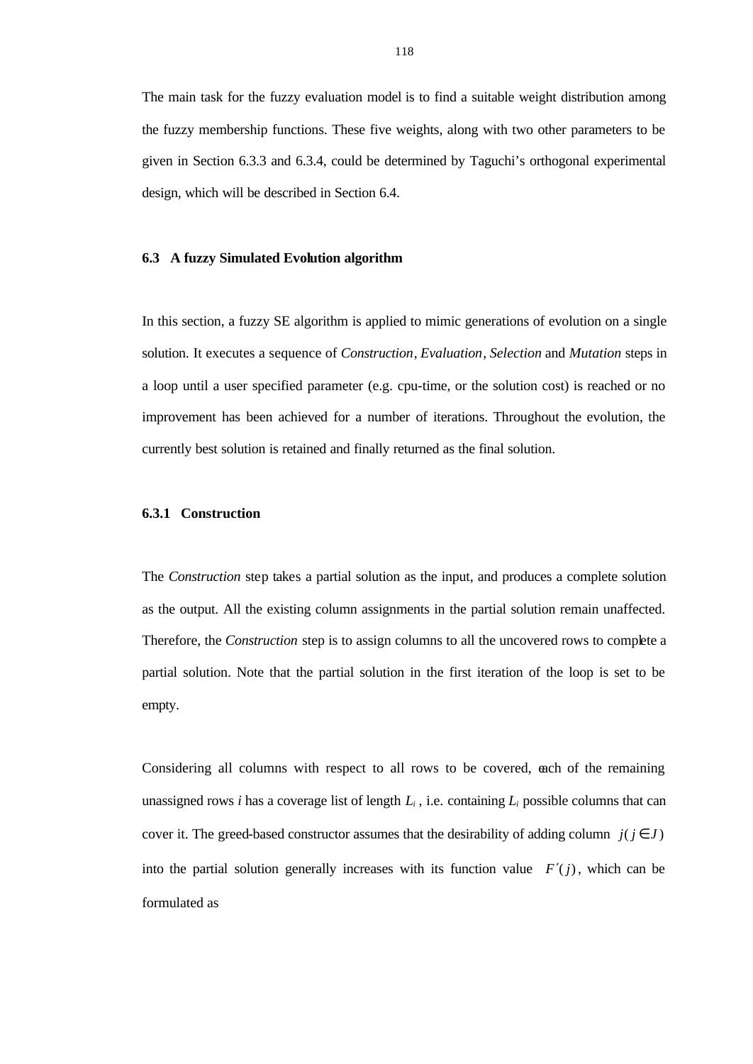The main task for the fuzzy evaluation model is to find a suitable weight distribution among the fuzzy membership functions. These five weights, along with two other parameters to be given in Section 6.3.3 and 6.3.4, could be determined by Taguchi's orthogonal experimental design, which will be described in Section 6.4.

### 6.3 A fuzzy Simulated Evolution algorithm

In this section, a fuzzy SE algorithm is applied to mimic generations of evolution on a single solution. It executes a sequence of *Construction*, *Evaluation*, *Selection* and *Mutation* steps in a loop until a user specified parameter (e.g. cpu-time, or the solution cost) is reached or no improvement has been achieved for a number of iterations. Throughout the evolution, the currently best solution is retained and finally returned as the final solution.

#### 6.3.1 Construction

The *Construction* step takes a partial solution as the input, and produces a complete solution as the output. All the existing column assignments in the partial solution remain unaffected. Therefore, the *Construction* step is to assign columns to all the uncovered rows to complete a partial solution. Note that the partial solution in the first iteration of the loop is set to be empty.

Considering all columns with respect to all rows to be covered, each of the remaining unassigned rows $i$ has a coverage list of length $L_i$, i.e. containing $L_i$ possible columns that can cover it. The greed-based constructor assumes that the desirability of adding column $j (j \in J)$ into the partial solution generally increases with its function value $F'(j)$, which can be formulated as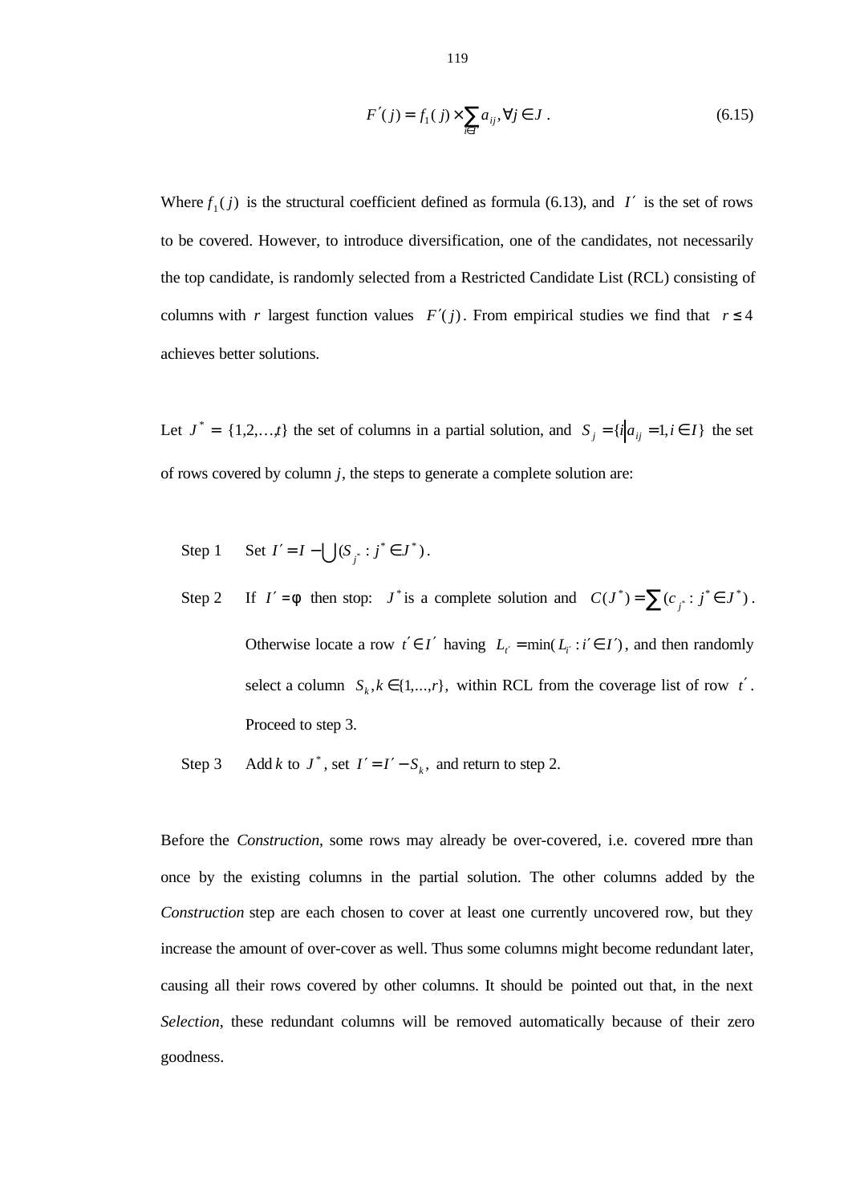$$F'(j) = f_1(j) \times \sum_{i \in I'} a_{ij}, \forall j \in J. \tag{6.15}$$

Where $f_1(j)$ is the structural coefficient defined as formula (6.13), and $I'$ is the set of rows to be covered. However, to introduce diversification, one of the candidates, not necessarily the top candidate, is randomly selected from a Restricted Candidate List (RCL) consisting of columns with $r$ largest function values $F'(j)$. From empirical studies we find that $r \le 4$ achieves better solutions.

Let $J^* = \{1,2,\ldots,t\}$ the set of columns in a partial solution, and $S_j = \{i \mid a_{ij} = 1, i \in I\}$ the set of rows covered by column $j$, the steps to generate a complete solution are:

Step 1 Set $I' = I - \bigcup (S_{j^*} : j^* \in J^*)$.

Step 2 If $I' = \phi$ then stop: $J^*$ is a complete solution and $C(J^*) = \sum (c_{j^*} : j^* \in J^*)$. Otherwise locate a row $t' \in I'$ having $L_{t'} = \min(L_{i'} : i' \in I')$, and then randomly select a column $S_k, k \in \{1,\ldots,r\}$, within RCL from the coverage list of row $t'$. Proceed to step 3.

Step 3 Add $k$ to $J^*$, set $I' = I' - S_k$, and return to step 2.

Before the *Construction*, some rows may already be over-covered, i.e. covered more than once by the existing columns in the partial solution. The other columns added by the *Construction* step are each chosen to cover at least one currently uncovered row, but they increase the amount of over-cover as well. Thus some columns might become redundant later, causing all their rows covered by other columns. It should be pointed out that, in the next *Selection*, these redundant columns will be removed automatically because of their zero goodness.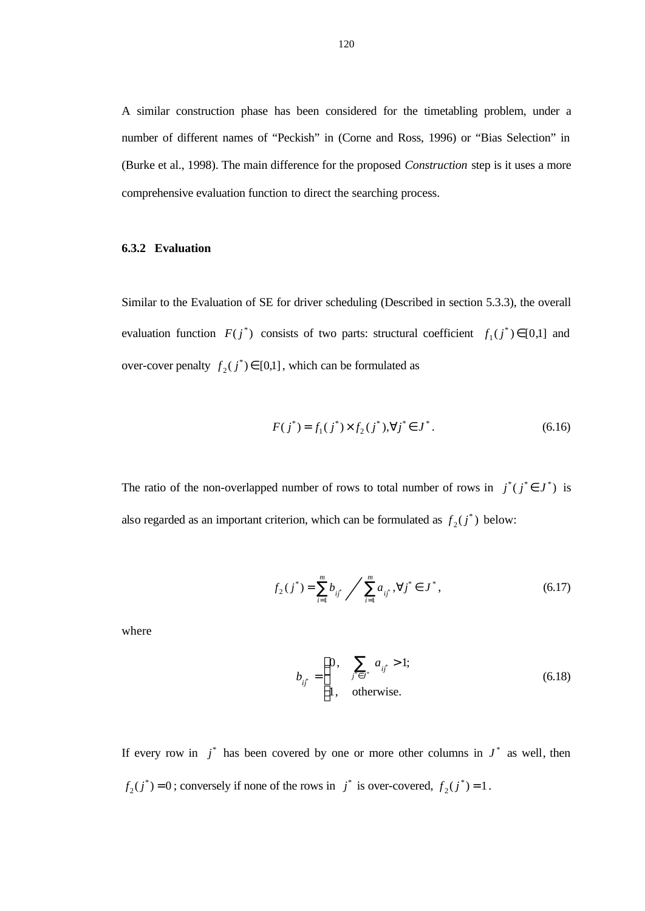A similar construction phase has been considered for the timetabling problem, under a number of different names of "Peckish" in (Corne and Ross, 1996) or "Bias Selection" in (Burke et al., 1998). The main difference for the proposed *Construction* step is it uses a more comprehensive evaluation function to direct the searching process.

### 6.3.2 Evaluation

Similar to the Evaluation of SE for driver scheduling (Described in section 5.3.3), the overall evaluation function $F(j^*)$ consists of two parts: structural coefficient $f_1(j^*) \in [0,1]$ and over-cover penalty $f_2(j^*) \in [0,1]$, which can be formulated as

$$F(j^*) = f_1(j^*) \times f_2(j^*), \forall j^* \in J^*. \tag{6.16}$$

The ratio of the non-overlapped number of rows to total number of rows in $j^*(j^* \in J^*)$ is also regarded as an important criterion, which can be formulated as $f_2(j^*)$ below:

$$f_2(j^*) = \sum_{i=1}^{m} b_{ij^*} \Big/ \sum_{i=1}^{m} a_{ij^*}, \forall j^* \in J^*, \tag{6.17}$$

where

$$b_{ij^*} = \begin{cases} 0, & \sum_{j^* \in J^*} a_{ij^*} > 1; \\ 1, & \text{otherwise.} \end{cases} \tag{6.18}$$

If every row in $j^*$ has been covered by one or more other columns in $J^*$ as well, then $f_2(j^*) = 0$; conversely if none of the rows in $j^*$ is over-covered, $f_2(j^*) = 1$.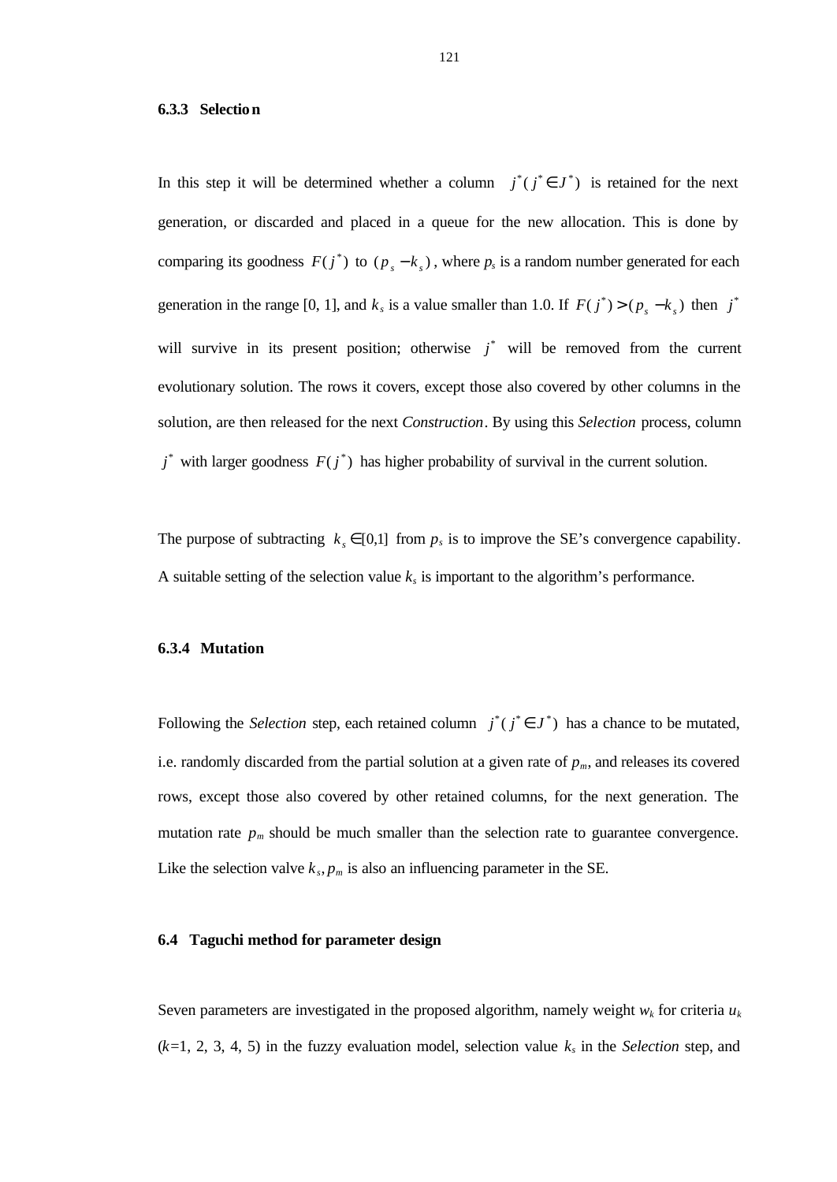### 6.3.3 Selection

In this step it will be determined whether a column $j^*(j^* \in J^*)$ is retained for the next generation, or discarded and placed in a queue for the new allocation. This is done by comparing its goodness $F(j^*)$ to $(p_s - k_s)$, where $p_s$ is a random number generated for each generation in the range [0, 1], and $k_s$ is a value smaller than 1.0. If $F(j^*) > (p_s - k_s)$ then $j^*$ will survive in its present position; otherwise $j^*$ will be removed from the current evolutionary solution. The rows it covers, except those also covered by other columns in the solution, are then released for the next *Construction*. By using this *Selection* process, column $j^*$ with larger goodness $F(j^*)$ has higher probability of survival in the current solution.

The purpose of subtracting $k_s \in [0,1]$ from $p_s$ is to improve the SE's convergence capability. A suitable setting of the selection value $k_s$ is important to the algorithm's performance.

### 6.3.4 Mutation

Following the *Selection* step, each retained column $j^*(j^* \in J^*)$ has a chance to be mutated, i.e. randomly discarded from the partial solution at a given rate of $p_m$, and releases its covered rows, except those also covered by other retained columns, for the next generation. The mutation rate $p_m$ should be much smaller than the selection rate to guarantee convergence. Like the selection valve $k_s$, $p_m$ is also an influencing parameter in the SE.

## 6.4 Taguchi method for parameter design

Seven parameters are investigated in the proposed algorithm, namely weight $w_k$ for criteria $u_k$ ($k$=1, 2, 3, 4, 5) in the fuzzy evaluation model, selection value $k_s$ in the *Selection* step, and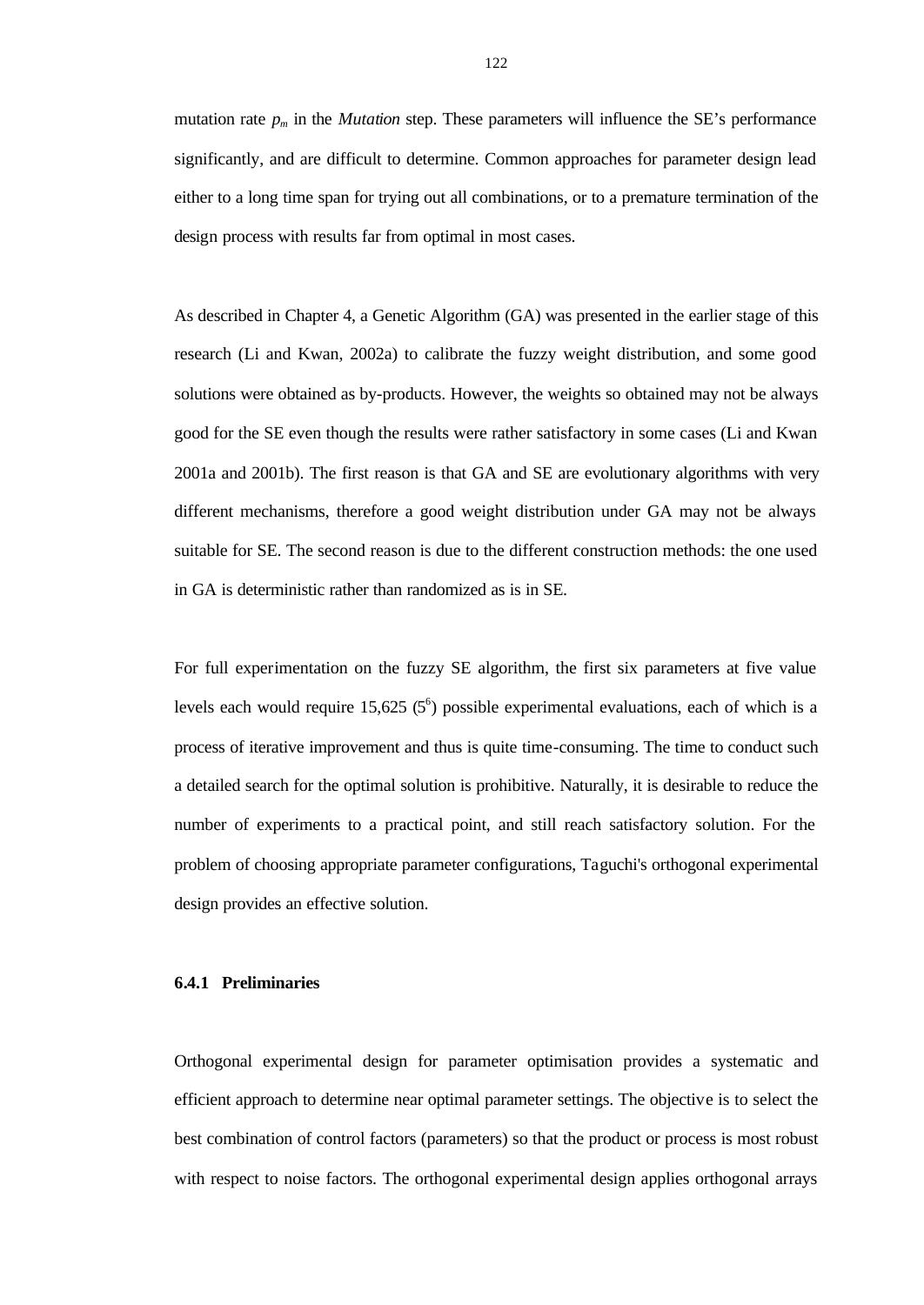mutation rate $p_m$ in the *Mutation* step. These parameters will influence the SE's performance significantly, and are difficult to determine. Common approaches for parameter design lead either to a long time span for trying out all combinations, or to a premature termination of the design process with results far from optimal in most cases.

As described in Chapter 4, a Genetic Algorithm (GA) was presented in the earlier stage of this research (Li and Kwan, 2002a) to calibrate the fuzzy weight distribution, and some good solutions were obtained as by-products. However, the weights so obtained may not be always good for the SE even though the results were rather satisfactory in some cases (Li and Kwan 2001a and 2001b). The first reason is that GA and SE are evolutionary algorithms with very different mechanisms, therefore a good weight distribution under GA may not be always suitable for SE. The second reason is due to the different construction methods: the one used in GA is deterministic rather than randomized as is in SE.

For full experimentation on the fuzzy SE algorithm, the first six parameters at five value levels each would require 15,625 ($5^6$) possible experimental evaluations, each of which is a process of iterative improvement and thus is quite time-consuming. The time to conduct such a detailed search for the optimal solution is prohibitive. Naturally, it is desirable to reduce the number of experiments to a practical point, and still reach satisfactory solution. For the problem of choosing appropriate parameter configurations, Taguchi's orthogonal experimental design provides an effective solution.

### 6.4.1 Preliminaries

Orthogonal experimental design for parameter optimisation provides a systematic and efficient approach to determine near optimal parameter settings. The objective is to select the best combination of control factors (parameters) so that the product or process is most robust with respect to noise factors. The orthogonal experimental design applies orthogonal arrays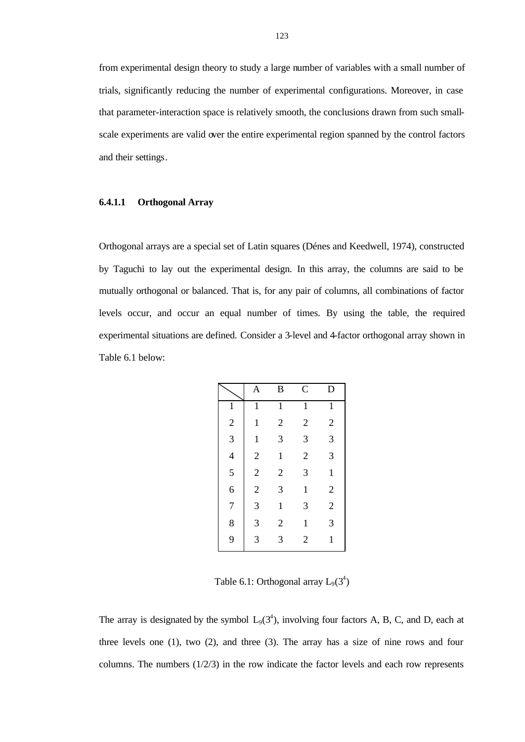from experimental design theory to study a large number of variables with a small number of trials, significantly reducing the number of experimental configurations. Moreover, in case that parameter-interaction space is relatively smooth, the conclusions drawn from such small-scale experiments are valid over the entire experimental region spanned by the control factors and their settings.

#### 6.4.1.1 Orthogonal Array

Orthogonal arrays are a special set of Latin squares (Dénes and Keedwell, 1974), constructed by Taguchi to lay out the experimental design. In this array, the columns are said to be mutually orthogonal or balanced. That is, for any pair of columns, all combinations of factor levels occur, and occur an equal number of times. By using the table, the required experimental situations are defined. Consider a 3-level and 4-factor orthogonal array shown in Table 6.1 below:

| | A | B | C | D |
|---|---|---|---|---|
| 1 | 1 | 1 | 1 | 1 |
| 2 | 1 | 2 | 2 | 2 |
| 3 | 1 | 3 | 3 | 3 |
| 4 | 2 | 1 | 2 | 3 |
| 5 | 2 | 2 | 3 | 1 |
| 6 | 2 | 3 | 1 | 2 |
| 7 | 3 | 1 | 3 | 2 |
| 8 | 3 | 2 | 1 | 3 |
| 9 | 3 | 3 | 2 | 1 |

Table 6.1: Orthogonal array $L_9(3^4)$

The array is designated by the symbol $L_9(3^4)$, involving four factors A, B, C, and D, each at three levels one (1), two (2), and three (3). The array has a size of nine rows and four columns. The numbers (1/2/3) in the row indicate the factor levels and each row represents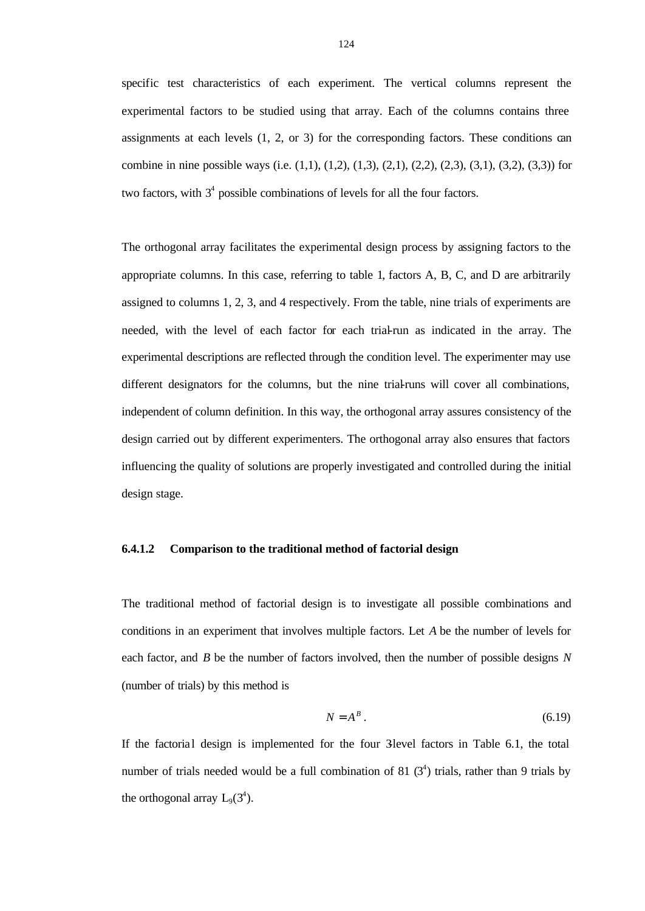specific test characteristics of each experiment. The vertical columns represent the experimental factors to be studied using that array. Each of the columns contains three assignments at each levels (1, 2, or 3) for the corresponding factors. These conditions can combine in nine possible ways (i.e. (1,1), (1,2), (1,3), (2,1), (2,2), (2,3), (3,1), (3,2), (3,3)) for two factors, with $3^4$ possible combinations of levels for all the four factors.

The orthogonal array facilitates the experimental design process by assigning factors to the appropriate columns. In this case, referring to table 1, factors A, B, C, and D are arbitrarily assigned to columns 1, 2, 3, and 4 respectively. From the table, nine trials of experiments are needed, with the level of each factor for each trial-run as indicated in the array. The experimental descriptions are reflected through the condition level. The experimenter may use different designators for the columns, but the nine trial-runs will cover all combinations, independent of column definition. In this way, the orthogonal array assures consistency of the design carried out by different experimenters. The orthogonal array also ensures that factors influencing the quality of solutions are properly investigated and controlled during the initial design stage.

#### 6.4.1.2 Comparison to the traditional method of factorial design

The traditional method of factorial design is to investigate all possible combinations and conditions in an experiment that involves multiple factors. Let $A$ be the number of levels for each factor, and $B$ be the number of factors involved, then the number of possible designs $N$ (number of trials) by this method is

$$N = A^B. \tag{6.19}$$

If the factorial design is implemented for the four 3-level factors in Table 6.1, the total number of trials needed would be a full combination of 81 ($3^4$) trials, rather than 9 trials by the orthogonal array $L_9(3^4)$.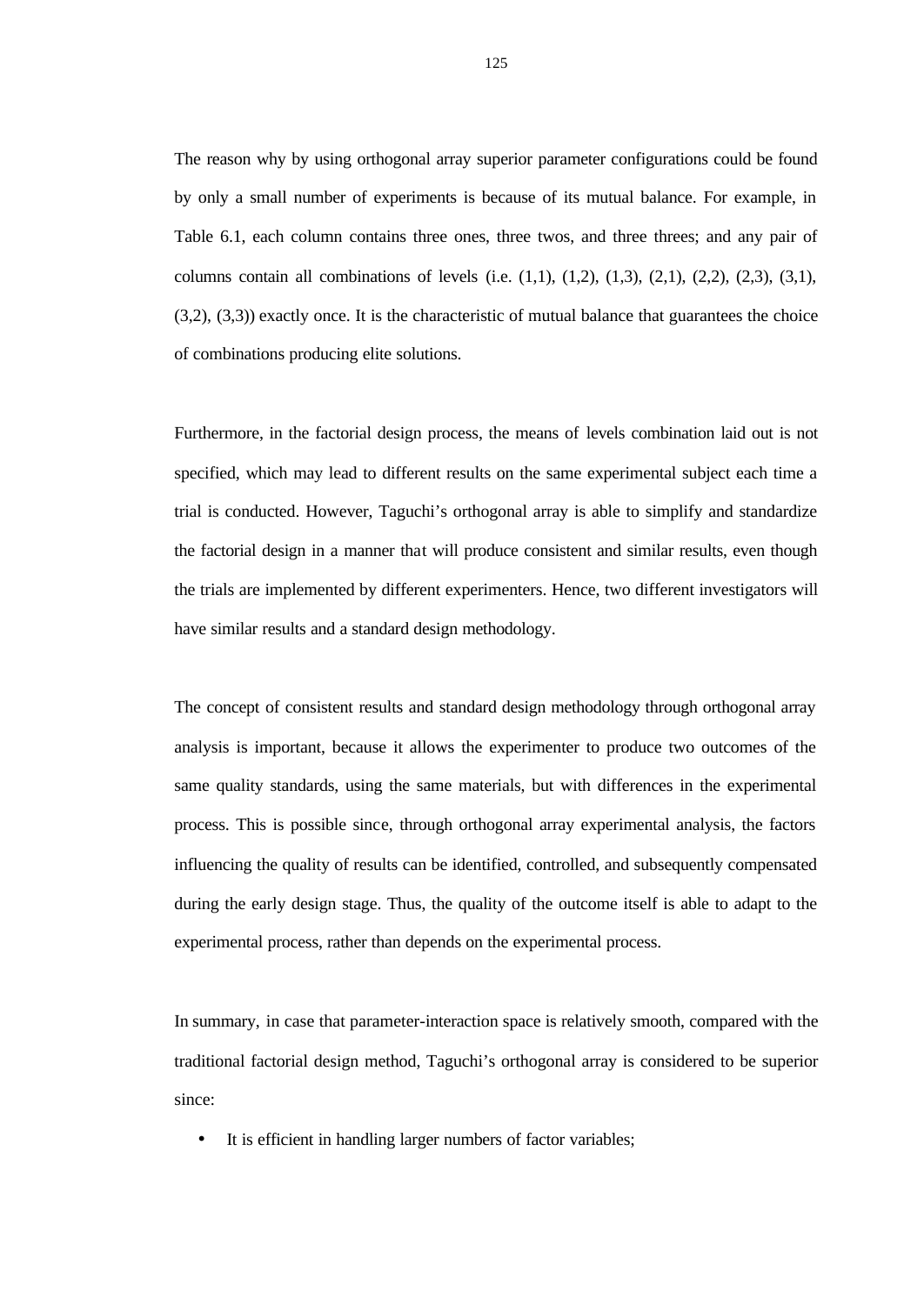The reason why by using orthogonal array superior parameter configurations could be found by only a small number of experiments is because of its mutual balance. For example, in Table 6.1, each column contains three ones, three twos, and three threes; and any pair of columns contain all combinations of levels (i.e. (1,1), (1,2), (1,3), (2,1), (2,2), (2,3), (3,1), (3,2), (3,3)) exactly once. It is the characteristic of mutual balance that guarantees the choice of combinations producing elite solutions.

Furthermore, in the factorial design process, the means of levels combination laid out is not specified, which may lead to different results on the same experimental subject each time a trial is conducted. However, Taguchi's orthogonal array is able to simplify and standardize the factorial design in a manner that will produce consistent and similar results, even though the trials are implemented by different experimenters. Hence, two different investigators will have similar results and a standard design methodology.

The concept of consistent results and standard design methodology through orthogonal array analysis is important, because it allows the experimenter to produce two outcomes of the same quality standards, using the same materials, but with differences in the experimental process. This is possible since, through orthogonal array experimental analysis, the factors influencing the quality of results can be identified, controlled, and subsequently compensated during the early design stage. Thus, the quality of the outcome itself is able to adapt to the experimental process, rather than depends on the experimental process.

In summary, in case that parameter-interaction space is relatively smooth, compared with the traditional factorial design method, Taguchi's orthogonal array is considered to be superior since:

- It is efficient in handling larger numbers of factor variables;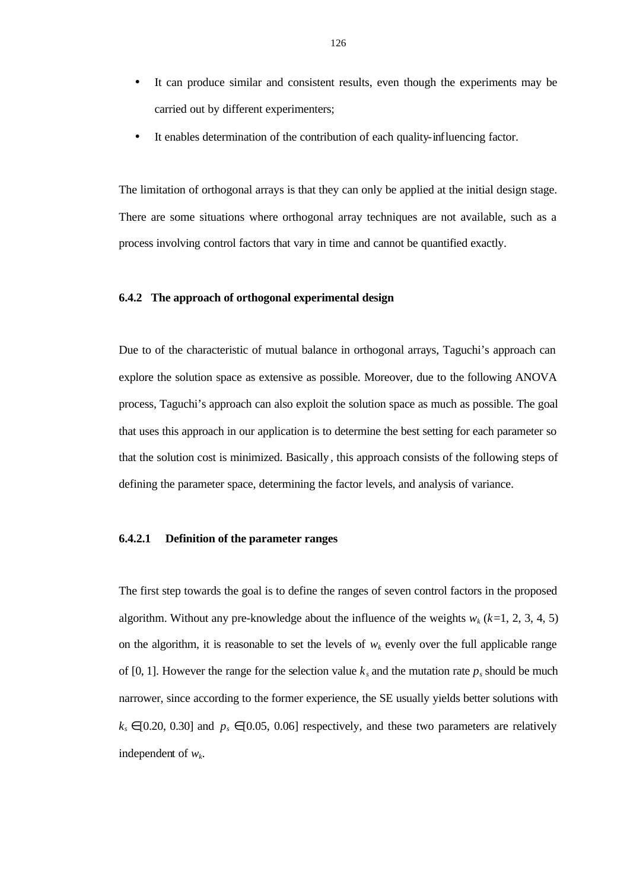- It can produce similar and consistent results, even though the experiments may be carried out by different experimenters;
- It enables determination of the contribution of each quality-influencing factor.

The limitation of orthogonal arrays is that they can only be applied at the initial design stage. There are some situations where orthogonal array techniques are not available, such as a process involving control factors that vary in time and cannot be quantified exactly.

#### 6.4.2 The approach of orthogonal experimental design

Due to of the characteristic of mutual balance in orthogonal arrays, Taguchi's approach can explore the solution space as extensive as possible. Moreover, due to the following ANOVA process, Taguchi's approach can also exploit the solution space as much as possible. The goal that uses this approach in our application is to determine the best setting for each parameter so that the solution cost is minimized. Basically, this approach consists of the following steps of defining the parameter space, determining the factor levels, and analysis of variance.

##### 6.4.2.1 Definition of the parameter ranges

The first step towards the goal is to define the ranges of seven control factors in the proposed algorithm. Without any pre-knowledge about the influence of the weights $w_k$ ($k$=1, 2, 3, 4, 5) on the algorithm, it is reasonable to set the levels of $w_k$ evenly over the full applicable range of [0, 1]. However the range for the selection value $k_s$ and the mutation rate $p_s$ should be much narrower, since according to the former experience, the SE usually yields better solutions with $k_s \in [0.20, 0.30]$ and $p_s \in [0.05, 0.06]$ respectively, and these two parameters are relatively independent of $w_k$.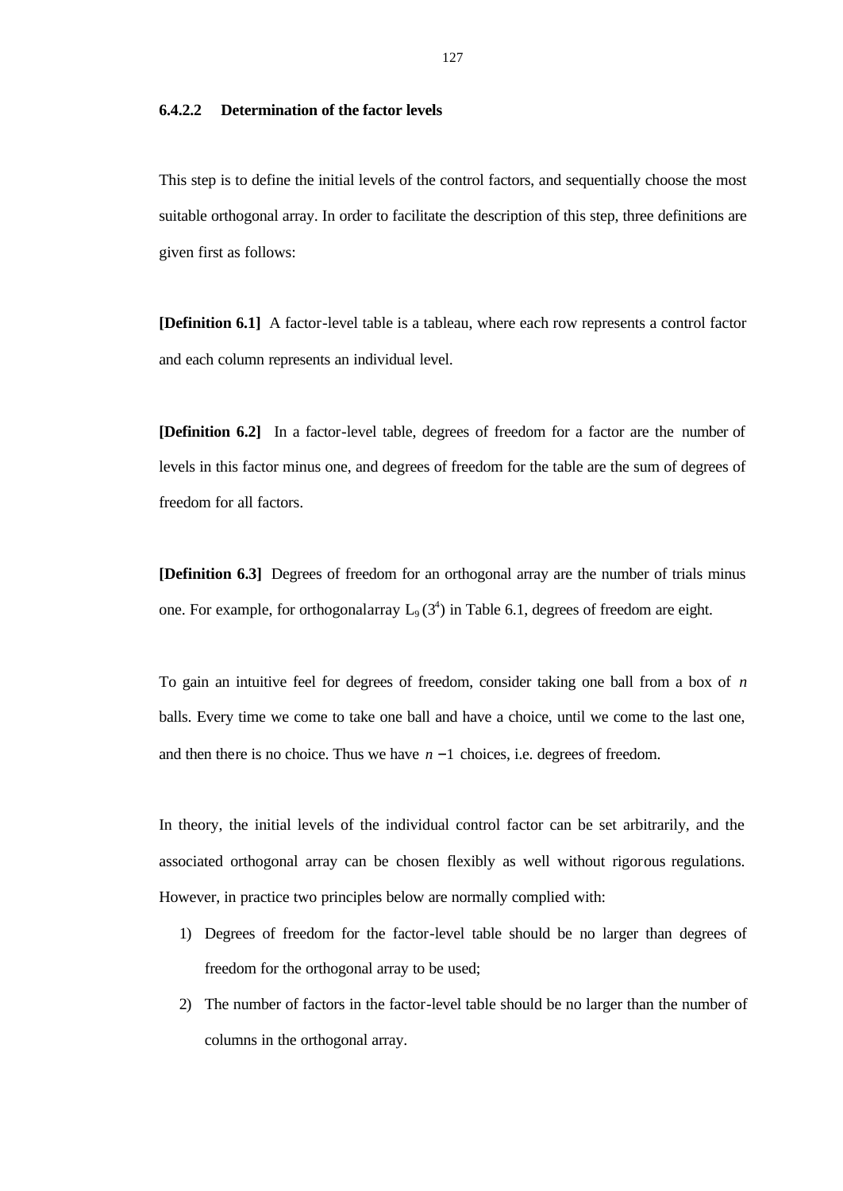#### 6.4.2.2 Determination of the factor levels

This step is to define the initial levels of the control factors, and sequentially choose the most suitable orthogonal array. In order to facilitate the description of this step, three definitions are given first as follows:

**[Definition 6.1]** A factor-level table is a tableau, where each row represents a control factor and each column represents an individual level.

**[Definition 6.2]** In a factor-level table, degrees of freedom for a factor are the number of levels in this factor minus one, and degrees of freedom for the table are the sum of degrees of freedom for all factors.

**[Definition 6.3]** Degrees of freedom for an orthogonal array are the number of trials minus one. For example, for orthogonalarray $L_9(3^4)$ in Table 6.1, degrees of freedom are eight.

To gain an intuitive feel for degrees of freedom, consider taking one ball from a box of $n$ balls. Every time we come to take one ball and have a choice, until we come to the last one, and then there is no choice. Thus we have $n-1$ choices, i.e. degrees of freedom.

In theory, the initial levels of the individual control factor can be set arbitrarily, and the associated orthogonal array can be chosen flexibly as well without rigorous regulations. However, in practice two principles below are normally complied with:

1) Degrees of freedom for the factor-level table should be no larger than degrees of freedom for the orthogonal array to be used;
2) The number of factors in the factor-level table should be no larger than the number of columns in the orthogonal array.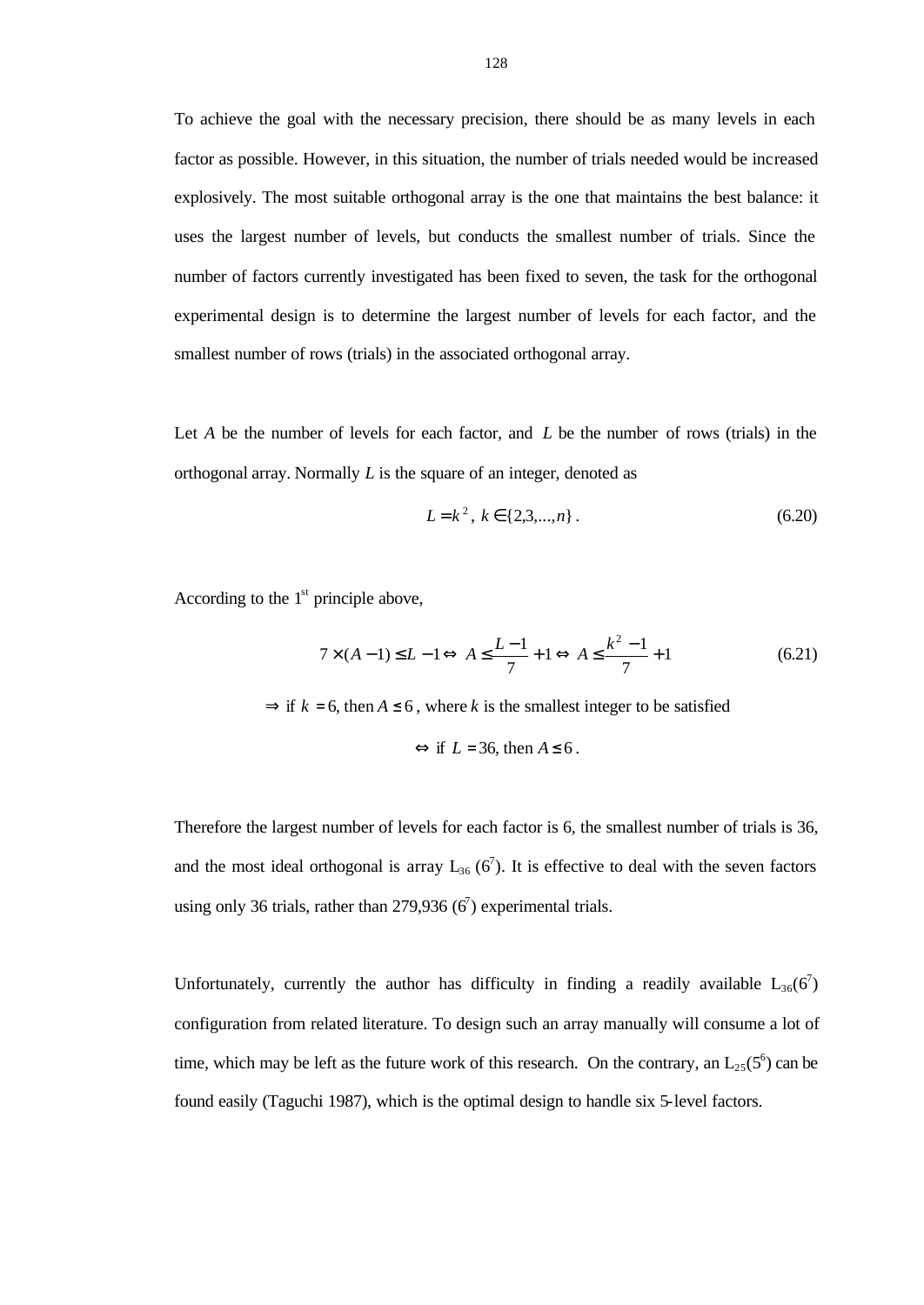To achieve the goal with the necessary precision, there should be as many levels in each factor as possible. However, in this situation, the number of trials needed would be increased explosively. The most suitable orthogonal array is the one that maintains the best balance: it uses the largest number of levels, but conducts the smallest number of trials. Since the number of factors currently investigated has been fixed to seven, the task for the orthogonal experimental design is to determine the largest number of levels for each factor, and the smallest number of rows (trials) in the associated orthogonal array.

Let $A$ be the number of levels for each factor, and $L$ be the number of rows (trials) in the orthogonal array. Normally $L$ is the square of an integer, denoted as

$$L = k^2,\ k \in \{2,3,...,n\}. \tag{6.20}$$

According to the 1st principle above,

$$7 \times (A-1) \le L-1 \Leftrightarrow A \le \frac{L-1}{7}+1 \Leftrightarrow A \le \frac{k^2-1}{7}+1 \tag{6.21}$$

$$\Rightarrow \text{ if } k = 6, \text{ then } A \le 6, \text{ where } k \text{ is the smallest integer to be satisfied}$$

$$\Leftrightarrow \text{ if } L = 36, \text{ then } A \le 6.$$

Therefore the largest number of levels for each factor is 6, the smallest number of trials is 36, and the most ideal orthogonal is array $L_{36}$ ($6^7$). It is effective to deal with the seven factors using only 36 trials, rather than 279,936 ($6^7$) experimental trials.

Unfortunately, currently the author has difficulty in finding a readily available $L_{36}(6^7)$ configuration from related literature. To design such an array manually will consume a lot of time, which may be left as the future work of this research. On the contrary, an $L_{25}(5^6)$ can be found easily (Taguchi 1987), which is the optimal design to handle six 5-level factors.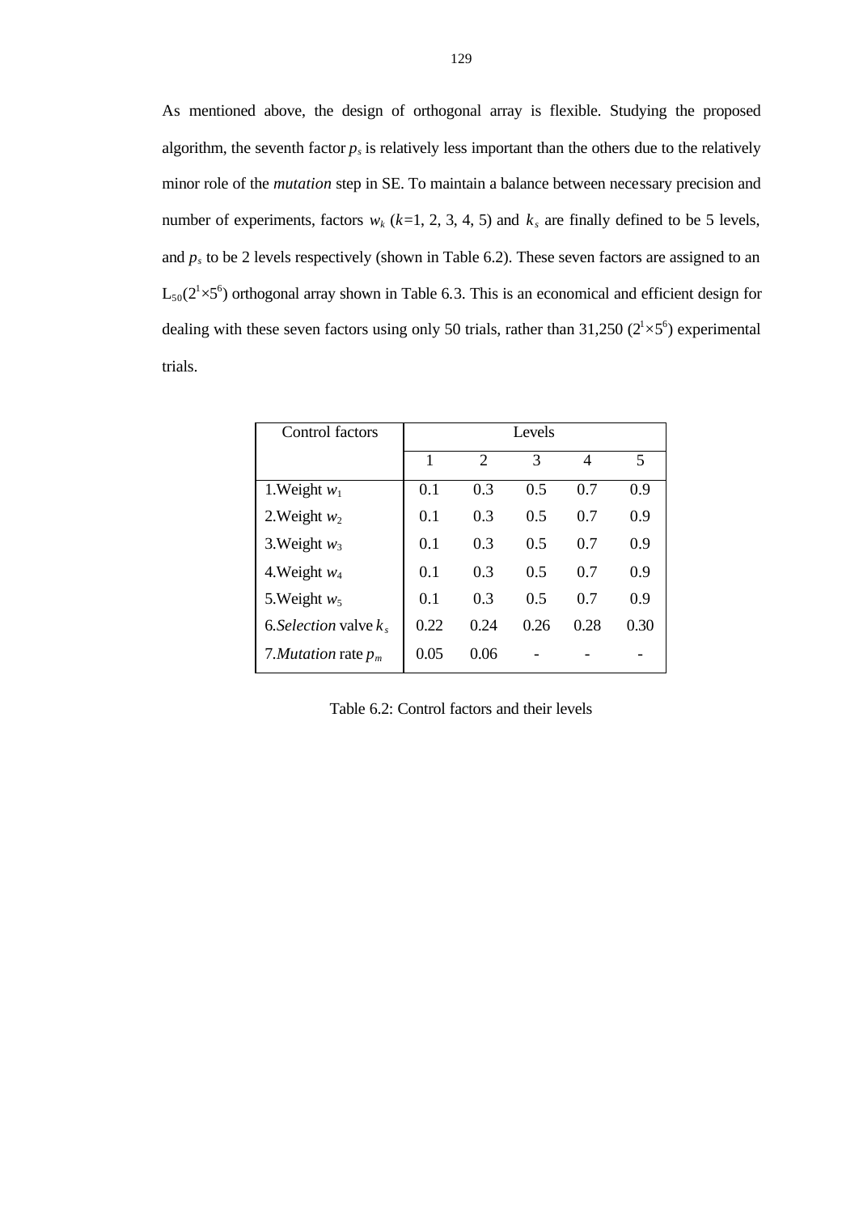As mentioned above, the design of orthogonal array is flexible. Studying the proposed algorithm, the seventh factor $p_s$ is relatively less important than the others due to the relatively minor role of the *mutation* step in SE. To maintain a balance between necessary precision and number of experiments, factors $w_k$ ($k$=1, 2, 3, 4, 5) and $k_s$ are finally defined to be 5 levels, and $p_s$ to be 2 levels respectively (shown in Table 6.2). These seven factors are assigned to an $L_{50}(2^1 \times 5^6)$ orthogonal array shown in Table 6.3. This is an economical and efficient design for dealing with these seven factors using only 50 trials, rather than 31,250 ($2^1 \times 5^6$) experimental trials.

| Control factors | Levels | | | | |
|---|---|---|---|---|---|
| | 1 | 2 | 3 | 4 | 5 |
| 1.Weight $w_1$ | 0.1 | 0.3 | 0.5 | 0.7 | 0.9 |
| 2.Weight $w_2$ | 0.1 | 0.3 | 0.5 | 0.7 | 0.9 |
| 3.Weight $w_3$ | 0.1 | 0.3 | 0.5 | 0.7 | 0.9 |
| 4.Weight $w_4$ | 0.1 | 0.3 | 0.5 | 0.7 | 0.9 |
| 5.Weight $w_5$ | 0.1 | 0.3 | 0.5 | 0.7 | 0.9 |
| 6.*Selection* valve $k_s$ | 0.22 | 0.24 | 0.26 | 0.28 | 0.30 |
| 7.*Mutation* rate $p_m$ | 0.05 | 0.06 | - | - | - |

Table 6.2: Control factors and their levels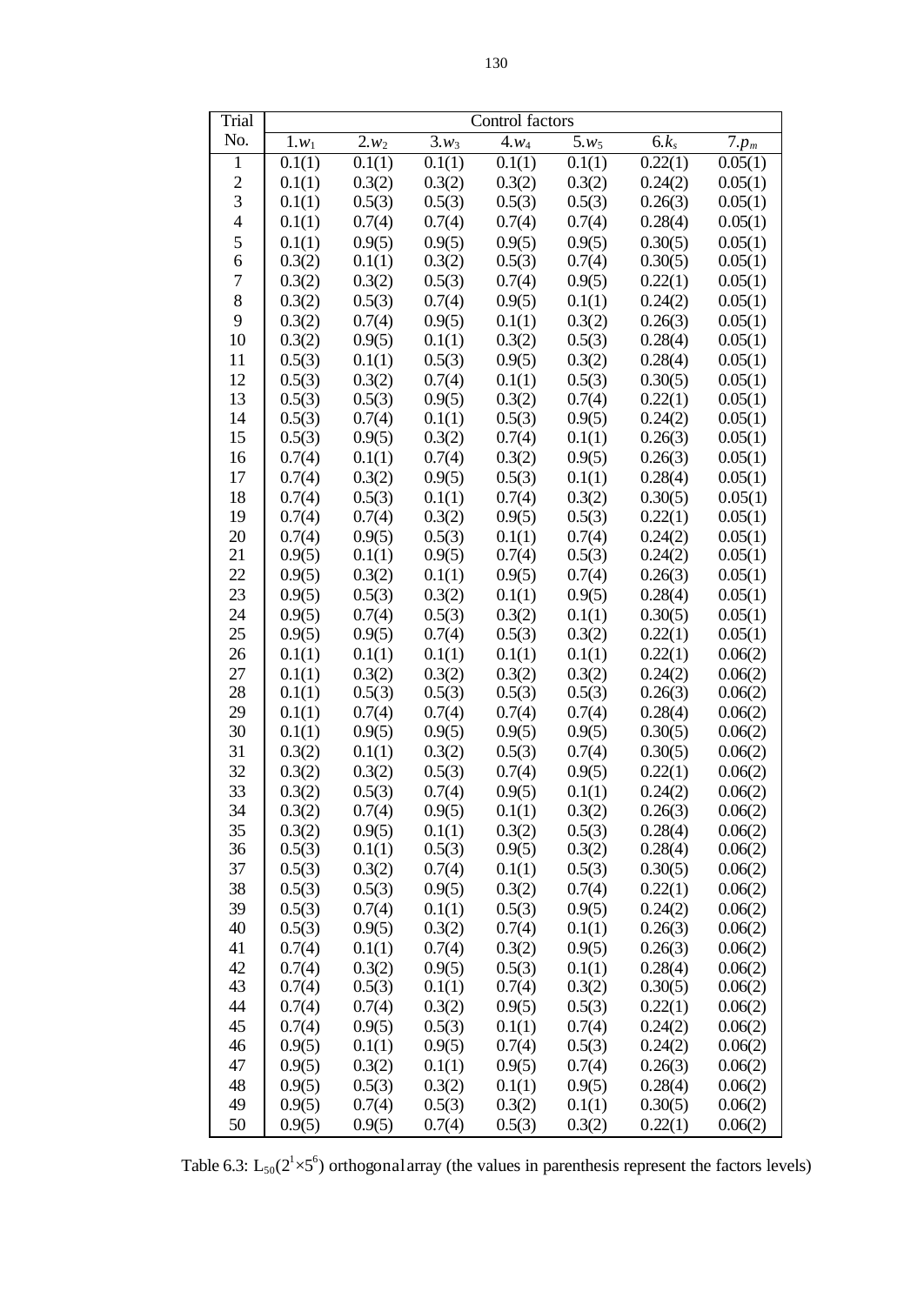| Trial No. | Control factors | | | | | | |
|---|---|---|---|---|---|---|---|
| | 1.$w_1$ | 2.$w_2$ | 3.$w_3$ | 4.$w_4$ | 5.$w_5$ | 6.$k_s$ | 7.$p_m$ |
| 1 | 0.1(1) | 0.1(1) | 0.1(1) | 0.1(1) | 0.1(1) | 0.22(1) | 0.05(1) |
| 2 | 0.1(1) | 0.3(2) | 0.3(2) | 0.3(2) | 0.3(2) | 0.24(2) | 0.05(1) |
| 3 | 0.1(1) | 0.5(3) | 0.5(3) | 0.5(3) | 0.5(3) | 0.26(3) | 0.05(1) |
| 4 | 0.1(1) | 0.7(4) | 0.7(4) | 0.7(4) | 0.7(4) | 0.28(4) | 0.05(1) |
| 5 | 0.1(1) | 0.9(5) | 0.9(5) | 0.9(5) | 0.9(5) | 0.30(5) | 0.05(1) |
| 6 | 0.3(2) | 0.1(1) | 0.3(2) | 0.5(3) | 0.7(4) | 0.30(5) | 0.05(1) |
| 7 | 0.3(2) | 0.3(2) | 0.5(3) | 0.7(4) | 0.9(5) | 0.22(1) | 0.05(1) |
| 8 | 0.3(2) | 0.5(3) | 0.7(4) | 0.9(5) | 0.1(1) | 0.24(2) | 0.05(1) |
| 9 | 0.3(2) | 0.7(4) | 0.9(5) | 0.1(1) | 0.3(2) | 0.26(3) | 0.05(1) |
| 10 | 0.3(2) | 0.9(5) | 0.1(1) | 0.3(2) | 0.5(3) | 0.28(4) | 0.05(1) |
| 11 | 0.5(3) | 0.1(1) | 0.5(3) | 0.9(5) | 0.3(2) | 0.28(4) | 0.05(1) |
| 12 | 0.5(3) | 0.3(2) | 0.7(4) | 0.1(1) | 0.5(3) | 0.30(5) | 0.05(1) |
| 13 | 0.5(3) | 0.5(3) | 0.9(5) | 0.3(2) | 0.7(4) | 0.22(1) | 0.05(1) |
| 14 | 0.5(3) | 0.7(4) | 0.1(1) | 0.5(3) | 0.9(5) | 0.24(2) | 0.05(1) |
| 15 | 0.5(3) | 0.9(5) | 0.3(2) | 0.7(4) | 0.1(1) | 0.26(3) | 0.05(1) |
| 16 | 0.7(4) | 0.1(1) | 0.7(4) | 0.3(2) | 0.9(5) | 0.26(3) | 0.05(1) |
| 17 | 0.7(4) | 0.3(2) | 0.9(5) | 0.5(3) | 0.1(1) | 0.28(4) | 0.05(1) |
| 18 | 0.7(4) | 0.5(3) | 0.1(1) | 0.7(4) | 0.3(2) | 0.30(5) | 0.05(1) |
| 19 | 0.7(4) | 0.7(4) | 0.3(2) | 0.9(5) | 0.5(3) | 0.22(1) | 0.05(1) |
| 20 | 0.7(4) | 0.9(5) | 0.5(3) | 0.1(1) | 0.7(4) | 0.24(2) | 0.05(1) |
| 21 | 0.9(5) | 0.1(1) | 0.9(5) | 0.7(4) | 0.5(3) | 0.24(2) | 0.05(1) |
| 22 | 0.9(5) | 0.3(2) | 0.1(1) | 0.9(5) | 0.7(4) | 0.26(3) | 0.05(1) |
| 23 | 0.9(5) | 0.5(3) | 0.3(2) | 0.1(1) | 0.9(5) | 0.28(4) | 0.05(1) |
| 24 | 0.9(5) | 0.7(4) | 0.5(3) | 0.3(2) | 0.1(1) | 0.30(5) | 0.05(1) |
| 25 | 0.9(5) | 0.9(5) | 0.7(4) | 0.5(3) | 0.3(2) | 0.22(1) | 0.05(1) |
| 26 | 0.1(1) | 0.1(1) | 0.1(1) | 0.1(1) | 0.1(1) | 0.22(1) | 0.06(2) |
| 27 | 0.1(1) | 0.3(2) | 0.3(2) | 0.3(2) | 0.3(2) | 0.24(2) | 0.06(2) |
| 28 | 0.1(1) | 0.5(3) | 0.5(3) | 0.5(3) | 0.5(3) | 0.26(3) | 0.06(2) |
| 29 | 0.1(1) | 0.7(4) | 0.7(4) | 0.7(4) | 0.7(4) | 0.28(4) | 0.06(2) |
| 30 | 0.1(1) | 0.9(5) | 0.9(5) | 0.9(5) | 0.9(5) | 0.30(5) | 0.06(2) |
| 31 | 0.3(2) | 0.1(1) | 0.3(2) | 0.5(3) | 0.7(4) | 0.30(5) | 0.06(2) |
| 32 | 0.3(2) | 0.3(2) | 0.5(3) | 0.7(4) | 0.9(5) | 0.22(1) | 0.06(2) |
| 33 | 0.3(2) | 0.5(3) | 0.7(4) | 0.9(5) | 0.1(1) | 0.24(2) | 0.06(2) |
| 34 | 0.3(2) | 0.7(4) | 0.9(5) | 0.1(1) | 0.3(2) | 0.26(3) | 0.06(2) |
| 35 | 0.3(2) | 0.9(5) | 0.1(1) | 0.3(2) | 0.5(3) | 0.28(4) | 0.06(2) |
| 36 | 0.5(3) | 0.1(1) | 0.5(3) | 0.9(5) | 0.3(2) | 0.28(4) | 0.06(2) |
| 37 | 0.5(3) | 0.3(2) | 0.7(4) | 0.1(1) | 0.5(3) | 0.30(5) | 0.06(2) |
| 38 | 0.5(3) | 0.5(3) | 0.9(5) | 0.3(2) | 0.7(4) | 0.22(1) | 0.06(2) |
| 39 | 0.5(3) | 0.7(4) | 0.1(1) | 0.5(3) | 0.9(5) | 0.24(2) | 0.06(2) |
| 40 | 0.5(3) | 0.9(5) | 0.3(2) | 0.7(4) | 0.1(1) | 0.26(3) | 0.06(2) |
| 41 | 0.7(4) | 0.1(1) | 0.7(4) | 0.3(2) | 0.9(5) | 0.26(3) | 0.06(2) |
| 42 | 0.7(4) | 0.3(2) | 0.9(5) | 0.5(3) | 0.1(1) | 0.28(4) | 0.06(2) |
| 43 | 0.7(4) | 0.5(3) | 0.1(1) | 0.7(4) | 0.3(2) | 0.30(5) | 0.06(2) |
| 44 | 0.7(4) | 0.7(4) | 0.3(2) | 0.9(5) | 0.5(3) | 0.22(1) | 0.06(2) |
| 45 | 0.7(4) | 0.9(5) | 0.5(3) | 0.1(1) | 0.7(4) | 0.24(2) | 0.06(2) |
| 46 | 0.9(5) | 0.1(1) | 0.9(5) | 0.7(4) | 0.5(3) | 0.24(2) | 0.06(2) |
| 47 | 0.9(5) | 0.3(2) | 0.1(1) | 0.9(5) | 0.7(4) | 0.26(3) | 0.06(2) |
| 48 | 0.9(5) | 0.5(3) | 0.3(2) | 0.1(1) | 0.9(5) | 0.28(4) | 0.06(2) |
| 49 | 0.9(5) | 0.7(4) | 0.5(3) | 0.3(2) | 0.1(1) | 0.30(5) | 0.06(2) |
| 50 | 0.9(5) | 0.9(5) | 0.7(4) | 0.5(3) | 0.3(2) | 0.22(1) | 0.06(2) |

Table 6.3: $L_{50}(2^1 \times 5^6)$ orthogonal array (the values in parenthesis represent the factors levels)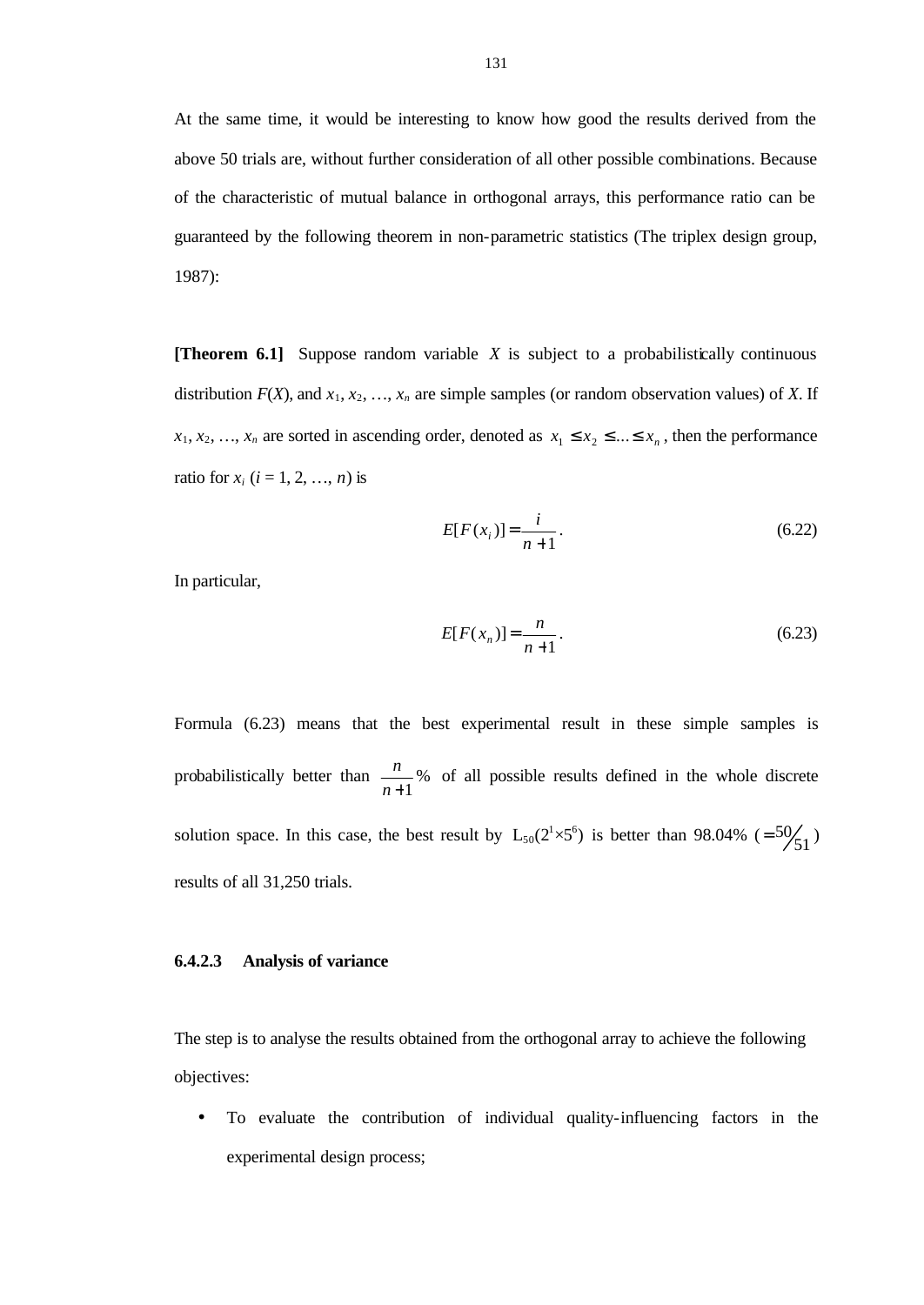At the same time, it would be interesting to know how good the results derived from the above 50 trials are, without further consideration of all other possible combinations. Because of the characteristic of mutual balance in orthogonal arrays, this performance ratio can be guaranteed by the following theorem in non-parametric statistics (The triplex design group, 1987):

**[Theorem 6.1]** Suppose random variable $X$ is subject to a probabilistically continuous distribution $F(X)$, and $x_1, x_2, \ldots, x_n$ are simple samples (or random observation values) of $X$. If $x_1, x_2, \ldots, x_n$ are sorted in ascending order, denoted as $x_1 \le x_2 \le \ldots \le x_n$, then the performance ratio for $x_i$ ($i = 1, 2, \ldots, n$) is

$$E[F(x_i)] = \frac{i}{n+1}. \tag{6.22}$$

In particular,

$$E[F(x_n)] = \frac{n}{n+1}. \tag{6.23}$$

Formula (6.23) means that the best experimental result in these simple samples is probabilistically better than $\frac{n}{n+1}\%$ of all possible results defined in the whole discrete solution space. In this case, the best result by $L_{50}(2^1 \times 5^6)$ is better than 98.04% ($= 50/51$) results of all 31,250 trials.

#### 6.4.2.3 Analysis of variance

The step is to analyse the results obtained from the orthogonal array to achieve the following objectives:

- To evaluate the contribution of individual quality-influencing factors in the experimental design process;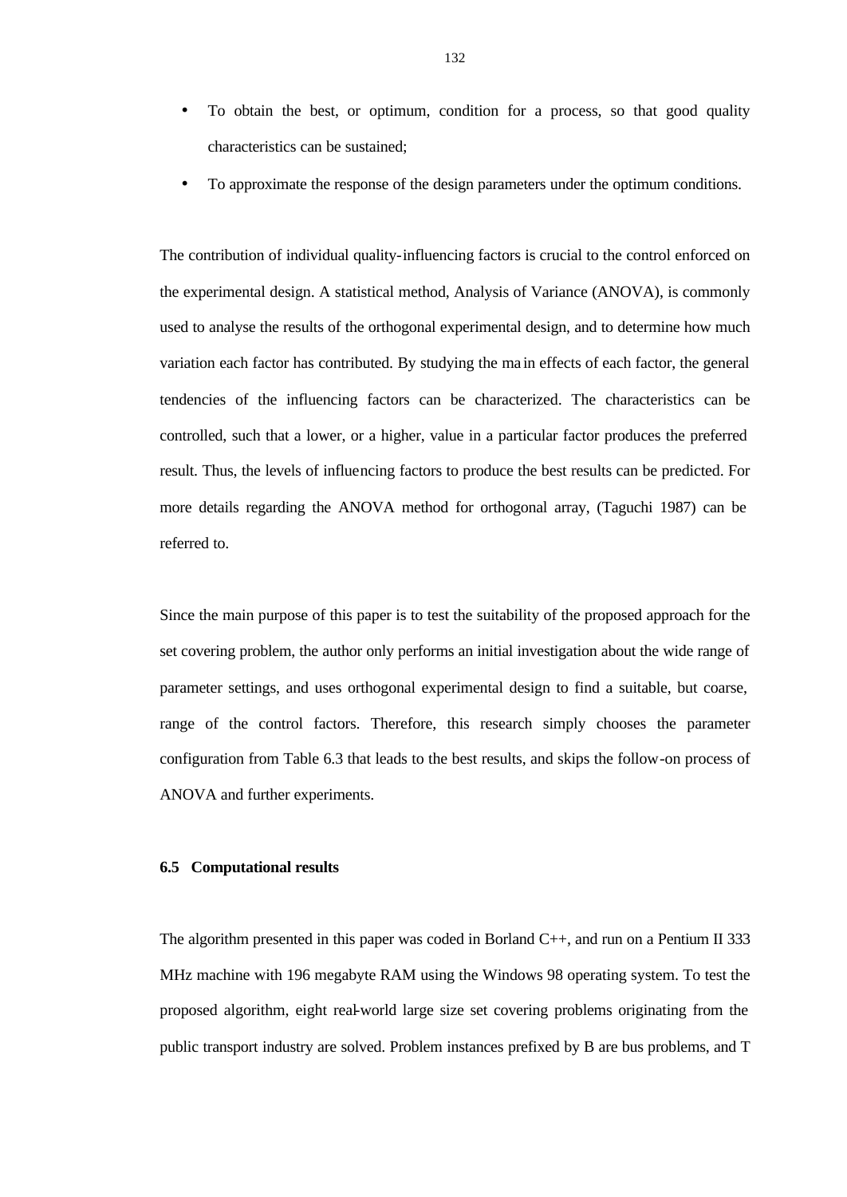- To obtain the best, or optimum, condition for a process, so that good quality characteristics can be sustained;
- To approximate the response of the design parameters under the optimum conditions.

The contribution of individual quality-influencing factors is crucial to the control enforced on the experimental design. A statistical method, Analysis of Variance (ANOVA), is commonly used to analyse the results of the orthogonal experimental design, and to determine how much variation each factor has contributed. By studying the main effects of each factor, the general tendencies of the influencing factors can be characterized. The characteristics can be controlled, such that a lower, or a higher, value in a particular factor produces the preferred result. Thus, the levels of influencing factors to produce the best results can be predicted. For more details regarding the ANOVA method for orthogonal array, (Taguchi 1987) can be referred to.

Since the main purpose of this paper is to test the suitability of the proposed approach for the set covering problem, the author only performs an initial investigation about the wide range of parameter settings, and uses orthogonal experimental design to find a suitable, but coarse, range of the control factors. Therefore, this research simply chooses the parameter configuration from Table 6.3 that leads to the best results, and skips the follow-on process of ANOVA and further experiments.

### 6.5 Computational results

The algorithm presented in this paper was coded in Borland C++, and run on a Pentium II 333 MHz machine with 196 megabyte RAM using the Windows 98 operating system. To test the proposed algorithm, eight real-world large size set covering problems originating from the public transport industry are solved. Problem instances prefixed by B are bus problems, and T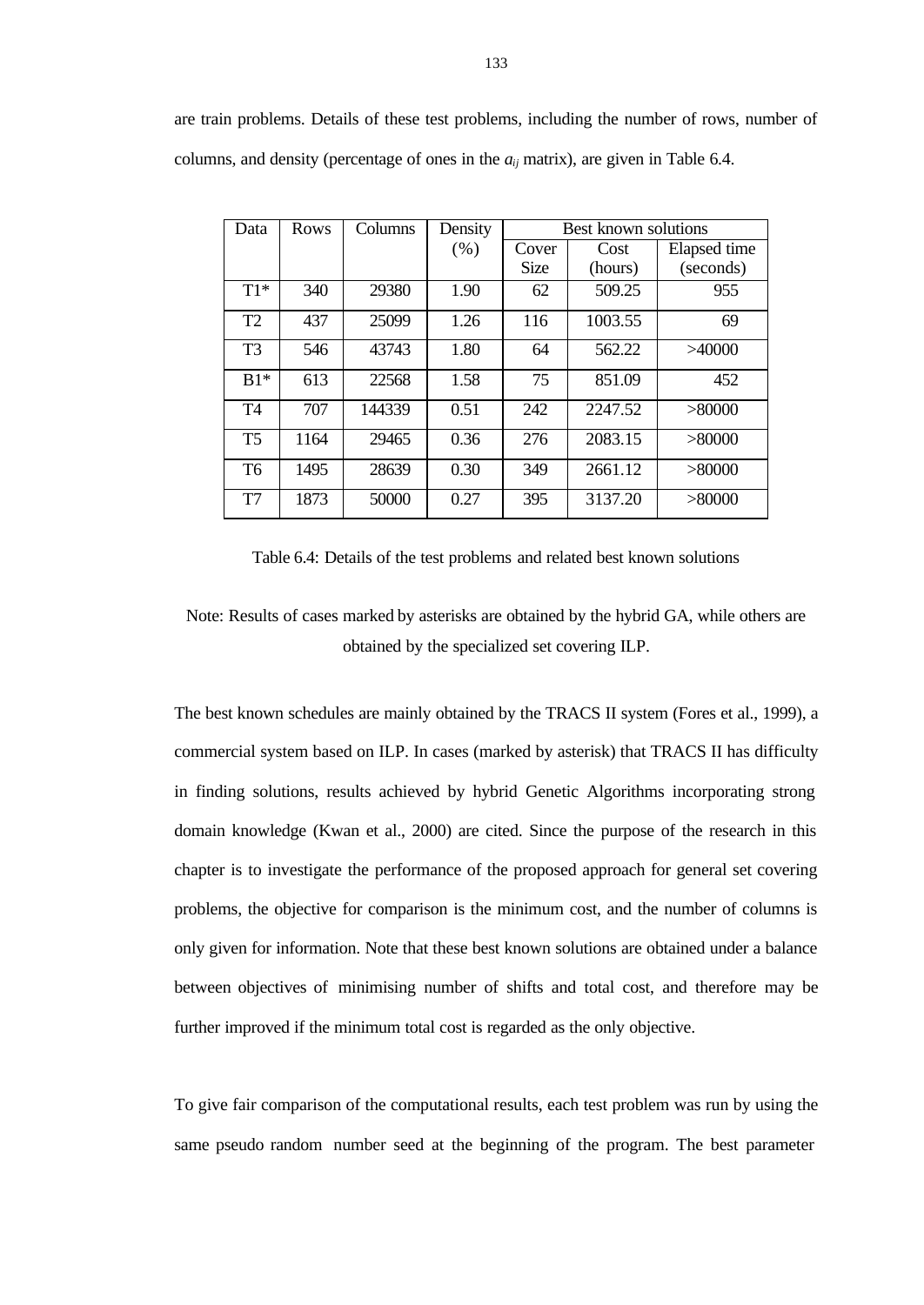are train problems. Details of these test problems, including the number of rows, number of columns, and density (percentage of ones in the $a_{ij}$ matrix), are given in Table 6.4.

| Data | Rows | Columns | Density (%) | Best known solutions | | |
|---|---|---|---|---|---|---|
| | | | | Cover Size | Cost (hours) | Elapsed time (seconds) |
| T1* | 340 | 29380 | 1.90 | 62 | 509.25 | 955 |
| T2 | 437 | 25099 | 1.26 | 116 | 1003.55 | 69 |
| T3 | 546 | 43743 | 1.80 | 64 | 562.22 | >40000 |
| B1* | 613 | 22568 | 1.58 | 75 | 851.09 | 452 |
| T4 | 707 | 144339 | 0.51 | 242 | 2247.52 | >80000 |
| T5 | 1164 | 29465 | 0.36 | 276 | 2083.15 | >80000 |
| T6 | 1495 | 28639 | 0.30 | 349 | 2661.12 | >80000 |
| T7 | 1873 | 50000 | 0.27 | 395 | 3137.20 | >80000 |

Table 6.4: Details of the test problems and related best known solutions

Note: Results of cases marked by asterisks are obtained by the hybrid GA, while others are obtained by the specialized set covering ILP.

The best known schedules are mainly obtained by the TRACS II system (Fores et al., 1999), a commercial system based on ILP. In cases (marked by asterisk) that TRACS II has difficulty in finding solutions, results achieved by hybrid Genetic Algorithms incorporating strong domain knowledge (Kwan et al., 2000) are cited. Since the purpose of the research in this chapter is to investigate the performance of the proposed approach for general set covering problems, the objective for comparison is the minimum cost, and the number of columns is only given for information. Note that these best known solutions are obtained under a balance between objectives of minimising number of shifts and total cost, and therefore may be further improved if the minimum total cost is regarded as the only objective.

To give fair comparison of the computational results, each test problem was run by using the same pseudo random number seed at the beginning of the program. The best parameter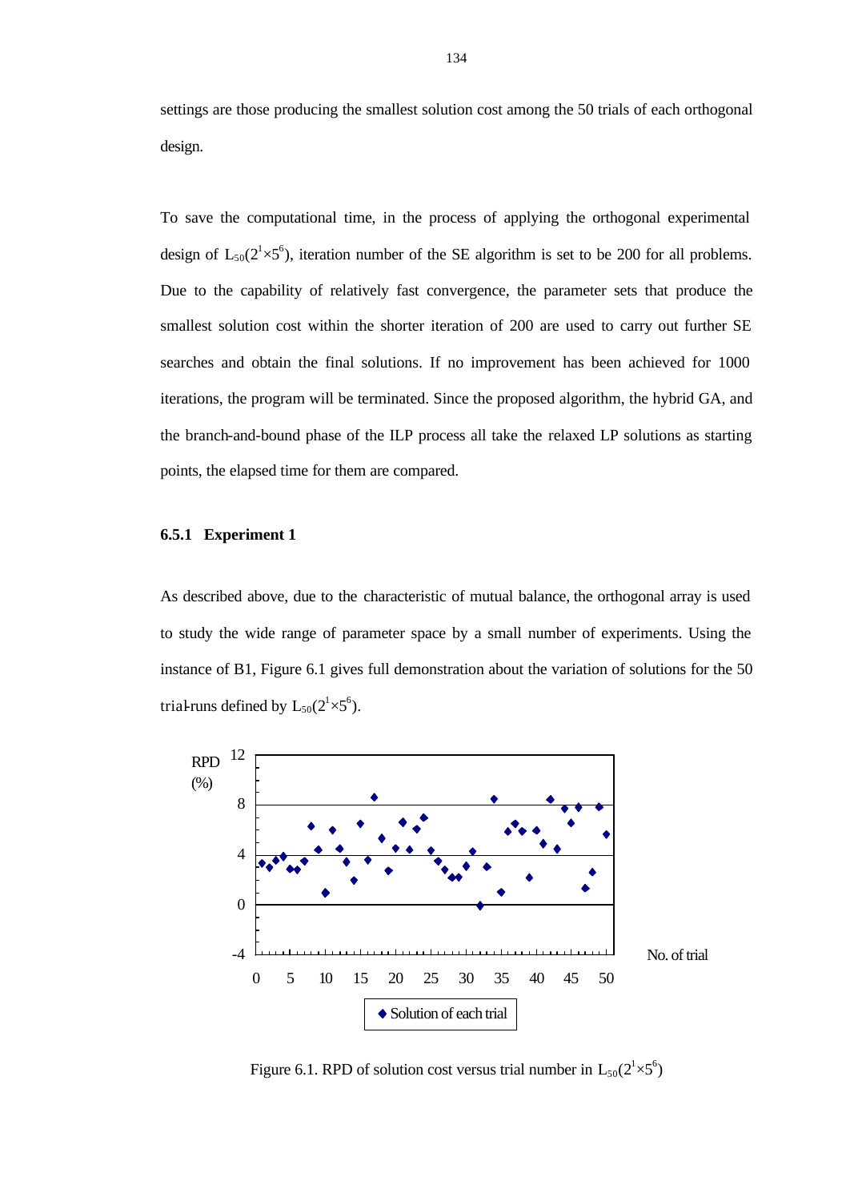settings are those producing the smallest solution cost among the 50 trials of each orthogonal design.

To save the computational time, in the process of applying the orthogonal experimental design of $L_{50}(2^1 \times 5^6)$, iteration number of the SE algorithm is set to be 200 for all problems. Due to the capability of relatively fast convergence, the parameter sets that produce the smallest solution cost within the shorter iteration of 200 are used to carry out further SE searches and obtain the final solutions. If no improvement has been achieved for 1000 iterations, the program will be terminated. Since the proposed algorithm, the hybrid GA, and the branch-and-bound phase of the ILP process all take the relaxed LP solutions as starting points, the elapsed time for them are compared.

### 6.5.1 Experiment 1

As described above, due to the characteristic of mutual balance, the orthogonal array is used to study the wide range of parameter space by a small number of experiments. Using the instance of B1, Figure 6.1 gives full demonstration about the variation of solutions for the 50 trial-runs defined by $L_{50}(2^1 \times 5^6)$.

Figure 6.1. RPD of solution cost versus trial number in $L_{50}(2^1 \times 5^6)$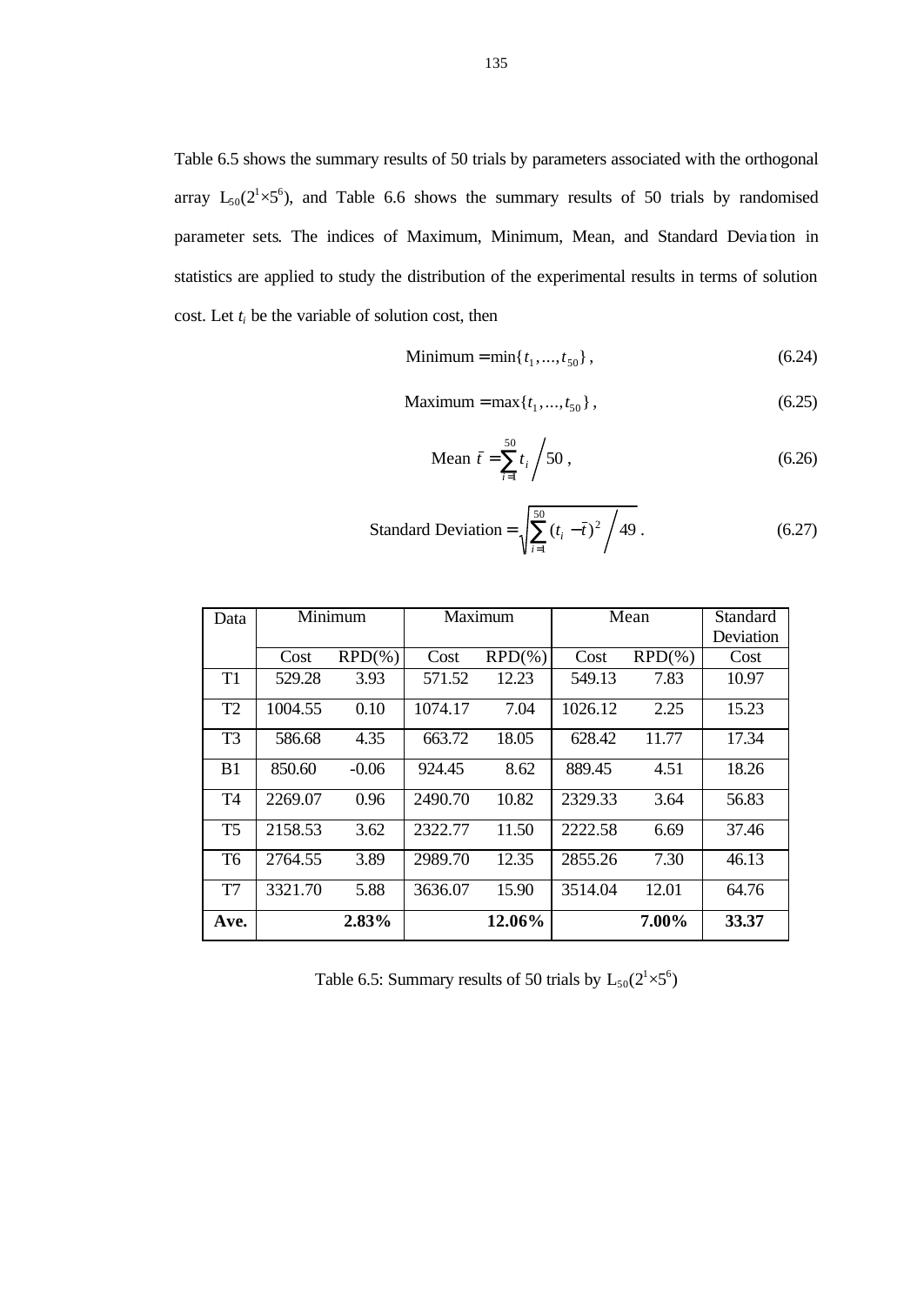Table 6.5 shows the summary results of 50 trials by parameters associated with the orthogonal array $L_{50}(2^1 \times 5^6)$, and Table 6.6 shows the summary results of 50 trials by randomised parameter sets. The indices of Maximum, Minimum, Mean, and Standard Deviation in statistics are applied to study the distribution of the experimental results in terms of solution cost. Let $t_i$ be the variable of solution cost, then

$$\text{Minimum} = \min\{t_1, ..., t_{50}\}, \tag{6.24}$$

$$\text{Maximum} = \max\{t_1, ..., t_{50}\}, \tag{6.25}$$

$$\text{Mean } \bar{t} = \sum_{i=1}^{50} t_i \bigg/ 50, \tag{6.26}$$

$$\text{Standard Deviation} = \sqrt{\sum_{i=1}^{50} (t_i - \bar{t})^2 \bigg/ 49}. \tag{6.27}$$

| Data | Minimum | | Maximum | | Mean | | Standard Deviation |
|---|---|---|---|---|---|---|---|
| | Cost | RPD(%) | Cost | RPD(%) | Cost | RPD(%) | Cost |
| T1 | 529.28 | 3.93 | 571.52 | 12.23 | 549.13 | 7.83 | 10.97 |
| T2 | 1004.55 | 0.10 | 1074.17 | 7.04 | 1026.12 | 2.25 | 15.23 |
| T3 | 586.68 | 4.35 | 663.72 | 18.05 | 628.42 | 11.77 | 17.34 |
| B1 | 850.60 | -0.06 | 924.45 | 8.62 | 889.45 | 4.51 | 18.26 |
| T4 | 2269.07 | 0.96 | 2490.70 | 10.82 | 2329.33 | 3.64 | 56.83 |
| T5 | 2158.53 | 3.62 | 2322.77 | 11.50 | 2222.58 | 6.69 | 37.46 |
| T6 | 2764.55 | 3.89 | 2989.70 | 12.35 | 2855.26 | 7.30 | 46.13 |
| T7 | 3321.70 | 5.88 | 3636.07 | 15.90 | 3514.04 | 12.01 | 64.76 |
| **Ave.** | | **2.83%** | | **12.06%** | | **7.00%** | **33.37** |

Table 6.5: Summary results of 50 trials by $L_{50}(2^1 \times 5^6)$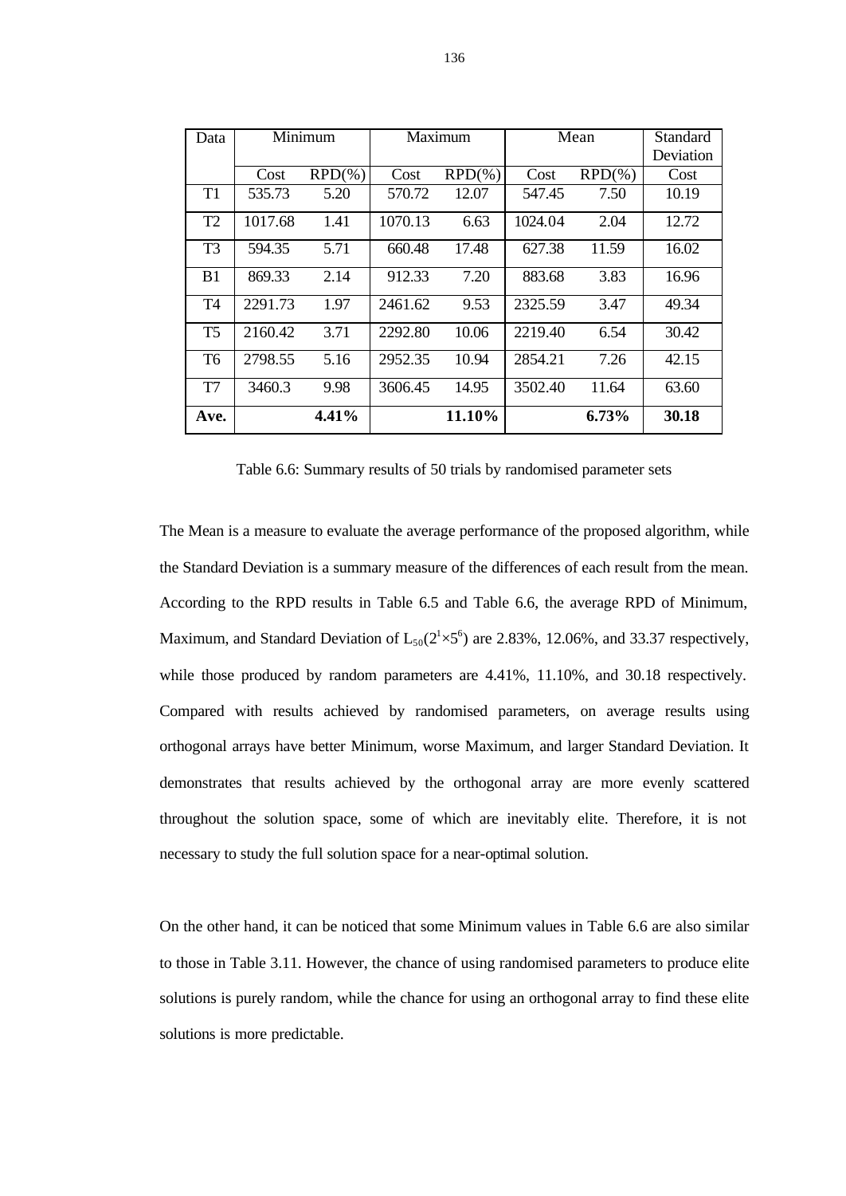| Data | Minimum | | Maximum | | Mean | | Standard Deviation |
|---|---|---|---|---|---|---|---|
| | Cost | RPD(%) | Cost | RPD(%) | Cost | RPD(%) | Cost |
| T1 | 535.73 | 5.20 | 570.72 | 12.07 | 547.45 | 7.50 | 10.19 |
| T2 | 1017.68 | 1.41 | 1070.13 | 6.63 | 1024.04 | 2.04 | 12.72 |
| T3 | 594.35 | 5.71 | 660.48 | 17.48 | 627.38 | 11.59 | 16.02 |
| B1 | 869.33 | 2.14 | 912.33 | 7.20 | 883.68 | 3.83 | 16.96 |
| T4 | 2291.73 | 1.97 | 2461.62 | 9.53 | 2325.59 | 3.47 | 49.34 |
| T5 | 2160.42 | 3.71 | 2292.80 | 10.06 | 2219.40 | 6.54 | 30.42 |
| T6 | 2798.55 | 5.16 | 2952.35 | 10.94 | 2854.21 | 7.26 | 42.15 |
| T7 | 3460.3 | 9.98 | 3606.45 | 14.95 | 3502.40 | 11.64 | 63.60 |
| **Ave.** | | **4.41%** | | **11.10%** | | **6.73%** | **30.18** |

Table 6.6: Summary results of 50 trials by randomised parameter sets

The Mean is a measure to evaluate the average performance of the proposed algorithm, while the Standard Deviation is a summary measure of the differences of each result from the mean. According to the RPD results in Table 6.5 and Table 6.6, the average RPD of Minimum, Maximum, and Standard Deviation of $L_{50}(2^1 \times 5^6)$ are 2.83%, 12.06%, and 33.37 respectively, while those produced by random parameters are 4.41%, 11.10%, and 30.18 respectively. Compared with results achieved by randomised parameters, on average results using orthogonal arrays have better Minimum, worse Maximum, and larger Standard Deviation. It demonstrates that results achieved by the orthogonal array are more evenly scattered throughout the solution space, some of which are inevitably elite. Therefore, it is not necessary to study the full solution space for a near-optimal solution.

On the other hand, it can be noticed that some Minimum values in Table 6.6 are also similar to those in Table 3.11. However, the chance of using randomised parameters to produce elite solutions is purely random, while the chance for using an orthogonal array to find these elite solutions is more predictable.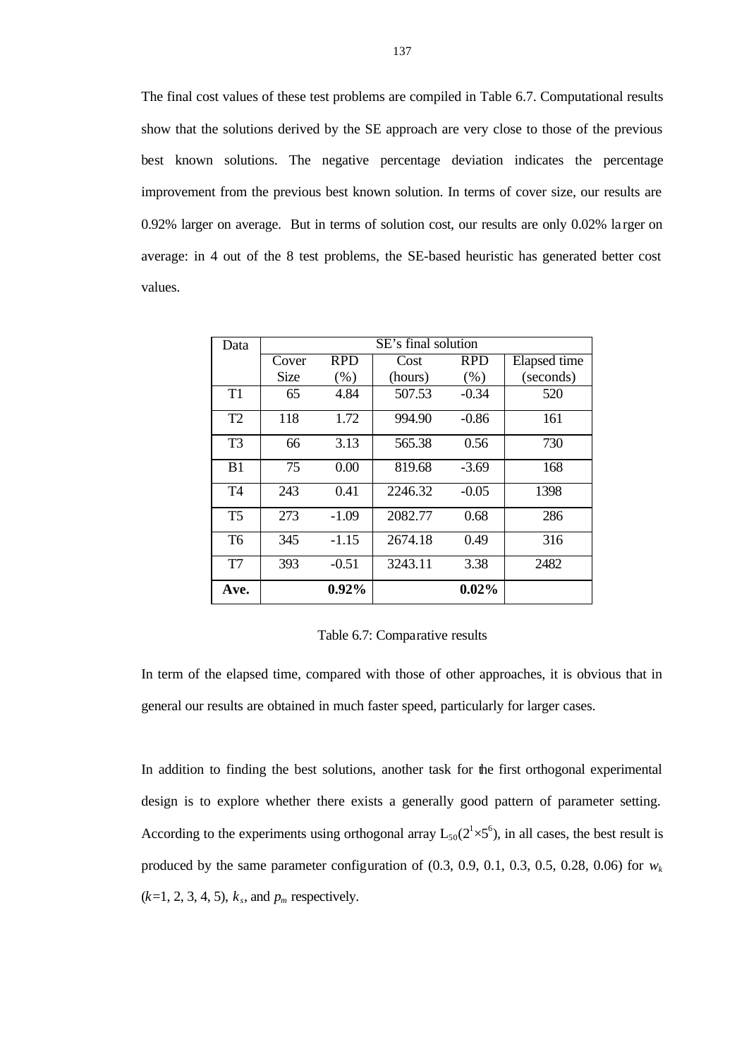The final cost values of these test problems are compiled in Table 6.7. Computational results show that the solutions derived by the SE approach are very close to those of the previous best known solutions. The negative percentage deviation indicates the percentage improvement from the previous best known solution. In terms of cover size, our results are 0.92% larger on average. But in terms of solution cost, our results are only 0.02% larger on average: in 4 out of the 8 test problems, the SE-based heuristic has generated better cost values.

| Data | SE's final solution | | | | |
|---|---|---|---|---|---|
| | Cover Size | RPD (%) | Cost (hours) | RPD (%) | Elapsed time (seconds) |
| T1 | 65 | 4.84 | 507.53 | -0.34 | 520 |
| T2 | 118 | 1.72 | 994.90 | -0.86 | 161 |
| T3 | 66 | 3.13 | 565.38 | 0.56 | 730 |
| B1 | 75 | 0.00 | 819.68 | -3.69 | 168 |
| T4 | 243 | 0.41 | 2246.32 | -0.05 | 1398 |
| T5 | 273 | -1.09 | 2082.77 | 0.68 | 286 |
| T6 | 345 | -1.15 | 2674.18 | 0.49 | 316 |
| T7 | 393 | -0.51 | 3243.11 | 3.38 | 2482 |
| **Ave.** | | **0.92%** | | **0.02%** | |

Table 6.7: Comparative results

In term of the elapsed time, compared with those of other approaches, it is obvious that in general our results are obtained in much faster speed, particularly for larger cases.

In addition to finding the best solutions, another task for the first orthogonal experimental design is to explore whether there exists a generally good pattern of parameter setting. According to the experiments using orthogonal array $L_{50}(2^1 \times 5^6)$, in all cases, the best result is produced by the same parameter configuration of (0.3, 0.9, 0.1, 0.3, 0.5, 0.28, 0.06) for $w_k$ ($k$=1, 2, 3, 4, 5), $k_s$, and $p_m$ respectively.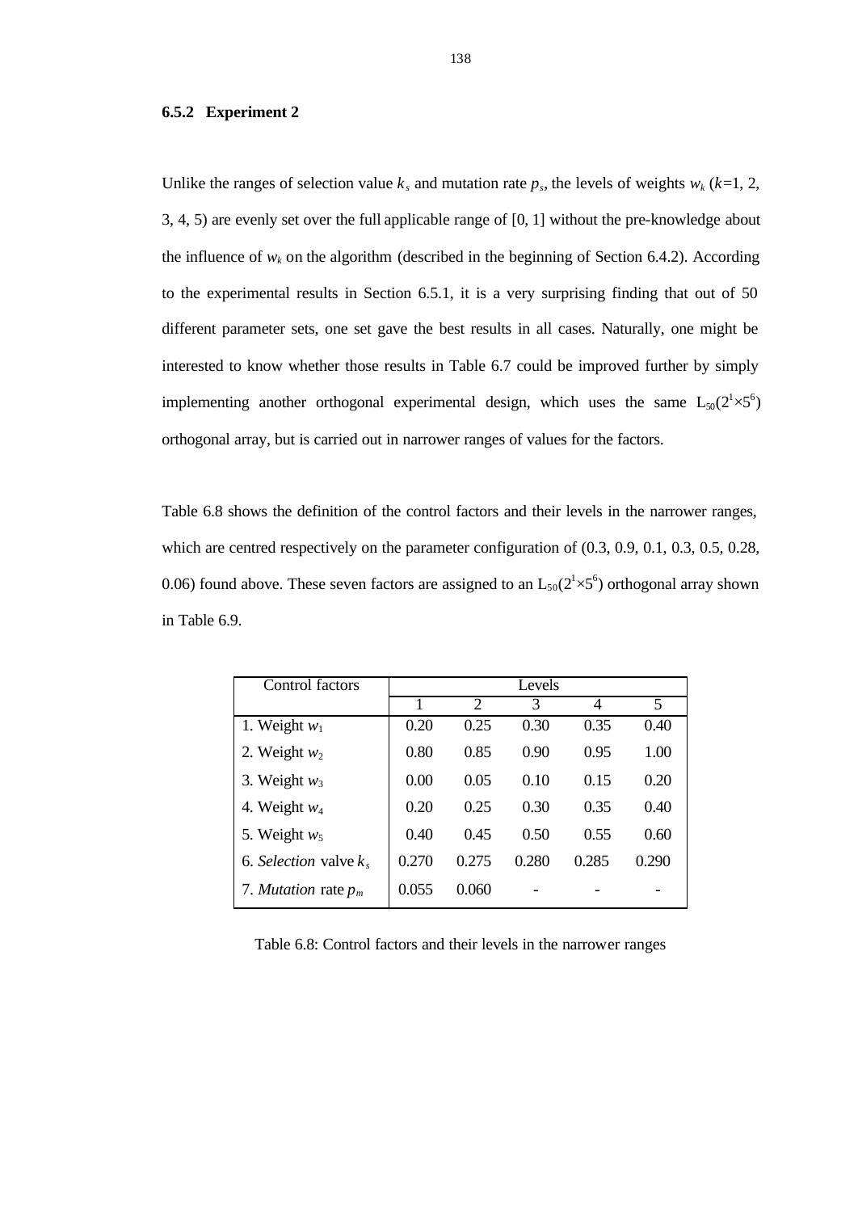### 6.5.2 Experiment 2

Unlike the ranges of selection value $k_s$ and mutation rate $p_s$, the levels of weights $w_k$ ($k$=1, 2, 3, 4, 5) are evenly set over the full applicable range of [0, 1] without the pre-knowledge about the influence of $w_k$ on the algorithm (described in the beginning of Section 6.4.2). According to the experimental results in Section 6.5.1, it is a very surprising finding that out of 50 different parameter sets, one set gave the best results in all cases. Naturally, one might be interested to know whether those results in Table 6.7 could be improved further by simply implementing another orthogonal experimental design, which uses the same $L_{50}(2^1 \times 5^6)$ orthogonal array, but is carried out in narrower ranges of values for the factors.

Table 6.8 shows the definition of the control factors and their levels in the narrower ranges, which are centred respectively on the parameter configuration of (0.3, 0.9, 0.1, 0.3, 0.5, 0.28, 0.06) found above. These seven factors are assigned to an $L_{50}(2^1 \times 5^6)$ orthogonal array shown in Table 6.9.

| Control factors | Levels | | | | |
|---|---|---|---|---|---|
| | 1 | 2 | 3 | 4 | 5 |
| 1. Weight $w_1$ | 0.20 | 0.25 | 0.30 | 0.35 | 0.40 |
| 2. Weight $w_2$ | 0.80 | 0.85 | 0.90 | 0.95 | 1.00 |
| 3. Weight $w_3$ | 0.00 | 0.05 | 0.10 | 0.15 | 0.20 |
| 4. Weight $w_4$ | 0.20 | 0.25 | 0.30 | 0.35 | 0.40 |
| 5. Weight $w_5$ | 0.40 | 0.45 | 0.50 | 0.55 | 0.60 |
| 6. *Selection* valve $k_s$ | 0.270 | 0.275 | 0.280 | 0.285 | 0.290 |
| 7. *Mutation* rate $p_m$ | 0.055 | 0.060 | - | - | - |

Table 6.8: Control factors and their levels in the narrower ranges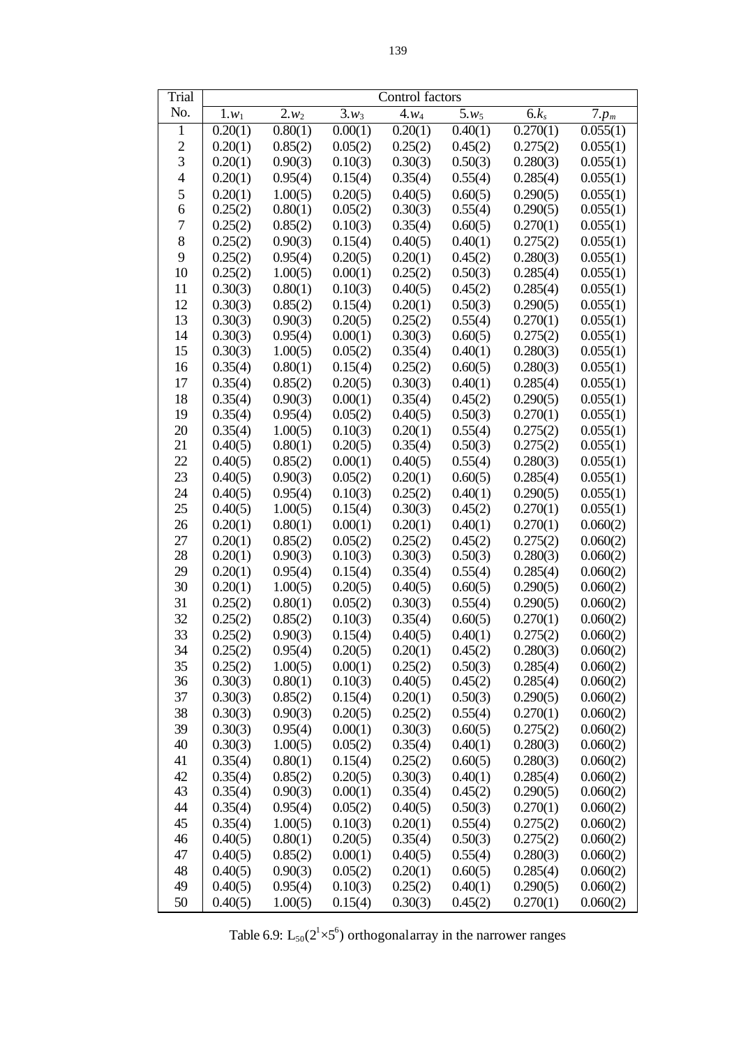| Trial | Control factors | | | | | | |
|---|---|---|---|---|---|---|---|
| No. | 1.$w_1$ | 2.$w_2$ | 3.$w_3$ | 4.$w_4$ | 5.$w_5$ | 6.$k_s$ | 7.$p_m$ |
| 1 | 0.20(1) | 0.80(1) | 0.00(1) | 0.20(1) | 0.40(1) | 0.270(1) | 0.055(1) |
| 2 | 0.20(1) | 0.85(2) | 0.05(2) | 0.25(2) | 0.45(2) | 0.275(2) | 0.055(1) |
| 3 | 0.20(1) | 0.90(3) | 0.10(3) | 0.30(3) | 0.50(3) | 0.280(3) | 0.055(1) |
| 4 | 0.20(1) | 0.95(4) | 0.15(4) | 0.35(4) | 0.55(4) | 0.285(4) | 0.055(1) |
| 5 | 0.20(1) | 1.00(5) | 0.20(5) | 0.40(5) | 0.60(5) | 0.290(5) | 0.055(1) |
| 6 | 0.25(2) | 0.80(1) | 0.05(2) | 0.30(3) | 0.55(4) | 0.290(5) | 0.055(1) |
| 7 | 0.25(2) | 0.85(2) | 0.10(3) | 0.35(4) | 0.60(5) | 0.270(1) | 0.055(1) |
| 8 | 0.25(2) | 0.90(3) | 0.15(4) | 0.40(5) | 0.40(1) | 0.275(2) | 0.055(1) |
| 9 | 0.25(2) | 0.95(4) | 0.20(5) | 0.20(1) | 0.45(2) | 0.280(3) | 0.055(1) |
| 10 | 0.25(2) | 1.00(5) | 0.00(1) | 0.25(2) | 0.50(3) | 0.285(4) | 0.055(1) |
| 11 | 0.30(3) | 0.80(1) | 0.10(3) | 0.40(5) | 0.45(2) | 0.285(4) | 0.055(1) |
| 12 | 0.30(3) | 0.85(2) | 0.15(4) | 0.20(1) | 0.50(3) | 0.290(5) | 0.055(1) |
| 13 | 0.30(3) | 0.90(3) | 0.20(5) | 0.25(2) | 0.55(4) | 0.270(1) | 0.055(1) |
| 14 | 0.30(3) | 0.95(4) | 0.00(1) | 0.30(3) | 0.60(5) | 0.275(2) | 0.055(1) |
| 15 | 0.30(3) | 1.00(5) | 0.05(2) | 0.35(4) | 0.40(1) | 0.280(3) | 0.055(1) |
| 16 | 0.35(4) | 0.80(1) | 0.15(4) | 0.25(2) | 0.60(5) | 0.280(3) | 0.055(1) |
| 17 | 0.35(4) | 0.85(2) | 0.20(5) | 0.30(3) | 0.40(1) | 0.285(4) | 0.055(1) |
| 18 | 0.35(4) | 0.90(3) | 0.00(1) | 0.35(4) | 0.45(2) | 0.290(5) | 0.055(1) |
| 19 | 0.35(4) | 0.95(4) | 0.05(2) | 0.40(5) | 0.50(3) | 0.270(1) | 0.055(1) |
| 20 | 0.35(4) | 1.00(5) | 0.10(3) | 0.20(1) | 0.55(4) | 0.275(2) | 0.055(1) |
| 21 | 0.40(5) | 0.80(1) | 0.20(5) | 0.35(4) | 0.50(3) | 0.275(2) | 0.055(1) |
| 22 | 0.40(5) | 0.85(2) | 0.00(1) | 0.40(5) | 0.55(4) | 0.280(3) | 0.055(1) |
| 23 | 0.40(5) | 0.90(3) | 0.05(2) | 0.20(1) | 0.60(5) | 0.285(4) | 0.055(1) |
| 24 | 0.40(5) | 0.95(4) | 0.10(3) | 0.25(2) | 0.40(1) | 0.290(5) | 0.055(1) |
| 25 | 0.40(5) | 1.00(5) | 0.15(4) | 0.30(3) | 0.45(2) | 0.270(1) | 0.055(1) |
| 26 | 0.20(1) | 0.80(1) | 0.00(1) | 0.20(1) | 0.40(1) | 0.270(1) | 0.060(2) |
| 27 | 0.20(1) | 0.85(2) | 0.05(2) | 0.25(2) | 0.45(2) | 0.275(2) | 0.060(2) |
| 28 | 0.20(1) | 0.90(3) | 0.10(3) | 0.30(3) | 0.50(3) | 0.280(3) | 0.060(2) |
| 29 | 0.20(1) | 0.95(4) | 0.15(4) | 0.35(4) | 0.55(4) | 0.285(4) | 0.060(2) |
| 30 | 0.20(1) | 1.00(5) | 0.20(5) | 0.40(5) | 0.60(5) | 0.290(5) | 0.060(2) |
| 31 | 0.25(2) | 0.80(1) | 0.05(2) | 0.30(3) | 0.55(4) | 0.290(5) | 0.060(2) |
| 32 | 0.25(2) | 0.85(2) | 0.10(3) | 0.35(4) | 0.60(5) | 0.270(1) | 0.060(2) |
| 33 | 0.25(2) | 0.90(3) | 0.15(4) | 0.40(5) | 0.40(1) | 0.275(2) | 0.060(2) |
| 34 | 0.25(2) | 0.95(4) | 0.20(5) | 0.20(1) | 0.45(2) | 0.280(3) | 0.060(2) |
| 35 | 0.25(2) | 1.00(5) | 0.00(1) | 0.25(2) | 0.50(3) | 0.285(4) | 0.060(2) |
| 36 | 0.30(3) | 0.80(1) | 0.10(3) | 0.40(5) | 0.45(2) | 0.285(4) | 0.060(2) |
| 37 | 0.30(3) | 0.85(2) | 0.15(4) | 0.20(1) | 0.50(3) | 0.290(5) | 0.060(2) |
| 38 | 0.30(3) | 0.90(3) | 0.20(5) | 0.25(2) | 0.55(4) | 0.270(1) | 0.060(2) |
| 39 | 0.30(3) | 0.95(4) | 0.00(1) | 0.30(3) | 0.60(5) | 0.275(2) | 0.060(2) |
| 40 | 0.30(3) | 1.00(5) | 0.05(2) | 0.35(4) | 0.40(1) | 0.280(3) | 0.060(2) |
| 41 | 0.35(4) | 0.80(1) | 0.15(4) | 0.25(2) | 0.60(5) | 0.280(3) | 0.060(2) |
| 42 | 0.35(4) | 0.85(2) | 0.20(5) | 0.30(3) | 0.40(1) | 0.285(4) | 0.060(2) |
| 43 | 0.35(4) | 0.90(3) | 0.00(1) | 0.35(4) | 0.45(2) | 0.290(5) | 0.060(2) |
| 44 | 0.35(4) | 0.95(4) | 0.05(2) | 0.40(5) | 0.50(3) | 0.270(1) | 0.060(2) |
| 45 | 0.35(4) | 1.00(5) | 0.10(3) | 0.20(1) | 0.55(4) | 0.275(2) | 0.060(2) |
| 46 | 0.40(5) | 0.80(1) | 0.20(5) | 0.35(4) | 0.50(3) | 0.275(2) | 0.060(2) |
| 47 | 0.40(5) | 0.85(2) | 0.00(1) | 0.40(5) | 0.55(4) | 0.280(3) | 0.060(2) |
| 48 | 0.40(5) | 0.90(3) | 0.05(2) | 0.20(1) | 0.60(5) | 0.285(4) | 0.060(2) |
| 49 | 0.40(5) | 0.95(4) | 0.10(3) | 0.25(2) | 0.40(1) | 0.290(5) | 0.060(2) |
| 50 | 0.40(5) | 1.00(5) | 0.15(4) | 0.30(3) | 0.45(2) | 0.270(1) | 0.060(2) |

Table 6.9: $L_{50}(2^1 \times 5^6)$ orthogonal array in the narrower ranges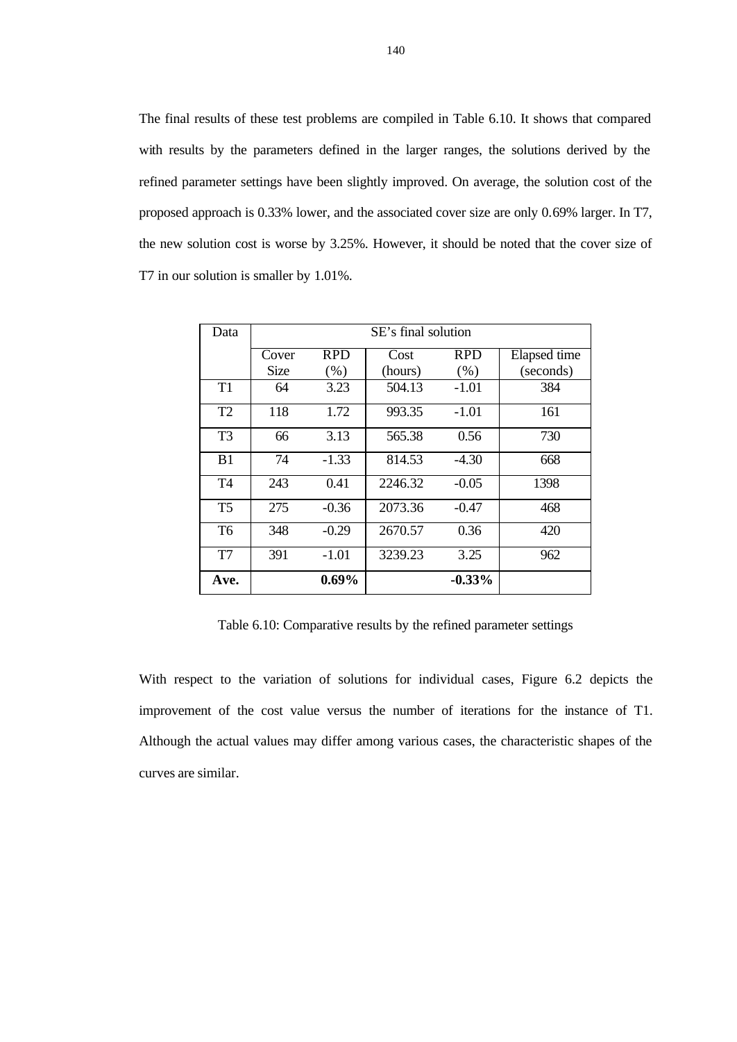The final results of these test problems are compiled in Table 6.10. It shows that compared with results by the parameters defined in the larger ranges, the solutions derived by the refined parameter settings have been slightly improved. On average, the solution cost of the proposed approach is 0.33% lower, and the associated cover size are only 0.69% larger. In T7, the new solution cost is worse by 3.25%. However, it should be noted that the cover size of T7 in our solution is smaller by 1.01%.

| Data | SE's final solution | | | | |
|---|---|---|---|---|---|
| | Cover Size | RPD (%) | Cost (hours) | RPD (%) | Elapsed time (seconds) |
| T1 | 64 | 3.23 | 504.13 | -1.01 | 384 |
| T2 | 118 | 1.72 | 993.35 | -1.01 | 161 |
| T3 | 66 | 3.13 | 565.38 | 0.56 | 730 |
| B1 | 74 | -1.33 | 814.53 | -4.30 | 668 |
| T4 | 243 | 0.41 | 2246.32 | -0.05 | 1398 |
| T5 | 275 | -0.36 | 2073.36 | -0.47 | 468 |
| T6 | 348 | -0.29 | 2670.57 | 0.36 | 420 |
| T7 | 391 | -1.01 | 3239.23 | 3.25 | 962 |
| **Ave.** | | **0.69%** | | **-0.33%** | |

Table 6.10: Comparative results by the refined parameter settings

With respect to the variation of solutions for individual cases, Figure 6.2 depicts the improvement of the cost value versus the number of iterations for the instance of T1. Although the actual values may differ among various cases, the characteristic shapes of the curves are similar.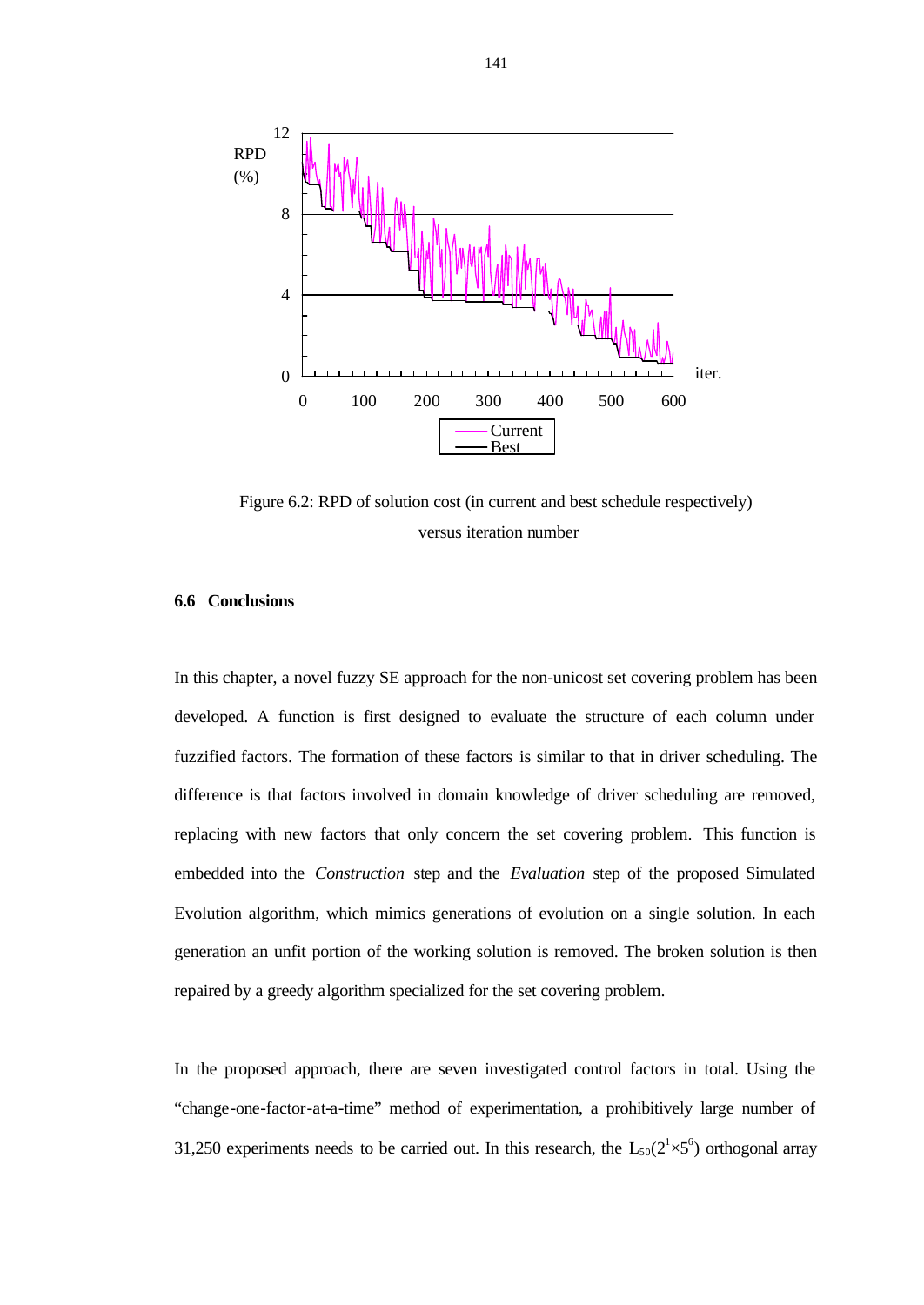Figure 6.2: RPD of solution cost (in current and best schedule respectively) versus iteration number

### 6.6 Conclusions

In this chapter, a novel fuzzy SE approach for the non-unicost set covering problem has been developed. A function is first designed to evaluate the structure of each column under fuzzified factors. The formation of these factors is similar to that in driver scheduling. The difference is that factors involved in domain knowledge of driver scheduling are removed, replacing with new factors that only concern the set covering problem. This function is embedded into the *Construction* step and the *Evaluation* step of the proposed Simulated Evolution algorithm, which mimics generations of evolution on a single solution. In each generation an unfit portion of the working solution is removed. The broken solution is then repaired by a greedy algorithm specialized for the set covering problem.

In the proposed approach, there are seven investigated control factors in total. Using the "change-one-factor-at-a-time" method of experimentation, a prohibitively large number of 31,250 experiments needs to be carried out. In this research, the $L_{50}(2^1 \times 5^6)$ orthogonal array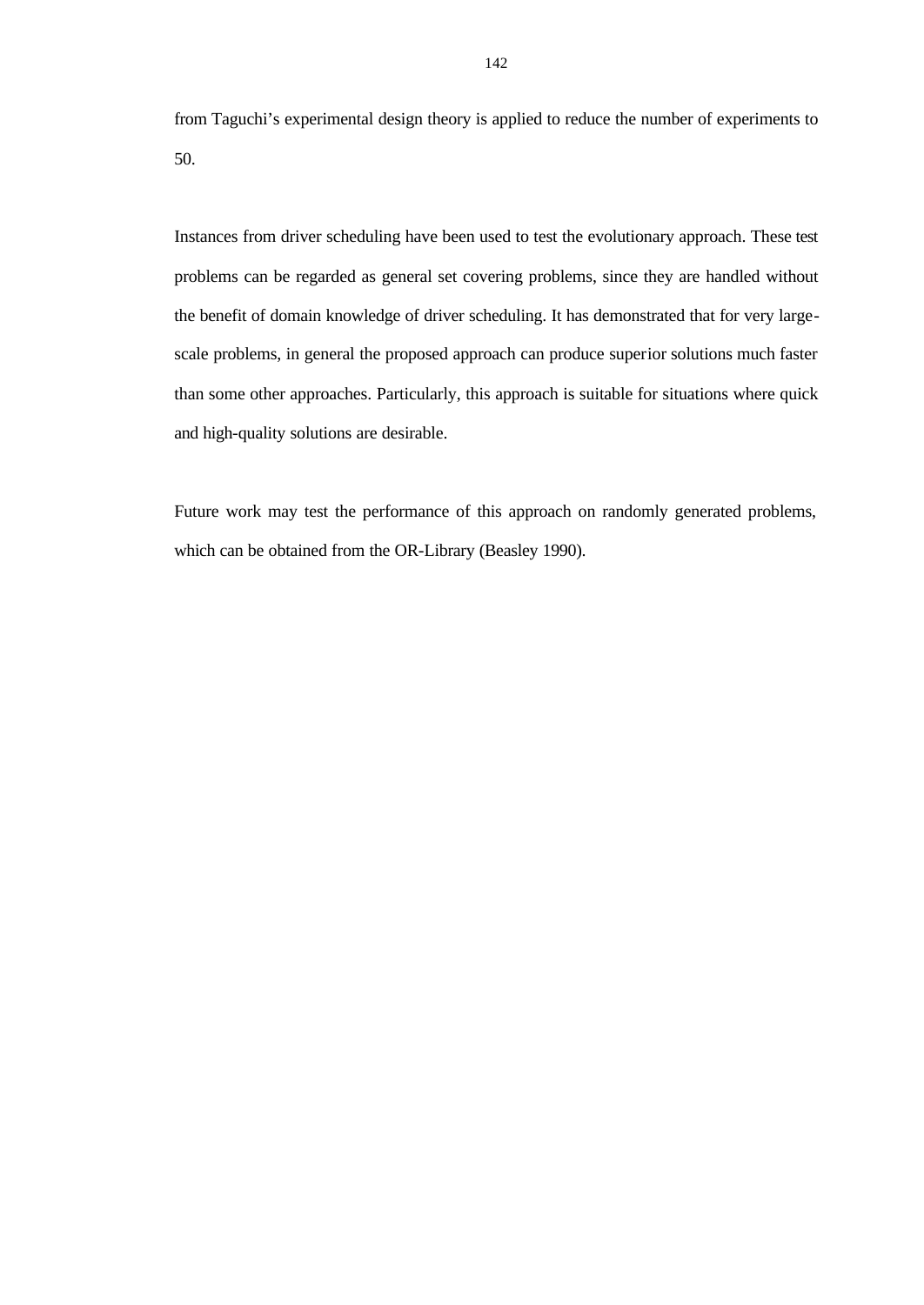from Taguchi's experimental design theory is applied to reduce the number of experiments to 50.

Instances from driver scheduling have been used to test the evolutionary approach. These test problems can be regarded as general set covering problems, since they are handled without the benefit of domain knowledge of driver scheduling. It has demonstrated that for very large-scale problems, in general the proposed approach can produce superior solutions much faster than some other approaches. Particularly, this approach is suitable for situations where quick and high-quality solutions are desirable.

Future work may test the performance of this approach on randomly generated problems, which can be obtained from the OR-Library (Beasley 1990).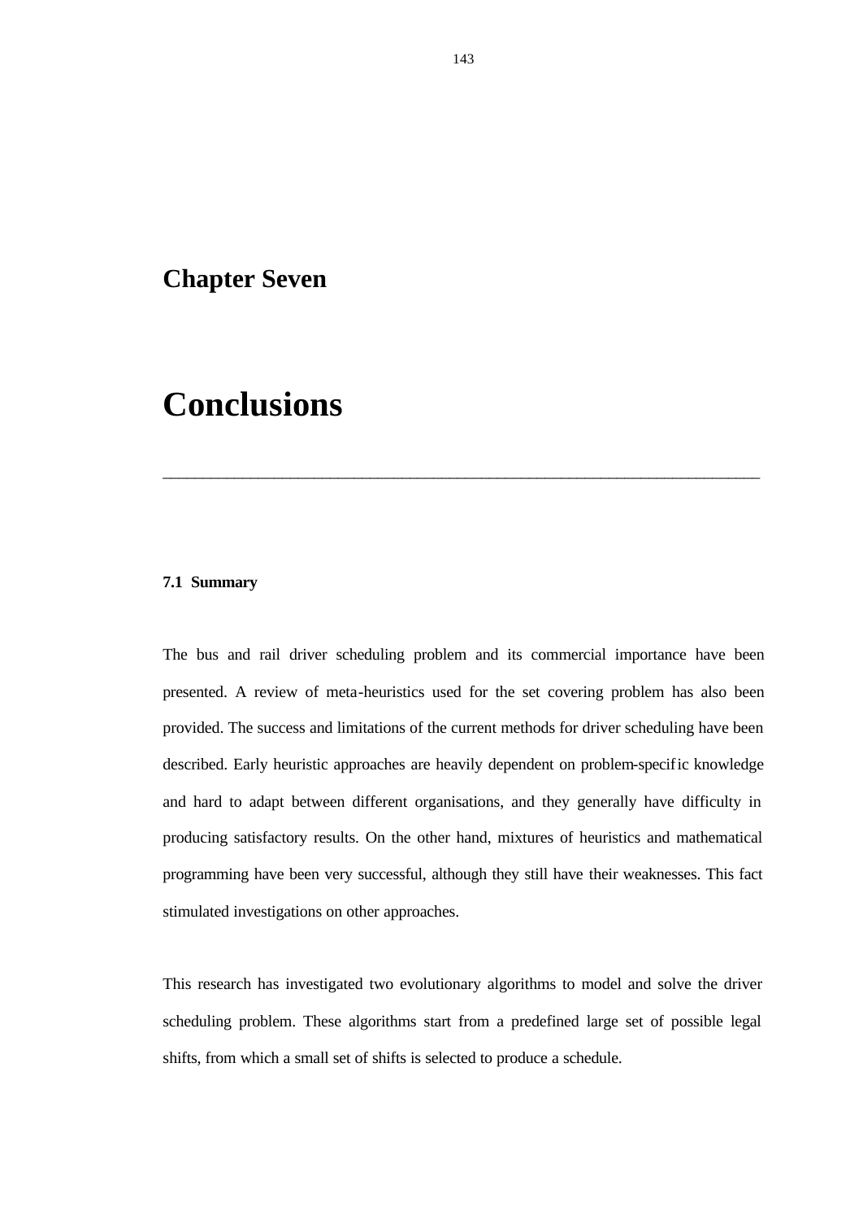# Chapter Seven

# Conclusions

---

### 7.1 Summary

The bus and rail driver scheduling problem and its commercial importance have been presented. A review of meta-heuristics used for the set covering problem has also been provided. The success and limitations of the current methods for driver scheduling have been described. Early heuristic approaches are heavily dependent on problem-specific knowledge and hard to adapt between different organisations, and they generally have difficulty in producing satisfactory results. On the other hand, mixtures of heuristics and mathematical programming have been very successful, although they still have their weaknesses. This fact stimulated investigations on other approaches.

This research has investigated two evolutionary algorithms to model and solve the driver scheduling problem. These algorithms start from a predefined large set of possible legal shifts, from which a small set of shifts is selected to produce a schedule.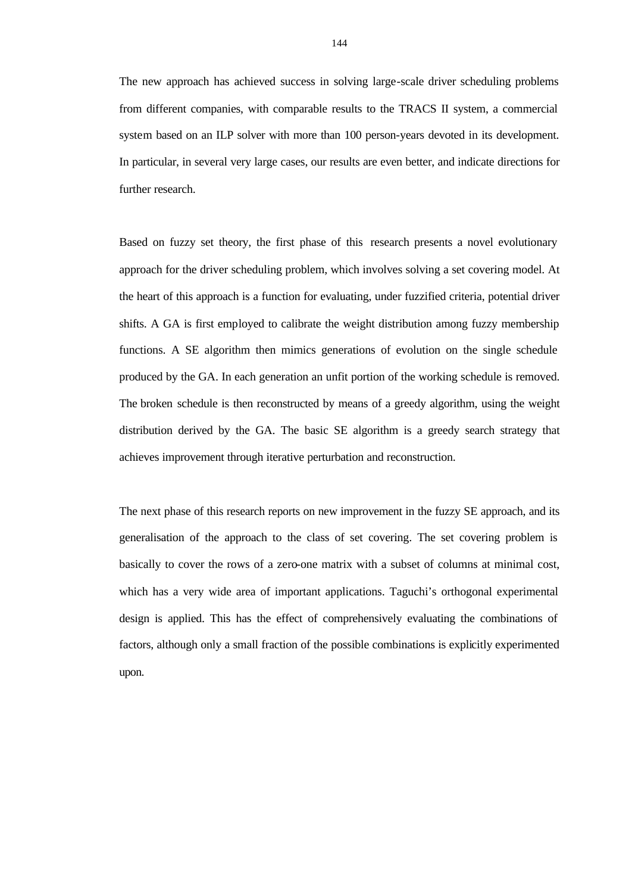The new approach has achieved success in solving large-scale driver scheduling problems from different companies, with comparable results to the TRACS II system, a commercial system based on an ILP solver with more than 100 person-years devoted in its development. In particular, in several very large cases, our results are even better, and indicate directions for further research.

Based on fuzzy set theory, the first phase of this research presents a novel evolutionary approach for the driver scheduling problem, which involves solving a set covering model. At the heart of this approach is a function for evaluating, under fuzzified criteria, potential driver shifts. A GA is first employed to calibrate the weight distribution among fuzzy membership functions. A SE algorithm then mimics generations of evolution on the single schedule produced by the GA. In each generation an unfit portion of the working schedule is removed. The broken schedule is then reconstructed by means of a greedy algorithm, using the weight distribution derived by the GA. The basic SE algorithm is a greedy search strategy that achieves improvement through iterative perturbation and reconstruction.

The next phase of this research reports on new improvement in the fuzzy SE approach, and its generalisation of the approach to the class of set covering. The set covering problem is basically to cover the rows of a zero-one matrix with a subset of columns at minimal cost, which has a very wide area of important applications. Taguchi's orthogonal experimental design is applied. This has the effect of comprehensively evaluating the combinations of factors, although only a small fraction of the possible combinations is explicitly experimented upon.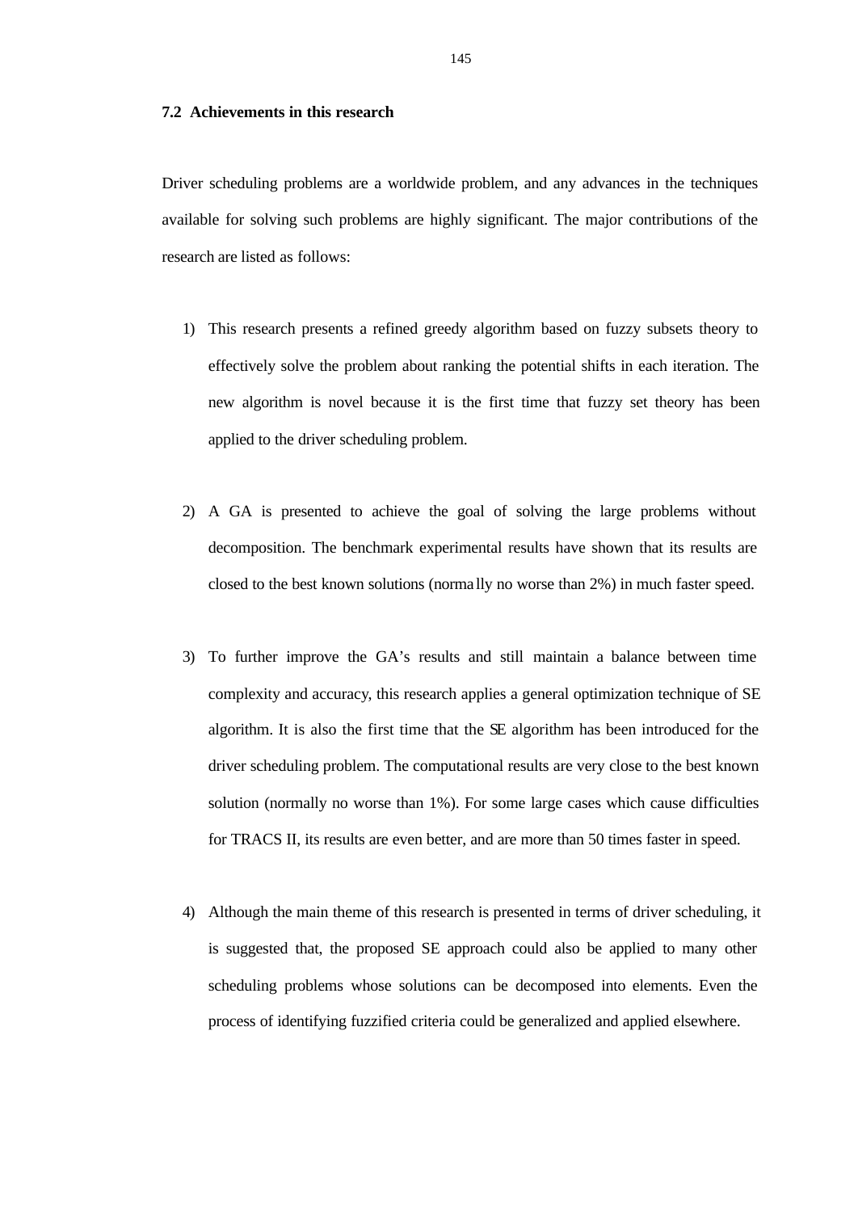### 7.2 Achievements in this research

Driver scheduling problems are a worldwide problem, and any advances in the techniques available for solving such problems are highly significant. The major contributions of the research are listed as follows:

1) This research presents a refined greedy algorithm based on fuzzy subsets theory to effectively solve the problem about ranking the potential shifts in each iteration. The new algorithm is novel because it is the first time that fuzzy set theory has been applied to the driver scheduling problem.

2) A GA is presented to achieve the goal of solving the large problems without decomposition. The benchmark experimental results have shown that its results are closed to the best known solutions (normally no worse than 2%) in much faster speed.

3) To further improve the GA's results and still maintain a balance between time complexity and accuracy, this research applies a general optimization technique of SE algorithm. It is also the first time that the SE algorithm has been introduced for the driver scheduling problem. The computational results are very close to the best known solution (normally no worse than 1%). For some large cases which cause difficulties for TRACS II, its results are even better, and are more than 50 times faster in speed.

4) Although the main theme of this research is presented in terms of driver scheduling, it is suggested that, the proposed SE approach could also be applied to many other scheduling problems whose solutions can be decomposed into elements. Even the process of identifying fuzzified criteria could be generalized and applied elsewhere.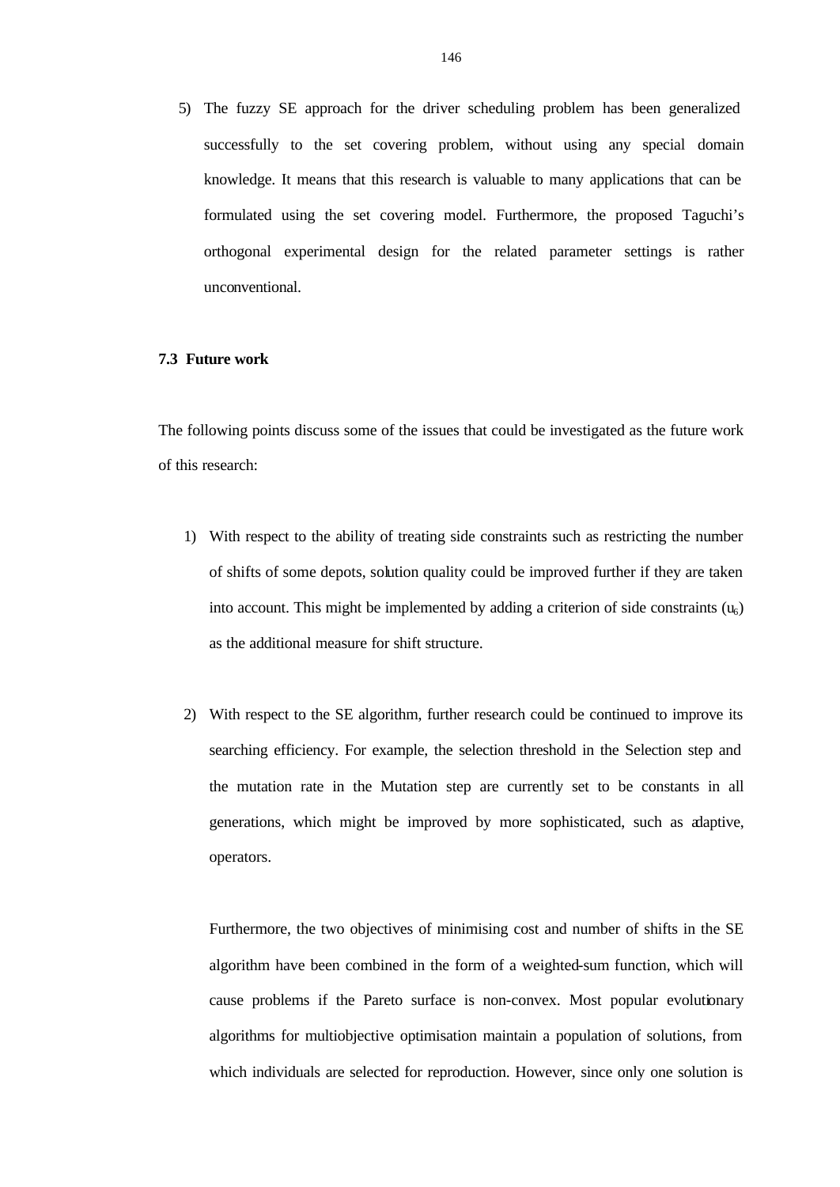5) The fuzzy SE approach for the driver scheduling problem has been generalized successfully to the set covering problem, without using any special domain knowledge. It means that this research is valuable to many applications that can be formulated using the set covering model. Furthermore, the proposed Taguchi's orthogonal experimental design for the related parameter settings is rather unconventional.

### 7.3 Future work

The following points discuss some of the issues that could be investigated as the future work of this research:

1) With respect to the ability of treating side constraints such as restricting the number of shifts of some depots, solution quality could be improved further if they are taken into account. This might be implemented by adding a criterion of side constraints ($u_6$) as the additional measure for shift structure.

2) With respect to the SE algorithm, further research could be continued to improve its searching efficiency. For example, the selection threshold in the Selection step and the mutation rate in the Mutation step are currently set to be constants in all generations, which might be improved by more sophisticated, such as adaptive, operators.

   Furthermore, the two objectives of minimising cost and number of shifts in the SE algorithm have been combined in the form of a weighted-sum function, which will cause problems if the Pareto surface is non-convex. Most popular evolutionary algorithms for multiobjective optimisation maintain a population of solutions, from which individuals are selected for reproduction. However, since only one solution is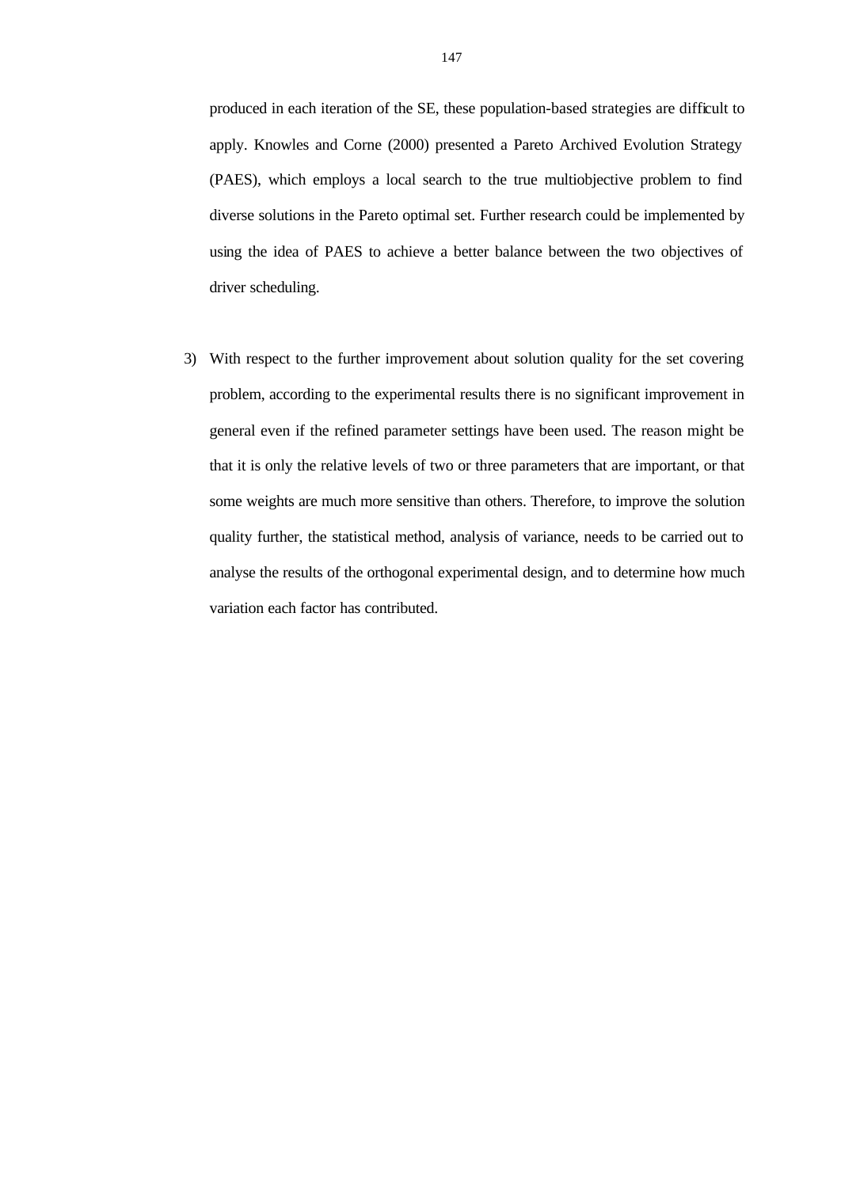produced in each iteration of the SE, these population-based strategies are difficult to apply. Knowles and Corne (2000) presented a Pareto Archived Evolution Strategy (PAES), which employs a local search to the true multiobjective problem to find diverse solutions in the Pareto optimal set. Further research could be implemented by using the idea of PAES to achieve a better balance between the two objectives of driver scheduling.

3) With respect to the further improvement about solution quality for the set covering problem, according to the experimental results there is no significant improvement in general even if the refined parameter settings have been used. The reason might be that it is only the relative levels of two or three parameters that are important, or that some weights are much more sensitive than others. Therefore, to improve the solution quality further, the statistical method, analysis of variance, needs to be carried out to analyse the results of the orthogonal experimental design, and to determine how much variation each factor has contributed.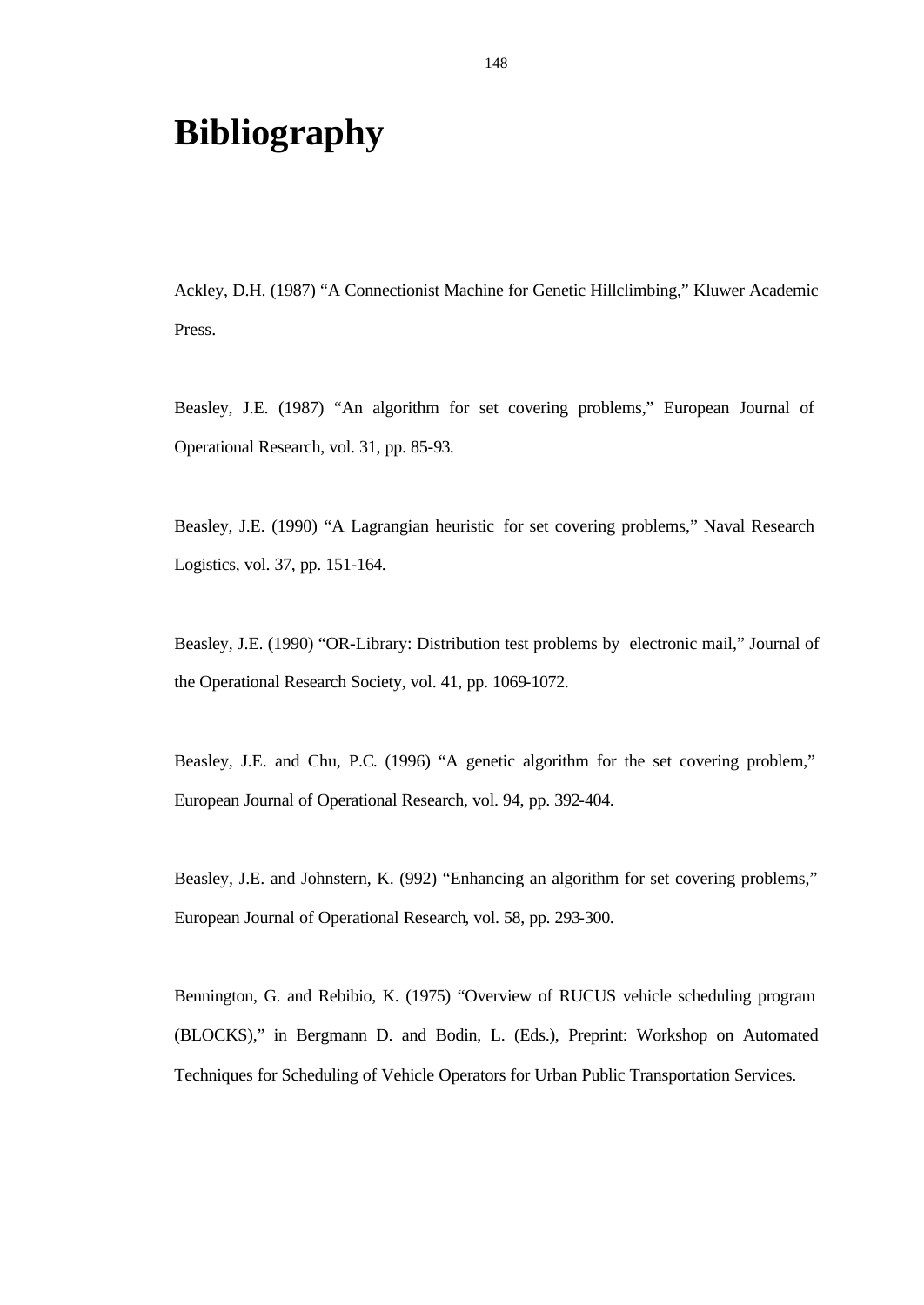# Bibliography

Ackley, D.H. (1987) “A Connectionist Machine for Genetic Hillclimbing,” Kluwer Academic Press.

Beasley, J.E. (1987) “An algorithm for set covering problems,” European Journal of Operational Research, vol. 31, pp. 85-93.

Beasley, J.E. (1990) “A Lagrangian heuristic for set covering problems,” Naval Research Logistics, vol. 37, pp. 151-164.

Beasley, J.E. (1990) “OR-Library: Distribution test problems by electronic mail,” Journal of the Operational Research Society, vol. 41, pp. 1069-1072.

Beasley, J.E. and Chu, P.C. (1996) “A genetic algorithm for the set covering problem,” European Journal of Operational Research, vol. 94, pp. 392-404.

Beasley, J.E. and Johnstern, K. (992) “Enhancing an algorithm for set covering problems,” European Journal of Operational Research, vol. 58, pp. 293-300.

Bennington, G. and Rebibio, K. (1975) “Overview of RUCUS vehicle scheduling program (BLOCKS),” in Bergmann D. and Bodin, L. (Eds.), Preprint: Workshop on Automated Techniques for Scheduling of Vehicle Operators for Urban Public Transportation Services.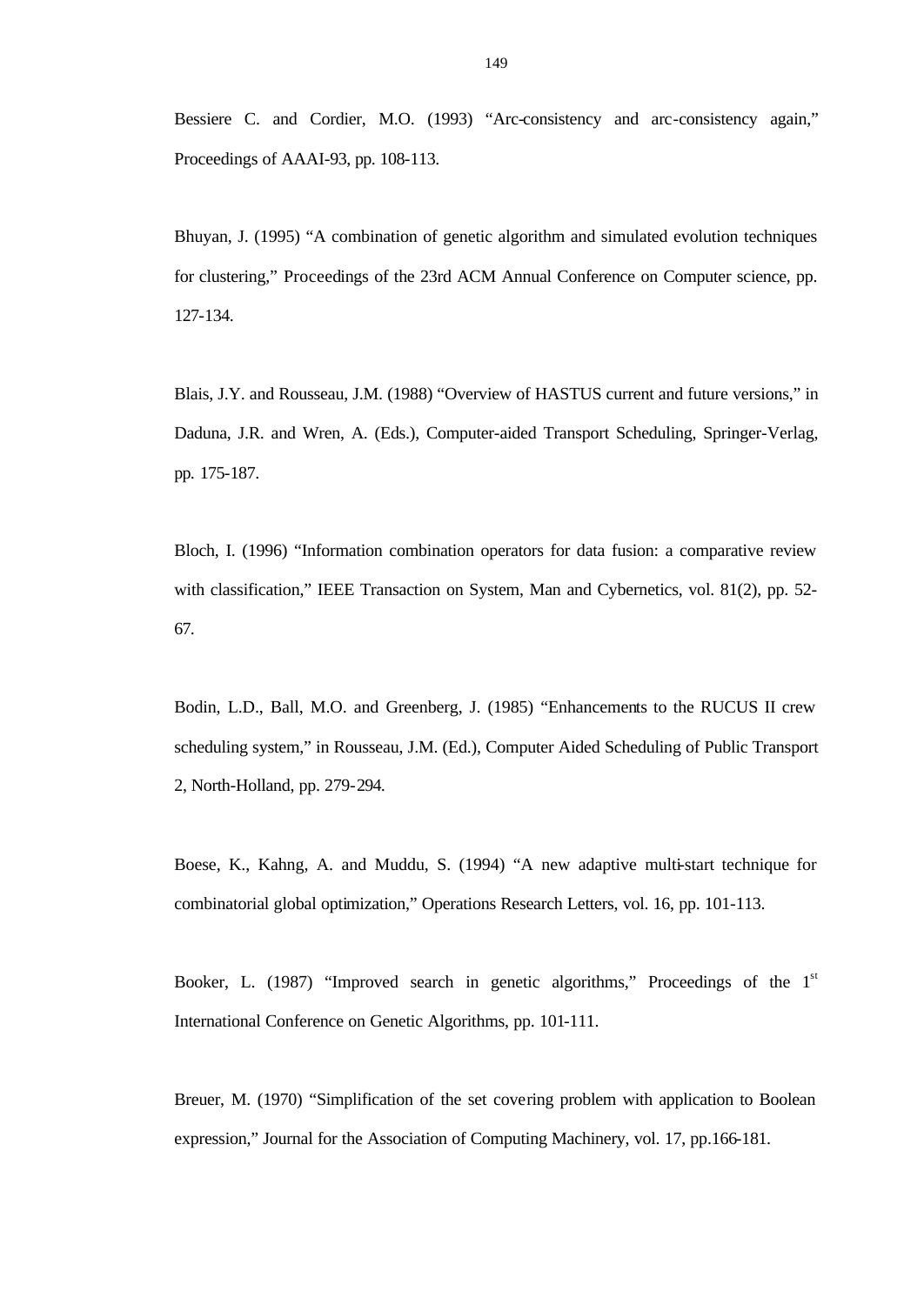Bessiere C. and Cordier, M.O. (1993) “Arc-consistency and arc-consistency again,” Proceedings of AAAI-93, pp. 108-113.

Bhuyan, J. (1995) “A combination of genetic algorithm and simulated evolution techniques for clustering,” Proceedings of the 23rd ACM Annual Conference on Computer science, pp. 127-134.

Blais, J.Y. and Rousseau, J.M. (1988) “Overview of HASTUS current and future versions,” in Daduna, J.R. and Wren, A. (Eds.), Computer-aided Transport Scheduling, Springer-Verlag, pp. 175-187.

Bloch, I. (1996) “Information combination operators for data fusion: a comparative review with classification,” IEEE Transaction on System, Man and Cybernetics, vol. 81(2), pp. 52-67.

Bodin, L.D., Ball, M.O. and Greenberg, J. (1985) “Enhancements to the RUCUS II crew scheduling system,” in Rousseau, J.M. (Ed.), Computer Aided Scheduling of Public Transport 2, North-Holland, pp. 279-294.

Boese, K., Kahng, A. and Muddu, S. (1994) “A new adaptive multi-start technique for combinatorial global optimization,” Operations Research Letters, vol. 16, pp. 101-113.

Booker, L. (1987) “Improved search in genetic algorithms,” Proceedings of the 1st International Conference on Genetic Algorithms, pp. 101-111.

Breuer, M. (1970) “Simplification of the set covering problem with application to Boolean expression,” Journal for the Association of Computing Machinery, vol. 17, pp.166-181.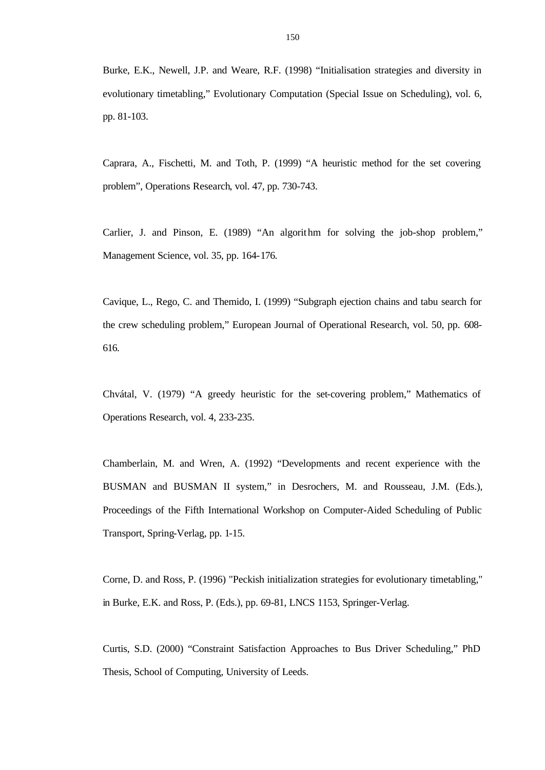Burke, E.K., Newell, J.P. and Weare, R.F. (1998) "Initialisation strategies and diversity in evolutionary timetabling," Evolutionary Computation (Special Issue on Scheduling), vol. 6, pp. 81-103.

Caprara, A., Fischetti, M. and Toth, P. (1999) "A heuristic method for the set covering problem", Operations Research, vol. 47, pp. 730-743.

Carlier, J. and Pinson, E. (1989) "An algorithm for solving the job-shop problem," Management Science, vol. 35, pp. 164-176.

Cavique, L., Rego, C. and Themido, I. (1999) "Subgraph ejection chains and tabu search for the crew scheduling problem," European Journal of Operational Research, vol. 50, pp. 608-616.

Chvátal, V. (1979) "A greedy heuristic for the set-covering problem," Mathematics of Operations Research, vol. 4, 233-235.

Chamberlain, M. and Wren, A. (1992) "Developments and recent experience with the BUSMAN and BUSMAN II system," in Desrochers, M. and Rousseau, J.M. (Eds.), Proceedings of the Fifth International Workshop on Computer-Aided Scheduling of Public Transport, Spring-Verlag, pp. 1-15.

Corne, D. and Ross, P. (1996) "Peckish initialization strategies for evolutionary timetabling," in Burke, E.K. and Ross, P. (Eds.), pp. 69-81, LNCS 1153, Springer-Verlag.

Curtis, S.D. (2000) "Constraint Satisfaction Approaches to Bus Driver Scheduling," PhD Thesis, School of Computing, University of Leeds.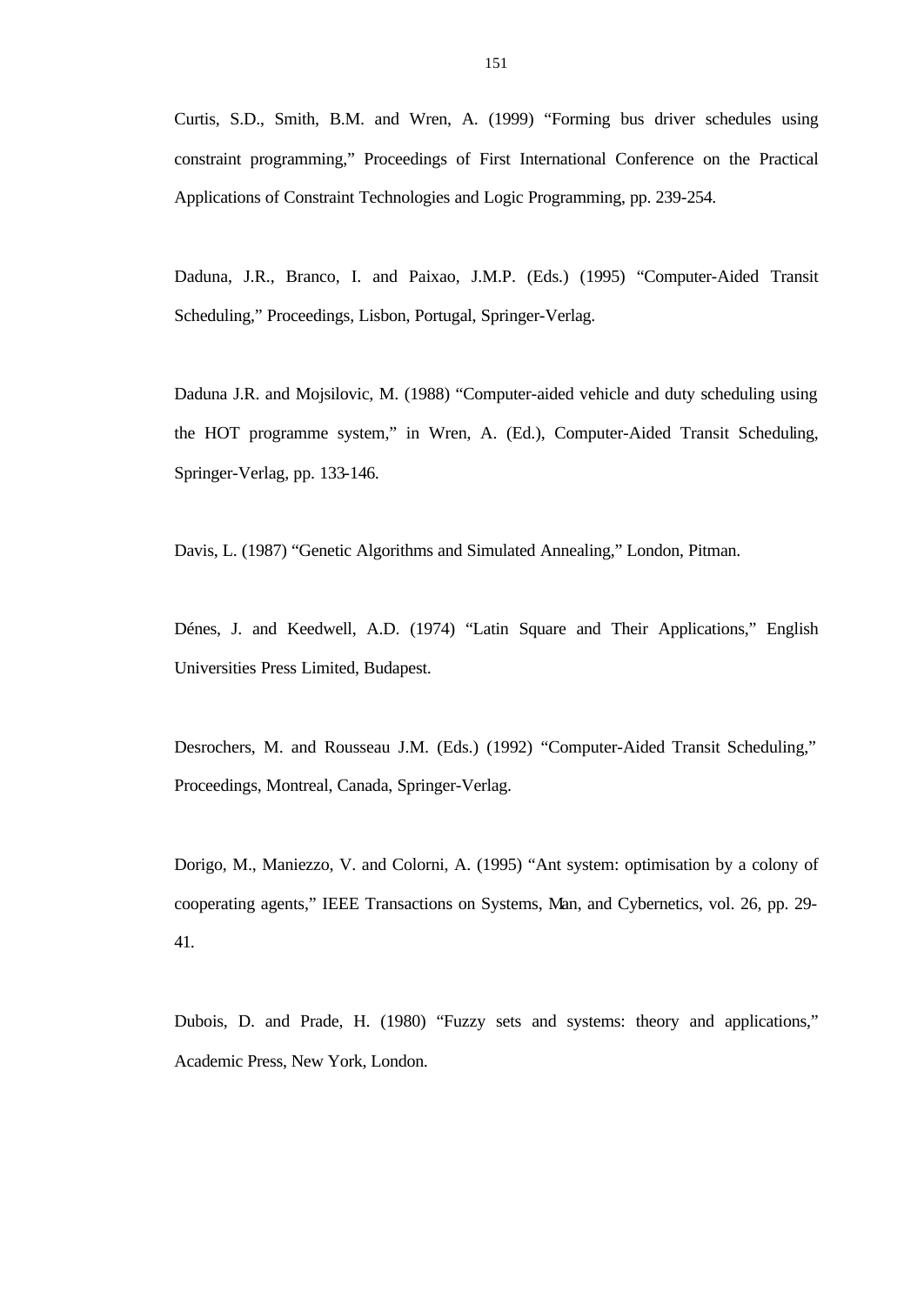Curtis, S.D., Smith, B.M. and Wren, A. (1999) "Forming bus driver schedules using constraint programming," Proceedings of First International Conference on the Practical Applications of Constraint Technologies and Logic Programming, pp. 239-254.

Daduna, J.R., Branco, I. and Paixao, J.M.P. (Eds.) (1995) "Computer-Aided Transit Scheduling," Proceedings, Lisbon, Portugal, Springer-Verlag.

Daduna J.R. and Mojsilovic, M. (1988) "Computer-aided vehicle and duty scheduling using the HOT programme system," in Wren, A. (Ed.), Computer-Aided Transit Scheduling, Springer-Verlag, pp. 133-146.

Davis, L. (1987) "Genetic Algorithms and Simulated Annealing," London, Pitman.

Dénes, J. and Keedwell, A.D. (1974) "Latin Square and Their Applications," English Universities Press Limited, Budapest.

Desrochers, M. and Rousseau J.M. (Eds.) (1992) "Computer-Aided Transit Scheduling," Proceedings, Montreal, Canada, Springer-Verlag.

Dorigo, M., Maniezzo, V. and Colorni, A. (1995) "Ant system: optimisation by a colony of cooperating agents," IEEE Transactions on Systems, Man, and Cybernetics, vol. 26, pp. 29-41.

Dubois, D. and Prade, H. (1980) "Fuzzy sets and systems: theory and applications," Academic Press, New York, London.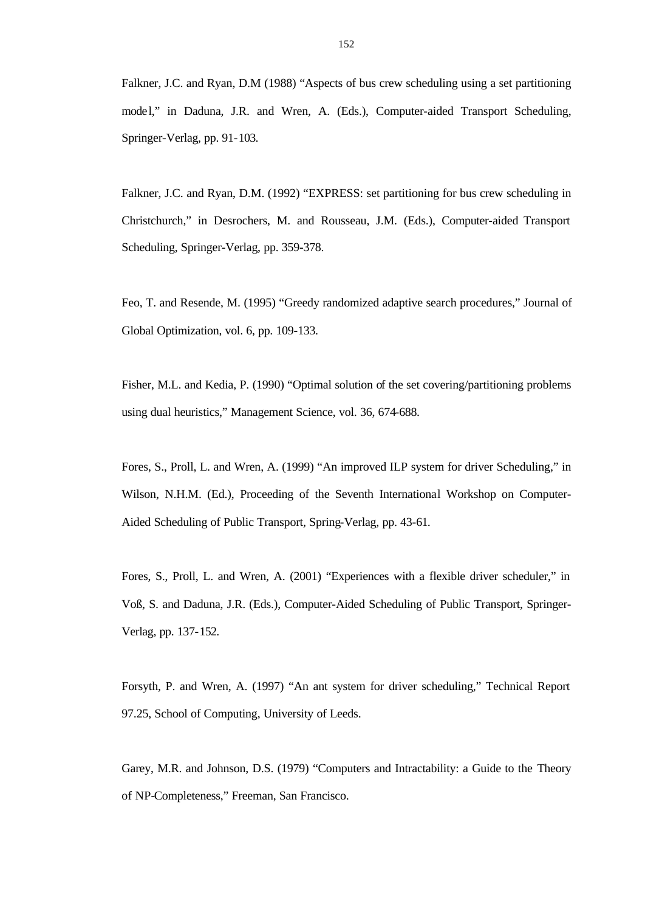Falkner, J.C. and Ryan, D.M (1988) "Aspects of bus crew scheduling using a set partitioning model," in Daduna, J.R. and Wren, A. (Eds.), Computer-aided Transport Scheduling, Springer-Verlag, pp. 91-103.

Falkner, J.C. and Ryan, D.M. (1992) "EXPRESS: set partitioning for bus crew scheduling in Christchurch," in Desrochers, M. and Rousseau, J.M. (Eds.), Computer-aided Transport Scheduling, Springer-Verlag, pp. 359-378.

Feo, T. and Resende, M. (1995) "Greedy randomized adaptive search procedures," Journal of Global Optimization, vol. 6, pp. 109-133.

Fisher, M.L. and Kedia, P. (1990) "Optimal solution of the set covering/partitioning problems using dual heuristics," Management Science, vol. 36, 674-688.

Fores, S., Proll, L. and Wren, A. (1999) "An improved ILP system for driver Scheduling," in Wilson, N.H.M. (Ed.), Proceeding of the Seventh International Workshop on Computer-Aided Scheduling of Public Transport, Spring-Verlag, pp. 43-61.

Fores, S., Proll, L. and Wren, A. (2001) "Experiences with a flexible driver scheduler," in Voß, S. and Daduna, J.R. (Eds.), Computer-Aided Scheduling of Public Transport, Springer-Verlag, pp. 137-152.

Forsyth, P. and Wren, A. (1997) "An ant system for driver scheduling," Technical Report 97.25, School of Computing, University of Leeds.

Garey, M.R. and Johnson, D.S. (1979) "Computers and Intractability: a Guide to the Theory of NP-Completeness," Freeman, San Francisco.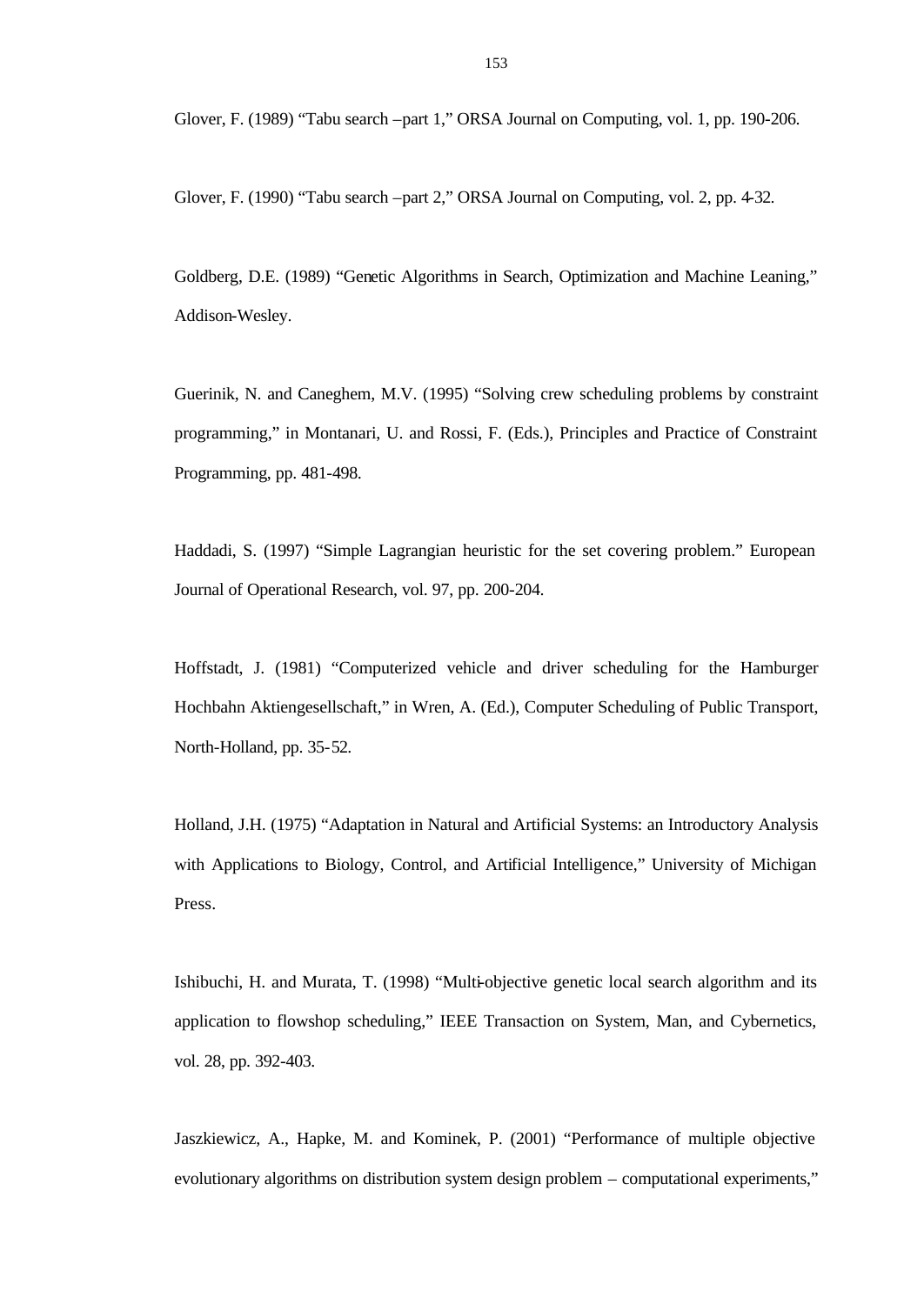Glover, F. (1989) "Tabu search –part 1," ORSA Journal on Computing, vol. 1, pp. 190-206.

Glover, F. (1990) "Tabu search –part 2," ORSA Journal on Computing, vol. 2, pp. 4-32.

Goldberg, D.E. (1989) "Genetic Algorithms in Search, Optimization and Machine Leaning," Addison-Wesley.

Guerinik, N. and Caneghem, M.V. (1995) "Solving crew scheduling problems by constraint programming," in Montanari, U. and Rossi, F. (Eds.), Principles and Practice of Constraint Programming, pp. 481-498.

Haddadi, S. (1997) "Simple Lagrangian heuristic for the set covering problem." European Journal of Operational Research, vol. 97, pp. 200-204.

Hoffstadt, J. (1981) "Computerized vehicle and driver scheduling for the Hamburger Hochbahn Aktiengesellschaft," in Wren, A. (Ed.), Computer Scheduling of Public Transport, North-Holland, pp. 35-52.

Holland, J.H. (1975) "Adaptation in Natural and Artificial Systems: an Introductory Analysis with Applications to Biology, Control, and Artificial Intelligence," University of Michigan Press.

Ishibuchi, H. and Murata, T. (1998) "Multi-objective genetic local search algorithm and its application to flowshop scheduling," IEEE Transaction on System, Man, and Cybernetics, vol. 28, pp. 392-403.

Jaszkiewicz, A., Hapke, M. and Kominek, P. (2001) "Performance of multiple objective evolutionary algorithms on distribution system design problem – computational experiments,"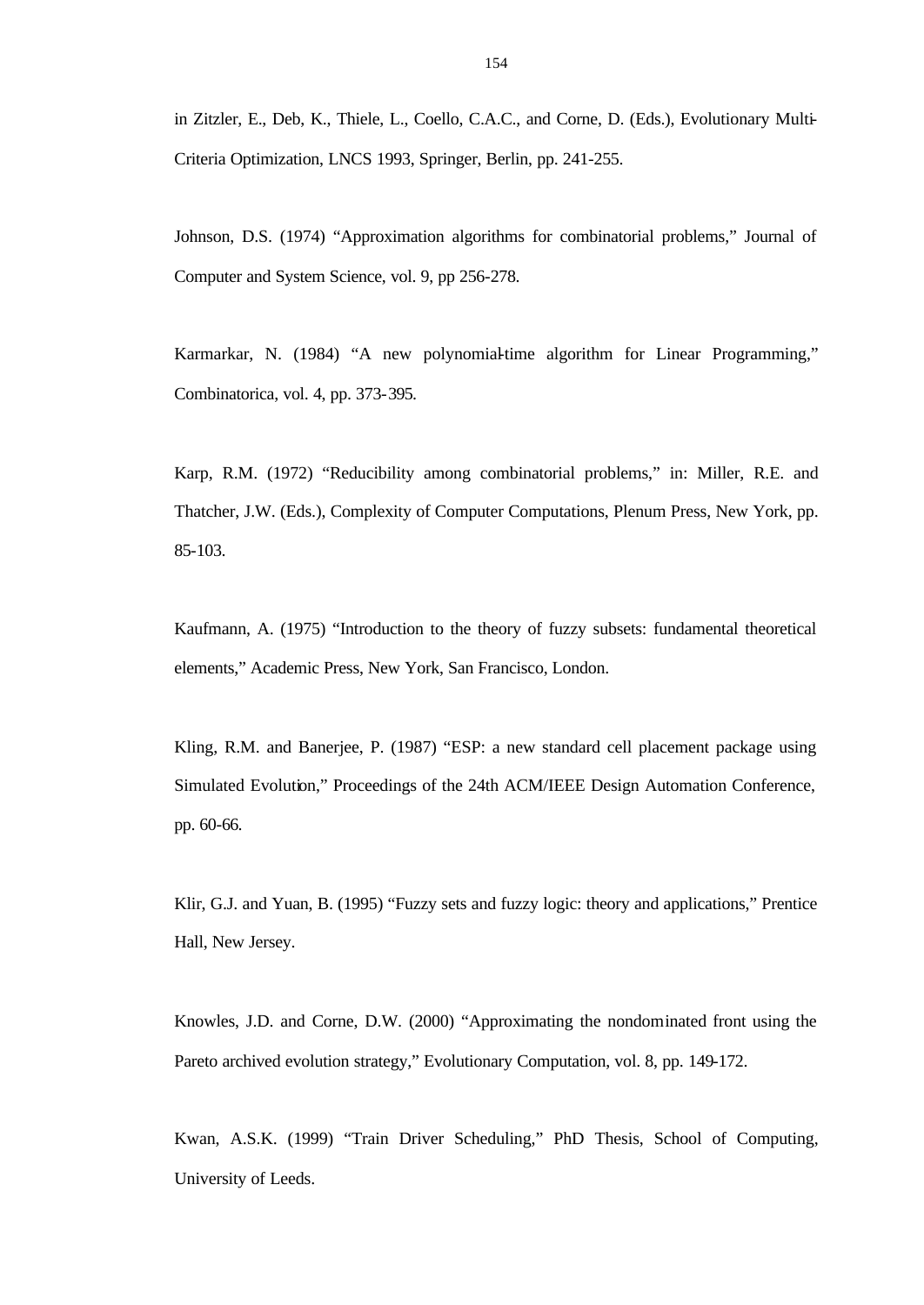in Zitzler, E., Deb, K., Thiele, L., Coello, C.A.C., and Corne, D. (Eds.), Evolutionary Multi-Criteria Optimization, LNCS 1993, Springer, Berlin, pp. 241-255.

Johnson, D.S. (1974) "Approximation algorithms for combinatorial problems," Journal of Computer and System Science, vol. 9, pp 256-278.

Karmarkar, N. (1984) "A new polynomial-time algorithm for Linear Programming," Combinatorica, vol. 4, pp. 373-395.

Karp, R.M. (1972) "Reducibility among combinatorial problems," in: Miller, R.E. and Thatcher, J.W. (Eds.), Complexity of Computer Computations, Plenum Press, New York, pp. 85-103.

Kaufmann, A. (1975) "Introduction to the theory of fuzzy subsets: fundamental theoretical elements," Academic Press, New York, San Francisco, London.

Kling, R.M. and Banerjee, P. (1987) "ESP: a new standard cell placement package using Simulated Evolution," Proceedings of the 24th ACM/IEEE Design Automation Conference, pp. 60-66.

Klir, G.J. and Yuan, B. (1995) "Fuzzy sets and fuzzy logic: theory and applications," Prentice Hall, New Jersey.

Knowles, J.D. and Corne, D.W. (2000) "Approximating the nondominated front using the Pareto archived evolution strategy," Evolutionary Computation, vol. 8, pp. 149-172.

Kwan, A.S.K. (1999) "Train Driver Scheduling," PhD Thesis, School of Computing, University of Leeds.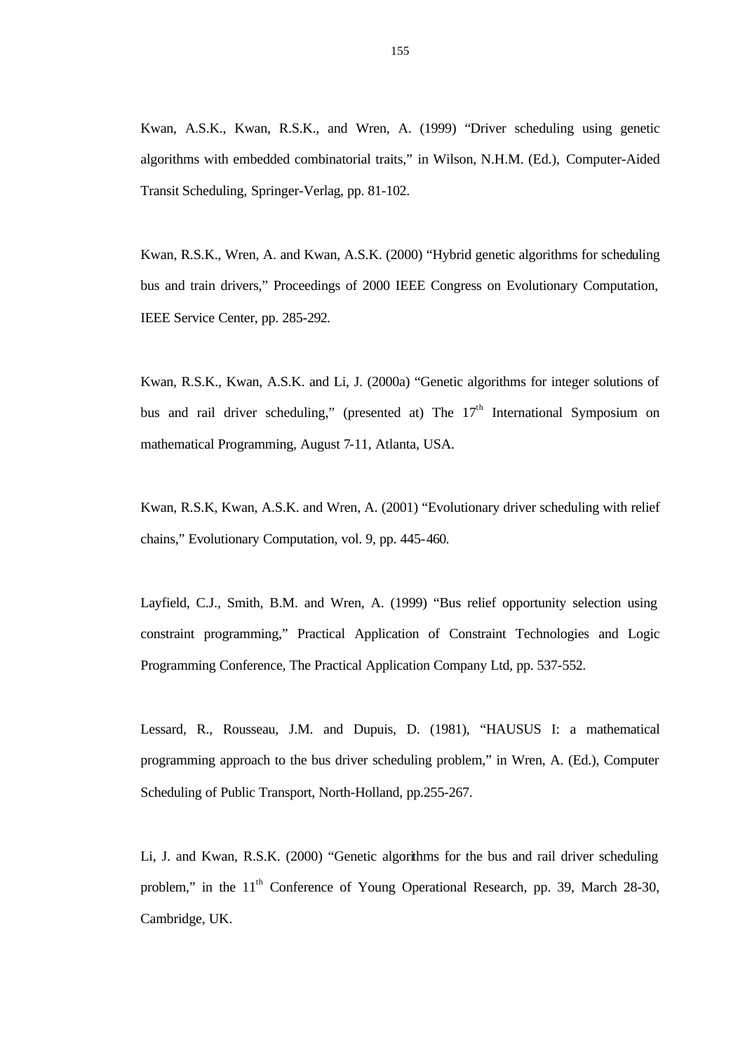Kwan, A.S.K., Kwan, R.S.K., and Wren, A. (1999) “Driver scheduling using genetic algorithms with embedded combinatorial traits,” in Wilson, N.H.M. (Ed.), Computer-Aided Transit Scheduling, Springer-Verlag, pp. 81-102.

Kwan, R.S.K., Wren, A. and Kwan, A.S.K. (2000) “Hybrid genetic algorithms for scheduling bus and train drivers,” Proceedings of 2000 IEEE Congress on Evolutionary Computation, IEEE Service Center, pp. 285-292.

Kwan, R.S.K., Kwan, A.S.K. and Li, J. (2000a) “Genetic algorithms for integer solutions of bus and rail driver scheduling,” (presented at) The 17th International Symposium on mathematical Programming, August 7-11, Atlanta, USA.

Kwan, R.S.K, Kwan, A.S.K. and Wren, A. (2001) “Evolutionary driver scheduling with relief chains,” Evolutionary Computation, vol. 9, pp. 445-460.

Layfield, C.J., Smith, B.M. and Wren, A. (1999) “Bus relief opportunity selection using constraint programming,” Practical Application of Constraint Technologies and Logic Programming Conference, The Practical Application Company Ltd, pp. 537-552.

Lessard, R., Rousseau, J.M. and Dupuis, D. (1981), “HAUSUS I: a mathematical programming approach to the bus driver scheduling problem,” in Wren, A. (Ed.), Computer Scheduling of Public Transport, North-Holland, pp.255-267.

Li, J. and Kwan, R.S.K. (2000) “Genetic algorithms for the bus and rail driver scheduling problem,” in the 11th Conference of Young Operational Research, pp. 39, March 28-30, Cambridge, UK.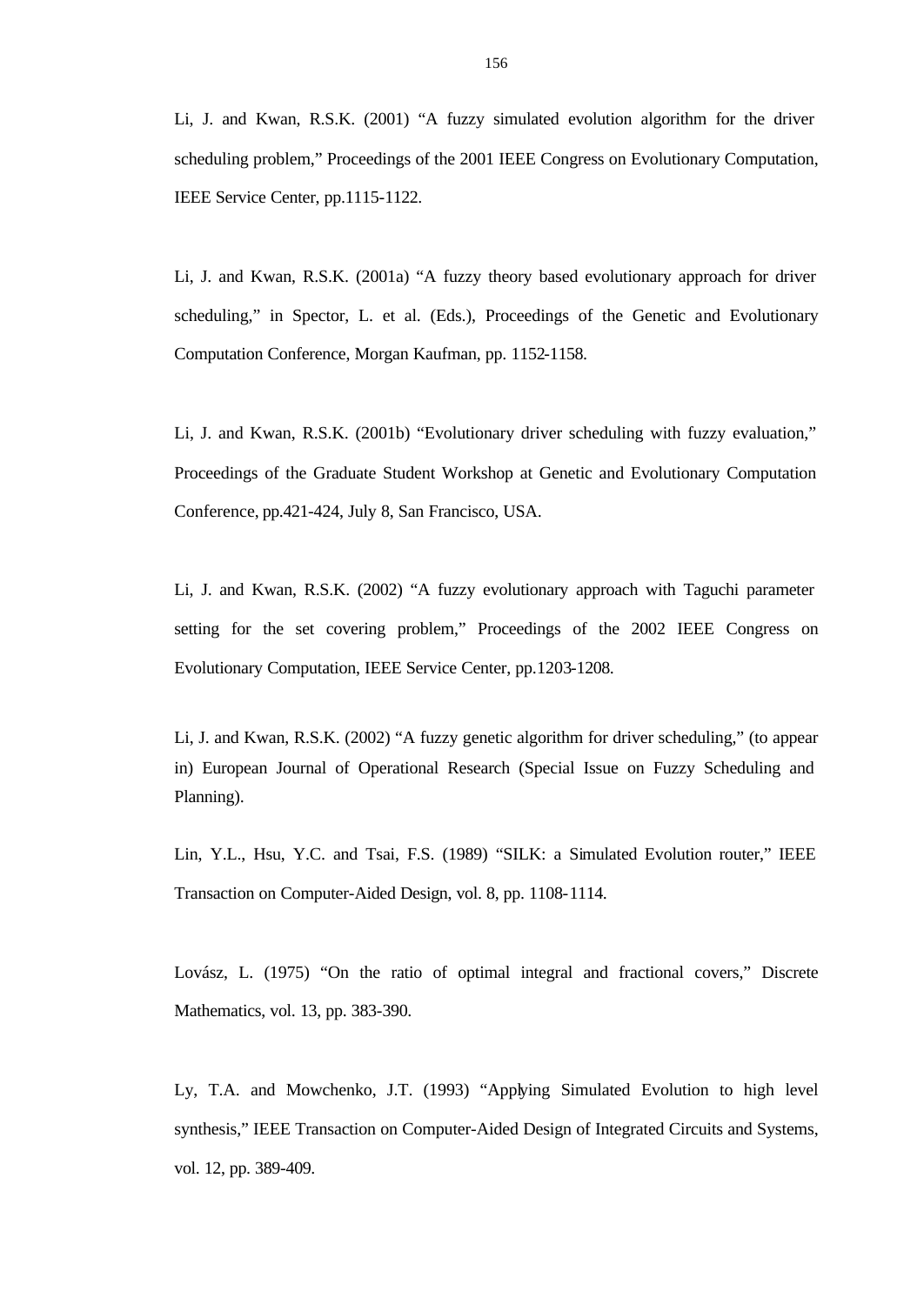Li, J. and Kwan, R.S.K. (2001) "A fuzzy simulated evolution algorithm for the driver scheduling problem," Proceedings of the 2001 IEEE Congress on Evolutionary Computation, IEEE Service Center, pp.1115-1122.

Li, J. and Kwan, R.S.K. (2001a) "A fuzzy theory based evolutionary approach for driver scheduling," in Spector, L. et al. (Eds.), Proceedings of the Genetic and Evolutionary Computation Conference, Morgan Kaufman, pp. 1152-1158.

Li, J. and Kwan, R.S.K. (2001b) "Evolutionary driver scheduling with fuzzy evaluation," Proceedings of the Graduate Student Workshop at Genetic and Evolutionary Computation Conference, pp.421-424, July 8, San Francisco, USA.

Li, J. and Kwan, R.S.K. (2002) "A fuzzy evolutionary approach with Taguchi parameter setting for the set covering problem," Proceedings of the 2002 IEEE Congress on Evolutionary Computation, IEEE Service Center, pp.1203-1208.

Li, J. and Kwan, R.S.K. (2002) "A fuzzy genetic algorithm for driver scheduling," (to appear in) European Journal of Operational Research (Special Issue on Fuzzy Scheduling and Planning).

Lin, Y.L., Hsu, Y.C. and Tsai, F.S. (1989) "SILK: a Simulated Evolution router," IEEE Transaction on Computer-Aided Design, vol. 8, pp. 1108-1114.

Lovász, L. (1975) "On the ratio of optimal integral and fractional covers," Discrete Mathematics, vol. 13, pp. 383-390.

Ly, T.A. and Mowchenko, J.T. (1993) "Applying Simulated Evolution to high level synthesis," IEEE Transaction on Computer-Aided Design of Integrated Circuits and Systems, vol. 12, pp. 389-409.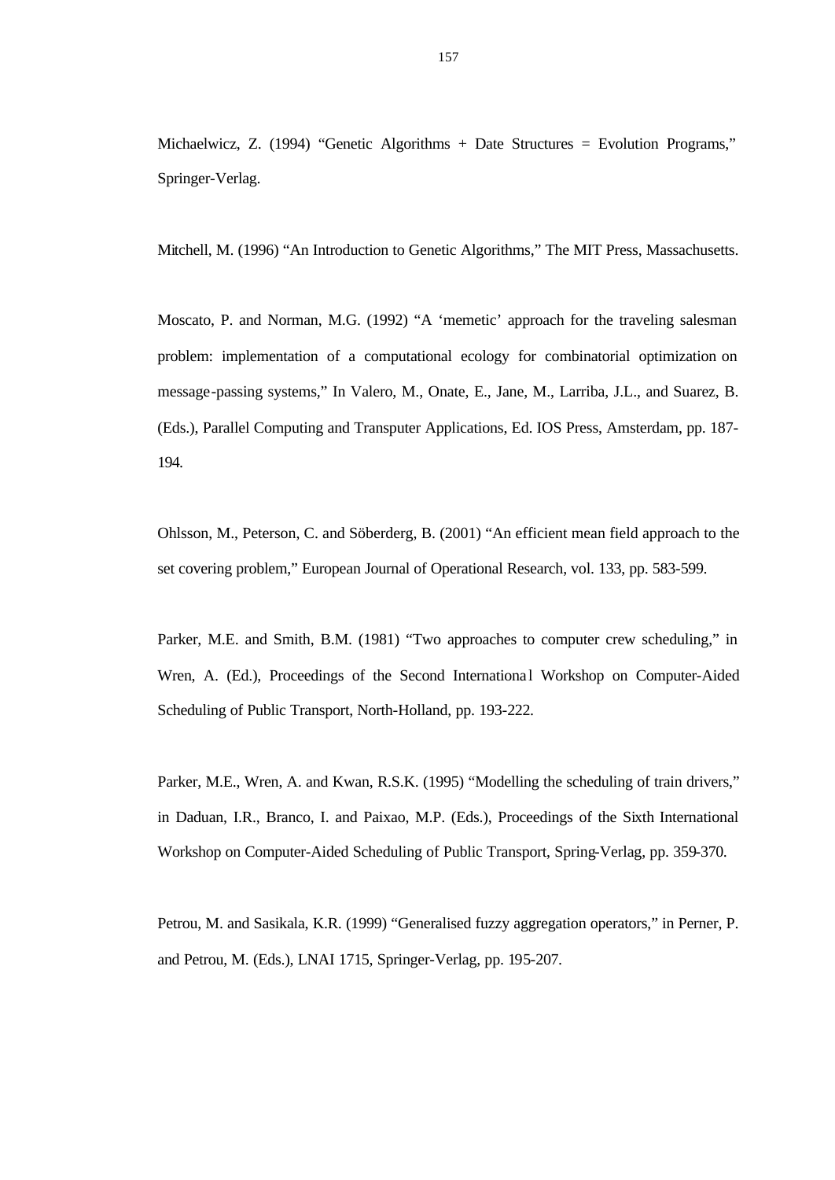Michaelwicz, Z. (1994) “Genetic Algorithms + Date Structures = Evolution Programs,” Springer-Verlag.

Mitchell, M. (1996) “An Introduction to Genetic Algorithms,” The MIT Press, Massachusetts.

Moscato, P. and Norman, M.G. (1992) “A ‘memetic’ approach for the traveling salesman problem: implementation of a computational ecology for combinatorial optimization on message-passing systems,” In Valero, M., Onate, E., Jane, M., Larriba, J.L., and Suarez, B. (Eds.), Parallel Computing and Transputer Applications, Ed. IOS Press, Amsterdam, pp. 187-194.

Ohlsson, M., Peterson, C. and Söberderg, B. (2001) “An efficient mean field approach to the set covering problem,” European Journal of Operational Research, vol. 133, pp. 583-599.

Parker, M.E. and Smith, B.M. (1981) “Two approaches to computer crew scheduling,” in Wren, A. (Ed.), Proceedings of the Second International Workshop on Computer-Aided Scheduling of Public Transport, North-Holland, pp. 193-222.

Parker, M.E., Wren, A. and Kwan, R.S.K. (1995) “Modelling the scheduling of train drivers,” in Daduan, I.R., Branco, I. and Paixao, M.P. (Eds.), Proceedings of the Sixth International Workshop on Computer-Aided Scheduling of Public Transport, Spring-Verlag, pp. 359-370.

Petrou, M. and Sasikala, K.R. (1999) “Generalised fuzzy aggregation operators,” in Perner, P. and Petrou, M. (Eds.), LNAI 1715, Springer-Verlag, pp. 195-207.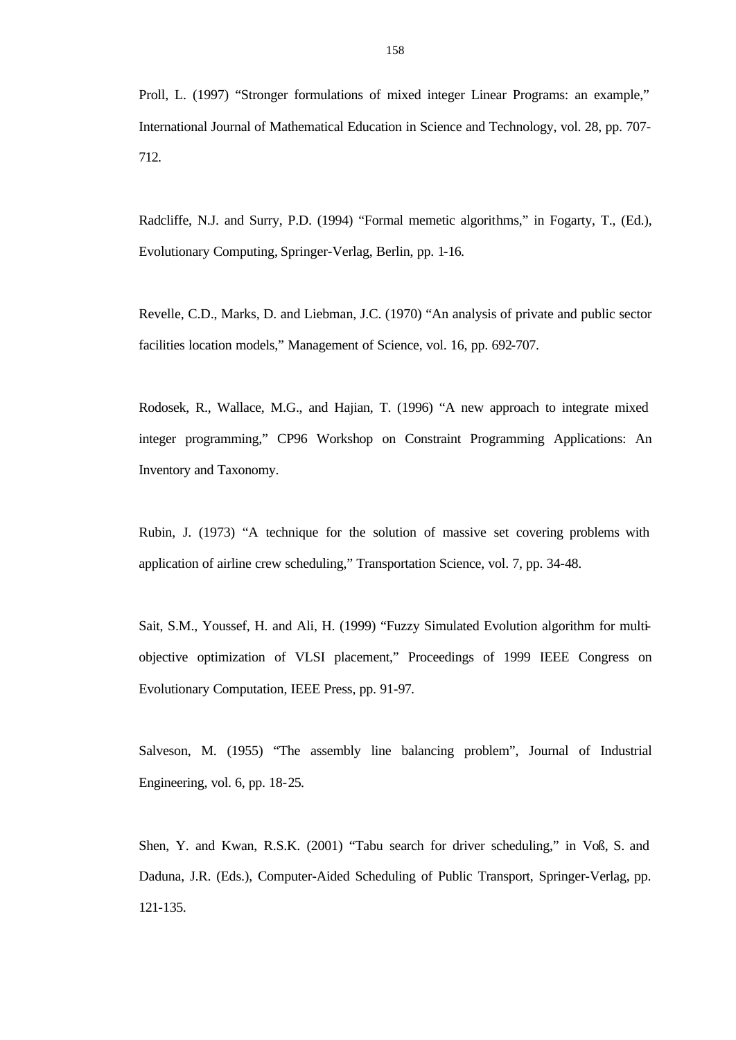Proll, L. (1997) “Stronger formulations of mixed integer Linear Programs: an example,” International Journal of Mathematical Education in Science and Technology, vol. 28, pp. 707-712.

Radcliffe, N.J. and Surry, P.D. (1994) “Formal memetic algorithms,” in Fogarty, T., (Ed.), Evolutionary Computing, Springer-Verlag, Berlin, pp. 1-16.

Revelle, C.D., Marks, D. and Liebman, J.C. (1970) “An analysis of private and public sector facilities location models,” Management of Science, vol. 16, pp. 692-707.

Rodosek, R., Wallace, M.G., and Hajian, T. (1996) “A new approach to integrate mixed integer programming,” CP96 Workshop on Constraint Programming Applications: An Inventory and Taxonomy.

Rubin, J. (1973) “A technique for the solution of massive set covering problems with application of airline crew scheduling,” Transportation Science, vol. 7, pp. 34-48.

Sait, S.M., Youssef, H. and Ali, H. (1999) “Fuzzy Simulated Evolution algorithm for multi-objective optimization of VLSI placement,” Proceedings of 1999 IEEE Congress on Evolutionary Computation, IEEE Press, pp. 91-97.

Salveson, M. (1955) “The assembly line balancing problem”, Journal of Industrial Engineering, vol. 6, pp. 18-25.

Shen, Y. and Kwan, R.S.K. (2001) “Tabu search for driver scheduling,” in Voß, S. and Daduna, J.R. (Eds.), Computer-Aided Scheduling of Public Transport, Springer-Verlag, pp. 121-135.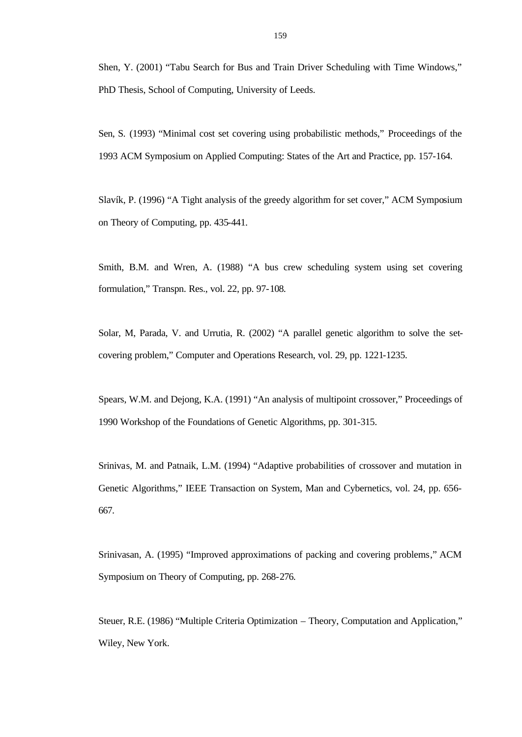Shen, Y. (2001) “Tabu Search for Bus and Train Driver Scheduling with Time Windows,” PhD Thesis, School of Computing, University of Leeds.

Sen, S. (1993) “Minimal cost set covering using probabilistic methods,” Proceedings of the 1993 ACM Symposium on Applied Computing: States of the Art and Practice, pp. 157-164.

Slavík, P. (1996) “A Tight analysis of the greedy algorithm for set cover,” ACM Symposium on Theory of Computing, pp. 435-441.

Smith, B.M. and Wren, A. (1988) “A bus crew scheduling system using set covering formulation,” Transpn. Res., vol. 22, pp. 97-108.

Solar, M, Parada, V. and Urrutia, R. (2002) “A parallel genetic algorithm to solve the set-covering problem,” Computer and Operations Research, vol. 29, pp. 1221-1235.

Spears, W.M. and Dejong, K.A. (1991) “An analysis of multipoint crossover,” Proceedings of 1990 Workshop of the Foundations of Genetic Algorithms, pp. 301-315.

Srinivas, M. and Patnaik, L.M. (1994) “Adaptive probabilities of crossover and mutation in Genetic Algorithms,” IEEE Transaction on System, Man and Cybernetics, vol. 24, pp. 656-667.

Srinivasan, A. (1995) “Improved approximations of packing and covering problems,” ACM Symposium on Theory of Computing, pp. 268-276.

Steuer, R.E. (1986) “Multiple Criteria Optimization – Theory, Computation and Application,” Wiley, New York.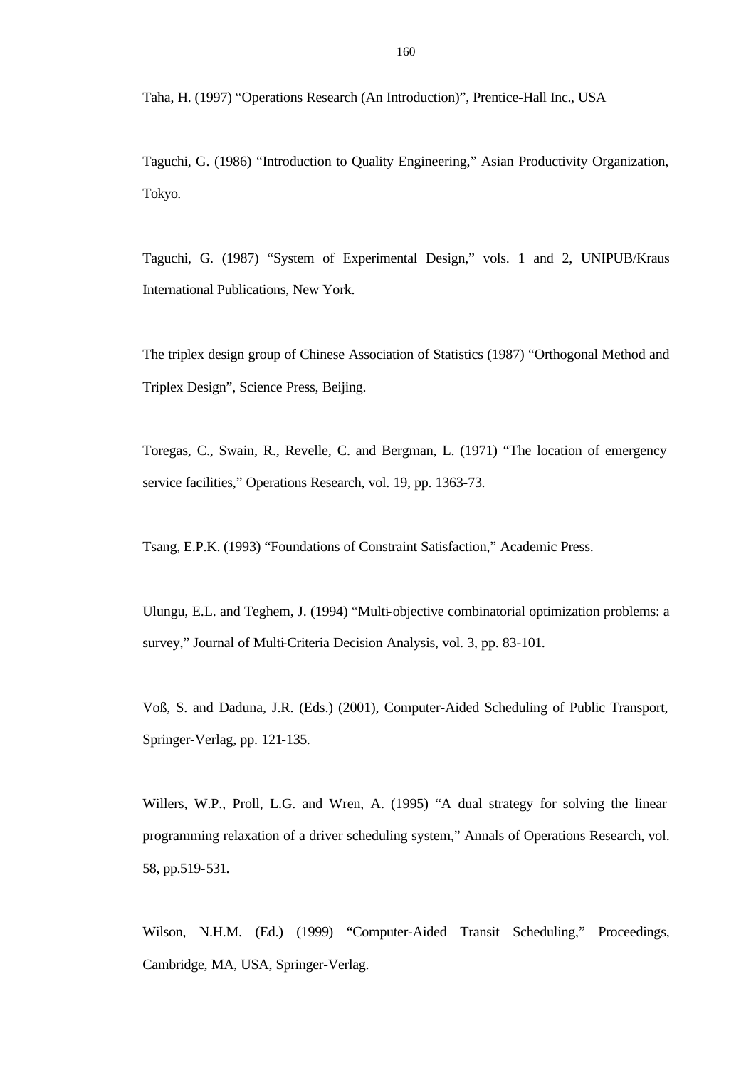Taha, H. (1997) "Operations Research (An Introduction)", Prentice-Hall Inc., USA

Taguchi, G. (1986) "Introduction to Quality Engineering," Asian Productivity Organization, Tokyo.

Taguchi, G. (1987) "System of Experimental Design," vols. 1 and 2, UNIPUB/Kraus International Publications, New York.

The triplex design group of Chinese Association of Statistics (1987) "Orthogonal Method and Triplex Design", Science Press, Beijing.

Toregas, C., Swain, R., Revelle, C. and Bergman, L. (1971) "The location of emergency service facilities," Operations Research, vol. 19, pp. 1363-73.

Tsang, E.P.K. (1993) "Foundations of Constraint Satisfaction," Academic Press.

Ulungu, E.L. and Teghem, J. (1994) "Multi-objective combinatorial optimization problems: a survey," Journal of Multi-Criteria Decision Analysis, vol. 3, pp. 83-101.

Voß, S. and Daduna, J.R. (Eds.) (2001), Computer-Aided Scheduling of Public Transport, Springer-Verlag, pp. 121-135.

Willers, W.P., Proll, L.G. and Wren, A. (1995) "A dual strategy for solving the linear programming relaxation of a driver scheduling system," Annals of Operations Research, vol. 58, pp.519-531.

Wilson, N.H.M. (Ed.) (1999) "Computer-Aided Transit Scheduling," Proceedings, Cambridge, MA, USA, Springer-Verlag.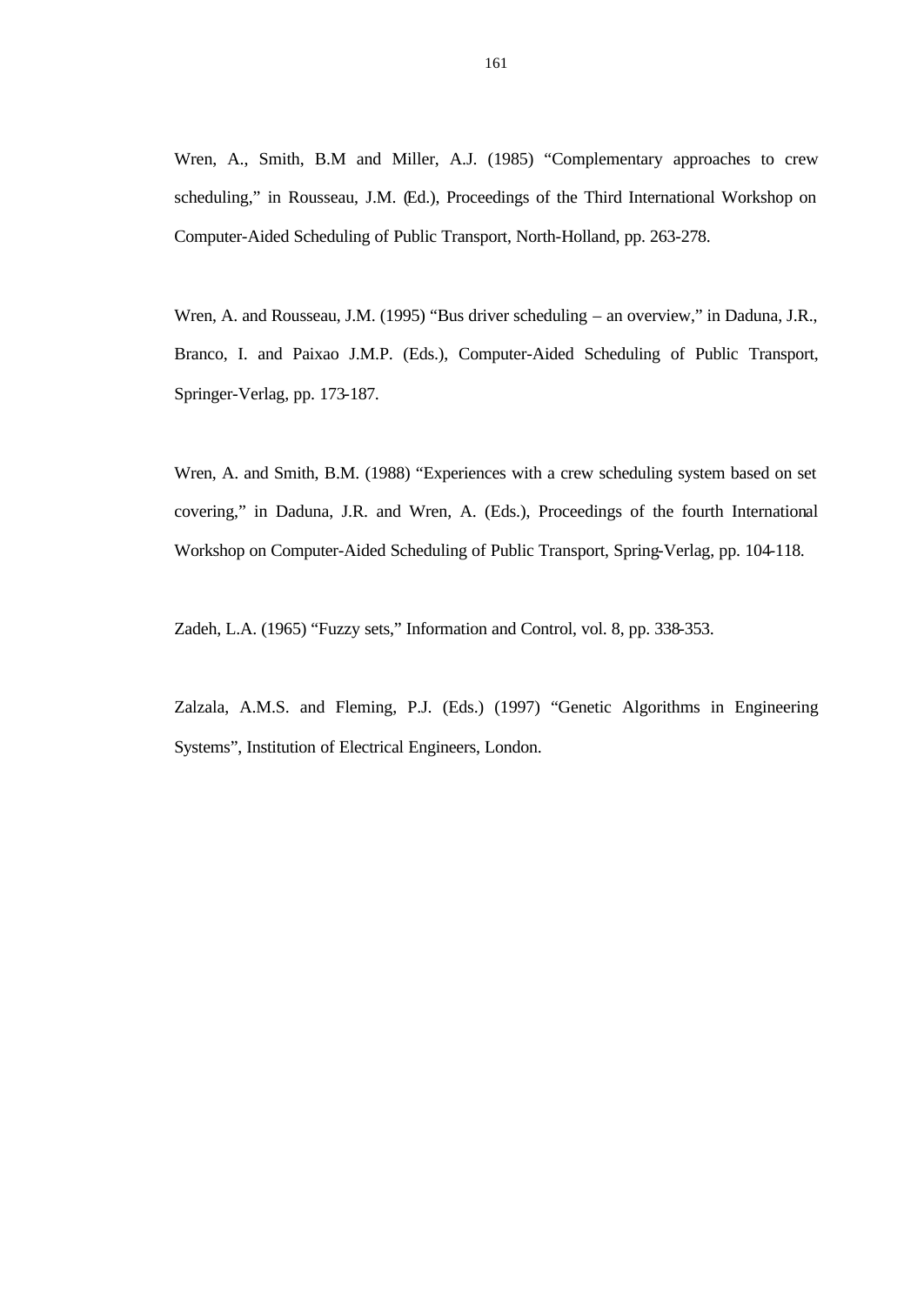Wren, A., Smith, B.M and Miller, A.J. (1985) "Complementary approaches to crew scheduling," in Rousseau, J.M. (Ed.), Proceedings of the Third International Workshop on Computer-Aided Scheduling of Public Transport, North-Holland, pp. 263-278.

Wren, A. and Rousseau, J.M. (1995) "Bus driver scheduling – an overview," in Daduna, J.R., Branco, I. and Paixao J.M.P. (Eds.), Computer-Aided Scheduling of Public Transport, Springer-Verlag, pp. 173-187.

Wren, A. and Smith, B.M. (1988) "Experiences with a crew scheduling system based on set covering," in Daduna, J.R. and Wren, A. (Eds.), Proceedings of the fourth International Workshop on Computer-Aided Scheduling of Public Transport, Spring-Verlag, pp. 104-118.

Zadeh, L.A. (1965) "Fuzzy sets," Information and Control, vol. 8, pp. 338-353.

Zalzala, A.M.S. and Fleming, P.J. (Eds.) (1997) "Genetic Algorithms in Engineering Systems", Institution of Electrical Engineers, London.